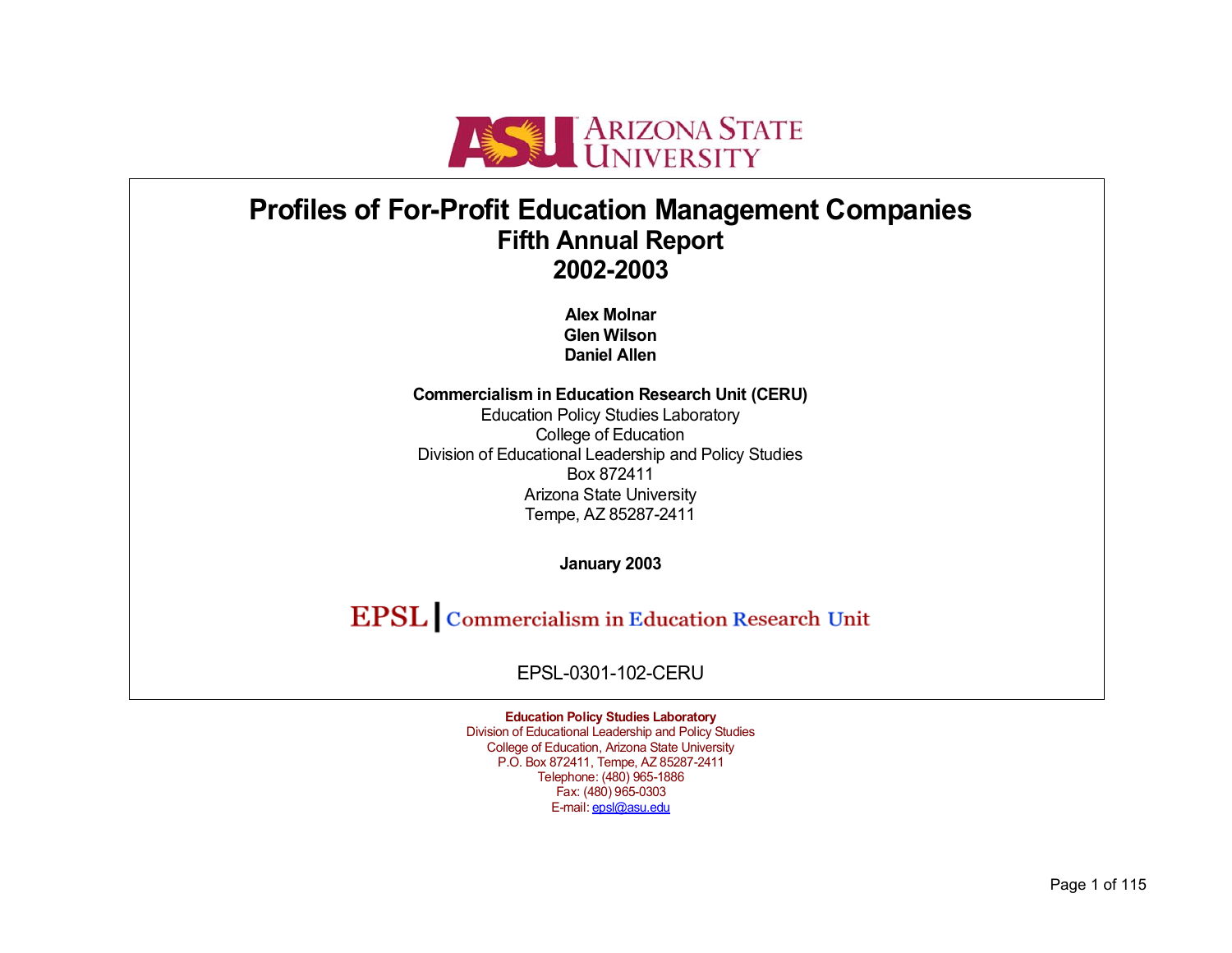ARIZONA STATE UNIVERSITY

# Profiles of For-Profit Education Management Companies

## Fifth Annual Report

## 2002-2003

**Alex Molnar**
**Glen Wilson**
**Daniel Allen**

**Commercialism in Education Research Unit (CERU)**
Education Policy Studies Laboratory
College of Education
Division of Educational Leadership and Policy Studies
Box 872411
Arizona State University
Tempe, AZ 85287-2411

**January 2003**

EPSL | Commercialism in Education Research Unit

EPSL-0301-102-CERU

**Education Policy Studies Laboratory**
Division of Educational Leadership and Policy Studies
College of Education, Arizona State University
P.O. Box 872411, Tempe, AZ 85287-2411
Telephone: (480) 965-1886
Fax: (480) 965-0303
E-mail: epsl@asu.edu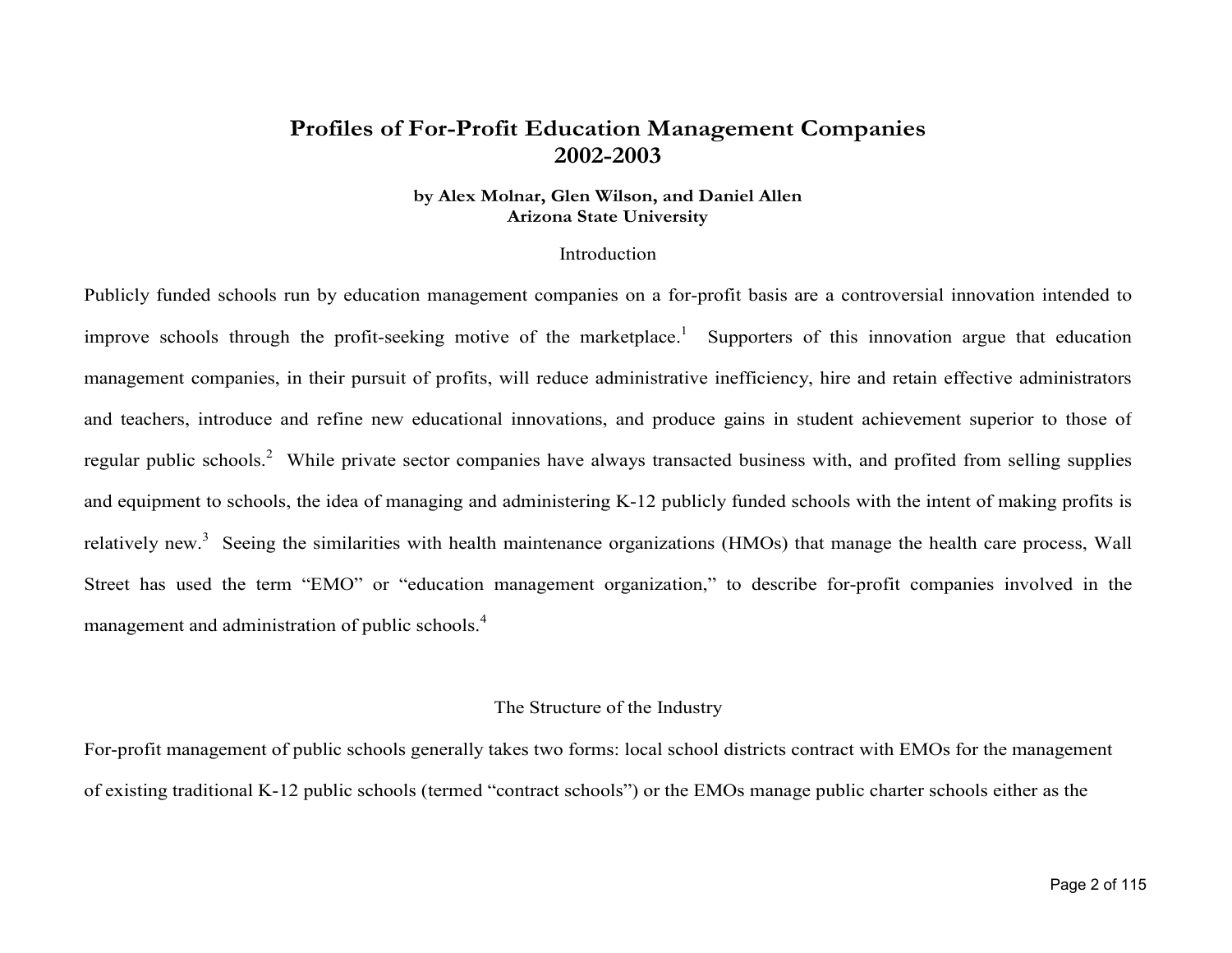# Profiles of For-Profit Education Management Companies 2002-2003

**by Alex Molnar, Glen Wilson, and Daniel Allen**
**Arizona State University**

## Introduction

Publicly funded schools run by education management companies on a for-profit basis are a controversial innovation intended to improve schools through the profit-seeking motive of the marketplace.[1] Supporters of this innovation argue that education management companies, in their pursuit of profits, will reduce administrative inefficiency, hire and retain effective administrators and teachers, introduce and refine new educational innovations, and produce gains in student achievement superior to those of regular public schools.[2] While private sector companies have always transacted business with, and profited from selling supplies and equipment to schools, the idea of managing and administering K-12 publicly funded schools with the intent of making profits is relatively new.[3] Seeing the similarities with health maintenance organizations (HMOs) that manage the health care process, Wall Street has used the term "EMO" or "education management organization," to describe for-profit companies involved in the management and administration of public schools.[4]

## The Structure of the Industry

For-profit management of public schools generally takes two forms: local school districts contract with EMOs for the management of existing traditional K-12 public schools (termed "contract schools") or the EMOs manage public charter schools either as the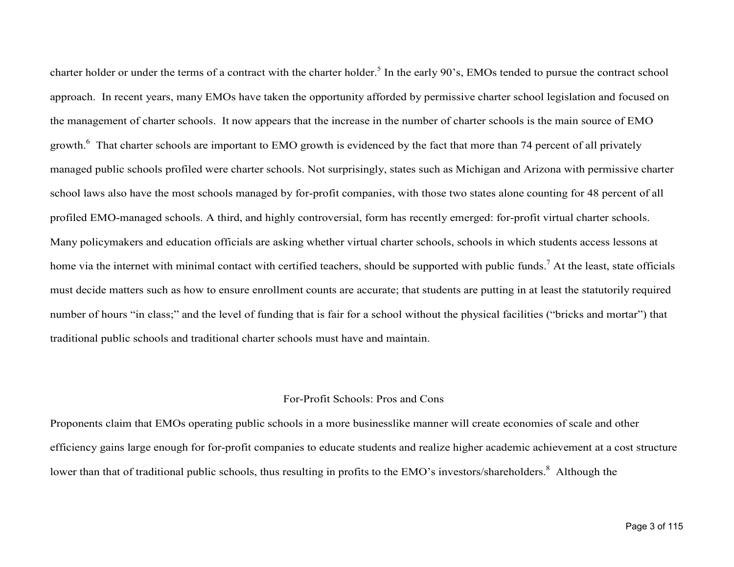charter holder or under the terms of a contract with the charter holder.[5] In the early 90's, EMOs tended to pursue the contract school approach. In recent years, many EMOs have taken the opportunity afforded by permissive charter school legislation and focused on the management of charter schools. It now appears that the increase in the number of charter schools is the main source of EMO growth.[6] That charter schools are important to EMO growth is evidenced by the fact that more than 74 percent of all privately managed public schools profiled were charter schools. Not surprisingly, states such as Michigan and Arizona with permissive charter school laws also have the most schools managed by for-profit companies, with those two states alone counting for 48 percent of all profiled EMO-managed schools. A third, and highly controversial, form has recently emerged: for-profit virtual charter schools. Many policymakers and education officials are asking whether virtual charter schools, schools in which students access lessons at home via the internet with minimal contact with certified teachers, should be supported with public funds.[7] At the least, state officials must decide matters such as how to ensure enrollment counts are accurate; that students are putting in at least the statutorily required number of hours "in class;" and the level of funding that is fair for a school without the physical facilities ("bricks and mortar") that traditional public schools and traditional charter schools must have and maintain.

## For-Profit Schools: Pros and Cons

Proponents claim that EMOs operating public schools in a more businesslike manner will create economies of scale and other efficiency gains large enough for for-profit companies to educate students and realize higher academic achievement at a cost structure lower than that of traditional public schools, thus resulting in profits to the EMO's investors/shareholders.[8] Although the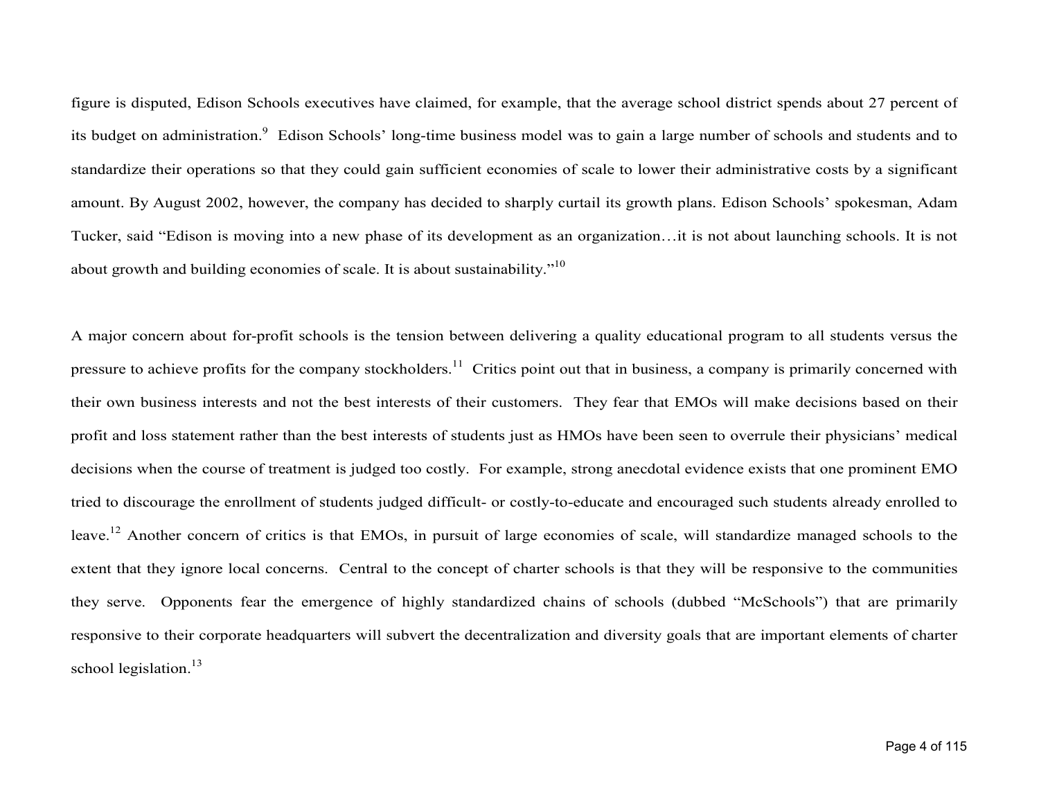figure is disputed, Edison Schools executives have claimed, for example, that the average school district spends about 27 percent of its budget on administration.[9] Edison Schools' long-time business model was to gain a large number of schools and students and to standardize their operations so that they could gain sufficient economies of scale to lower their administrative costs by a significant amount. By August 2002, however, the company has decided to sharply curtail its growth plans. Edison Schools' spokesman, Adam Tucker, said "Edison is moving into a new phase of its development as an organization…it is not about launching schools. It is not about growth and building economies of scale. It is about sustainability."[10]

A major concern about for-profit schools is the tension between delivering a quality educational program to all students versus the pressure to achieve profits for the company stockholders.[11] Critics point out that in business, a company is primarily concerned with their own business interests and not the best interests of their customers. They fear that EMOs will make decisions based on their profit and loss statement rather than the best interests of students just as HMOs have been seen to overrule their physicians' medical decisions when the course of treatment is judged too costly. For example, strong anecdotal evidence exists that one prominent EMO tried to discourage the enrollment of students judged difficult- or costly-to-educate and encouraged such students already enrolled to leave.[12] Another concern of critics is that EMOs, in pursuit of large economies of scale, will standardize managed schools to the extent that they ignore local concerns. Central to the concept of charter schools is that they will be responsive to the communities they serve. Opponents fear the emergence of highly standardized chains of schools (dubbed "McSchools") that are primarily responsive to their corporate headquarters will subvert the decentralization and diversity goals that are important elements of charter school legislation.[13]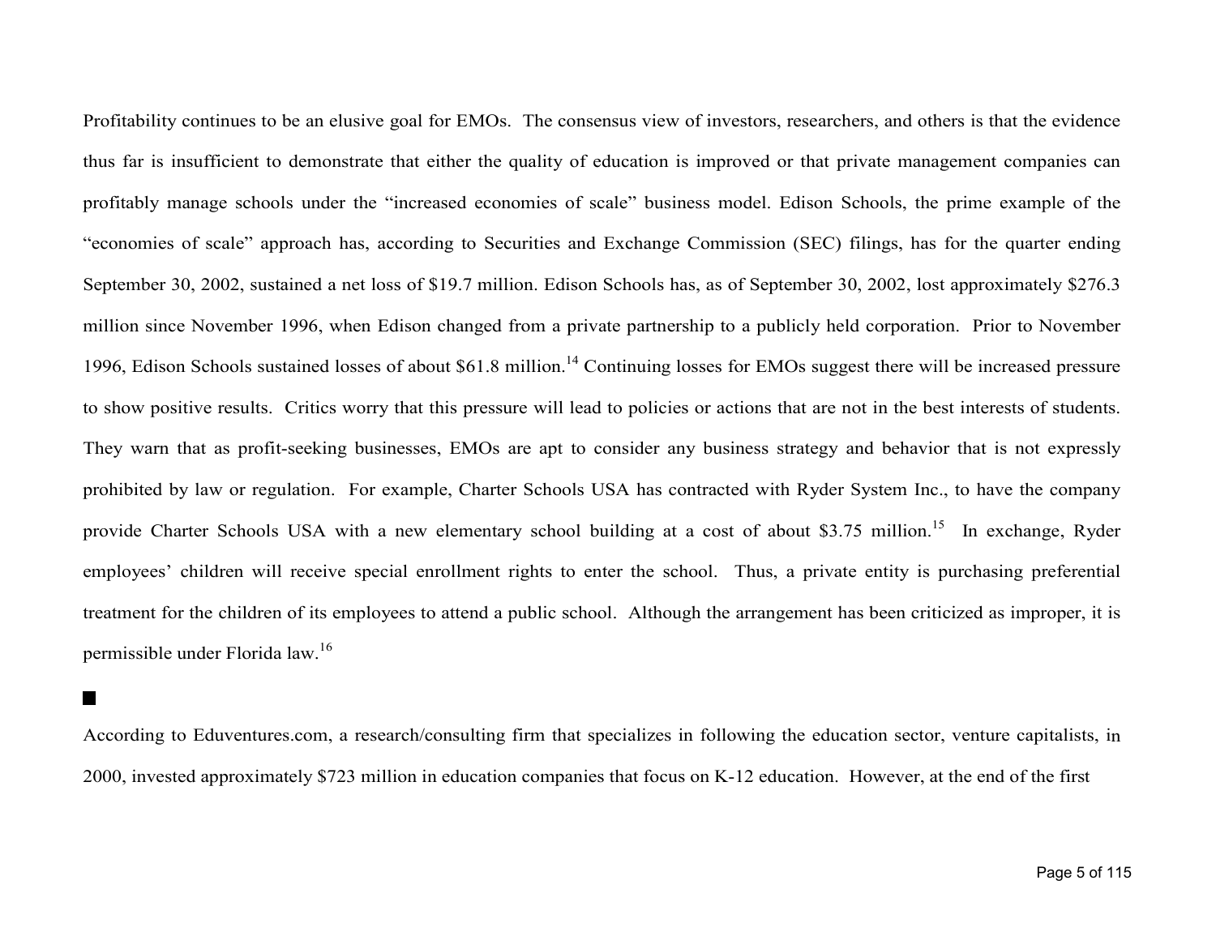Profitability continues to be an elusive goal for EMOs. The consensus view of investors, researchers, and others is that the evidence thus far is insufficient to demonstrate that either the quality of education is improved or that private management companies can profitably manage schools under the "increased economies of scale" business model. Edison Schools, the prime example of the "economies of scale" approach has, according to Securities and Exchange Commission (SEC) filings, has for the quarter ending September 30, 2002, sustained a net loss of $19.7 million. Edison Schools has, as of September 30, 2002, lost approximately $276.3 million since November 1996, when Edison changed from a private partnership to a publicly held corporation. Prior to November 1996, Edison Schools sustained losses of about $61.8 million.[14] Continuing losses for EMOs suggest there will be increased pressure to show positive results. Critics worry that this pressure will lead to policies or actions that are not in the best interests of students. They warn that as profit-seeking businesses, EMOs are apt to consider any business strategy and behavior that is not expressly prohibited by law or regulation. For example, Charter Schools USA has contracted with Ryder System Inc., to have the company provide Charter Schools USA with a new elementary school building at a cost of about $3.75 million.[15] In exchange, Ryder employees' children will receive special enrollment rights to enter the school. Thus, a private entity is purchasing preferential treatment for the children of its employees to attend a public school. Although the arrangement has been criticized as improper, it is permissible under Florida law.[16]

■

According to Eduventures.com, a research/consulting firm that specializes in following the education sector, venture capitalists, in 2000, invested approximately $723 million in education companies that focus on K-12 education. However, at the end of the first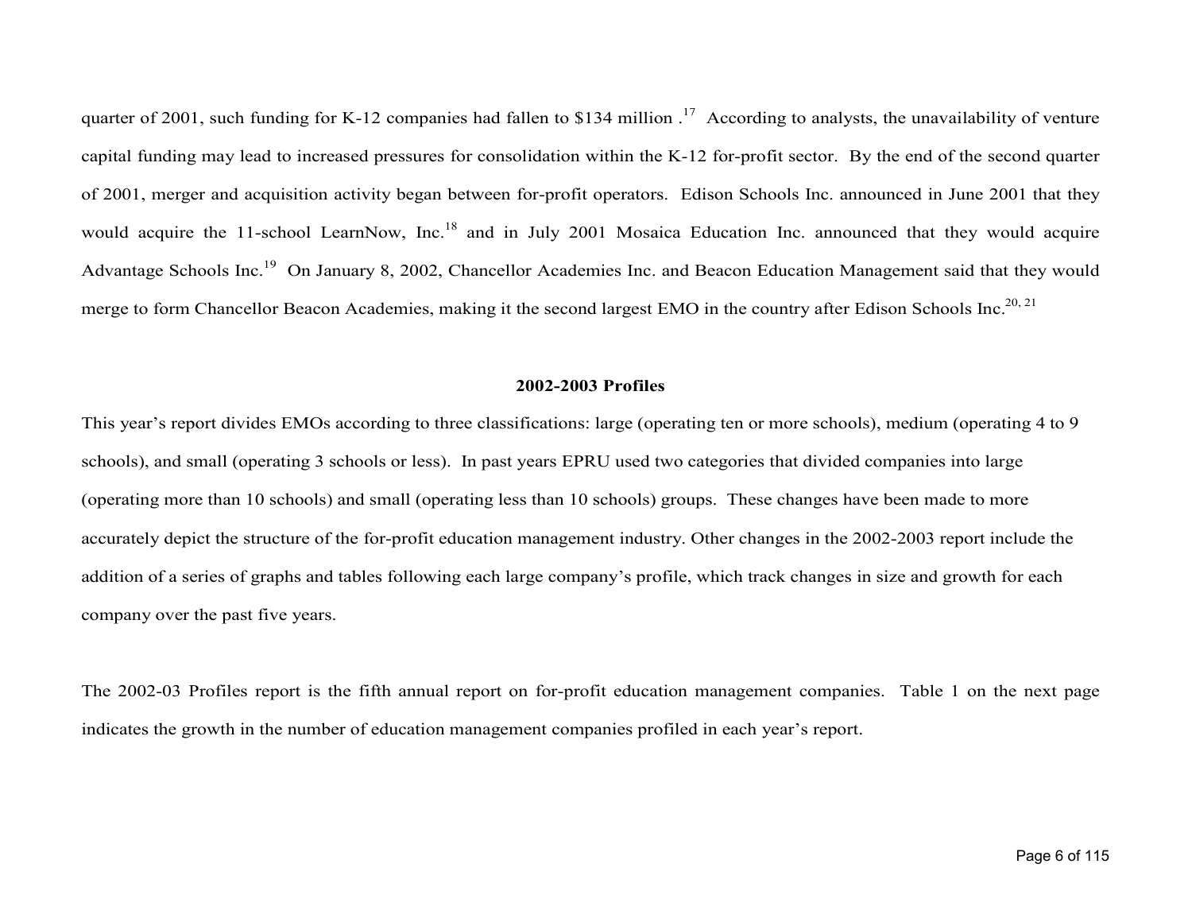quarter of 2001, such funding for K-12 companies had fallen to $134 million .[17] According to analysts, the unavailability of venture capital funding may lead to increased pressures for consolidation within the K-12 for-profit sector. By the end of the second quarter of 2001, merger and acquisition activity began between for-profit operators. Edison Schools Inc. announced in June 2001 that they would acquire the 11-school LearnNow, Inc.[18] and in July 2001 Mosaica Education Inc. announced that they would acquire Advantage Schools Inc.[19] On January 8, 2002, Chancellor Academies Inc. and Beacon Education Management said that they would merge to form Chancellor Beacon Academies, making it the second largest EMO in the country after Edison Schools Inc.[20, 21]

## 2002-2003 Profiles

This year's report divides EMOs according to three classifications: large (operating ten or more schools), medium (operating 4 to 9 schools), and small (operating 3 schools or less). In past years EPRU used two categories that divided companies into large (operating more than 10 schools) and small (operating less than 10 schools) groups. These changes have been made to more accurately depict the structure of the for-profit education management industry. Other changes in the 2002-2003 report include the addition of a series of graphs and tables following each large company's profile, which track changes in size and growth for each company over the past five years.

The 2002-03 Profiles report is the fifth annual report on for-profit education management companies. Table 1 on the next page indicates the growth in the number of education management companies profiled in each year's report.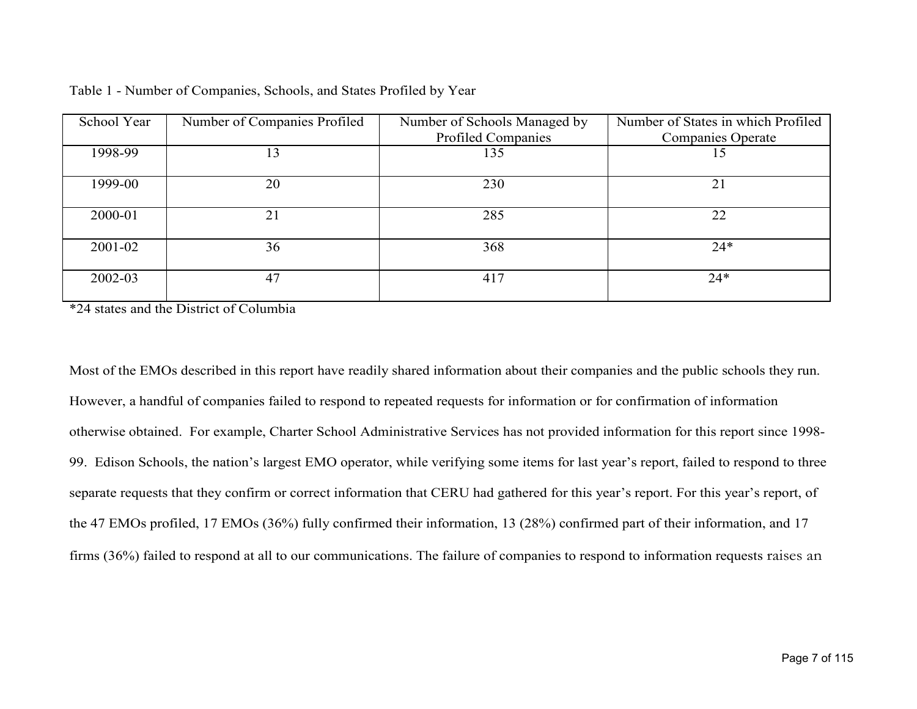Table 1 - Number of Companies, Schools, and States Profiled by Year

| School Year | Number of Companies Profiled | Number of Schools Managed by Profiled Companies | Number of States in which Profiled Companies Operate |
|---|---|---|---|
| 1998-99 | 13 | 135 | 15 |
| 1999-00 | 20 | 230 | 21 |
| 2000-01 | 21 | 285 | 22 |
| 2001-02 | 36 | 368 | 24* |
| 2002-03 | 47 | 417 | 24* |

*24 states and the District of Columbia

Most of the EMOs described in this report have readily shared information about their companies and the public schools they run. However, a handful of companies failed to respond to repeated requests for information or for confirmation of information otherwise obtained. For example, Charter School Administrative Services has not provided information for this report since 1998-99. Edison Schools, the nation's largest EMO operator, while verifying some items for last year's report, failed to respond to three separate requests that they confirm or correct information that CERU had gathered for this year's report. For this year's report, of the 47 EMOs profiled, 17 EMOs (36%) fully confirmed their information, 13 (28%) confirmed part of their information, and 17 firms (36%) failed to respond at all to our communications. The failure of companies to respond to information requests raises an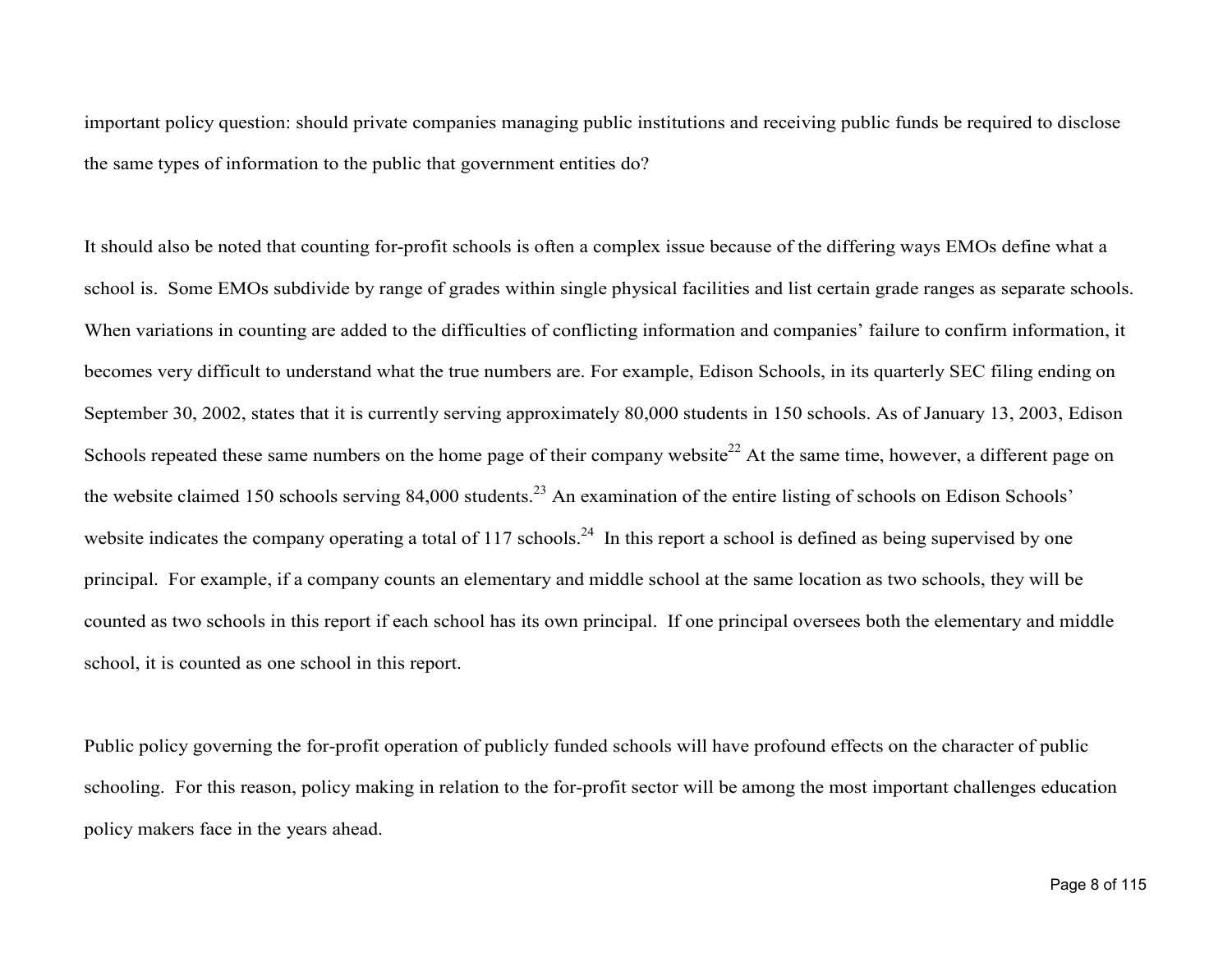important policy question: should private companies managing public institutions and receiving public funds be required to disclose the same types of information to the public that government entities do?

It should also be noted that counting for-profit schools is often a complex issue because of the differing ways EMOs define what a school is. Some EMOs subdivide by range of grades within single physical facilities and list certain grade ranges as separate schools. When variations in counting are added to the difficulties of conflicting information and companies' failure to confirm information, it becomes very difficult to understand what the true numbers are. For example, Edison Schools, in its quarterly SEC filing ending on September 30, 2002, states that it is currently serving approximately 80,000 students in 150 schools. As of January 13, 2003, Edison Schools repeated these same numbers on the home page of their company website[22] At the same time, however, a different page on the website claimed 150 schools serving 84,000 students.[23] An examination of the entire listing of schools on Edison Schools' website indicates the company operating a total of 117 schools.[24] In this report a school is defined as being supervised by one principal. For example, if a company counts an elementary and middle school at the same location as two schools, they will be counted as two schools in this report if each school has its own principal. If one principal oversees both the elementary and middle school, it is counted as one school in this report.

Public policy governing the for-profit operation of publicly funded schools will have profound effects on the character of public schooling. For this reason, policy making in relation to the for-profit sector will be among the most important challenges education policy makers face in the years ahead.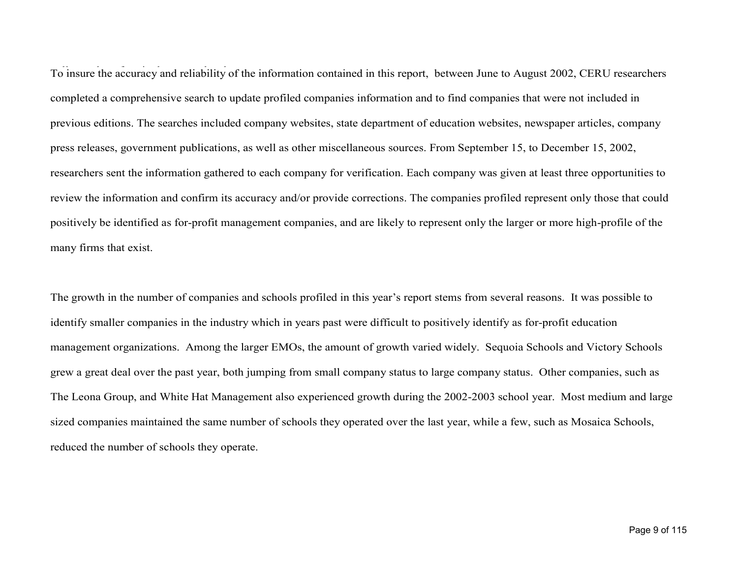To insure the accuracy and reliability of the information contained in this report, between June to August 2002, CERU researchers completed a comprehensive search to update profiled companies information and to find companies that were not included in previous editions. The searches included company websites, state department of education websites, newspaper articles, company press releases, government publications, as well as other miscellaneous sources. From September 15, to December 15, 2002, researchers sent the information gathered to each company for verification. Each company was given at least three opportunities to review the information and confirm its accuracy and/or provide corrections. The companies profiled represent only those that could positively be identified as for-profit management companies, and are likely to represent only the larger or more high-profile of the many firms that exist.

The growth in the number of companies and schools profiled in this year's report stems from several reasons. It was possible to identify smaller companies in the industry which in years past were difficult to positively identify as for-profit education management organizations. Among the larger EMOs, the amount of growth varied widely. Sequoia Schools and Victory Schools grew a great deal over the past year, both jumping from small company status to large company status. Other companies, such as The Leona Group, and White Hat Management also experienced growth during the 2002-2003 school year. Most medium and large sized companies maintained the same number of schools they operated over the last year, while a few, such as Mosaica Schools, reduced the number of schools they operate.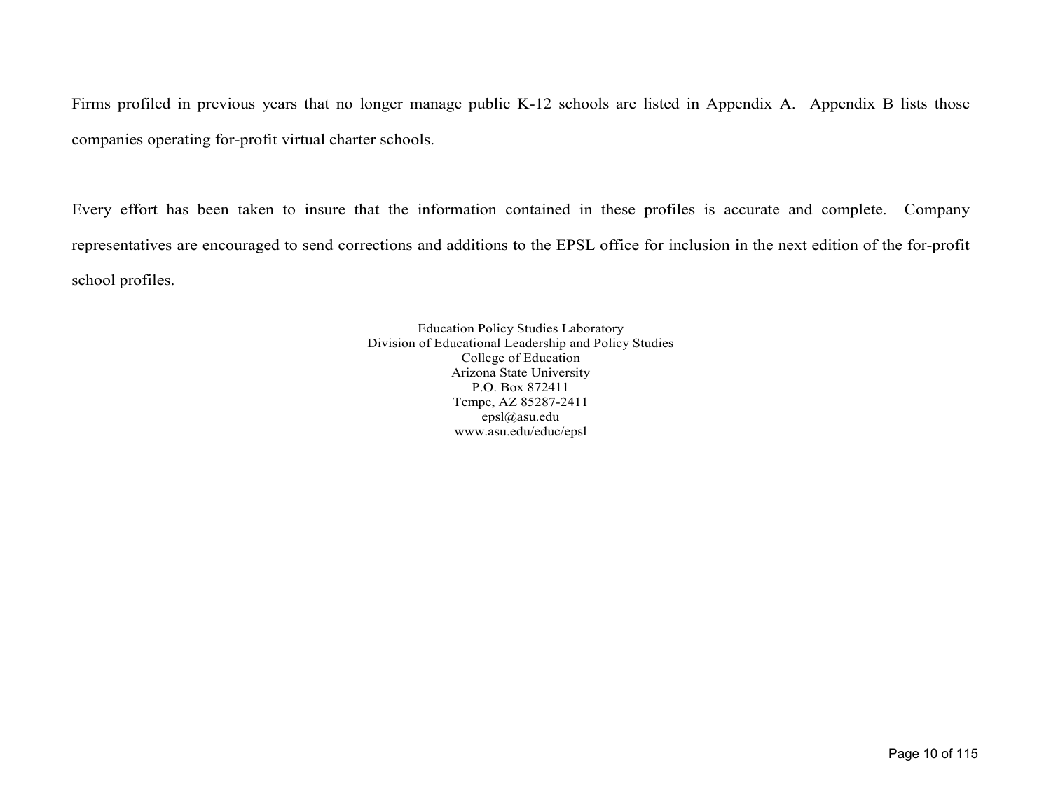Firms profiled in previous years that no longer manage public K-12 schools are listed in Appendix A. Appendix B lists those companies operating for-profit virtual charter schools.

Every effort has been taken to insure that the information contained in these profiles is accurate and complete. Company representatives are encouraged to send corrections and additions to the EPSL office for inclusion in the next edition of the for-profit school profiles.

Education Policy Studies Laboratory
Division of Educational Leadership and Policy Studies
College of Education
Arizona State University
P.O. Box 872411
Tempe, AZ 85287-2411
epsl@asu.edu
www.asu.edu/educ/epsl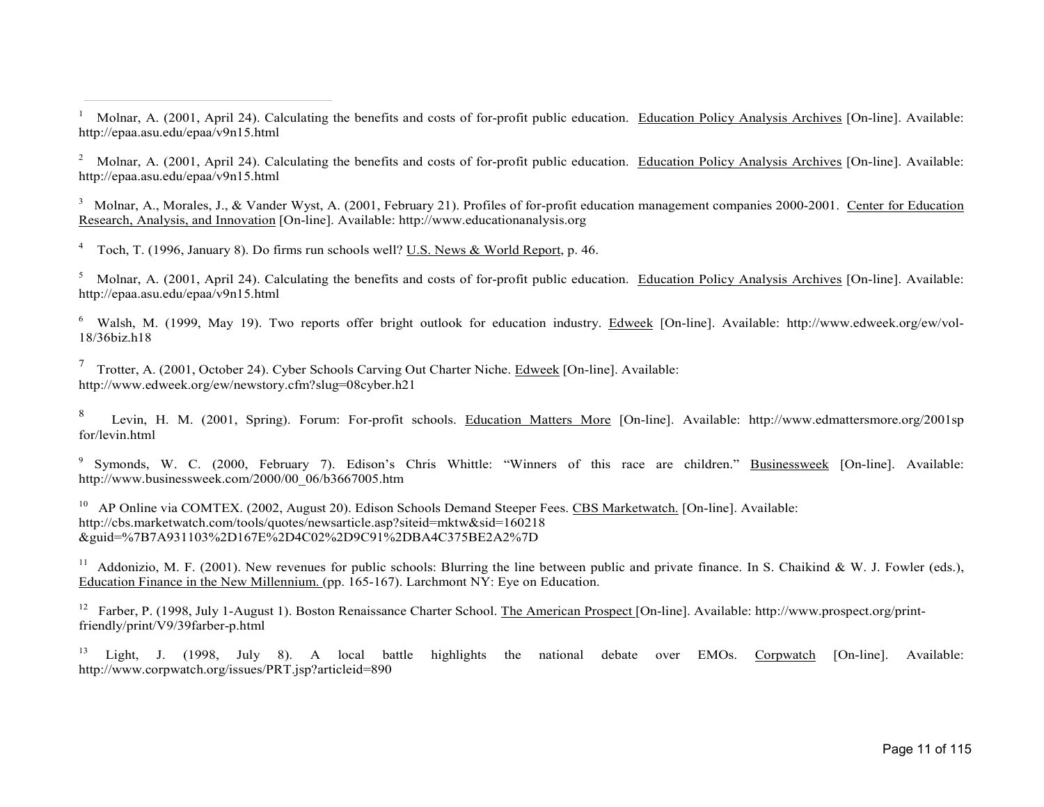[1] Molnar, A. (2001, April 24). Calculating the benefits and costs of for-profit public education. Education Policy Analysis Archives [On-line]. Available: http://epaa.asu.edu/epaa/v9n15.html

[2] Molnar, A. (2001, April 24). Calculating the benefits and costs of for-profit public education. Education Policy Analysis Archives [On-line]. Available: http://epaa.asu.edu/epaa/v9n15.html

[3] Molnar, A., Morales, J., & Vander Wyst, A. (2001, February 21). Profiles of for-profit education management companies 2000-2001. Center for Education Research, Analysis, and Innovation [On-line]. Available: http://www.educationanalysis.org

[4] Toch, T. (1996, January 8). Do firms run schools well? U.S. News & World Report, p. 46.

[5] Molnar, A. (2001, April 24). Calculating the benefits and costs of for-profit public education. Education Policy Analysis Archives [On-line]. Available: http://epaa.asu.edu/epaa/v9n15.html

[6] Walsh, M. (1999, May 19). Two reports offer bright outlook for education industry. Edweek [On-line]. Available: http://www.edweek.org/ew/vol-18/36biz.h18

[7] Trotter, A. (2001, October 24). Cyber Schools Carving Out Charter Niche. Edweek [On-line]. Available: http://www.edweek.org/ew/newstory.cfm?slug=08cyber.h21

[8] Levin, H. M. (2001, Spring). Forum: For-profit schools. Education Matters More [On-line]. Available: http://www.edmattersmore.org/2001spfor/levin.html

[9] Symonds, W. C. (2000, February 7). Edison's Chris Whittle: "Winners of this race are children." Businessweek [On-line]. Available: http://www.businessweek.com/2000/00_06/b3667005.htm

[10] AP Online via COMTEX. (2002, August 20). Edison Schools Demand Steeper Fees. CBS Marketwatch. [On-line]. Available: http://cbs.marketwatch.com/tools/quotes/newsarticle.asp?siteid=mktw&sid=160218&guid=%7B7A931103%2D167E%2D4C02%2D9C91%2DBA4C375BE2A2%7D

[11] Addonizio, M. F. (2001). New revenues for public schools: Blurring the line between public and private finance. In S. Chaikind & W. J. Fowler (eds.), Education Finance in the New Millennium. (pp. 165-167). Larchmont NY: Eye on Education.

[12] Farber, P. (1998, July 1-August 1). Boston Renaissance Charter School. The American Prospect [On-line]. Available: http://www.prospect.org/print-friendly/print/V9/39farber-p.html

[13] Light, J. (1998, July 8). A local battle highlights the national debate over EMOs. Corpwatch [On-line]. Available: http://www.corpwatch.org/issues/PRT.jsp?articleid=890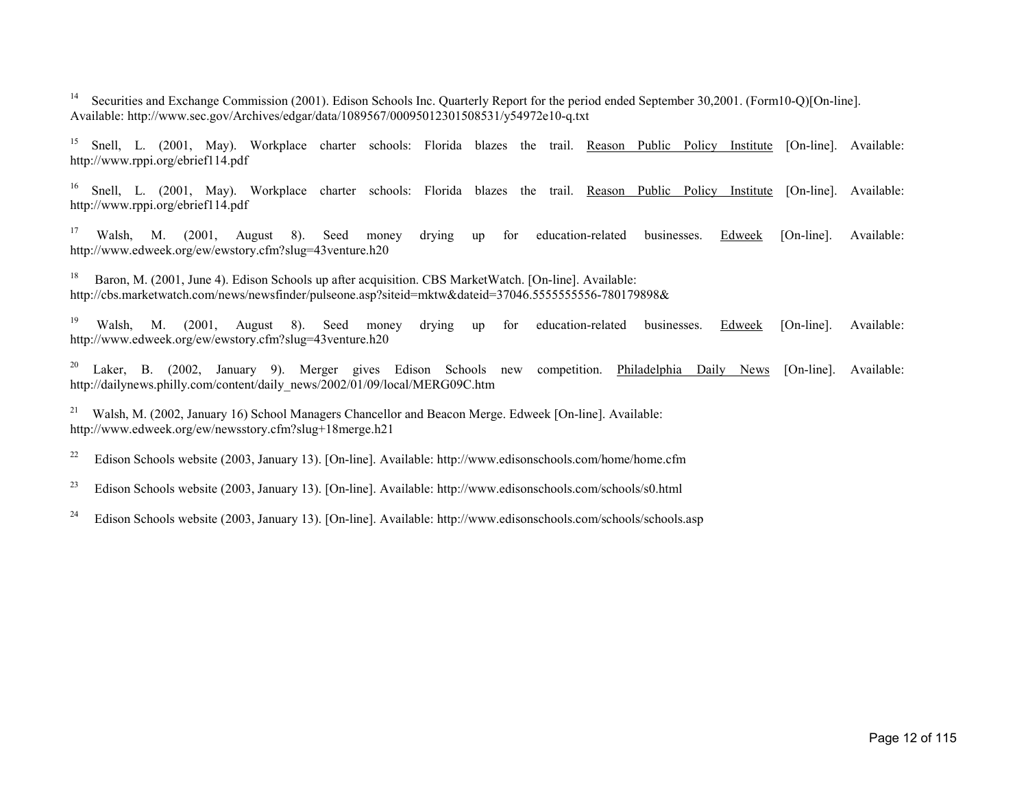[14] Securities and Exchange Commission (2001). Edison Schools Inc. Quarterly Report for the period ended September 30,2001. (Form10-Q)[On-line]. Available: http://www.sec.gov/Archives/edgar/data/1089567/00095012301508531/y54972e10-q.txt

[15] Snell, L. (2001, May). Workplace charter schools: Florida blazes the trail. Reason Public Policy Institute [On-line]. Available: http://www.rppi.org/ebrief114.pdf

[16] Snell, L. (2001, May). Workplace charter schools: Florida blazes the trail. Reason Public Policy Institute [On-line]. Available: http://www.rppi.org/ebrief114.pdf

[17] Walsh, M. (2001, August 8). Seed money drying up for education-related businesses. Edweek [On-line]. Available: http://www.edweek.org/ew/ewstory.cfm?slug=43venture.h20

[18] Baron, M. (2001, June 4). Edison Schools up after acquisition. CBS MarketWatch. [On-line]. Available: http://cbs.marketwatch.com/news/newsfinder/pulseone.asp?siteid=mktw&dateid=37046.5555555556-780179898&

[19] Walsh, M. (2001, August 8). Seed money drying up for education-related businesses. Edweek [On-line]. Available: http://www.edweek.org/ew/ewstory.cfm?slug=43venture.h20

[20] Laker, B. (2002, January 9). Merger gives Edison Schools new competition. Philadelphia Daily News [On-line]. Available: http://dailynews.philly.com/content/daily_news/2002/01/09/local/MERG09C.htm

[21] Walsh, M. (2002, January 16) School Managers Chancellor and Beacon Merge. Edweek [On-line]. Available: http://www.edweek.org/ew/newsstory.cfm?slug+18merge.h21

[22] Edison Schools website (2003, January 13). [On-line]. Available: http://www.edisonschools.com/home/home.cfm

[23] Edison Schools website (2003, January 13). [On-line]. Available: http://www.edisonschools.com/schools/s0.html

[24] Edison Schools website (2003, January 13). [On-line]. Available: http://www.edisonschools.com/schools/schools.asp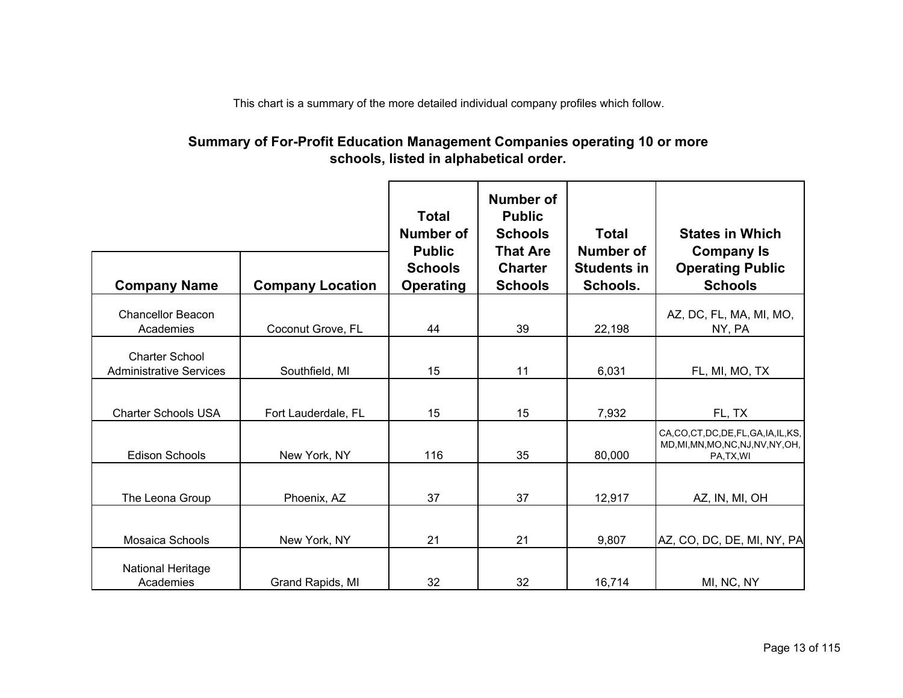This chart is a summary of the more detailed individual company profiles which follow.

**Summary of For-Profit Education Management Companies operating 10 or more schools, listed in alphabetical order.**

| Company Name | Company Location | Total Number of Public Schools Operating | Number of Public Schools That Are Charter Schools | Total Number of Students in Schools. | States in Which Company Is Operating Public Schools |
|---|---|---|---|---|---|
| Chancellor Beacon Academies | Coconut Grove, FL | 44 | 39 | 22,198 | AZ, DC, FL, MA, MI, MO, NY, PA |
| Charter School Administrative Services | Southfield, MI | 15 | 11 | 6,031 | FL, MI, MO, TX |
| Charter Schools USA | Fort Lauderdale, FL | 15 | 15 | 7,932 | FL, TX |
| Edison Schools | New York, NY | 116 | 35 | 80,000 | CA,CO,CT,DC,DE,FL,GA,IA,IL,KS, MD,MI,MN,MO,NC,NJ,NV,NY,OH, PA,TX,WI |
| The Leona Group | Phoenix, AZ | 37 | 37 | 12,917 | AZ, IN, MI, OH |
| Mosaica Schools | New York, NY | 21 | 21 | 9,807 | AZ, CO, DC, DE, MI, NY, PA |
| National Heritage Academies | Grand Rapids, MI | 32 | 32 | 16,714 | MI, NC, NY |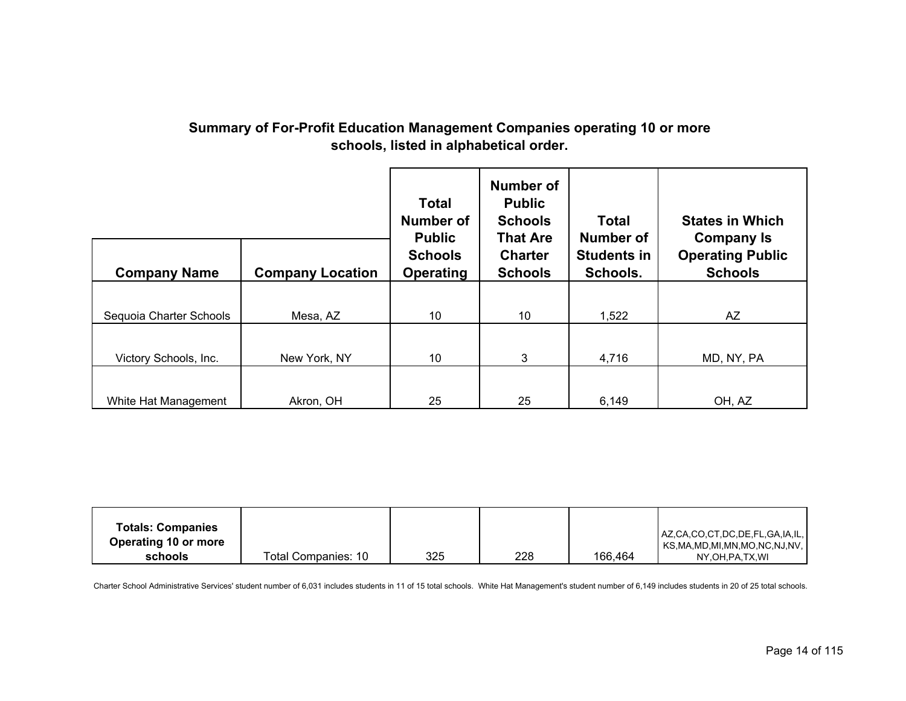## Summary of For-Profit Education Management Companies operating 10 or more schools, listed in alphabetical order.

| Company Name | Company Location | Total Number of Public Schools Operating | Number of Public Schools That Are Charter Schools | Total Number of Students in Schools. | States in Which Company Is Operating Public Schools |
|---|---|---|---|---|---|
| Sequoia Charter Schools | Mesa, AZ | 10 | 10 | 1,522 | AZ |
| Victory Schools, Inc. | New York, NY | 10 | 3 | 4,716 | MD, NY, PA |
| White Hat Management | Akron, OH | 25 | 25 | 6,149 | OH, AZ |
| **Totals: Companies Operating 10 or more schools** | Total Companies: 10 | 325 | 228 | 166,464 | AZ,CA,CO,CT,DC,DE,FL,GA,IA,IL, KS,MA,MD,MI,MN,MO,NC,NJ,NV, NY,OH,PA,TX,WI |

Charter School Administrative Services' student number of 6,031 includes students in 11 of 15 total schools. White Hat Management's student number of 6,149 includes students in 20 of 25 total schools.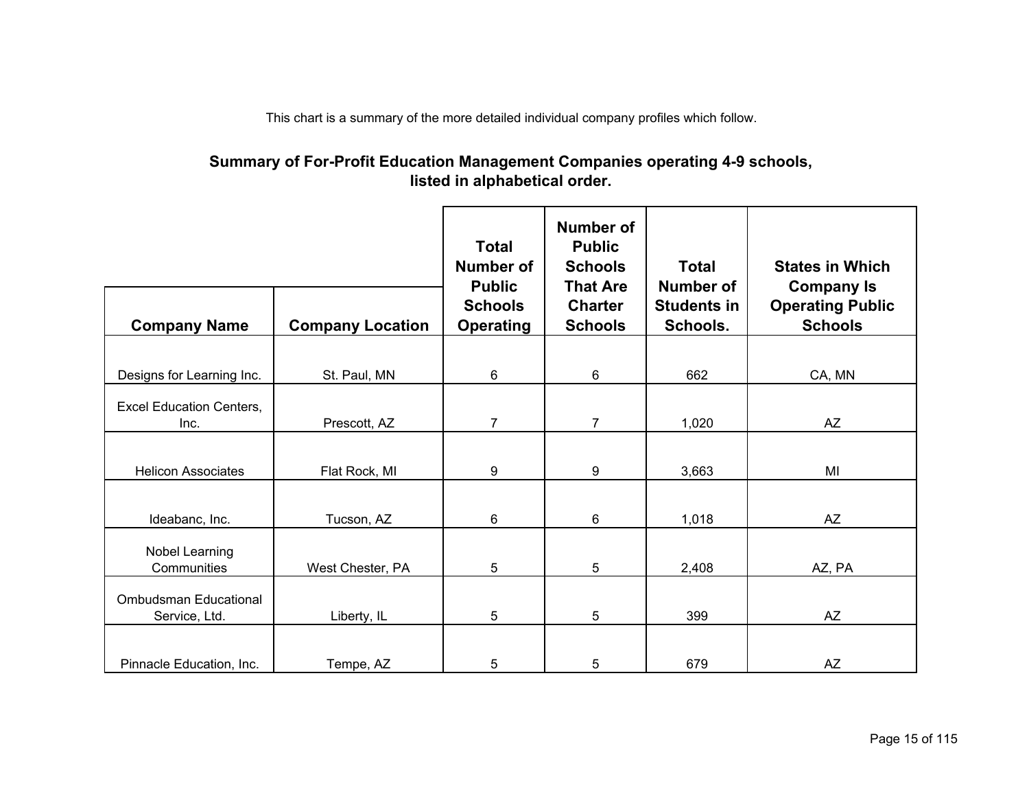This chart is a summary of the more detailed individual company profiles which follow.

## Summary of For-Profit Education Management Companies operating 4-9 schools, listed in alphabetical order.

| Company Name | Company Location | Total Number of Public Schools Operating | Number of Public Schools That Are Charter Schools | Total Number of Students in Schools. | States in Which Company Is Operating Public Schools |
|---|---|---|---|---|---|
| Designs for Learning Inc. | St. Paul, MN | 6 | 6 | 662 | CA, MN |
| Excel Education Centers, Inc. | Prescott, AZ | 7 | 7 | 1,020 | AZ |
| Helicon Associates | Flat Rock, MI | 9 | 9 | 3,663 | MI |
| Ideabanc, Inc. | Tucson, AZ | 6 | 6 | 1,018 | AZ |
| Nobel Learning Communities | West Chester, PA | 5 | 5 | 2,408 | AZ, PA |
| Ombudsman Educational Service, Ltd. | Liberty, IL | 5 | 5 | 399 | AZ |
| Pinnacle Education, Inc. | Tempe, AZ | 5 | 5 | 679 | AZ |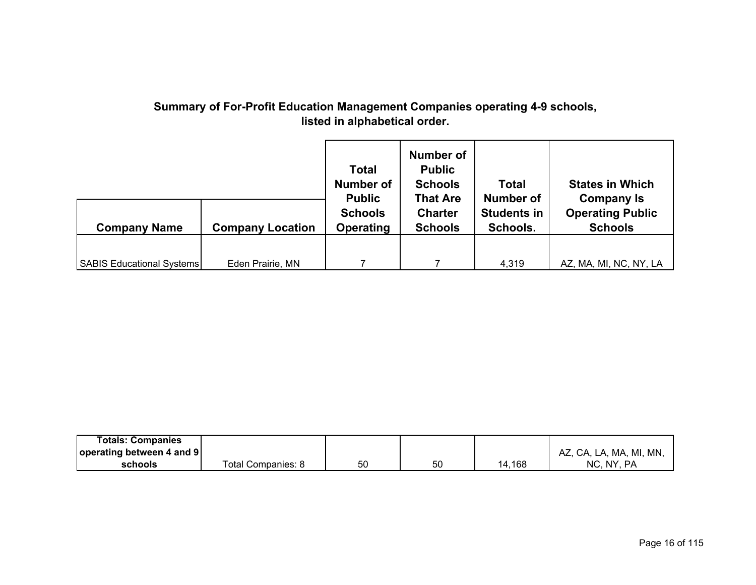**Summary of For-Profit Education Management Companies operating 4-9 schools, listed in alphabetical order.**

| Company Name | Company Location | Total Number of Public Schools Operating | Number of Public Schools That Are Charter Schools | Total Number of Students in Schools. | States in Which Company Is Operating Public Schools |
|---|---|---|---|---|---|
| SABIS Educational Systems | Eden Prairie, MN | 7 | 7 | 4,319 | AZ, MA, MI, NC, NY, LA |
| **Totals: Companies operating between 4 and 9 schools** | Total Companies: 8 | 50 | 50 | 14,168 | AZ, CA, LA, MA, MI, MN, NC, NY, PA |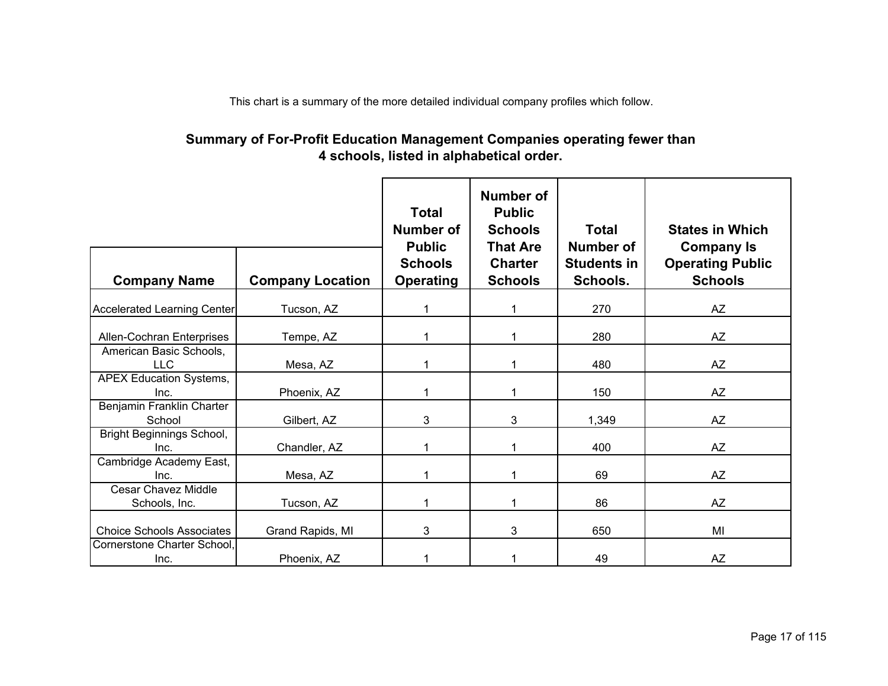This chart is a summary of the more detailed individual company profiles which follow.

## Summary of For-Profit Education Management Companies operating fewer than 4 schools, listed in alphabetical order.

| Company Name | Company Location | Total Number of Public Schools Operating | Number of Public Schools That Are Charter Schools | Total Number of Students in Schools. | States in Which Company Is Operating Public Schools |
|---|---|---|---|---|---|
| Accelerated Learning Center | Tucson, AZ | 1 | 1 | 270 | AZ |
| Allen-Cochran Enterprises | Tempe, AZ | 1 | 1 | 280 | AZ |
| American Basic Schools, LLC | Mesa, AZ | 1 | 1 | 480 | AZ |
| APEX Education Systems, Inc. | Phoenix, AZ | 1 | 1 | 150 | AZ |
| Benjamin Franklin Charter School | Gilbert, AZ | 3 | 3 | 1,349 | AZ |
| Bright Beginnings School, Inc. | Chandler, AZ | 1 | 1 | 400 | AZ |
| Cambridge Academy East, Inc. | Mesa, AZ | 1 | 1 | 69 | AZ |
| Cesar Chavez Middle Schools, Inc. | Tucson, AZ | 1 | 1 | 86 | AZ |
| Choice Schools Associates | Grand Rapids, MI | 3 | 3 | 650 | MI |
| Cornerstone Charter School, Inc. | Phoenix, AZ | 1 | 1 | 49 | AZ |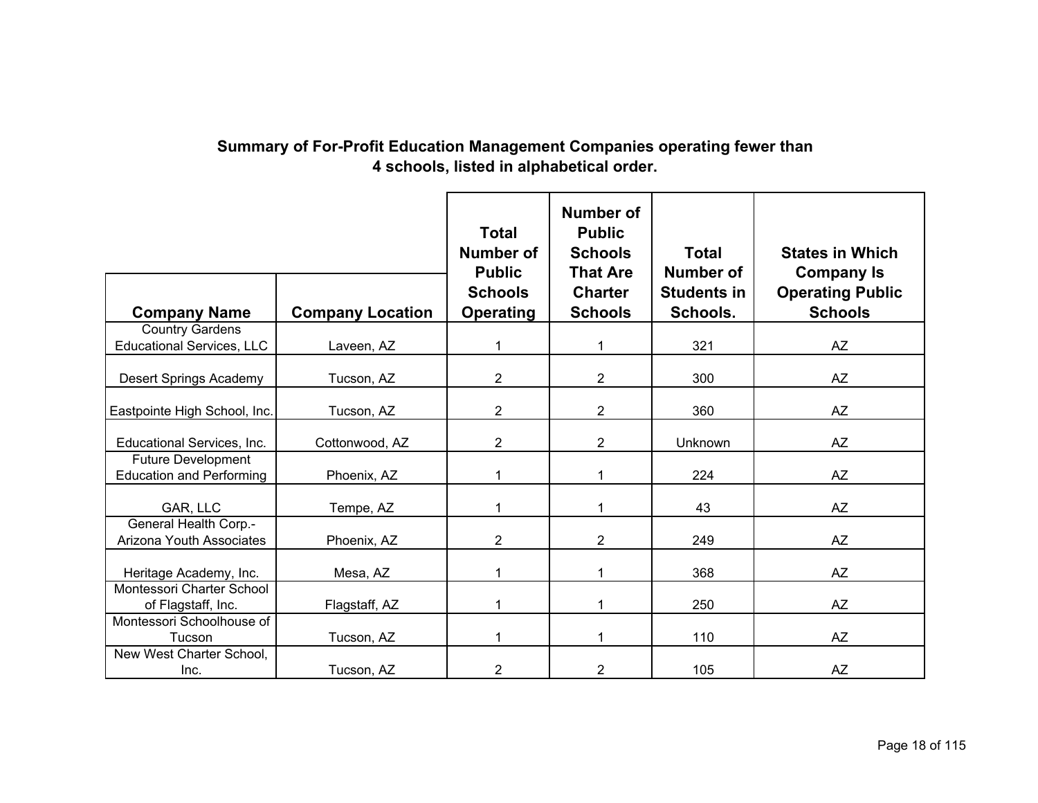**Summary of For-Profit Education Management Companies operating fewer than 4 schools, listed in alphabetical order.**

| Company Name | Company Location | Total Number of Public Schools Operating | Number of Public Schools That Are Charter Schools | Total Number of Students in Schools. | States in Which Company Is Operating Public Schools |
|---|---|---|---|---|---|
| Country Gardens Educational Services, LLC | Laveen, AZ | 1 | 1 | 321 | AZ |
| Desert Springs Academy | Tucson, AZ | 2 | 2 | 300 | AZ |
| Eastpointe High School, Inc. | Tucson, AZ | 2 | 2 | 360 | AZ |
| Educational Services, Inc. | Cottonwood, AZ | 2 | 2 | Unknown | AZ |
| Future Development Education and Performing | Phoenix, AZ | 1 | 1 | 224 | AZ |
| GAR, LLC | Tempe, AZ | 1 | 1 | 43 | AZ |
| General Health Corp.- Arizona Youth Associates | Phoenix, AZ | 2 | 2 | 249 | AZ |
| Heritage Academy, Inc. | Mesa, AZ | 1 | 1 | 368 | AZ |
| Montessori Charter School of Flagstaff, Inc. | Flagstaff, AZ | 1 | 1 | 250 | AZ |
| Montessori Schoolhouse of Tucson | Tucson, AZ | 1 | 1 | 110 | AZ |
| New West Charter School, Inc. | Tucson, AZ | 2 | 2 | 105 | AZ |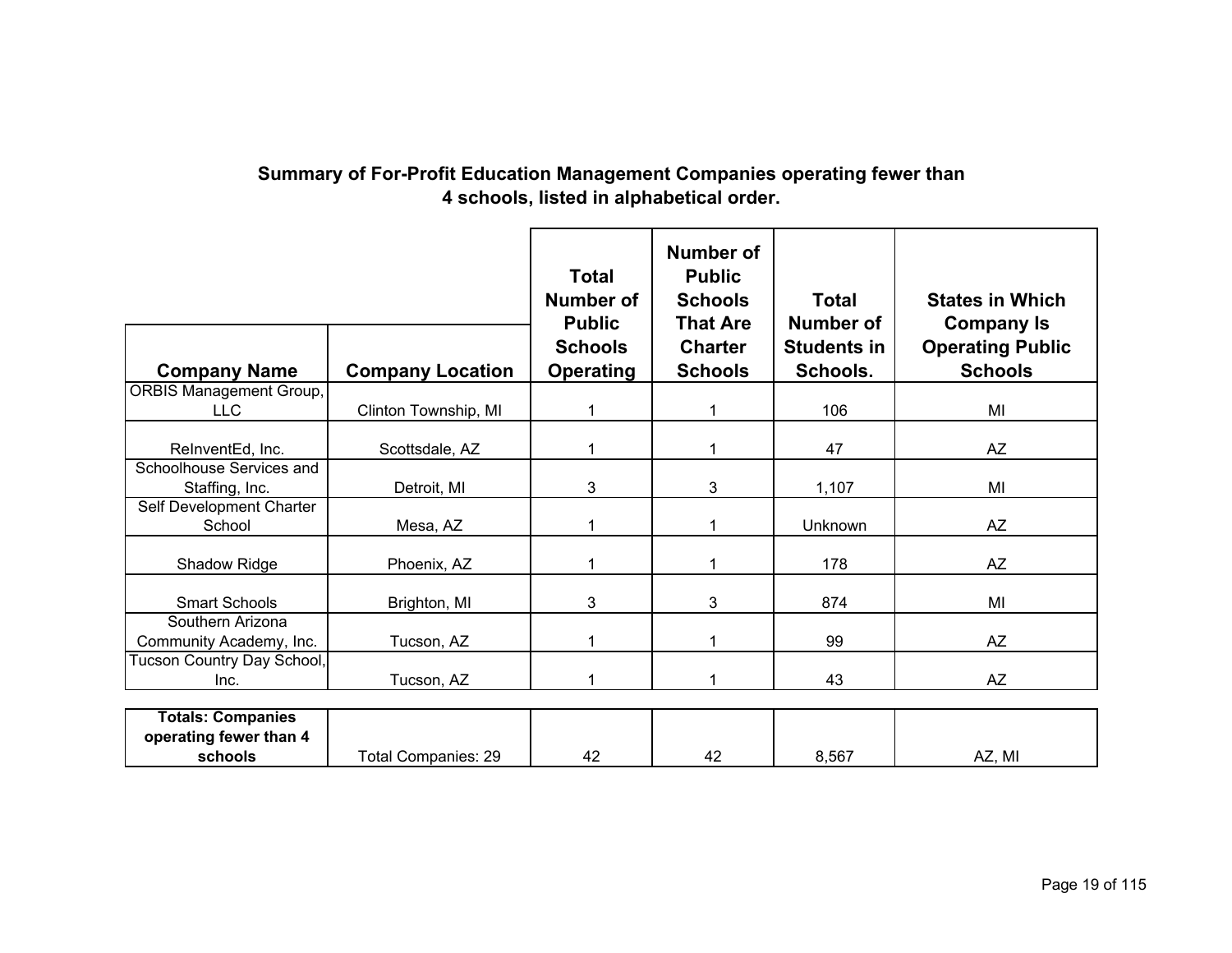## Summary of For-Profit Education Management Companies operating fewer than 4 schools, listed in alphabetical order.

| Company Name | Company Location | Total Number of Public Schools Operating | Number of Public Schools That Are Charter Schools | Total Number of Students in Schools. | States in Which Company Is Operating Public Schools |
|---|---|---|---|---|---|
| ORBIS Management Group, LLC | Clinton Township, MI | 1 | 1 | 106 | MI |
| ReInventEd, Inc. | Scottsdale, AZ | 1 | 1 | 47 | AZ |
| Schoolhouse Services and Staffing, Inc. | Detroit, MI | 3 | 3 | 1,107 | MI |
| Self Development Charter School | Mesa, AZ | 1 | 1 | Unknown | AZ |
| Shadow Ridge | Phoenix, AZ | 1 | 1 | 178 | AZ |
| Smart Schools | Brighton, MI | 3 | 3 | 874 | MI |
| Southern Arizona Community Academy, Inc. | Tucson, AZ | 1 | 1 | 99 | AZ |
| Tucson Country Day School, Inc. | Tucson, AZ | 1 | 1 | 43 | AZ |
| **Totals: Companies operating fewer than 4 schools** | Total Companies: 29 | 42 | 42 | 8,567 | AZ, MI |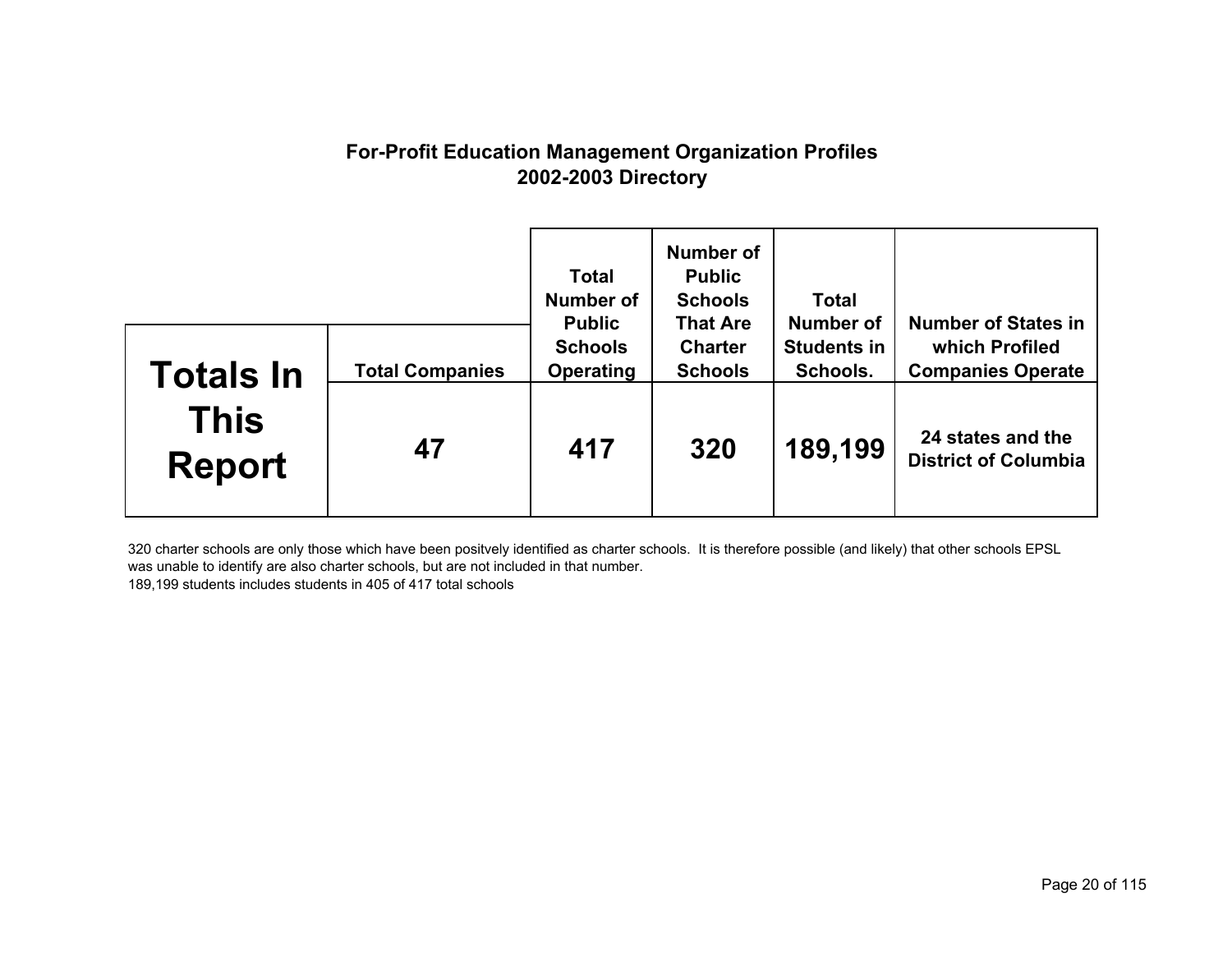# For-Profit Education Management Organization Profiles
## 2002-2003 Directory

| Totals In This Report | Total Companies | Total Number of Public Schools Operating | Number of Public Schools That Are Charter Schools | Total Number of Students in Schools. | Number of States in which Profiled Companies Operate |
|---|---|---|---|---|---|
| | **47** | **417** | **320** | **189,199** | **24 states and the District of Columbia** |

320 charter schools are only those which have been positvely identified as charter schools. It is therefore possible (and likely) that other schools EPSL was unable to identify are also charter schools, but are not included in that number.
189,199 students includes students in 405 of 417 total schools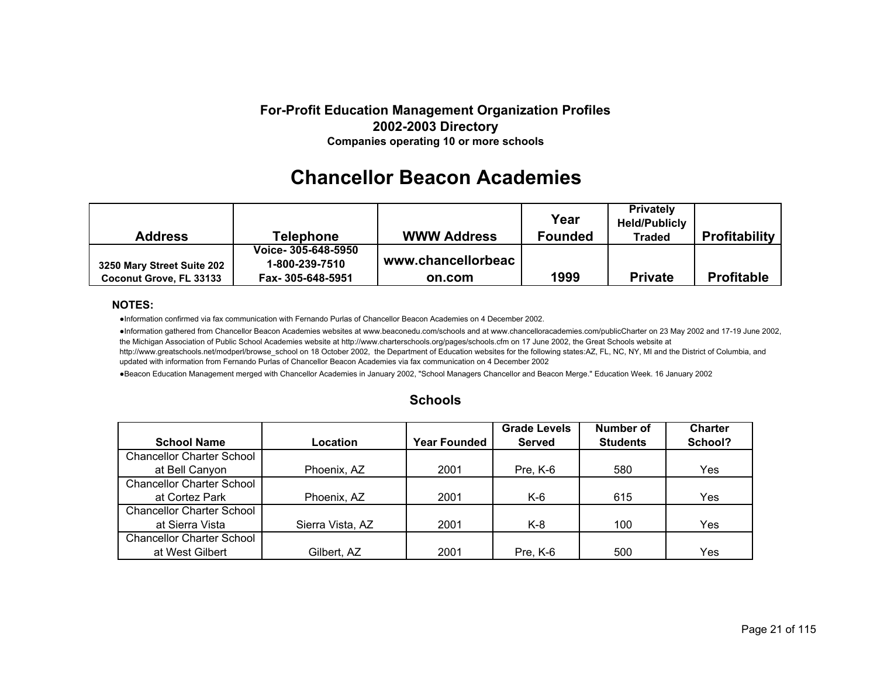**For-Profit Education Management Organization Profiles**
**2002-2003 Directory**
**Companies operating 10 or more schools**

# Chancellor Beacon Academies

| Address | Telephone | WWW Address | Year Founded | Privately Held/Publicly Traded | Profitability |
|---|---|---|---|---|---|
| 3250 Mary Street Suite 202 Coconut Grove, FL 33133 | Voice- 305-648-5950 1-800-239-7510 Fax- 305-648-5951 | www.chancellorbeacon.com | 1999 | Private | Profitable |

**NOTES:**

- Information confirmed via fax communication with Fernando Purlas of Chancellor Beacon Academies on 4 December 2002.
- Information gathered from Chancellor Beacon Academies websites at www.beaconedu.com/schools and at www.chancelloracademies.com/publicCharter on 23 May 2002 and 17-19 June 2002, the Michigan Association of Public School Academies website at http://www.charterschools.org/pages/schools.cfm on 17 June 2002, the Great Schools website at http://www.greatschools.net/modperl/browse_school on 18 October 2002, the Department of Education websites for the following states:AZ, FL, NC, NY, MI and the District of Columbia, and updated with information from Fernando Purlas of Chancellor Beacon Academies via fax communication on 4 December 2002
- Beacon Education Management merged with Chancellor Academies in January 2002, "School Managers Chancellor and Beacon Merge." Education Week. 16 January 2002

## Schools

| School Name | Location | Year Founded | Grade Levels Served | Number of Students | Charter School? |
|---|---|---|---|---|---|
| Chancellor Charter School at Bell Canyon | Phoenix, AZ | 2001 | Pre, K-6 | 580 | Yes |
| Chancellor Charter School at Cortez Park | Phoenix, AZ | 2001 | K-6 | 615 | Yes |
| Chancellor Charter School at Sierra Vista | Sierra Vista, AZ | 2001 | K-8 | 100 | Yes |
| Chancellor Charter School at West Gilbert | Gilbert, AZ | 2001 | Pre, K-6 | 500 | Yes |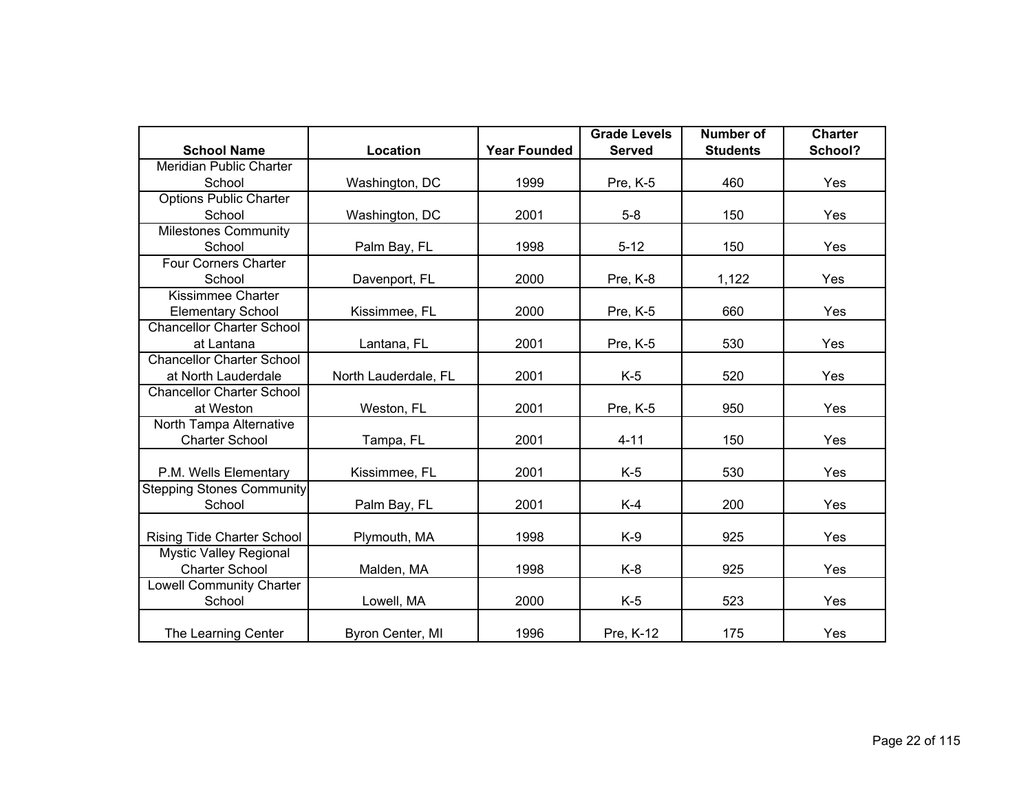| School Name | Location | Year Founded | Grade Levels Served | Number of Students | Charter School? |
|---|---|---|---|---|---|
| Meridian Public Charter School | Washington, DC | 1999 | Pre, K-5 | 460 | Yes |
| Options Public Charter School | Washington, DC | 2001 | 5-8 | 150 | Yes |
| Milestones Community School | Palm Bay, FL | 1998 | 5-12 | 150 | Yes |
| Four Corners Charter School | Davenport, FL | 2000 | Pre, K-8 | 1,122 | Yes |
| Kissimmee Charter Elementary School | Kissimmee, FL | 2000 | Pre, K-5 | 660 | Yes |
| Chancellor Charter School at Lantana | Lantana, FL | 2001 | Pre, K-5 | 530 | Yes |
| Chancellor Charter School at North Lauderdale | North Lauderdale, FL | 2001 | K-5 | 520 | Yes |
| Chancellor Charter School at Weston | Weston, FL | 2001 | Pre, K-5 | 950 | Yes |
| North Tampa Alternative Charter School | Tampa, FL | 2001 | 4-11 | 150 | Yes |
| P.M. Wells Elementary | Kissimmee, FL | 2001 | K-5 | 530 | Yes |
| Stepping Stones Community School | Palm Bay, FL | 2001 | K-4 | 200 | Yes |
| Rising Tide Charter School | Plymouth, MA | 1998 | K-9 | 925 | Yes |
| Mystic Valley Regional Charter School | Malden, MA | 1998 | K-8 | 925 | Yes |
| Lowell Community Charter School | Lowell, MA | 2000 | K-5 | 523 | Yes |
| The Learning Center | Byron Center, MI | 1996 | Pre, K-12 | 175 | Yes |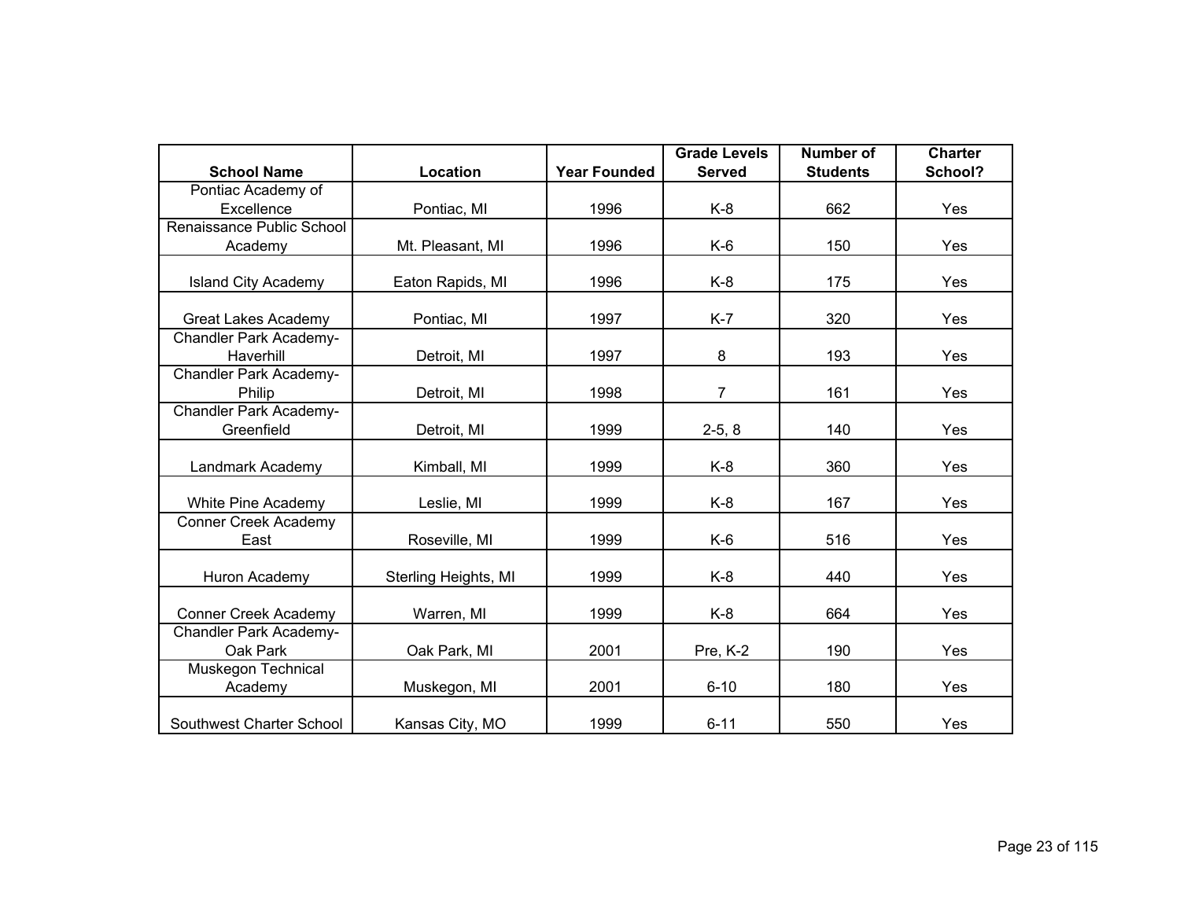| School Name | Location | Year Founded | Grade Levels Served | Number of Students | Charter School? |
|---|---|---|---|---|---|
| Pontiac Academy of Excellence | Pontiac, MI | 1996 | K-8 | 662 | Yes |
| Renaissance Public School Academy | Mt. Pleasant, MI | 1996 | K-6 | 150 | Yes |
| Island City Academy | Eaton Rapids, MI | 1996 | K-8 | 175 | Yes |
| Great Lakes Academy | Pontiac, MI | 1997 | K-7 | 320 | Yes |
| Chandler Park Academy-Haverhill | Detroit, MI | 1997 | 8 | 193 | Yes |
| Chandler Park Academy-Philip | Detroit, MI | 1998 | 7 | 161 | Yes |
| Chandler Park Academy-Greenfield | Detroit, MI | 1999 | 2-5, 8 | 140 | Yes |
| Landmark Academy | Kimball, MI | 1999 | K-8 | 360 | Yes |
| White Pine Academy | Leslie, MI | 1999 | K-8 | 167 | Yes |
| Conner Creek Academy East | Roseville, MI | 1999 | K-6 | 516 | Yes |
| Huron Academy | Sterling Heights, MI | 1999 | K-8 | 440 | Yes |
| Conner Creek Academy | Warren, MI | 1999 | K-8 | 664 | Yes |
| Chandler Park Academy-Oak Park | Oak Park, MI | 2001 | Pre, K-2 | 190 | Yes |
| Muskegon Technical Academy | Muskegon, MI | 2001 | 6-10 | 180 | Yes |
| Southwest Charter School | Kansas City, MO | 1999 | 6-11 | 550 | Yes |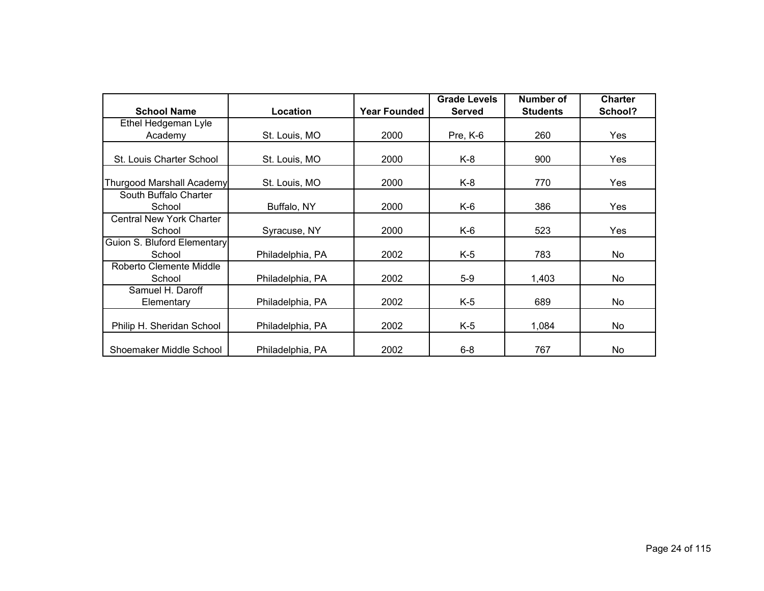| School Name | Location | Year Founded | Grade Levels Served | Number of Students | Charter School? |
|---|---|---|---|---|---|
| Ethel Hedgeman Lyle Academy | St. Louis, MO | 2000 | Pre, K-6 | 260 | Yes |
| St. Louis Charter School | St. Louis, MO | 2000 | K-8 | 900 | Yes |
| Thurgood Marshall Academy | St. Louis, MO | 2000 | K-8 | 770 | Yes |
| South Buffalo Charter School | Buffalo, NY | 2000 | K-6 | 386 | Yes |
| Central New York Charter School | Syracuse, NY | 2000 | K-6 | 523 | Yes |
| Guion S. Bluford Elementary School | Philadelphia, PA | 2002 | K-5 | 783 | No |
| Roberto Clemente Middle School | Philadelphia, PA | 2002 | 5-9 | 1,403 | No |
| Samuel H. Daroff Elementary | Philadelphia, PA | 2002 | K-5 | 689 | No |
| Philip H. Sheridan School | Philadelphia, PA | 2002 | K-5 | 1,084 | No |
| Shoemaker Middle School | Philadelphia, PA | 2002 | 6-8 | 767 | No |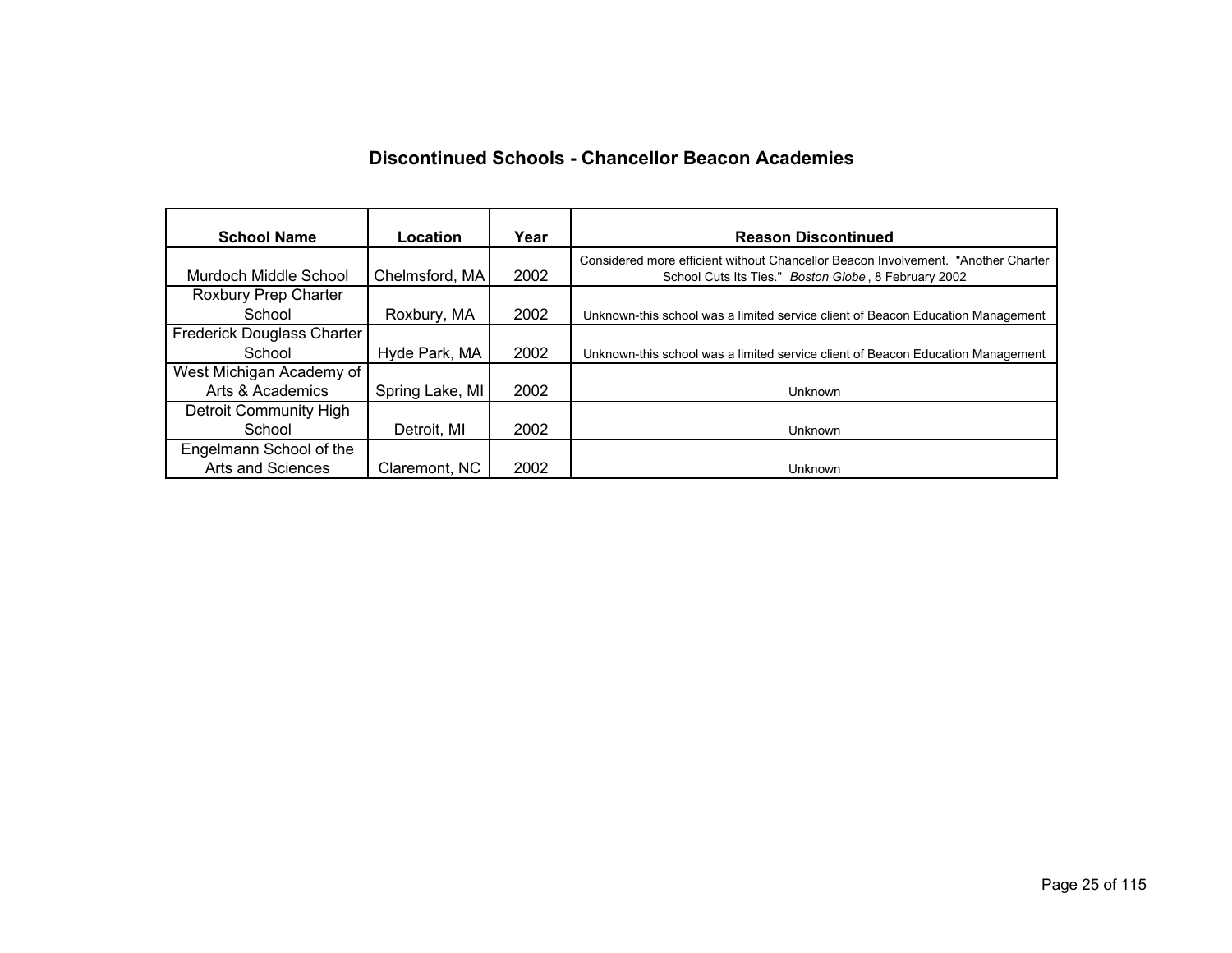## Discontinued Schools - Chancellor Beacon Academies

| School Name | Location | Year | Reason Discontinued |
|---|---|---|---|
| Murdoch Middle School | Chelmsford, MA | 2002 | Considered more efficient without Chancellor Beacon Involvement. "Another Charter School Cuts Its Ties." *Boston Globe*, 8 February 2002 |
| Roxbury Prep Charter School | Roxbury, MA | 2002 | Unknown-this school was a limited service client of Beacon Education Management |
| Frederick Douglass Charter School | Hyde Park, MA | 2002 | Unknown-this school was a limited service client of Beacon Education Management |
| West Michigan Academy of Arts & Academics | Spring Lake, MI | 2002 | Unknown |
| Detroit Community High School | Detroit, MI | 2002 | Unknown |
| Engelmann School of the Arts and Sciences | Claremont, NC | 2002 | Unknown |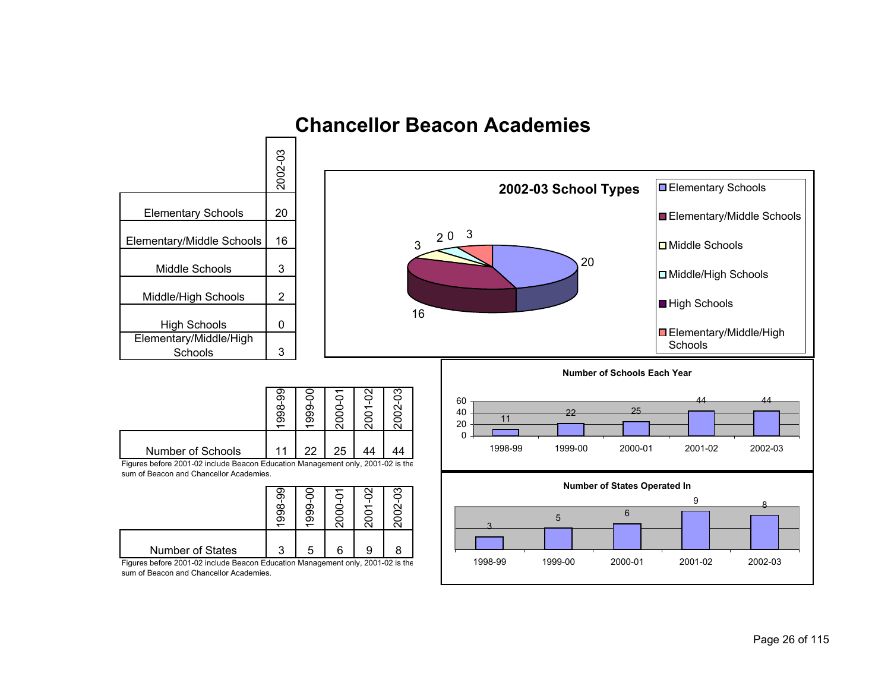# Chancellor Beacon Academies

| | 2002-03 |
|---|---|
| Elementary Schools | 20 |
| Elementary/Middle Schools | 16 |
| Middle Schools | 3 |
| Middle/High Schools | 2 |
| High Schools | 0 |
| Elementary/Middle/High Schools | 3 |

**2002-03 School Types**

- Elementary Schools: 20
- Elementary/Middle Schools: 16
- Middle Schools: 3
- Middle/High Schools: 2
- High Schools: 0
- Elementary/Middle/High Schools: 3

| | 1998-99 | 1999-00 | 2000-01 | 2001-02 | 2002-03 |
|---|---|---|---|---|---|
| Number of Schools | 11 | 22 | 25 | 44 | 44 |

Figures before 2001-02 include Beacon Education Management only, 2001-02 is the sum of Beacon and Chancellor Academies.

**Number of Schools Each Year**

| 1998-99 | 1999-00 | 2000-01 | 2001-02 | 2002-03 |
|---|---|---|---|---|
| 11 | 22 | 25 | 44 | 44 |

| | 1998-99 | 1999-00 | 2000-01 | 2001-02 | 2002-03 |
|---|---|---|---|---|---|
| Number of States | 3 | 5 | 6 | 9 | 8 |

Figures before 2001-02 include Beacon Education Management only, 2001-02 is the sum of Beacon and Chancellor Academies.

**Number of States Operated In**

| 1998-99 | 1999-00 | 2000-01 | 2001-02 | 2002-03 |
|---|---|---|---|---|
| 3 | 5 | 6 | 9 | 8 |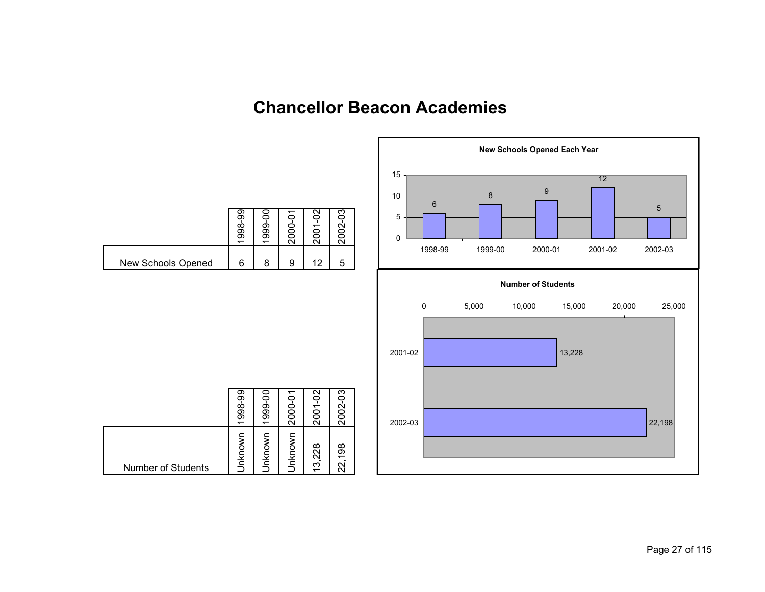# Chancellor Beacon Academies

| | 1998-99 | 1999-00 | 2000-01 | 2001-02 | 2002-03 |
|---|---|---|---|---|---|
| New Schools Opened | 6 | 8 | 9 | 12 | 5 |

**New Schools Opened Each Year**

| | 1998-99 | 1999-00 | 2000-01 | 2001-02 | 2002-03 |
|---|---|---|---|---|---|
| Number of Students | Unknown | Unknown | Unknown | 13,228 | 22,198 |

**Number of Students**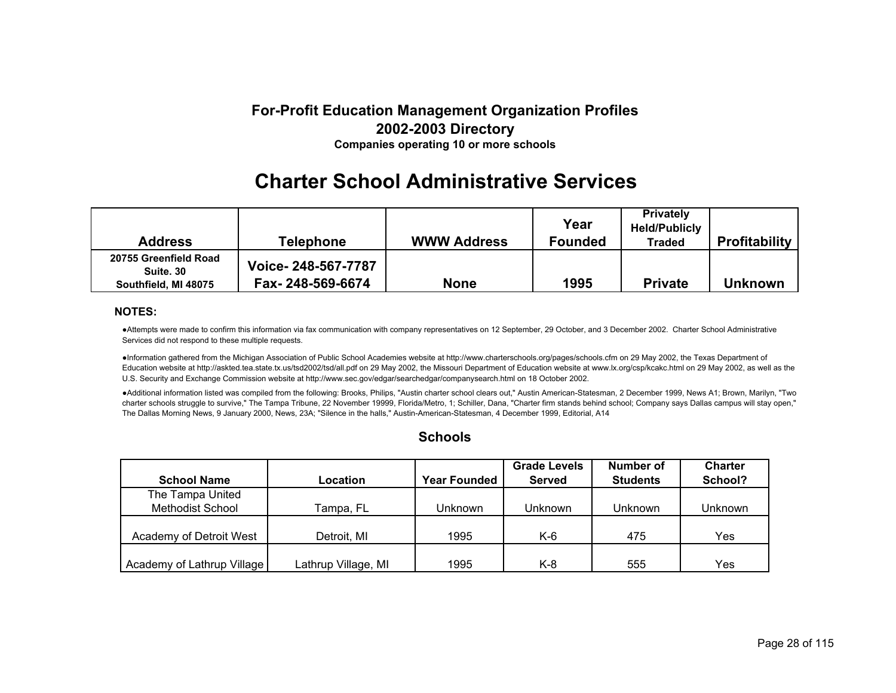**For-Profit Education Management Organization Profiles**
**2002-2003 Directory**
**Companies operating 10 or more schools**

# Charter School Administrative Services

| Address | Telephone | WWW Address | Year Founded | Privately Held/Publicly Traded | Profitability |
|---|---|---|---|---|---|
| 20755 Greenfield Road Suite. 30 Southfield, MI 48075 | Voice- 248-567-7787 Fax- 248-569-6674 | None | 1995 | Private | Unknown |

**NOTES:**

- Attempts were made to confirm this information via fax communication with company representatives on 12 September, 29 October, and 3 December 2002. Charter School Administrative Services did not respond to these multiple requests.
- Information gathered from the Michigan Association of Public School Academies website at http://www.charterschools.org/pages/schools.cfm on 29 May 2002, the Texas Department of Education website at http://askted.tea.state.tx.us/tsd2002/tsd/all.pdf on 29 May 2002, the Missouri Department of Education website at www.lx.org/csp/kcakc.html on 29 May 2002, as well as the U.S. Security and Exchange Commission website at http://www.sec.gov/edgar/searchedgar/companysearch.html on 18 October 2002.
- Additional information listed was compiled from the following: Brooks, Philips, "Austin charter school clears out," Austin American-Statesman, 2 December 1999, News A1; Brown, Marilyn, "Two charter schools struggle to survive," The Tampa Tribune, 22 November 19999, Florida/Metro, 1; Schiller, Dana, "Charter firm stands behind school; Company says Dallas campus will stay open," The Dallas Morning News, 9 January 2000, News, 23A; "Silence in the halls," Austin-American-Statesman, 4 December 1999, Editorial, A14

## Schools

| School Name | Location | Year Founded | Grade Levels Served | Number of Students | Charter School? |
|---|---|---|---|---|---|
| The Tampa United Methodist School | Tampa, FL | Unknown | Unknown | Unknown | Unknown |
| Academy of Detroit West | Detroit, MI | 1995 | K-6 | 475 | Yes |
| Academy of Lathrup Village | Lathrup Village, MI | 1995 | K-8 | 555 | Yes |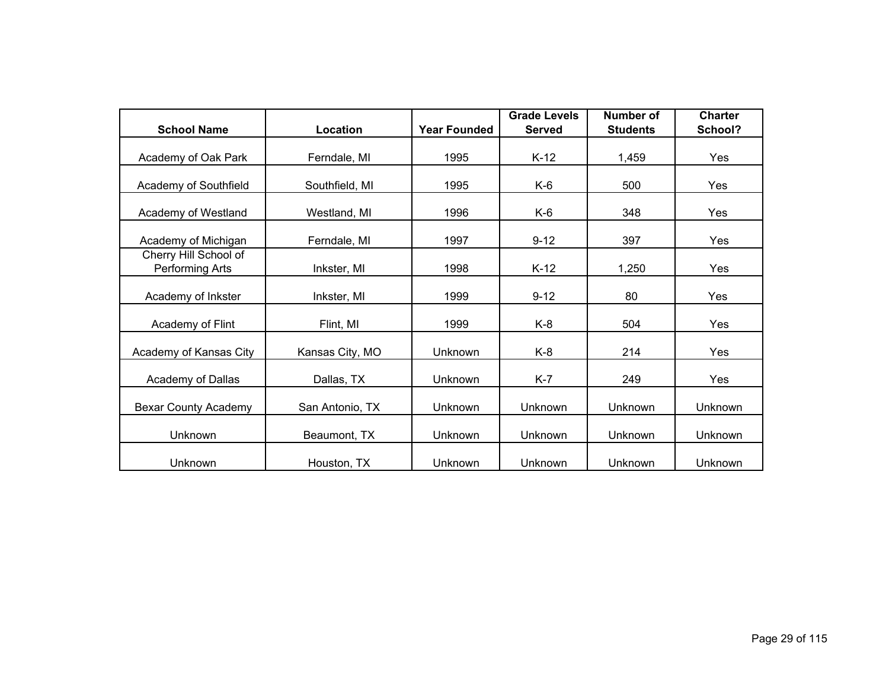| School Name | Location | Year Founded | Grade Levels Served | Number of Students | Charter School? |
|---|---|---|---|---|---|
| Academy of Oak Park | Ferndale, MI | 1995 | K-12 | 1,459 | Yes |
| Academy of Southfield | Southfield, MI | 1995 | K-6 | 500 | Yes |
| Academy of Westland | Westland, MI | 1996 | K-6 | 348 | Yes |
| Academy of Michigan | Ferndale, MI | 1997 | 9-12 | 397 | Yes |
| Cherry Hill School of Performing Arts | Inkster, MI | 1998 | K-12 | 1,250 | Yes |
| Academy of Inkster | Inkster, MI | 1999 | 9-12 | 80 | Yes |
| Academy of Flint | Flint, MI | 1999 | K-8 | 504 | Yes |
| Academy of Kansas City | Kansas City, MO | Unknown | K-8 | 214 | Yes |
| Academy of Dallas | Dallas, TX | Unknown | K-7 | 249 | Yes |
| Bexar County Academy | San Antonio, TX | Unknown | Unknown | Unknown | Unknown |
| Unknown | Beaumont, TX | Unknown | Unknown | Unknown | Unknown |
| Unknown | Houston, TX | Unknown | Unknown | Unknown | Unknown |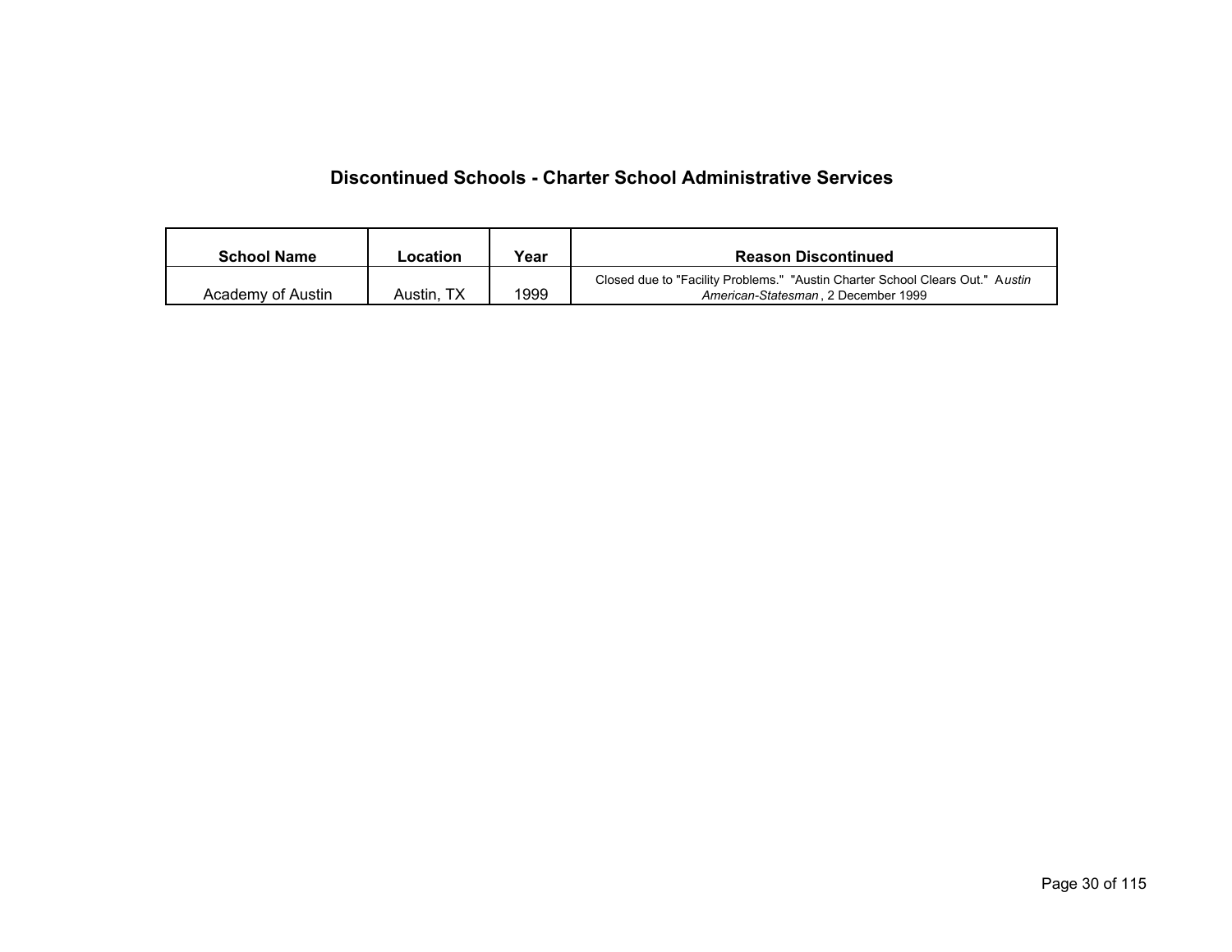## Discontinued Schools - Charter School Administrative Services

| School Name | Location | Year | Reason Discontinued |
|---|---|---|---|
| Academy of Austin | Austin, TX | 1999 | Closed due to "Facility Problems." "Austin Charter School Clears Out." *Austin American-Statesman*, 2 December 1999 |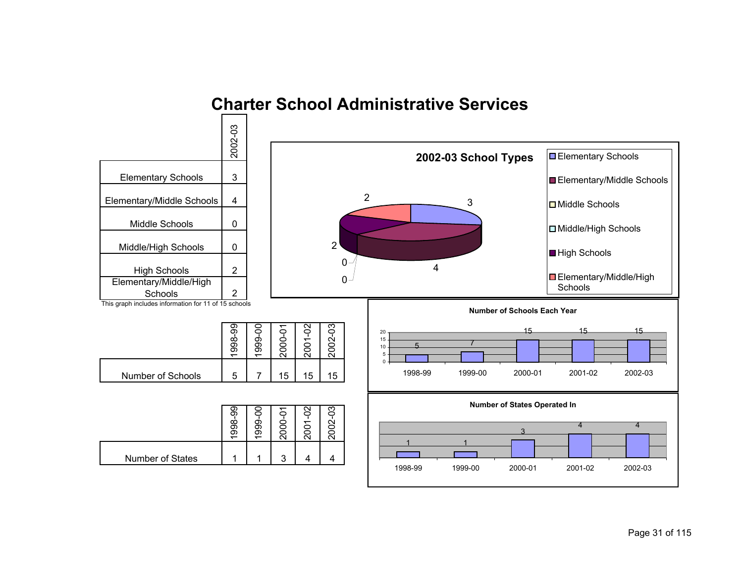# Charter School Administrative Services

| | 2002-03 |
|---|---|
| Elementary Schools | 3 |
| Elementary/Middle Schools | 4 |
| Middle Schools | 0 |
| Middle/High Schools | 0 |
| High Schools | 2 |
| Elementary/Middle/High Schools | 2 |

This graph includes information for 11 of 15 schools

| | 1998-99 | 1999-00 | 2000-01 | 2001-02 | 2002-03 |
|---|---|---|---|---|---|
| Number of Schools | 5 | 7 | 15 | 15 | 15 |

| | 1998-99 | 1999-00 | 2000-01 | 2001-02 | 2002-03 |
|---|---|---|---|---|---|
| Number of States | 1 | 1 | 3 | 4 | 4 |

**2002-03 School Types**

- Elementary Schools: 3
- Elementary/Middle Schools: 4
- Middle Schools: 0
- Middle/High Schools: 0
- High Schools: 2
- Elementary/Middle/High Schools: 2

**Number of Schools Each Year**

| 1998-99 | 1999-00 | 2000-01 | 2001-02 | 2002-03 |
|---|---|---|---|---|
| 5 | 7 | 15 | 15 | 15 |

**Number of States Operated In**

| 1998-99 | 1999-00 | 2000-01 | 2001-02 | 2002-03 |
|---|---|---|---|---|
| 1 | 1 | 3 | 4 | 4 |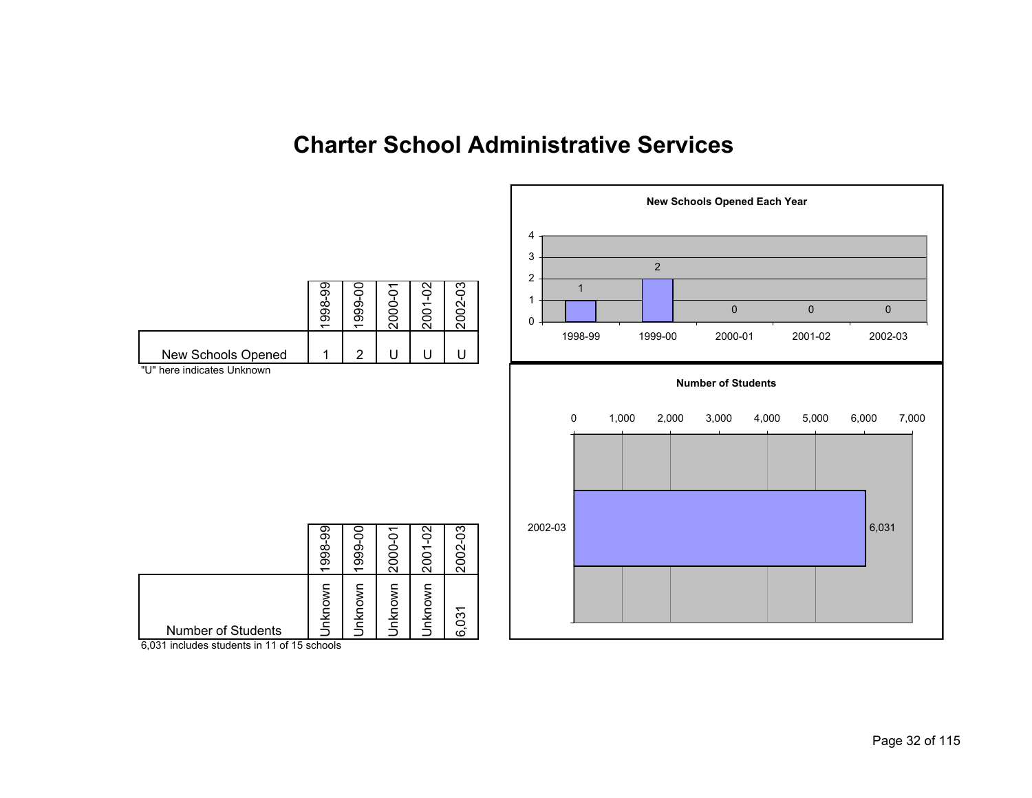# Charter School Administrative Services

| | 1998-99 | 1999-00 | 2000-01 | 2001-02 | 2002-03 |
|---|---|---|---|---|---|
| New Schools Opened | 1 | 2 | U | U | U |

"U" here indicates Unknown

**New Schools Opened Each Year**

| | 1998-99 | 1999-00 | 2000-01 | 2001-02 | 2002-03 |
|---|---|---|---|---|---|
| New Schools Opened | 1 | 2 | 0 | 0 | 0 |

| | 1998-99 | 1999-00 | 2000-01 | 2001-02 | 2002-03 |
|---|---|---|---|---|---|
| Number of Students | Unknown | Unknown | Unknown | Unknown | 6,031 |

6,031 includes students in 11 of 15 schools

**Number of Students**

| | Number of Students |
|---|---|
| 2002-03 | 6,031 |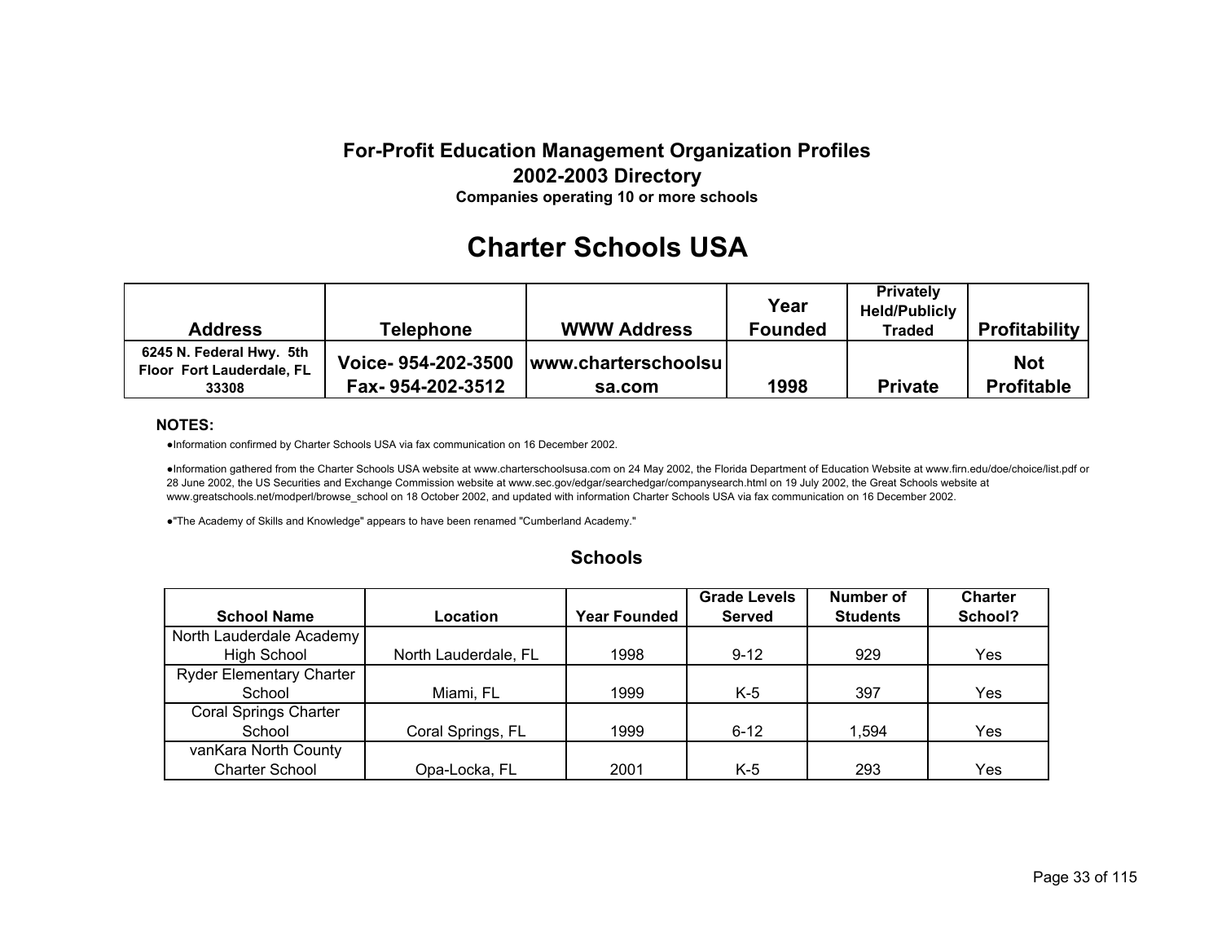**For-Profit Education Management Organization Profiles**
**2002-2003 Directory**
**Companies operating 10 or more schools**

# Charter Schools USA

| Address | Telephone | WWW Address | Year Founded | Privately Held/Publicly Traded | Profitability |
|---|---|---|---|---|---|
| 6245 N. Federal Hwy. 5th Floor Fort Lauderdale, FL 33308 | Voice- 954-202-3500 Fax- 954-202-3512 | www.charterschoolsusa.com | 1998 | Private | Not Profitable |

**NOTES:**

- Information confirmed by Charter Schools USA via fax communication on 16 December 2002.
- Information gathered from the Charter Schools USA website at www.charterschoolsusa.com on 24 May 2002, the Florida Department of Education Website at www.firn.edu/doe/choice/list.pdf or 28 June 2002, the US Securities and Exchange Commission website at www.sec.gov/edgar/searchedgar/companysearch.html on 19 July 2002, the Great Schools website at www.greatschools.net/modperl/browse_school on 18 October 2002, and updated with information Charter Schools USA via fax communication on 16 December 2002.
- "The Academy of Skills and Knowledge" appears to have been renamed "Cumberland Academy."

## Schools

| School Name | Location | Year Founded | Grade Levels Served | Number of Students | Charter School? |
|---|---|---|---|---|---|
| North Lauderdale Academy High School | North Lauderdale, FL | 1998 | 9-12 | 929 | Yes |
| Ryder Elementary Charter School | Miami, FL | 1999 | K-5 | 397 | Yes |
| Coral Springs Charter School | Coral Springs, FL | 1999 | 6-12 | 1,594 | Yes |
| vanKara North County Charter School | Opa-Locka, FL | 2001 | K-5 | 293 | Yes |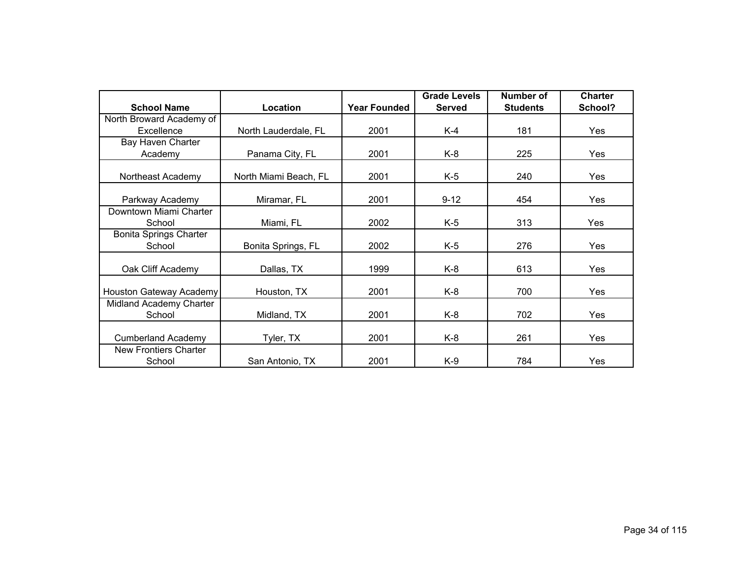| School Name | Location | Year Founded | Grade Levels Served | Number of Students | Charter School? |
|---|---|---|---|---|---|
| North Broward Academy of Excellence | North Lauderdale, FL | 2001 | K-4 | 181 | Yes |
| Bay Haven Charter Academy | Panama City, FL | 2001 | K-8 | 225 | Yes |
| Northeast Academy | North Miami Beach, FL | 2001 | K-5 | 240 | Yes |
| Parkway Academy | Miramar, FL | 2001 | 9-12 | 454 | Yes |
| Downtown Miami Charter School | Miami, FL | 2002 | K-5 | 313 | Yes |
| Bonita Springs Charter School | Bonita Springs, FL | 2002 | K-5 | 276 | Yes |
| Oak Cliff Academy | Dallas, TX | 1999 | K-8 | 613 | Yes |
| Houston Gateway Academy | Houston, TX | 2001 | K-8 | 700 | Yes |
| Midland Academy Charter School | Midland, TX | 2001 | K-8 | 702 | Yes |
| Cumberland Academy | Tyler, TX | 2001 | K-8 | 261 | Yes |
| New Frontiers Charter School | San Antonio, TX | 2001 | K-9 | 784 | Yes |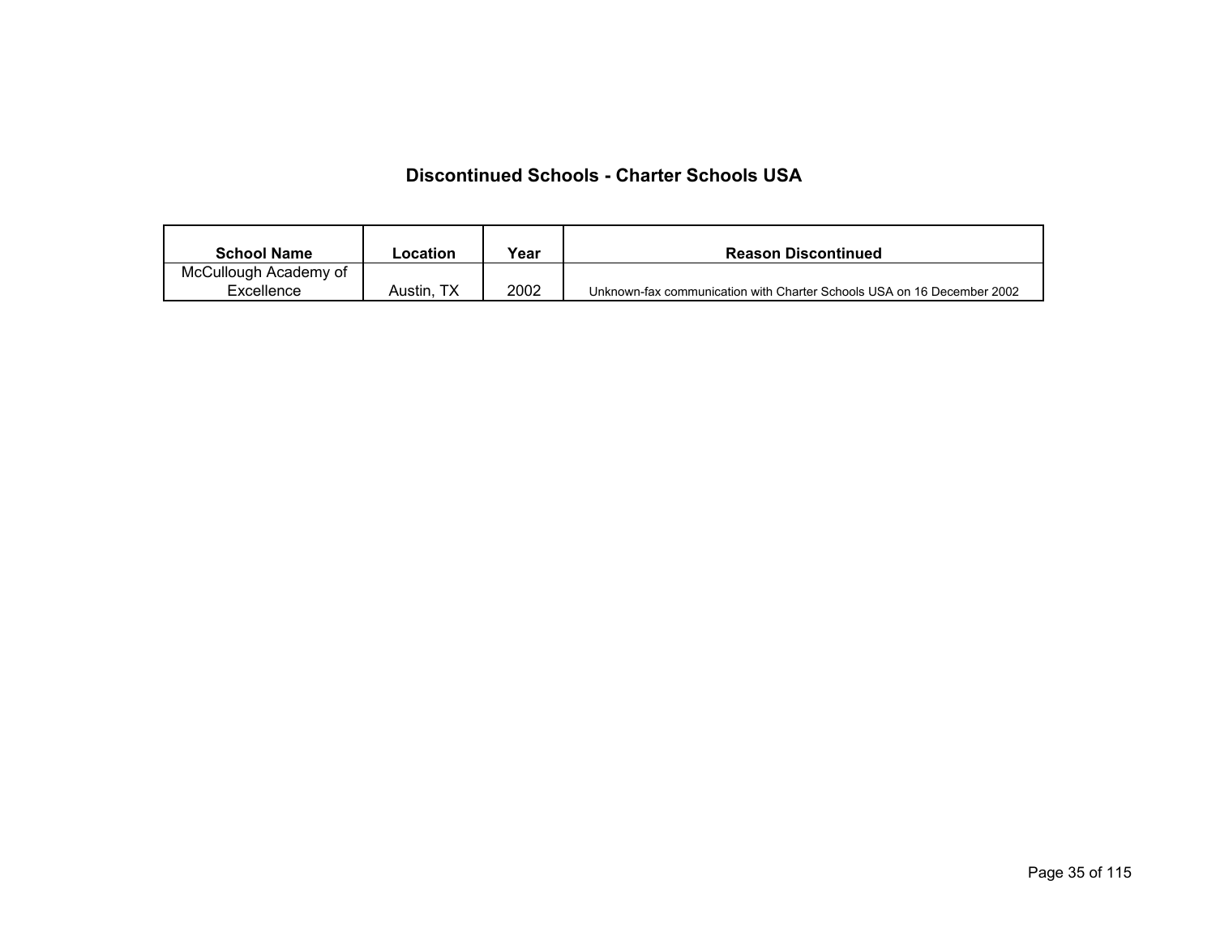## Discontinued Schools - Charter Schools USA

| School Name | Location | Year | Reason Discontinued |
|---|---|---|---|
| McCullough Academy of Excellence | Austin, TX | 2002 | Unknown-fax communication with Charter Schools USA on 16 December 2002 |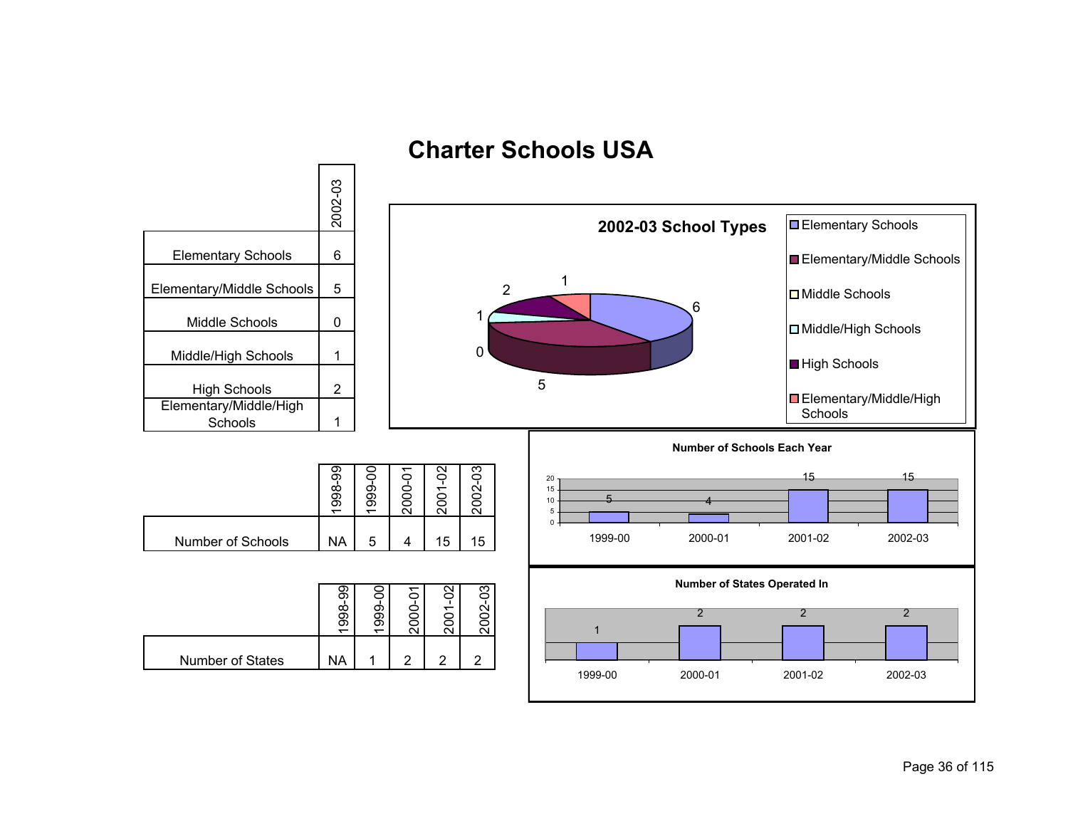# Charter Schools USA

| | 2002-03 |
|---|---|
| Elementary Schools | 6 |
| Elementary/Middle Schools | 5 |
| Middle Schools | 0 |
| Middle/High Schools | 1 |
| High Schools | 2 |
| Elementary/Middle/High Schools | 1 |

**2002-03 School Types**

- Elementary Schools: 6
- Elementary/Middle Schools: 5
- Middle Schools: 0
- Middle/High Schools: 1
- High Schools: 2
- Elementary/Middle/High Schools: 1

| | 1998-99 | 1999-00 | 2000-01 | 2001-02 | 2002-03 |
|---|---|---|---|---|---|
| Number of Schools | NA | 5 | 4 | 15 | 15 |

**Number of Schools Each Year**

| 1999-00 | 2000-01 | 2001-02 | 2002-03 |
|---|---|---|---|
| 5 | 4 | 15 | 15 |

| | 1998-99 | 1999-00 | 2000-01 | 2001-02 | 2002-03 |
|---|---|---|---|---|---|
| Number of States | NA | 1 | 2 | 2 | 2 |

**Number of States Operated In**

| 1999-00 | 2000-01 | 2001-02 | 2002-03 |
|---|---|---|---|
| 1 | 2 | 2 | 2 |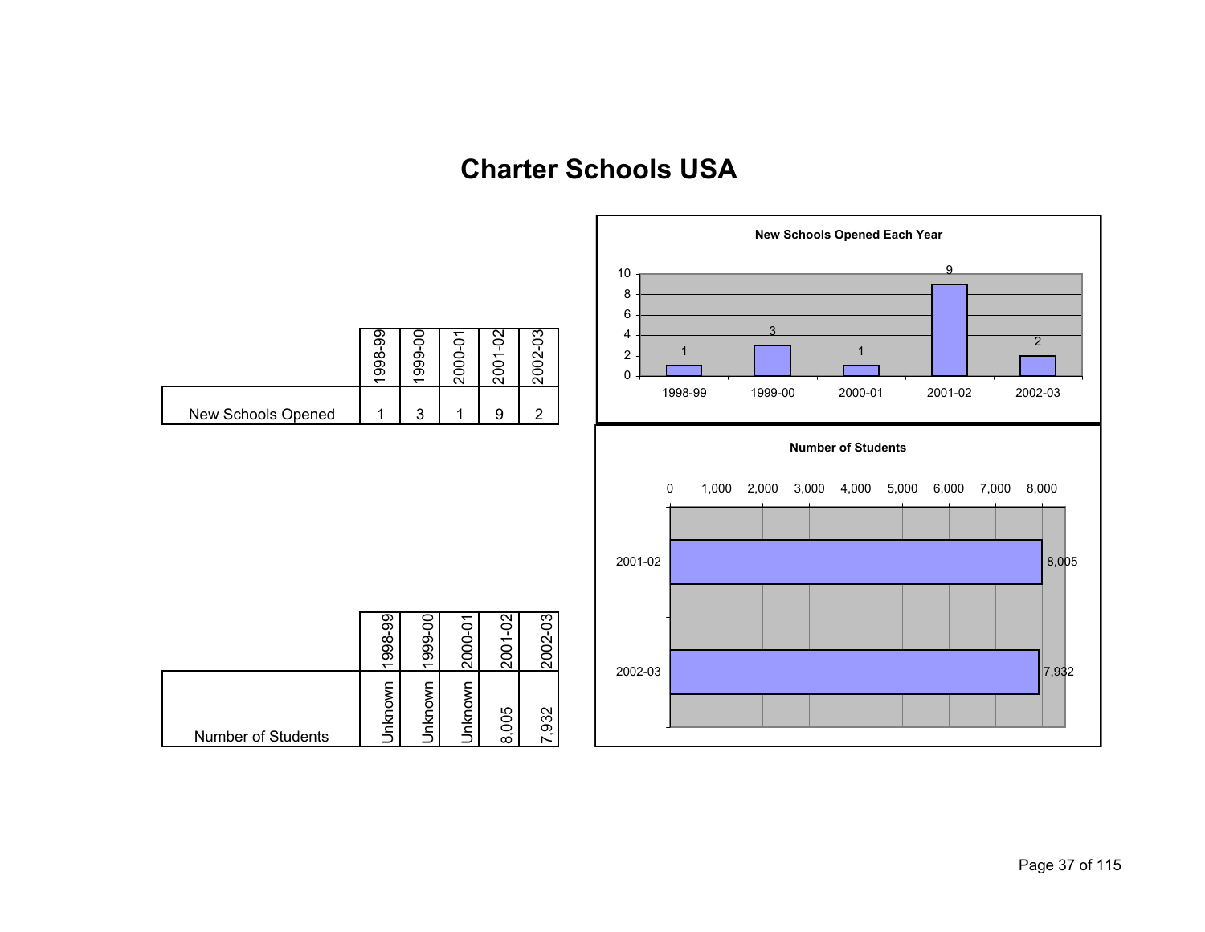# Charter Schools USA

| | 1998-99 | 1999-00 | 2000-01 | 2001-02 | 2002-03 |
|---|---|---|---|---|---|
| New Schools Opened | 1 | 3 | 1 | 9 | 2 |

**New Schools Opened Each Year**

| 1998-99 | 1999-00 | 2000-01 | 2001-02 | 2002-03 |
|---|---|---|---|---|
| 1 | 3 | 1 | 9 | 2 |

| | 1998-99 | 1999-00 | 2000-01 | 2001-02 | 2002-03 |
|---|---|---|---|---|---|
| Number of Students | Unknown | Unknown | Unknown | 8,005 | 7,932 |

**Number of Students**

| Year | Students |
|---|---|
| 2001-02 | 8,005 |
| 2002-03 | 7,932 |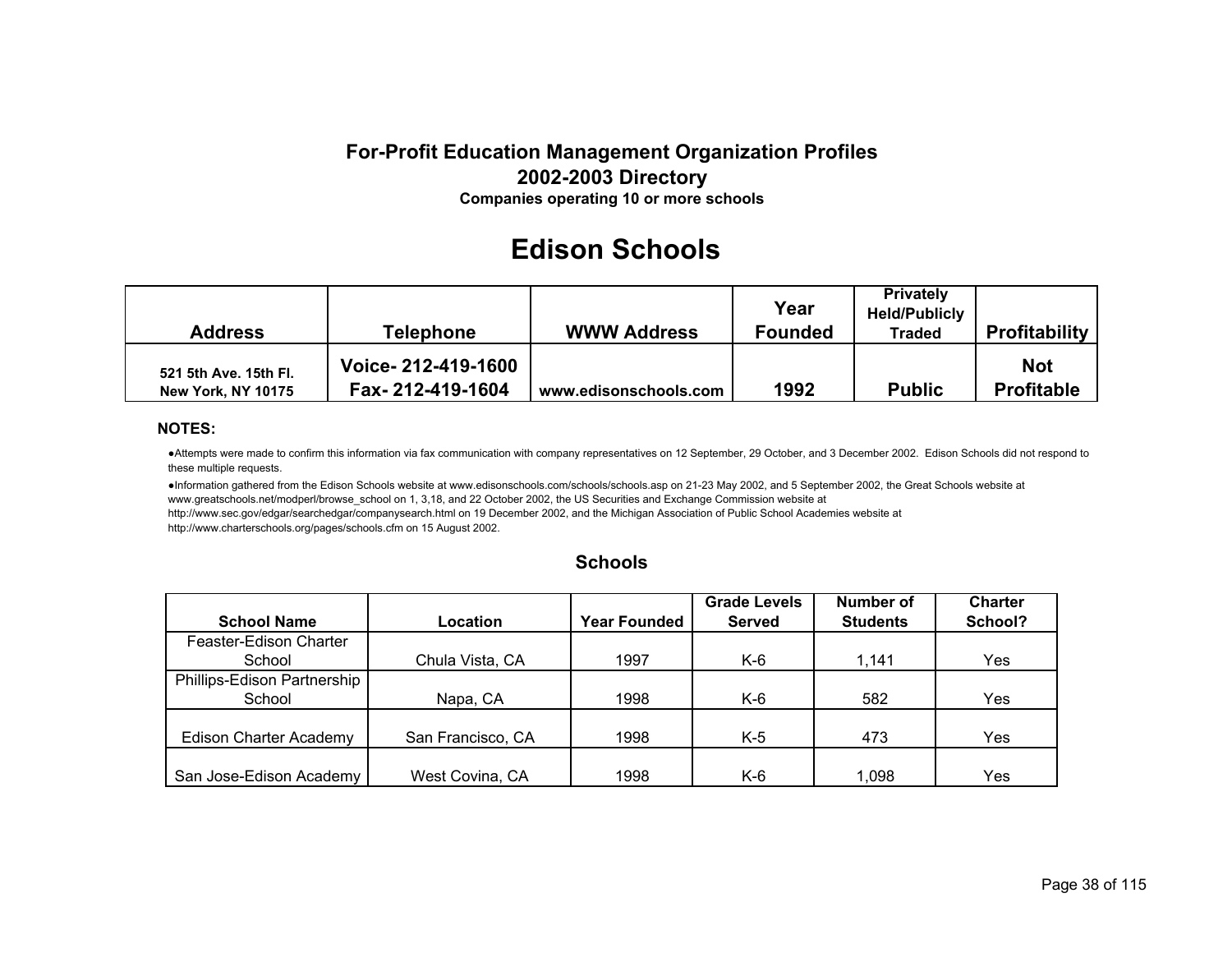## For-Profit Education Management Organization Profiles
## 2002-2003 Directory
**Companies operating 10 or more schools**

# Edison Schools

| Address | Telephone | WWW Address | Year Founded | Privately Held/Publicly Traded | Profitability |
|---|---|---|---|---|---|
| 521 5th Ave. 15th Fl. New York, NY 10175 | Voice- 212-419-1600 Fax- 212-419-1604 | www.edisonschools.com | 1992 | Public | Not Profitable |

**NOTES:**

- Attempts were made to confirm this information via fax communication with company representatives on 12 September, 29 October, and 3 December 2002. Edison Schools did not respond to these multiple requests.
- Information gathered from the Edison Schools website at www.edisonschools.com/schools/schools.asp on 21-23 May 2002, and 5 September 2002, the Great Schools website at www.greatschools.net/modperl/browse_school on 1, 3,18, and 22 October 2002, the US Securities and Exchange Commission website at http://www.sec.gov/edgar/searchedgar/companysearch.html on 19 December 2002, and the Michigan Association of Public School Academies website at http://www.charterschools.org/pages/schools.cfm on 15 August 2002.

### Schools

| School Name | Location | Year Founded | Grade Levels Served | Number of Students | Charter School? |
|---|---|---|---|---|---|
| Feaster-Edison Charter School | Chula Vista, CA | 1997 | K-6 | 1,141 | Yes |
| Phillips-Edison Partnership School | Napa, CA | 1998 | K-6 | 582 | Yes |
| Edison Charter Academy | San Francisco, CA | 1998 | K-5 | 473 | Yes |
| San Jose-Edison Academy | West Covina, CA | 1998 | K-6 | 1,098 | Yes |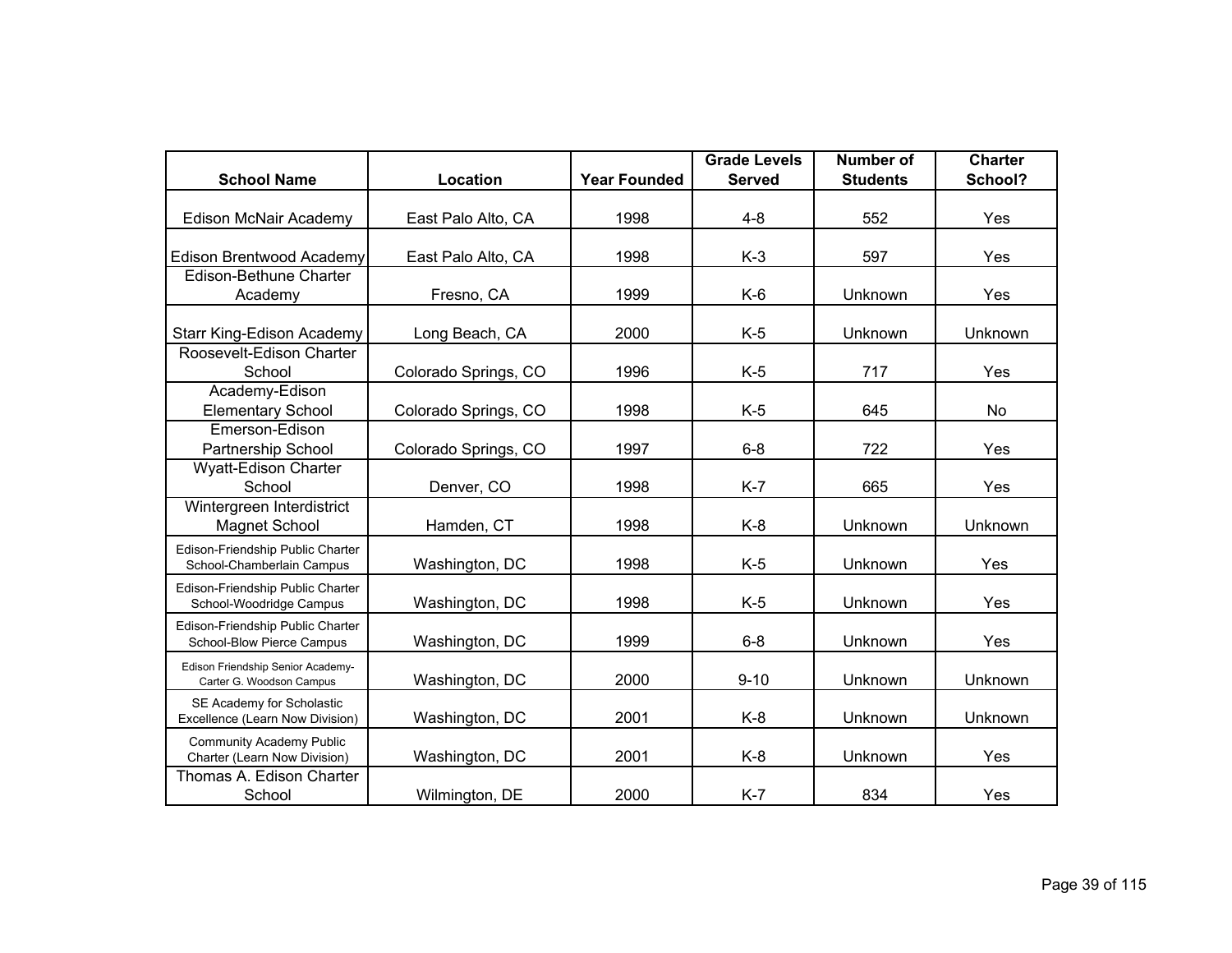| School Name | Location | Year Founded | Grade Levels Served | Number of Students | Charter School? |
| --- | --- | --- | --- | --- | --- |
| Edison McNair Academy | East Palo Alto, CA | 1998 | 4-8 | 552 | Yes |
| Edison Brentwood Academy | East Palo Alto, CA | 1998 | K-3 | 597 | Yes |
| Edison-Bethune Charter Academy | Fresno, CA | 1999 | K-6 | Unknown | Yes |
| Starr King-Edison Academy | Long Beach, CA | 2000 | K-5 | Unknown | Unknown |
| Roosevelt-Edison Charter School | Colorado Springs, CO | 1996 | K-5 | 717 | Yes |
| Academy-Edison Elementary School | Colorado Springs, CO | 1998 | K-5 | 645 | No |
| Emerson-Edison Partnership School | Colorado Springs, CO | 1997 | 6-8 | 722 | Yes |
| Wyatt-Edison Charter School | Denver, CO | 1998 | K-7 | 665 | Yes |
| Wintergreen Interdistrict Magnet School | Hamden, CT | 1998 | K-8 | Unknown | Unknown |
| Edison-Friendship Public Charter School-Chamberlain Campus | Washington, DC | 1998 | K-5 | Unknown | Yes |
| Edison-Friendship Public Charter School-Woodridge Campus | Washington, DC | 1998 | K-5 | Unknown | Yes |
| Edison-Friendship Public Charter School-Blow Pierce Campus | Washington, DC | 1999 | 6-8 | Unknown | Yes |
| Edison Friendship Senior Academy-Carter G. Woodson Campus | Washington, DC | 2000 | 9-10 | Unknown | Unknown |
| SE Academy for Scholastic Excellence (Learn Now Division) | Washington, DC | 2001 | K-8 | Unknown | Unknown |
| Community Academy Public Charter (Learn Now Division) | Washington, DC | 2001 | K-8 | Unknown | Yes |
| Thomas A. Edison Charter School | Wilmington, DE | 2000 | K-7 | 834 | Yes |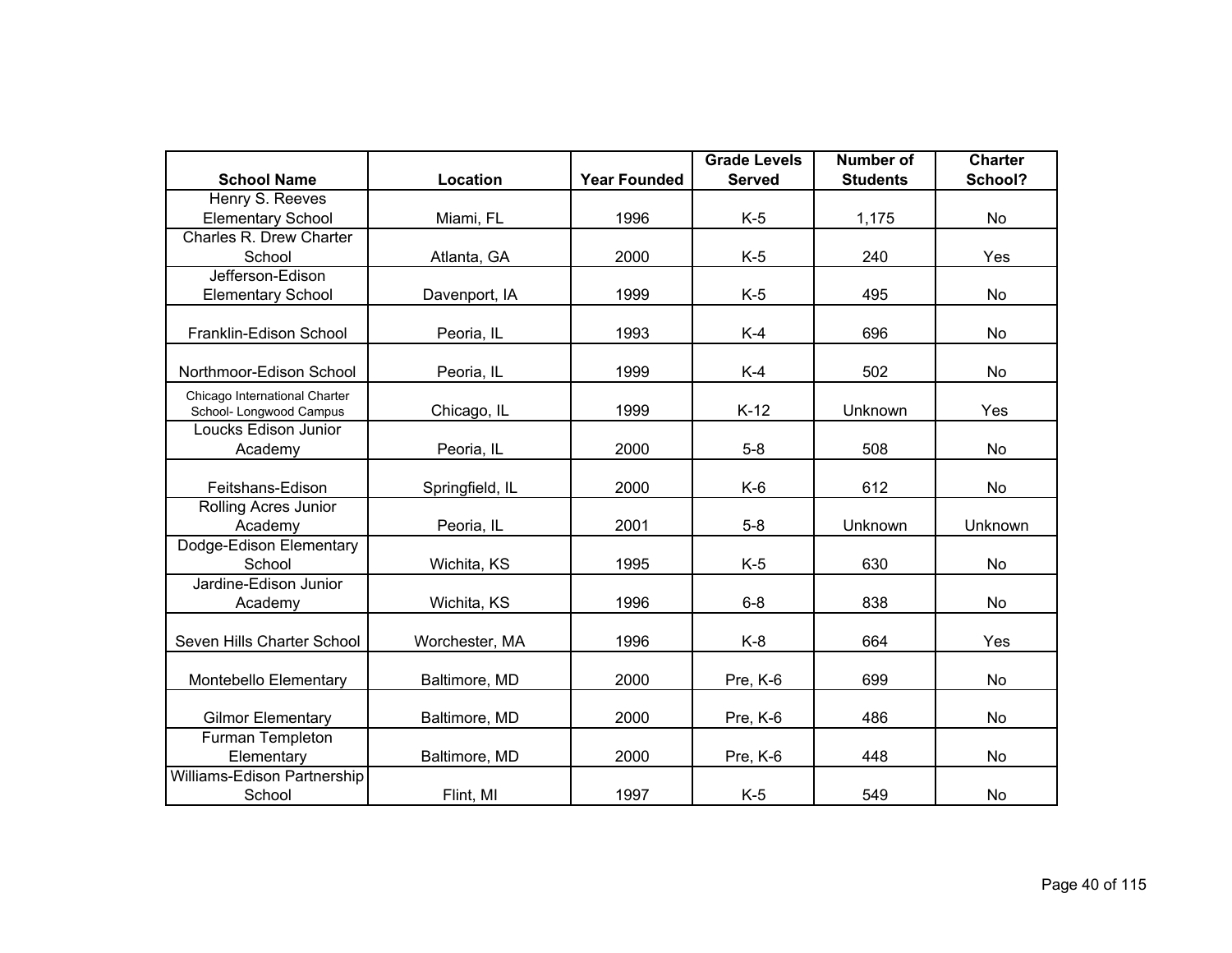| School Name | Location | Year Founded | Grade Levels Served | Number of Students | Charter School? |
|---|---|---|---|---|---|
| Henry S. Reeves Elementary School | Miami, FL | 1996 | K-5 | 1,175 | No |
| Charles R. Drew Charter School | Atlanta, GA | 2000 | K-5 | 240 | Yes |
| Jefferson-Edison Elementary School | Davenport, IA | 1999 | K-5 | 495 | No |
| Franklin-Edison School | Peoria, IL | 1993 | K-4 | 696 | No |
| Northmoor-Edison School | Peoria, IL | 1999 | K-4 | 502 | No |
| Chicago International Charter School- Longwood Campus | Chicago, IL | 1999 | K-12 | Unknown | Yes |
| Loucks Edison Junior Academy | Peoria, IL | 2000 | 5-8 | 508 | No |
| Feitshans-Edison | Springfield, IL | 2000 | K-6 | 612 | No |
| Rolling Acres Junior Academy | Peoria, IL | 2001 | 5-8 | Unknown | Unknown |
| Dodge-Edison Elementary School | Wichita, KS | 1995 | K-5 | 630 | No |
| Jardine-Edison Junior Academy | Wichita, KS | 1996 | 6-8 | 838 | No |
| Seven Hills Charter School | Worchester, MA | 1996 | K-8 | 664 | Yes |
| Montebello Elementary | Baltimore, MD | 2000 | Pre, K-6 | 699 | No |
| Gilmor Elementary | Baltimore, MD | 2000 | Pre, K-6 | 486 | No |
| Furman Templeton Elementary | Baltimore, MD | 2000 | Pre, K-6 | 448 | No |
| Williams-Edison Partnership School | Flint, MI | 1997 | K-5 | 549 | No |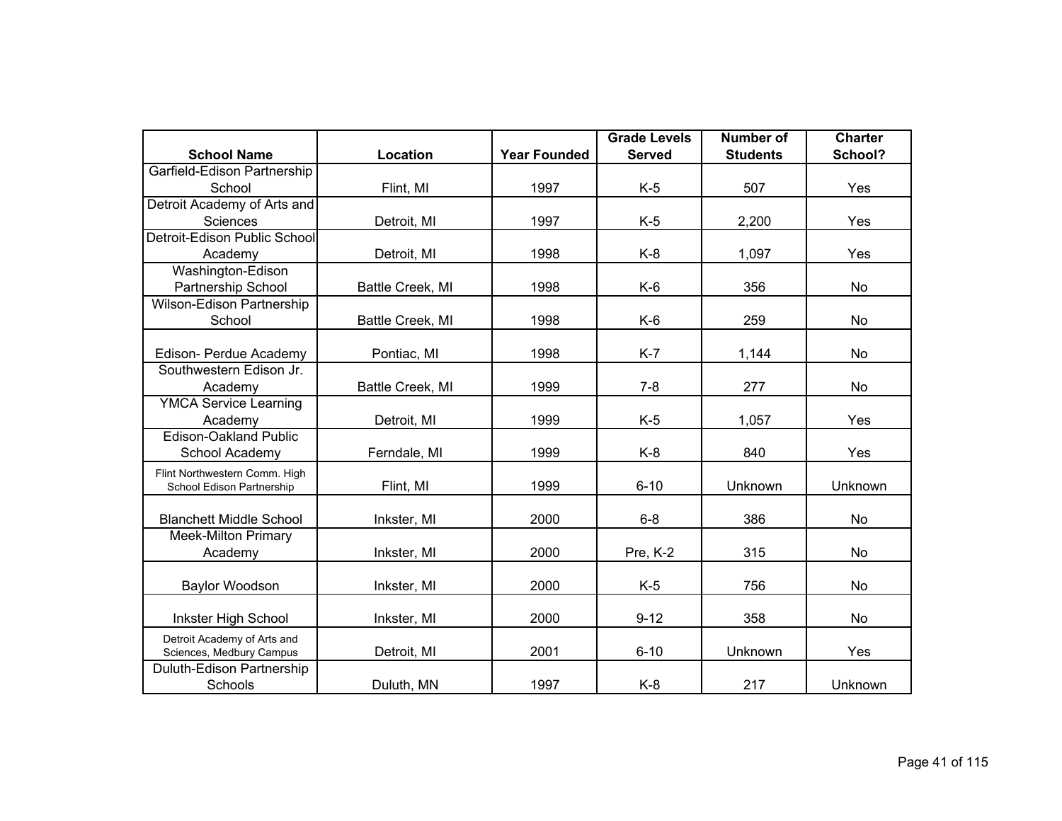| School Name | Location | Year Founded | Grade Levels Served | Number of Students | Charter School? |
|---|---|---|---|---|---|
| Garfield-Edison Partnership School | Flint, MI | 1997 | K-5 | 507 | Yes |
| Detroit Academy of Arts and Sciences | Detroit, MI | 1997 | K-5 | 2,200 | Yes |
| Detroit-Edison Public School Academy | Detroit, MI | 1998 | K-8 | 1,097 | Yes |
| Washington-Edison Partnership School | Battle Creek, MI | 1998 | K-6 | 356 | No |
| Wilson-Edison Partnership School | Battle Creek, MI | 1998 | K-6 | 259 | No |
| Edison- Perdue Academy | Pontiac, MI | 1998 | K-7 | 1,144 | No |
| Southwestern Edison Jr. Academy | Battle Creek, MI | 1999 | 7-8 | 277 | No |
| YMCA Service Learning Academy | Detroit, MI | 1999 | K-5 | 1,057 | Yes |
| Edison-Oakland Public School Academy | Ferndale, MI | 1999 | K-8 | 840 | Yes |
| Flint Northwestern Comm. High School Edison Partnership | Flint, MI | 1999 | 6-10 | Unknown | Unknown |
| Blanchett Middle School | Inkster, MI | 2000 | 6-8 | 386 | No |
| Meek-Milton Primary Academy | Inkster, MI | 2000 | Pre, K-2 | 315 | No |
| Baylor Woodson | Inkster, MI | 2000 | K-5 | 756 | No |
| Inkster High School | Inkster, MI | 2000 | 9-12 | 358 | No |
| Detroit Academy of Arts and Sciences, Medbury Campus | Detroit, MI | 2001 | 6-10 | Unknown | Yes |
| Duluth-Edison Partnership Schools | Duluth, MN | 1997 | K-8 | 217 | Unknown |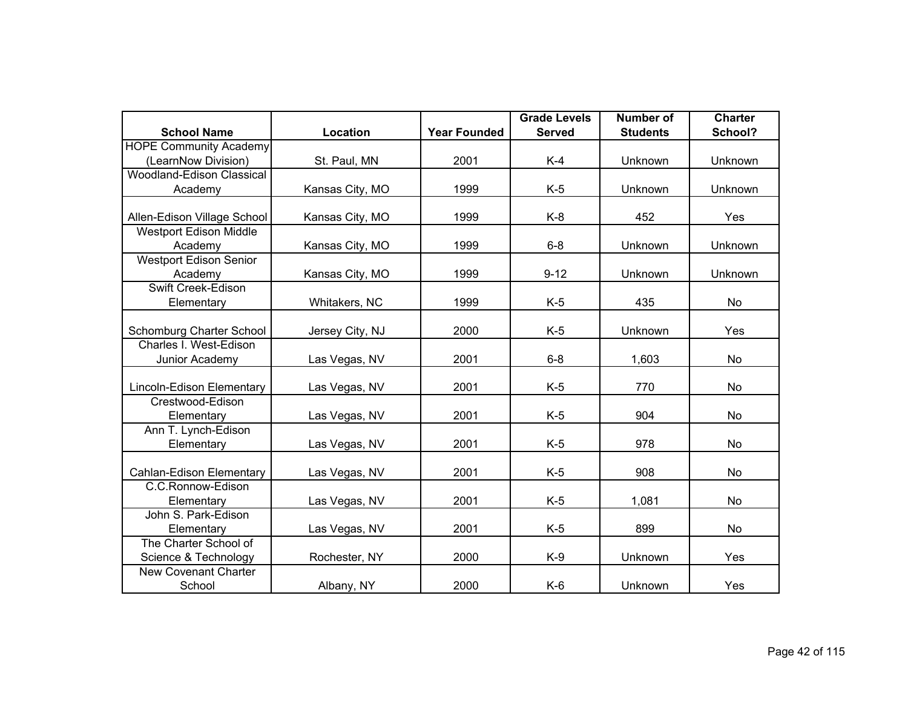| School Name | Location | Year Founded | Grade Levels Served | Number of Students | Charter School? |
|---|---|---|---|---|---|
| HOPE Community Academy (LearnNow Division) | St. Paul, MN | 2001 | K-4 | Unknown | Unknown |
| Woodland-Edison Classical Academy | Kansas City, MO | 1999 | K-5 | Unknown | Unknown |
| Allen-Edison Village School | Kansas City, MO | 1999 | K-8 | 452 | Yes |
| Westport Edison Middle Academy | Kansas City, MO | 1999 | 6-8 | Unknown | Unknown |
| Westport Edison Senior Academy | Kansas City, MO | 1999 | 9-12 | Unknown | Unknown |
| Swift Creek-Edison Elementary | Whitakers, NC | 1999 | K-5 | 435 | No |
| Schomburg Charter School | Jersey City, NJ | 2000 | K-5 | Unknown | Yes |
| Charles I. West-Edison Junior Academy | Las Vegas, NV | 2001 | 6-8 | 1,603 | No |
| Lincoln-Edison Elementary | Las Vegas, NV | 2001 | K-5 | 770 | No |
| Crestwood-Edison Elementary | Las Vegas, NV | 2001 | K-5 | 904 | No |
| Ann T. Lynch-Edison Elementary | Las Vegas, NV | 2001 | K-5 | 978 | No |
| Cahlan-Edison Elementary | Las Vegas, NV | 2001 | K-5 | 908 | No |
| C.C.Ronnow-Edison Elementary | Las Vegas, NV | 2001 | K-5 | 1,081 | No |
| John S. Park-Edison Elementary | Las Vegas, NV | 2001 | K-5 | 899 | No |
| The Charter School of Science & Technology | Rochester, NY | 2000 | K-9 | Unknown | Yes |
| New Covenant Charter School | Albany, NY | 2000 | K-6 | Unknown | Yes |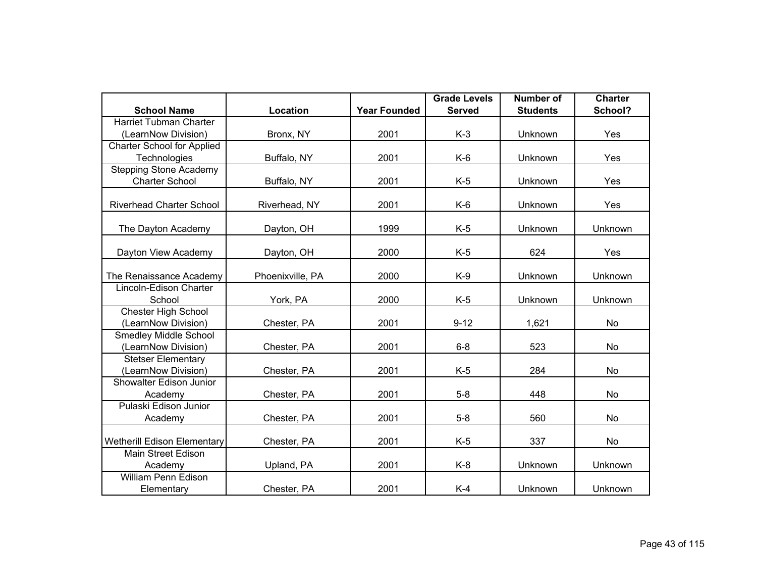| School Name | Location | Year Founded | Grade Levels Served | Number of Students | Charter School? |
|---|---|---|---|---|---|
| Harriet Tubman Charter (LearnNow Division) | Bronx, NY | 2001 | K-3 | Unknown | Yes |
| Charter School for Applied Technologies | Buffalo, NY | 2001 | K-6 | Unknown | Yes |
| Stepping Stone Academy Charter School | Buffalo, NY | 2001 | K-5 | Unknown | Yes |
| Riverhead Charter School | Riverhead, NY | 2001 | K-6 | Unknown | Yes |
| The Dayton Academy | Dayton, OH | 1999 | K-5 | Unknown | Unknown |
| Dayton View Academy | Dayton, OH | 2000 | K-5 | 624 | Yes |
| The Renaissance Academy | Phoenixville, PA | 2000 | K-9 | Unknown | Unknown |
| Lincoln-Edison Charter School | York, PA | 2000 | K-5 | Unknown | Unknown |
| Chester High School (LearnNow Division) | Chester, PA | 2001 | 9-12 | 1,621 | No |
| Smedley Middle School (LearnNow Division) | Chester, PA | 2001 | 6-8 | 523 | No |
| Stetser Elementary (LearnNow Division) | Chester, PA | 2001 | K-5 | 284 | No |
| Showalter Edison Junior Academy | Chester, PA | 2001 | 5-8 | 448 | No |
| Pulaski Edison Junior Academy | Chester, PA | 2001 | 5-8 | 560 | No |
| Wetherill Edison Elementary | Chester, PA | 2001 | K-5 | 337 | No |
| Main Street Edison Academy | Upland, PA | 2001 | K-8 | Unknown | Unknown |
| William Penn Edison Elementary | Chester, PA | 2001 | K-4 | Unknown | Unknown |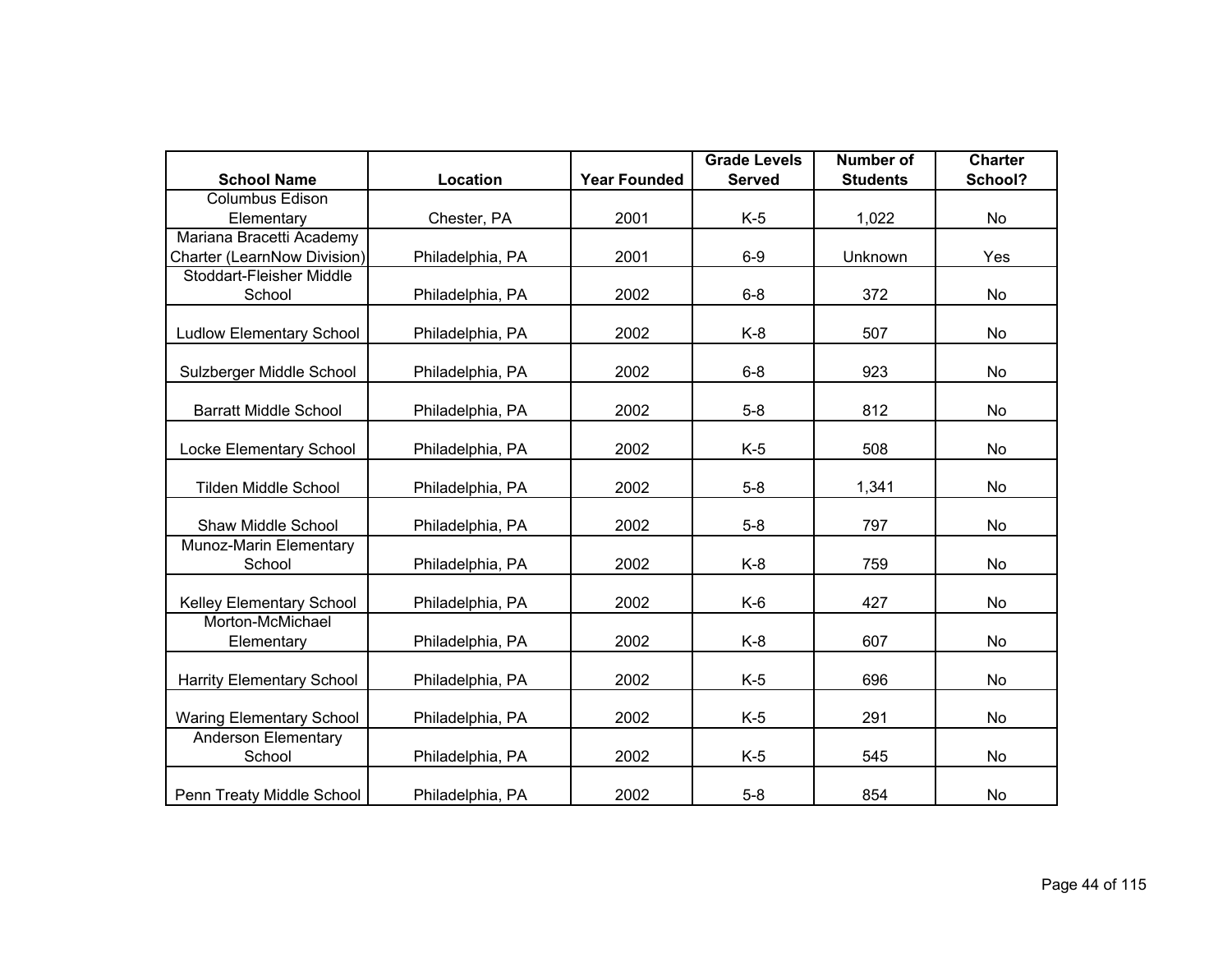| School Name | Location | Year Founded | Grade Levels Served | Number of Students | Charter School? |
|---|---|---|---|---|---|
| Columbus Edison Elementary | Chester, PA | 2001 | K-5 | 1,022 | No |
| Mariana Bracetti Academy Charter (LearnNow Division) | Philadelphia, PA | 2001 | 6-9 | Unknown | Yes |
| Stoddart-Fleisher Middle School | Philadelphia, PA | 2002 | 6-8 | 372 | No |
| Ludlow Elementary School | Philadelphia, PA | 2002 | K-8 | 507 | No |
| Sulzberger Middle School | Philadelphia, PA | 2002 | 6-8 | 923 | No |
| Barratt Middle School | Philadelphia, PA | 2002 | 5-8 | 812 | No |
| Locke Elementary School | Philadelphia, PA | 2002 | K-5 | 508 | No |
| Tilden Middle School | Philadelphia, PA | 2002 | 5-8 | 1,341 | No |
| Shaw Middle School | Philadelphia, PA | 2002 | 5-8 | 797 | No |
| Munoz-Marin Elementary School | Philadelphia, PA | 2002 | K-8 | 759 | No |
| Kelley Elementary School | Philadelphia, PA | 2002 | K-6 | 427 | No |
| Morton-McMichael Elementary | Philadelphia, PA | 2002 | K-8 | 607 | No |
| Harrity Elementary School | Philadelphia, PA | 2002 | K-5 | 696 | No |
| Waring Elementary School | Philadelphia, PA | 2002 | K-5 | 291 | No |
| Anderson Elementary School | Philadelphia, PA | 2002 | K-5 | 545 | No |
| Penn Treaty Middle School | Philadelphia, PA | 2002 | 5-8 | 854 | No |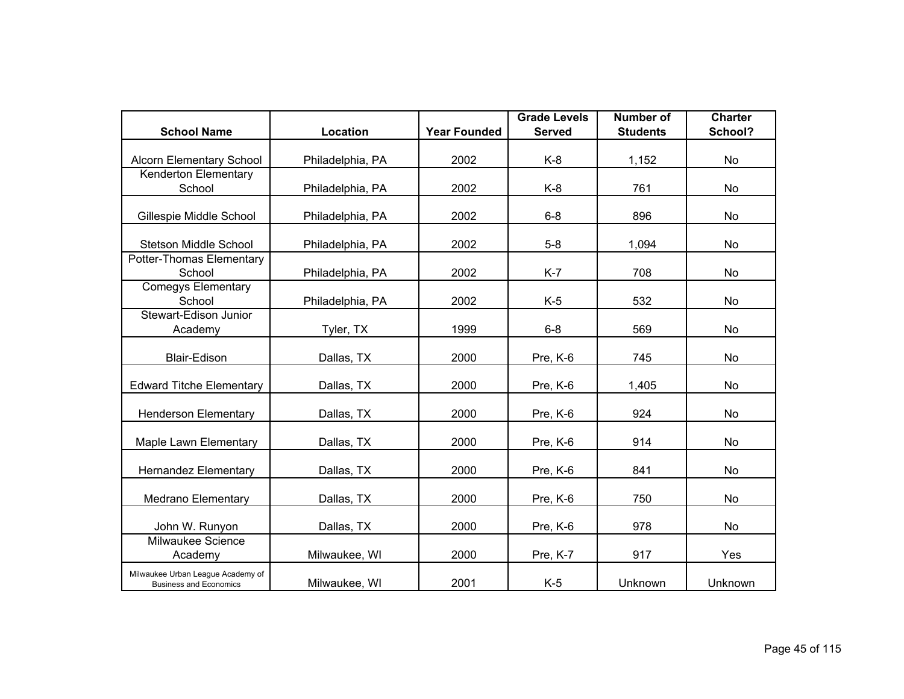| School Name | Location | Year Founded | Grade Levels Served | Number of Students | Charter School? |
| --- | --- | --- | --- | --- | --- |
| Alcorn Elementary School | Philadelphia, PA | 2002 | K-8 | 1,152 | No |
| Kenderton Elementary School | Philadelphia, PA | 2002 | K-8 | 761 | No |
| Gillespie Middle School | Philadelphia, PA | 2002 | 6-8 | 896 | No |
| Stetson Middle School | Philadelphia, PA | 2002 | 5-8 | 1,094 | No |
| Potter-Thomas Elementary School | Philadelphia, PA | 2002 | K-7 | 708 | No |
| Comegys Elementary School | Philadelphia, PA | 2002 | K-5 | 532 | No |
| Stewart-Edison Junior Academy | Tyler, TX | 1999 | 6-8 | 569 | No |
| Blair-Edison | Dallas, TX | 2000 | Pre, K-6 | 745 | No |
| Edward Titche Elementary | Dallas, TX | 2000 | Pre, K-6 | 1,405 | No |
| Henderson Elementary | Dallas, TX | 2000 | Pre, K-6 | 924 | No |
| Maple Lawn Elementary | Dallas, TX | 2000 | Pre, K-6 | 914 | No |
| Hernandez Elementary | Dallas, TX | 2000 | Pre, K-6 | 841 | No |
| Medrano Elementary | Dallas, TX | 2000 | Pre, K-6 | 750 | No |
| John W. Runyon | Dallas, TX | 2000 | Pre, K-6 | 978 | No |
| Milwaukee Science Academy | Milwaukee, WI | 2000 | Pre, K-7 | 917 | Yes |
| Milwaukee Urban League Academy of Business and Economics | Milwaukee, WI | 2001 | K-5 | Unknown | Unknown |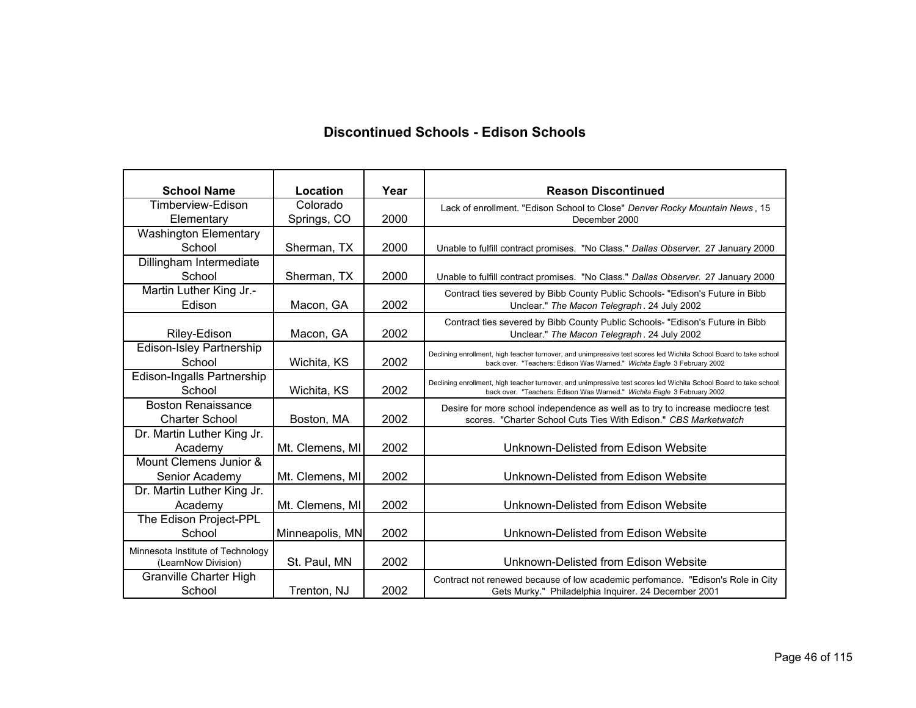## Discontinued Schools - Edison Schools

| School Name | Location | Year | Reason Discontinued |
|---|---|---|---|
| Timberview-Edison Elementary | Colorado Springs, CO | 2000 | Lack of enrollment. "Edison School to Close" *Denver Rocky Mountain News*, 15 December 2000 |
| Washington Elementary School | Sherman, TX | 2000 | Unable to fulfill contract promises. "No Class." *Dallas Observer.* 27 January 2000 |
| Dillingham Intermediate School | Sherman, TX | 2000 | Unable to fulfill contract promises. "No Class." *Dallas Observer.* 27 January 2000 |
| Martin Luther King Jr.-Edison | Macon, GA | 2002 | Contract ties severed by Bibb County Public Schools- "Edison's Future in Bibb Unclear." *The Macon Telegraph*. 24 July 2002 |
| Riley-Edison | Macon, GA | 2002 | Contract ties severed by Bibb County Public Schools- "Edison's Future in Bibb Unclear." *The Macon Telegraph*. 24 July 2002 |
| Edison-Isley Partnership School | Wichita, KS | 2002 | Declining enrollment, high teacher turnover, and unimpressive test scores led Wichita School Board to take school back over. "Teachers: Edison Was Warned." *Wichita Eagle* 3 February 2002 |
| Edison-Ingalls Partnership School | Wichita, KS | 2002 | Declining enrollment, high teacher turnover, and unimpressive test scores led Wichita School Board to take school back over. "Teachers: Edison Was Warned." *Wichita Eagle* 3 February 2002 |
| Boston Renaissance Charter School | Boston, MA | 2002 | Desire for more school independence as well as to try to increase mediocre test scores. "Charter School Cuts Ties With Edison." *CBS Marketwatch* |
| Dr. Martin Luther King Jr. Academy | Mt. Clemens, MI | 2002 | Unknown-Delisted from Edison Website |
| Mount Clemens Junior & Senior Academy | Mt. Clemens, MI | 2002 | Unknown-Delisted from Edison Website |
| Dr. Martin Luther King Jr. Academy | Mt. Clemens, MI | 2002 | Unknown-Delisted from Edison Website |
| The Edison Project-PPL School | Minneapolis, MN | 2002 | Unknown-Delisted from Edison Website |
| Minnesota Institute of Technology (LearnNow Division) | St. Paul, MN | 2002 | Unknown-Delisted from Edison Website |
| Granville Charter High School | Trenton, NJ | 2002 | Contract not renewed because of low academic perfomance. "Edison's Role in City Gets Murky." Philadelphia Inquirer. 24 December 2001 |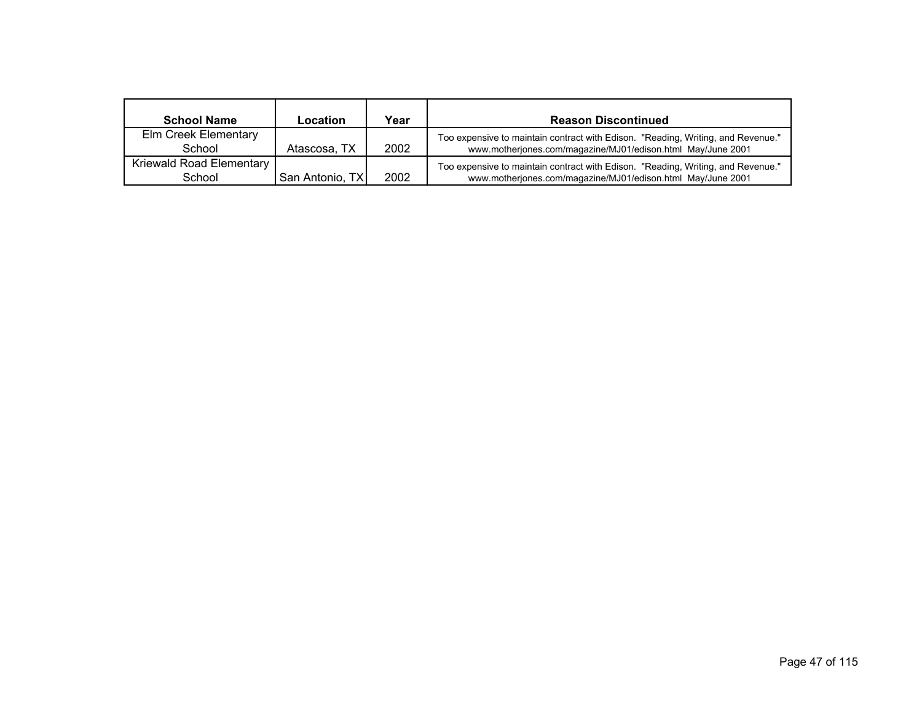| School Name | Location | Year | Reason Discontinued |
| --- | --- | --- | --- |
| Elm Creek Elementary School | Atascosa, TX | 2002 | Too expensive to maintain contract with Edison. "Reading, Writing, and Revenue." www.motherjones.com/magazine/MJ01/edison.html May/June 2001 |
| Kriewald Road Elementary School | San Antonio, TX | 2002 | Too expensive to maintain contract with Edison. "Reading, Writing, and Revenue." www.motherjones.com/magazine/MJ01/edison.html May/June 2001 |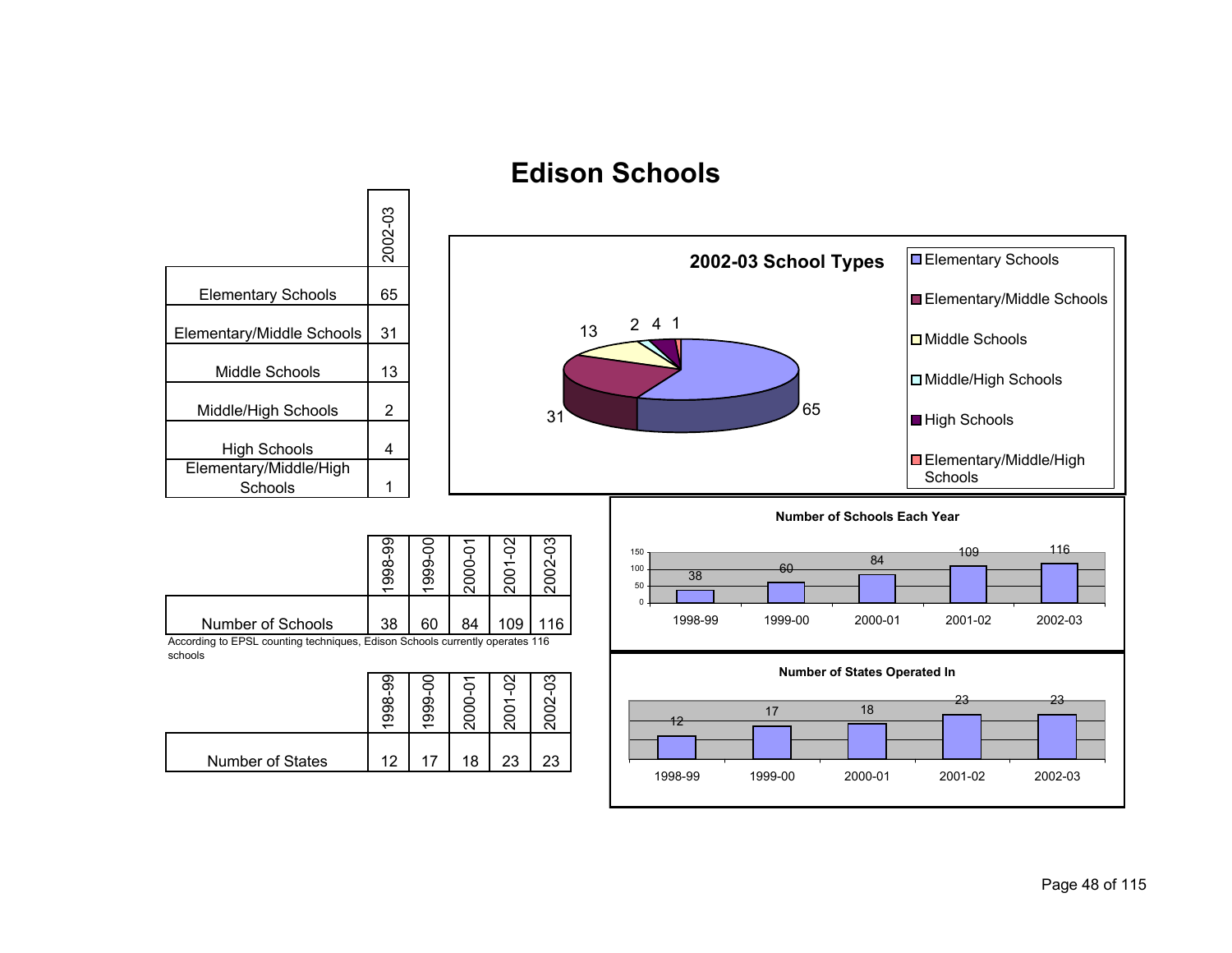# Edison Schools

| | 2002-03 |
|---|---|
| Elementary Schools | 65 |
| Elementary/Middle Schools | 31 |
| Middle Schools | 13 |
| Middle/High Schools | 2 |
| High Schools | 4 |
| Elementary/Middle/High Schools | 1 |

**2002-03 School Types**

| | 1998-99 | 1999-00 | 2000-01 | 2001-02 | 2002-03 |
|---|---|---|---|---|---|
| Number of Schools | 38 | 60 | 84 | 109 | 116 |

According to EPSL counting techniques, Edison Schools currently operates 116 schools

**Number of Schools Each Year**

| | 1998-99 | 1999-00 | 2000-01 | 2001-02 | 2002-03 |
|---|---|---|---|---|---|
| Number of States | 12 | 17 | 18 | 23 | 23 |

**Number of States Operated In**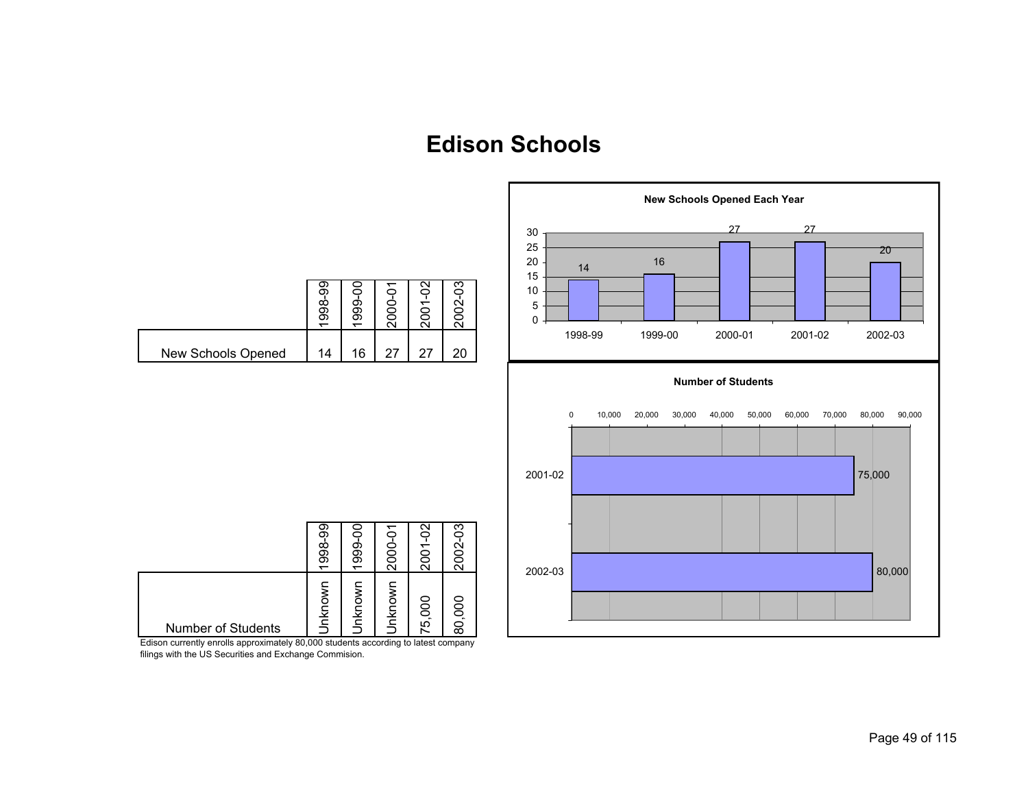# Edison Schools

| | 1998-99 | 1999-00 | 2000-01 | 2001-02 | 2002-03 |
|---|---|---|---|---|---|
| New Schools Opened | 14 | 16 | 27 | 27 | 20 |

**New Schools Opened Each Year**

| | 1998-99 | 1999-00 | 2000-01 | 2001-02 | 2002-03 |
|---|---|---|---|---|---|
| New Schools Opened | 14 | 16 | 27 | 27 | 20 |

| | 1998-99 | 1999-00 | 2000-01 | 2001-02 | 2002-03 |
|---|---|---|---|---|---|
| Number of Students | Unknown | Unknown | Unknown | 75,000 | 80,000 |

Edison currently enrolls approximately 80,000 students according to latest company filings with the US Securities and Exchange Commision.

**Number of Students**

| | Number of Students |
|---|---|
| 2001-02 | 75,000 |
| 2002-03 | 80,000 |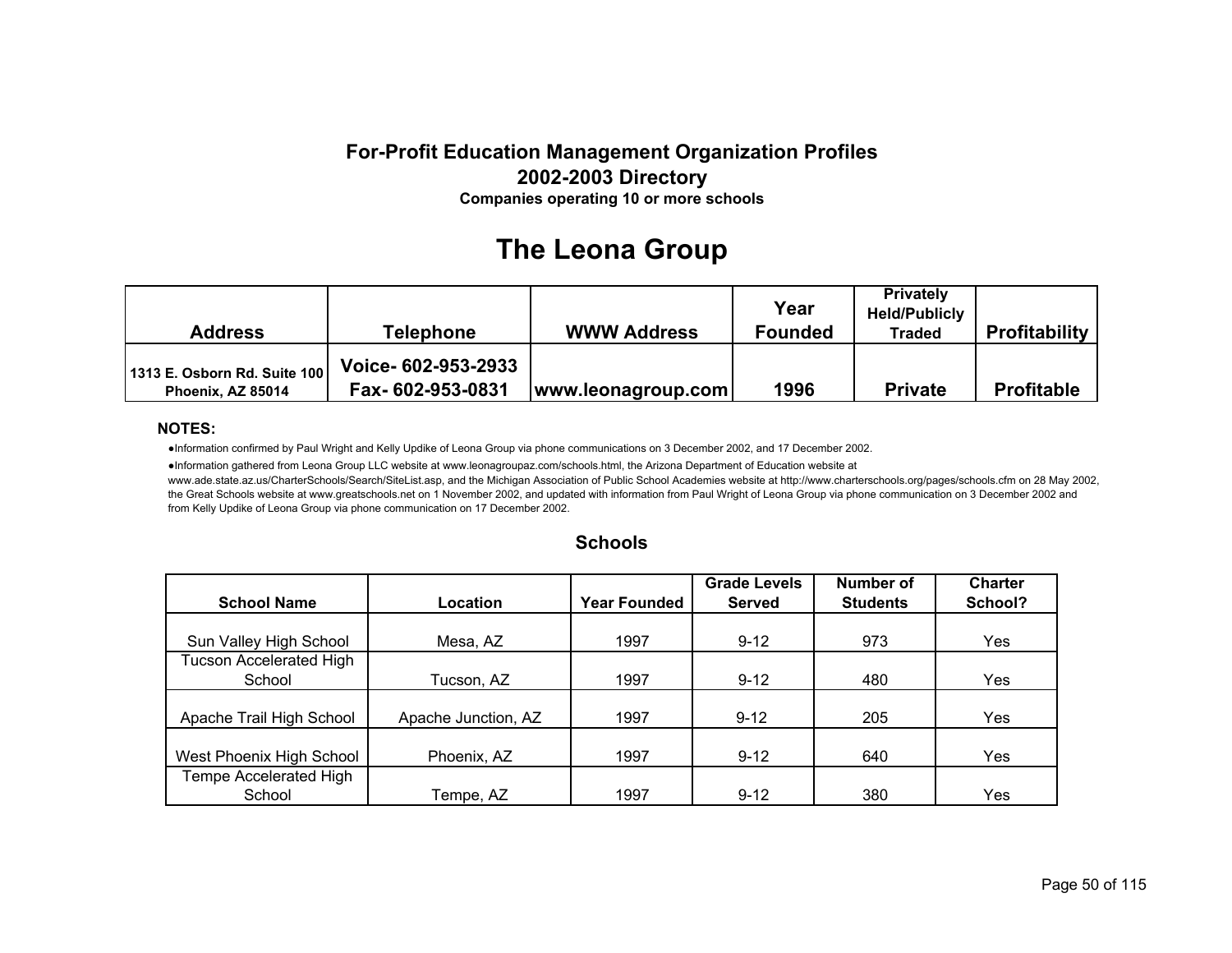**For-Profit Education Management Organization Profiles**
**2002-2003 Directory**
**Companies operating 10 or more schools**

# The Leona Group

| Address | Telephone | WWW Address | Year Founded | Privately Held/Publicly Traded | Profitability |
|---|---|---|---|---|---|
| 1313 E. Osborn Rd. Suite 100 Phoenix, AZ 85014 | Voice- 602-953-2933 Fax- 602-953-0831 | www.leonagroup.com | 1996 | Private | Profitable |

**NOTES:**

- Information confirmed by Paul Wright and Kelly Updike of Leona Group via phone communications on 3 December 2002, and 17 December 2002.
- Information gathered from Leona Group LLC website at www.leonagroupaz.com/schools.html, the Arizona Department of Education website at www.ade.state.az.us/CharterSchools/Search/SiteList.asp, and the Michigan Association of Public School Academies website at http://www.charterschools.org/pages/schools.cfm on 28 May 2002, the Great Schools website at www.greatschools.net on 1 November 2002, and updated with information from Paul Wright of Leona Group via phone communication on 3 December 2002 and from Kelly Updike of Leona Group via phone communication on 17 December 2002.

## Schools

| School Name | Location | Year Founded | Grade Levels Served | Number of Students | Charter School? |
|---|---|---|---|---|---|
| Sun Valley High School | Mesa, AZ | 1997 | 9-12 | 973 | Yes |
| Tucson Accelerated High School | Tucson, AZ | 1997 | 9-12 | 480 | Yes |
| Apache Trail High School | Apache Junction, AZ | 1997 | 9-12 | 205 | Yes |
| West Phoenix High School | Phoenix, AZ | 1997 | 9-12 | 640 | Yes |
| Tempe Accelerated High School | Tempe, AZ | 1997 | 9-12 | 380 | Yes |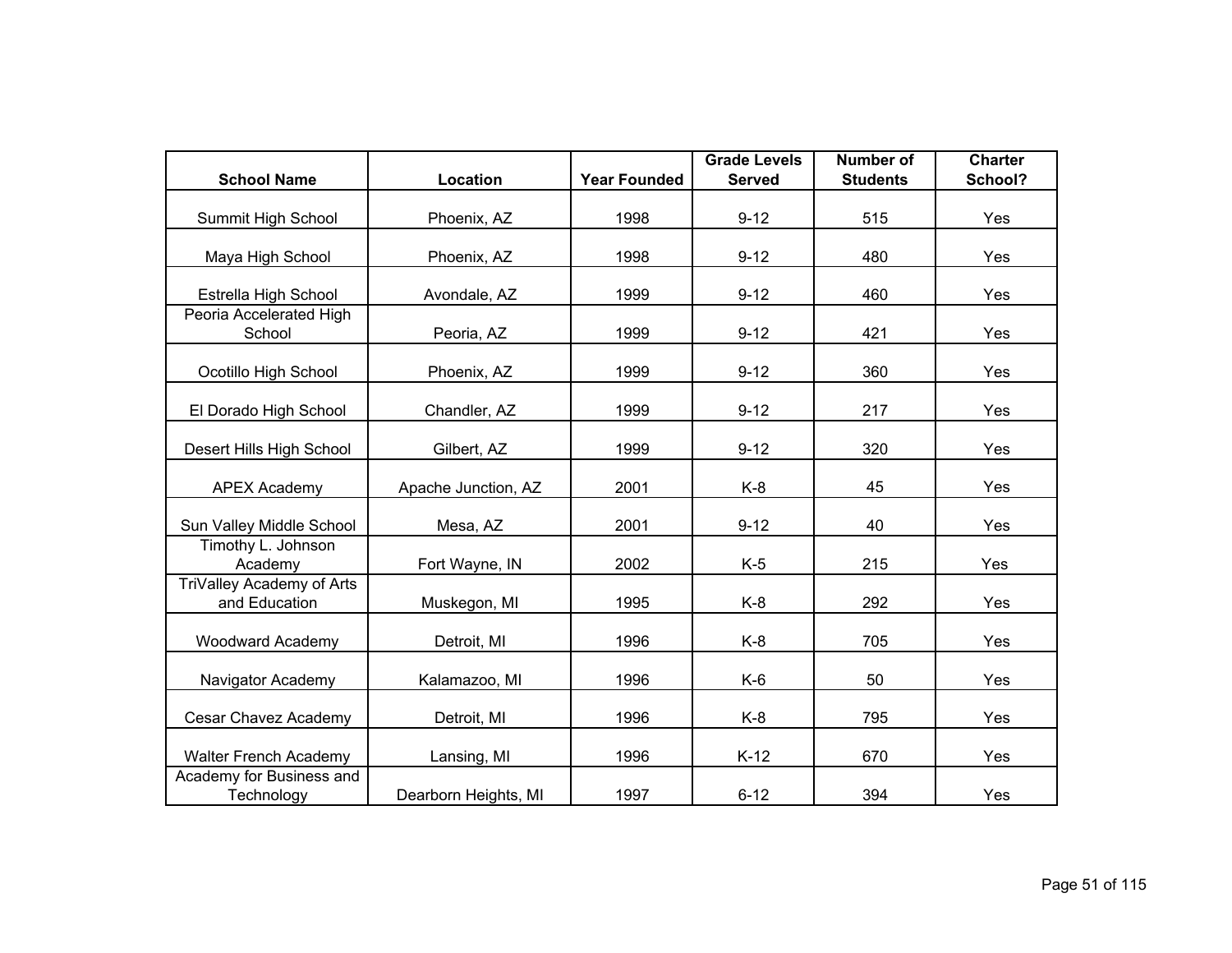| School Name | Location | Year Founded | Grade Levels Served | Number of Students | Charter School? |
|---|---|---|---|---|---|
| Summit High School | Phoenix, AZ | 1998 | 9-12 | 515 | Yes |
| Maya High School | Phoenix, AZ | 1998 | 9-12 | 480 | Yes |
| Estrella High School | Avondale, AZ | 1999 | 9-12 | 460 | Yes |
| Peoria Accelerated High School | Peoria, AZ | 1999 | 9-12 | 421 | Yes |
| Ocotillo High School | Phoenix, AZ | 1999 | 9-12 | 360 | Yes |
| El Dorado High School | Chandler, AZ | 1999 | 9-12 | 217 | Yes |
| Desert Hills High School | Gilbert, AZ | 1999 | 9-12 | 320 | Yes |
| APEX Academy | Apache Junction, AZ | 2001 | K-8 | 45 | Yes |
| Sun Valley Middle School | Mesa, AZ | 2001 | 9-12 | 40 | Yes |
| Timothy L. Johnson Academy | Fort Wayne, IN | 2002 | K-5 | 215 | Yes |
| TriValley Academy of Arts and Education | Muskegon, MI | 1995 | K-8 | 292 | Yes |
| Woodward Academy | Detroit, MI | 1996 | K-8 | 705 | Yes |
| Navigator Academy | Kalamazoo, MI | 1996 | K-6 | 50 | Yes |
| Cesar Chavez Academy | Detroit, MI | 1996 | K-8 | 795 | Yes |
| Walter French Academy | Lansing, MI | 1996 | K-12 | 670 | Yes |
| Academy for Business and Technology | Dearborn Heights, MI | 1997 | 6-12 | 394 | Yes |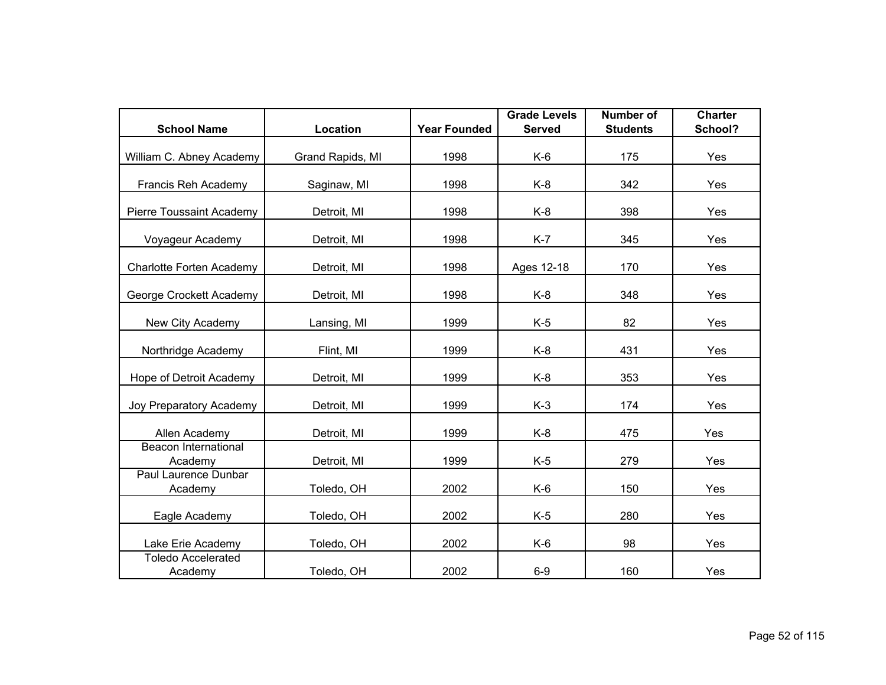| School Name | Location | Year Founded | Grade Levels Served | Number of Students | Charter School? |
|---|---|---|---|---|---|
| William C. Abney Academy | Grand Rapids, MI | 1998 | K-6 | 175 | Yes |
| Francis Reh Academy | Saginaw, MI | 1998 | K-8 | 342 | Yes |
| Pierre Toussaint Academy | Detroit, MI | 1998 | K-8 | 398 | Yes |
| Voyageur Academy | Detroit, MI | 1998 | K-7 | 345 | Yes |
| Charlotte Forten Academy | Detroit, MI | 1998 | Ages 12-18 | 170 | Yes |
| George Crockett Academy | Detroit, MI | 1998 | K-8 | 348 | Yes |
| New City Academy | Lansing, MI | 1999 | K-5 | 82 | Yes |
| Northridge Academy | Flint, MI | 1999 | K-8 | 431 | Yes |
| Hope of Detroit Academy | Detroit, MI | 1999 | K-8 | 353 | Yes |
| Joy Preparatory Academy | Detroit, MI | 1999 | K-3 | 174 | Yes |
| Allen Academy | Detroit, MI | 1999 | K-8 | 475 | Yes |
| Beacon International Academy | Detroit, MI | 1999 | K-5 | 279 | Yes |
| Paul Laurence Dunbar Academy | Toledo, OH | 2002 | K-6 | 150 | Yes |
| Eagle Academy | Toledo, OH | 2002 | K-5 | 280 | Yes |
| Lake Erie Academy | Toledo, OH | 2002 | K-6 | 98 | Yes |
| Toledo Accelerated Academy | Toledo, OH | 2002 | 6-9 | 160 | Yes |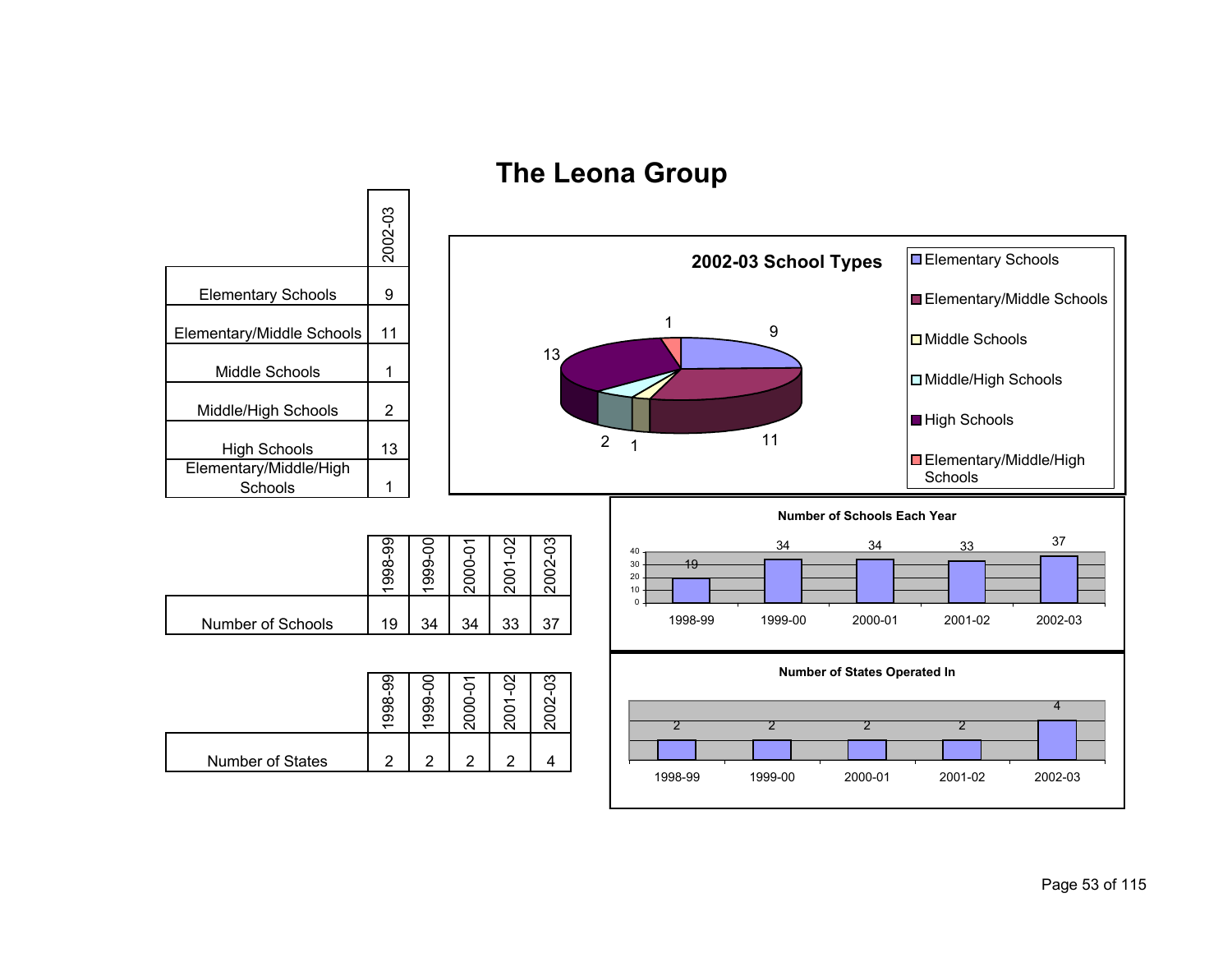# The Leona Group

| | 2002-03 |
|---|---|
| Elementary Schools | 9 |
| Elementary/Middle Schools | 11 |
| Middle Schools | 1 |
| Middle/High Schools | 2 |
| High Schools | 13 |
| Elementary/Middle/High Schools | 1 |

**2002-03 School Types**

- Elementary Schools: 9
- Elementary/Middle Schools: 11
- Middle Schools: 1
- Middle/High Schools: 2
- High Schools: 13
- Elementary/Middle/High Schools: 1

| | 1998-99 | 1999-00 | 2000-01 | 2001-02 | 2002-03 |
|---|---|---|---|---|---|
| Number of Schools | 19 | 34 | 34 | 33 | 37 |

**Number of Schools Each Year**

| 1998-99 | 1999-00 | 2000-01 | 2001-02 | 2002-03 |
|---|---|---|---|---|
| 19 | 34 | 34 | 33 | 37 |

| | 1998-99 | 1999-00 | 2000-01 | 2001-02 | 2002-03 |
|---|---|---|---|---|---|
| Number of States | 2 | 2 | 2 | 2 | 4 |

**Number of States Operated In**

| 1998-99 | 1999-00 | 2000-01 | 2001-02 | 2002-03 |
|---|---|---|---|---|
| 2 | 2 | 2 | 2 | 4 |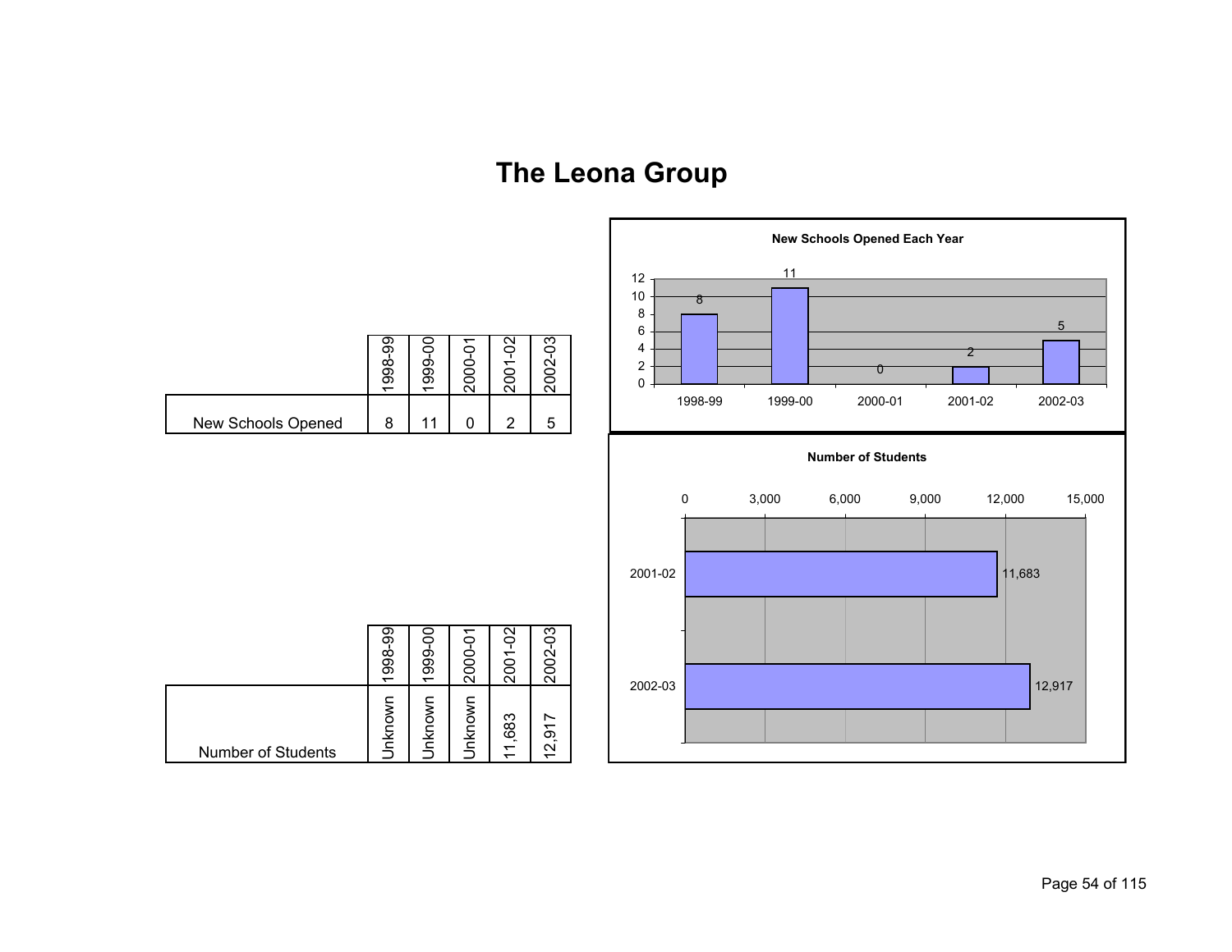# The Leona Group

| | 1998-99 | 1999-00 | 2000-01 | 2001-02 | 2002-03 |
|---|---|---|---|---|---|
| New Schools Opened | 8 | 11 | 0 | 2 | 5 |

**New Schools Opened Each Year**

| 1998-99 | 1999-00 | 2000-01 | 2001-02 | 2002-03 |
|---|---|---|---|---|
| 8 | 11 | 0 | 2 | 5 |

| | 1998-99 | 1999-00 | 2000-01 | 2001-02 | 2002-03 |
|---|---|---|---|---|---|
| Number of Students | Unknown | Unknown | Unknown | 11,683 | 12,917 |

**Number of Students**

| Year | Number of Students |
|---|---|
| 2001-02 | 11,683 |
| 2002-03 | 12,917 |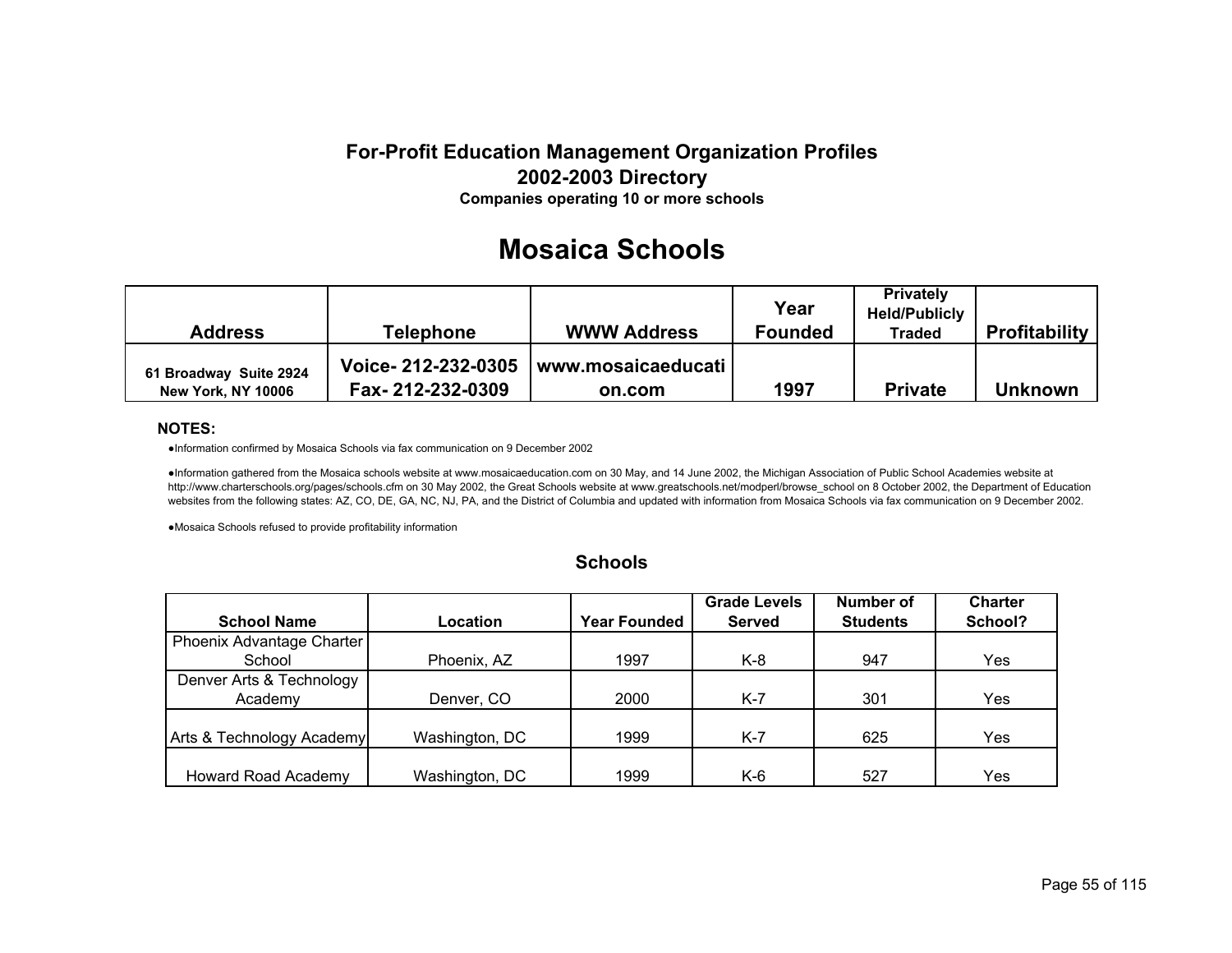**For-Profit Education Management Organization Profiles**
**2002-2003 Directory**
**Companies operating 10 or more schools**

# Mosaica Schools

| Address | Telephone | WWW Address | Year Founded | Privately Held/Publicly Traded | Profitability |
|---|---|---|---|---|---|
| 61 Broadway Suite 2924 New York, NY 10006 | Voice- 212-232-0305 Fax- 212-232-0309 | www.mosaicaeducation.com | 1997 | Private | Unknown |

**NOTES:**

- Information confirmed by Mosaica Schools via fax communication on 9 December 2002
- Information gathered from the Mosaica schools website at www.mosaicaeducation.com on 30 May, and 14 June 2002, the Michigan Association of Public School Academies website at http://www.charterschools.org/pages/schools.cfm on 30 May 2002, the Great Schools website at www.greatschools.net/modperl/browse_school on 8 October 2002, the Department of Education websites from the following states: AZ, CO, DE, GA, NC, NJ, PA, and the District of Columbia and updated with information from Mosaica Schools via fax communication on 9 December 2002.
- Mosaica Schools refused to provide profitability information

## Schools

| School Name | Location | Year Founded | Grade Levels Served | Number of Students | Charter School? |
|---|---|---|---|---|---|
| Phoenix Advantage Charter School | Phoenix, AZ | 1997 | K-8 | 947 | Yes |
| Denver Arts & Technology Academy | Denver, CO | 2000 | K-7 | 301 | Yes |
| Arts & Technology Academy | Washington, DC | 1999 | K-7 | 625 | Yes |
| Howard Road Academy | Washington, DC | 1999 | K-6 | 527 | Yes |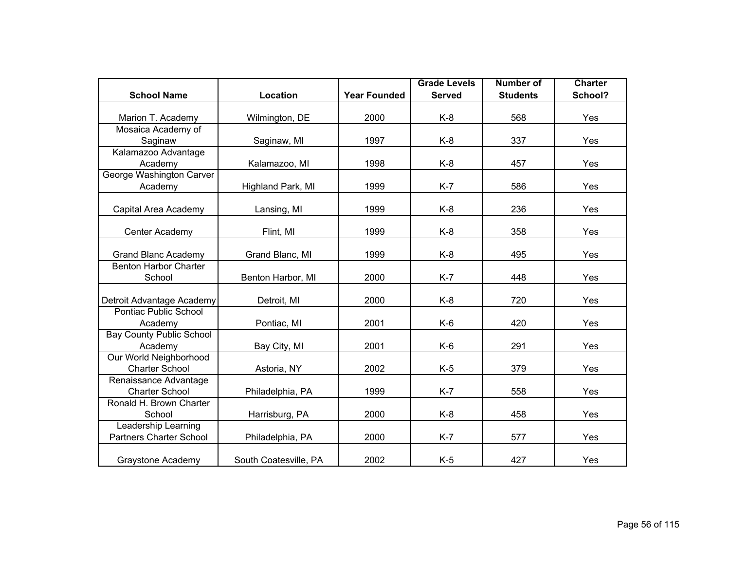| School Name | Location | Year Founded | Grade Levels Served | Number of Students | Charter School? |
|---|---|---|---|---|---|
| Marion T. Academy | Wilmington, DE | 2000 | K-8 | 568 | Yes |
| Mosaica Academy of Saginaw | Saginaw, MI | 1997 | K-8 | 337 | Yes |
| Kalamazoo Advantage Academy | Kalamazoo, MI | 1998 | K-8 | 457 | Yes |
| George Washington Carver Academy | Highland Park, MI | 1999 | K-7 | 586 | Yes |
| Capital Area Academy | Lansing, MI | 1999 | K-8 | 236 | Yes |
| Center Academy | Flint, MI | 1999 | K-8 | 358 | Yes |
| Grand Blanc Academy | Grand Blanc, MI | 1999 | K-8 | 495 | Yes |
| Benton Harbor Charter School | Benton Harbor, MI | 2000 | K-7 | 448 | Yes |
| Detroit Advantage Academy | Detroit, MI | 2000 | K-8 | 720 | Yes |
| Pontiac Public School Academy | Pontiac, MI | 2001 | K-6 | 420 | Yes |
| Bay County Public School Academy | Bay City, MI | 2001 | K-6 | 291 | Yes |
| Our World Neighborhood Charter School | Astoria, NY | 2002 | K-5 | 379 | Yes |
| Renaissance Advantage Charter School | Philadelphia, PA | 1999 | K-7 | 558 | Yes |
| Ronald H. Brown Charter School | Harrisburg, PA | 2000 | K-8 | 458 | Yes |
| Leadership Learning Partners Charter School | Philadelphia, PA | 2000 | K-7 | 577 | Yes |
| Graystone Academy | South Coatesville, PA | 2002 | K-5 | 427 | Yes |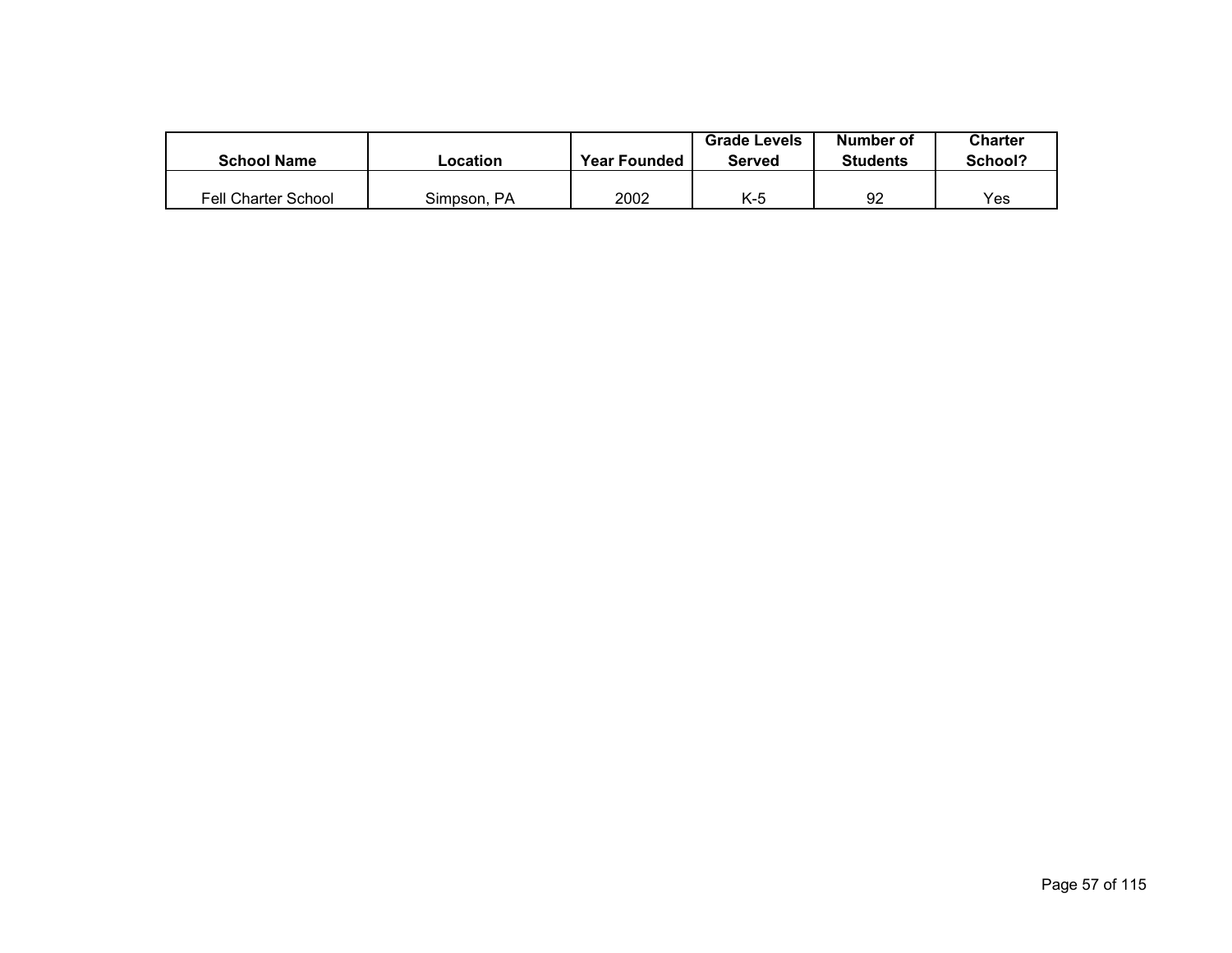| School Name | Location | Year Founded | Grade Levels Served | Number of Students | Charter School? |
|---|---|---|---|---|---|
| Fell Charter School | Simpson, PA | 2002 | K-5 | 92 | Yes |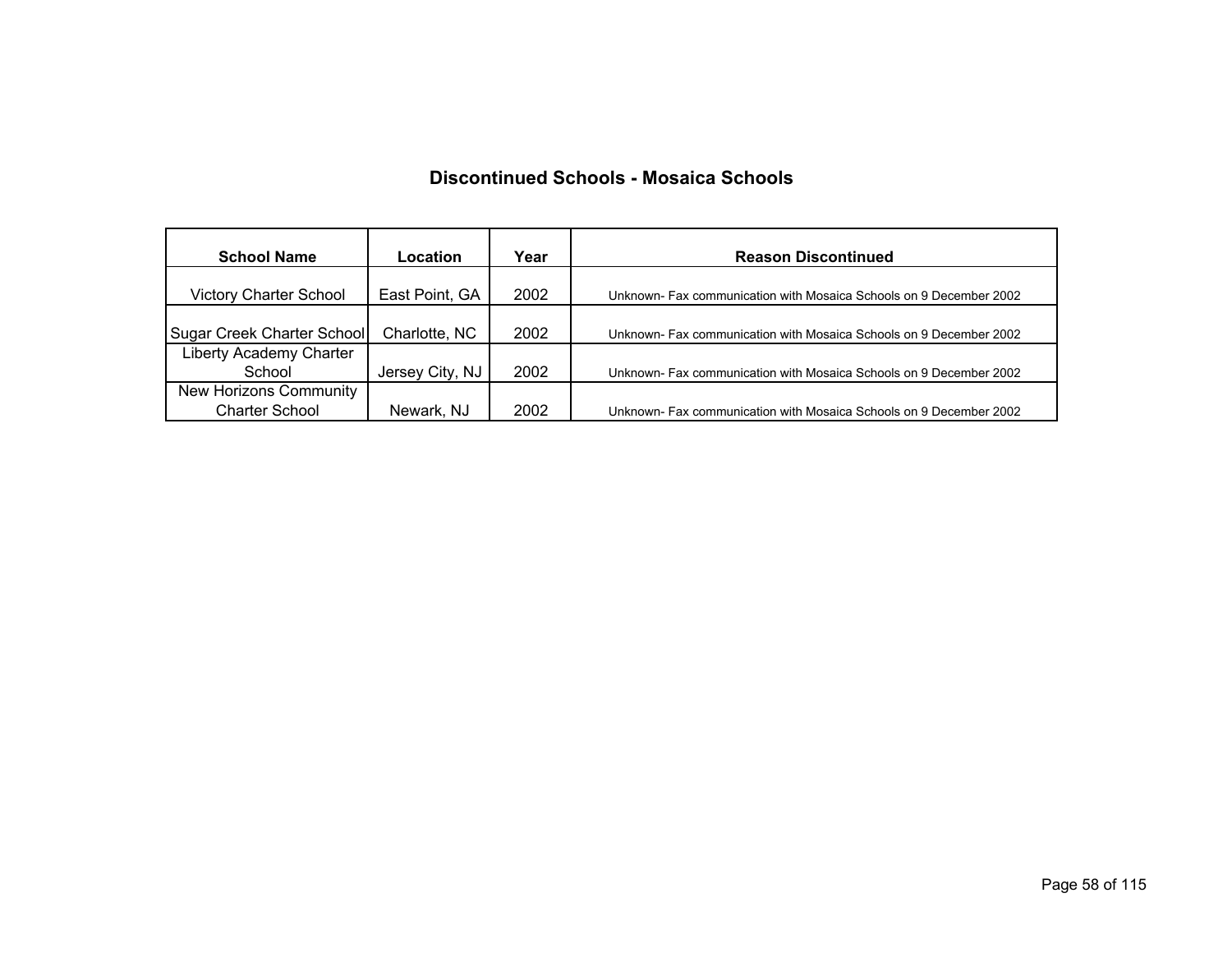## Discontinued Schools - Mosaica Schools

| School Name | Location | Year | Reason Discontinued |
|---|---|---|---|
| Victory Charter School | East Point, GA | 2002 | Unknown- Fax communication with Mosaica Schools on 9 December 2002 |
| Sugar Creek Charter School | Charlotte, NC | 2002 | Unknown- Fax communication with Mosaica Schools on 9 December 2002 |
| Liberty Academy Charter School | Jersey City, NJ | 2002 | Unknown- Fax communication with Mosaica Schools on 9 December 2002 |
| New Horizons Community Charter School | Newark, NJ | 2002 | Unknown- Fax communication with Mosaica Schools on 9 December 2002 |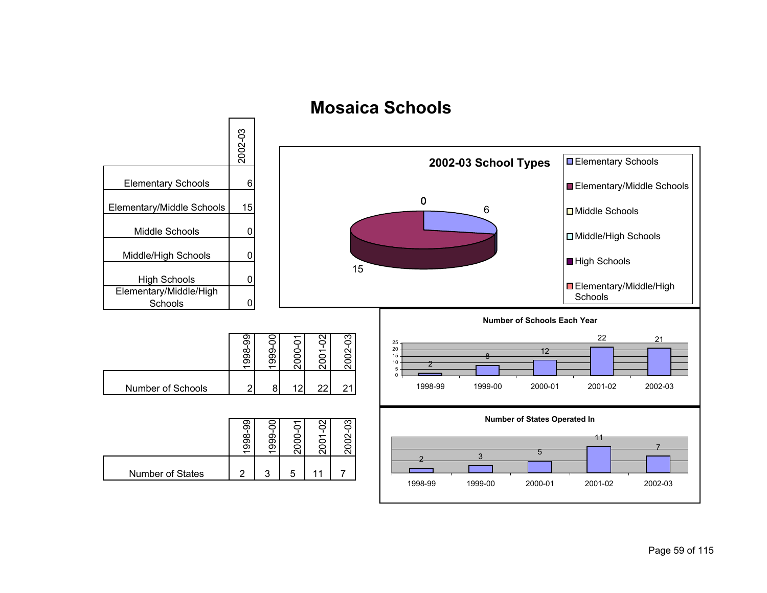# Mosaica Schools

| | 2002-03 |
|---|---|
| Elementary Schools | 6 |
| Elementary/Middle Schools | 15 |
| Middle Schools | 0 |
| Middle/High Schools | 0 |
| High Schools | 0 |
| Elementary/Middle/High Schools | 0 |

**2002-03 School Types**

- Elementary Schools: 6
- Elementary/Middle Schools: 15
- Middle Schools
- Middle/High Schools
- High Schools
- Elementary/Middle/High Schools

| | 1998-99 | 1999-00 | 2000-01 | 2001-02 | 2002-03 |
|---|---|---|---|---|---|
| Number of Schools | 2 | 8 | 12 | 22 | 21 |

**Number of Schools Each Year**

| 1998-99 | 1999-00 | 2000-01 | 2001-02 | 2002-03 |
|---|---|---|---|---|
| 2 | 8 | 12 | 22 | 21 |

| | 1998-99 | 1999-00 | 2000-01 | 2001-02 | 2002-03 |
|---|---|---|---|---|---|
| Number of States | 2 | 3 | 5 | 11 | 7 |

**Number of States Operated In**

| 1998-99 | 1999-00 | 2000-01 | 2001-02 | 2002-03 |
|---|---|---|---|---|
| 2 | 3 | 5 | 11 | 7 |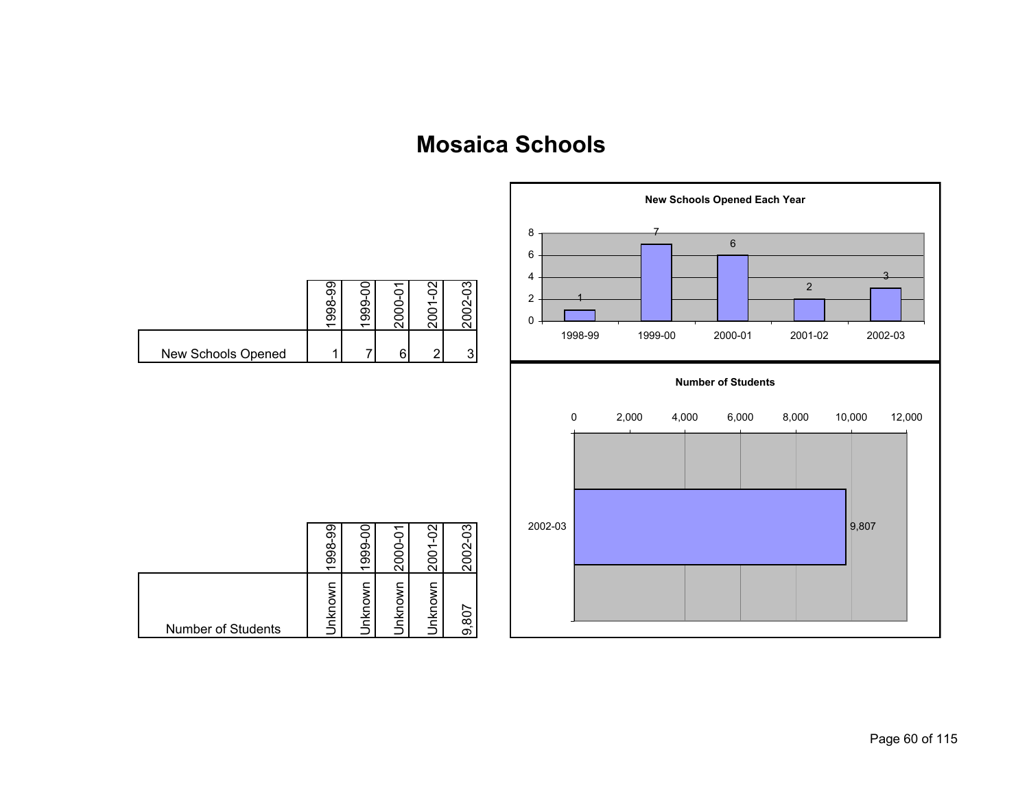# Mosaica Schools

| | 1998-99 | 1999-00 | 2000-01 | 2001-02 | 2002-03 |
|---|---|---|---|---|---|
| New Schools Opened | 1 | 7 | 6 | 2 | 3 |

**New Schools Opened Each Year**

| 1998-99 | 1999-00 | 2000-01 | 2001-02 | 2002-03 |
|---|---|---|---|---|
| 1 | 7 | 6 | 2 | 3 |

| | 1998-99 | 1999-00 | 2000-01 | 2001-02 | 2002-03 |
|---|---|---|---|---|---|
| Number of Students | Unknown | Unknown | Unknown | Unknown | 9,807 |

**Number of Students**

| | Number of Students |
|---|---|
| 2002-03 | 9,807 |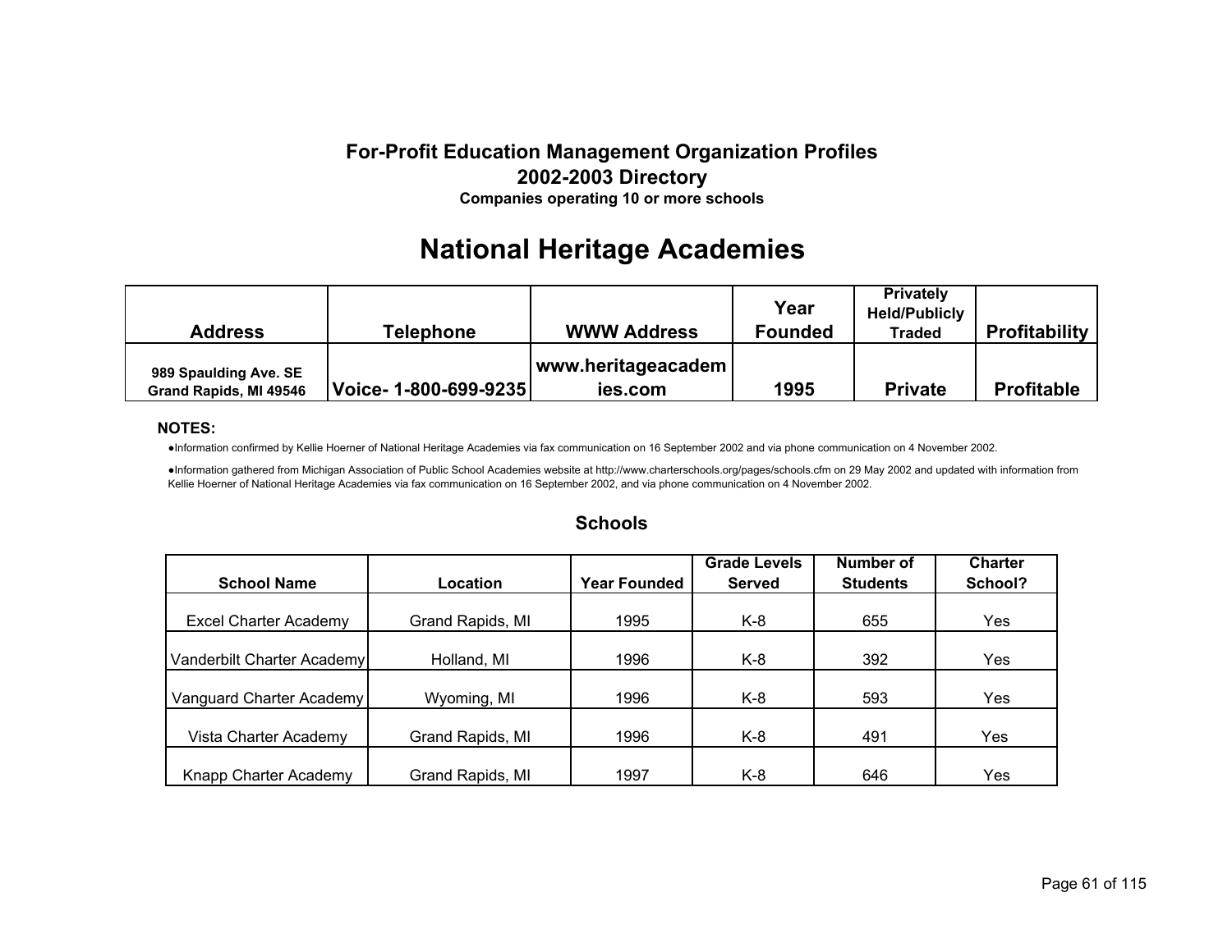**For-Profit Education Management Organization Profiles**
**2002-2003 Directory**
**Companies operating 10 or more schools**

# National Heritage Academies

| Address | Telephone | WWW Address | Year Founded | Privately Held/Publicly Traded | Profitability |
|---|---|---|---|---|---|
| 989 Spaulding Ave. SE Grand Rapids, MI 49546 | Voice- 1-800-699-9235 | www.heritageacademies.com | 1995 | Private | Profitable |

**NOTES:**

- Information confirmed by Kellie Hoerner of National Heritage Academies via fax communication on 16 September 2002 and via phone communication on 4 November 2002.
- Information gathered from Michigan Association of Public School Academies website at http://www.charterschools.org/pages/schools.cfm on 29 May 2002 and updated with information from Kellie Hoerner of National Heritage Academies via fax communication on 16 September 2002, and via phone communication on 4 November 2002.

## Schools

| School Name | Location | Year Founded | Grade Levels Served | Number of Students | Charter School? |
|---|---|---|---|---|---|
| Excel Charter Academy | Grand Rapids, MI | 1995 | K-8 | 655 | Yes |
| Vanderbilt Charter Academy | Holland, MI | 1996 | K-8 | 392 | Yes |
| Vanguard Charter Academy | Wyoming, MI | 1996 | K-8 | 593 | Yes |
| Vista Charter Academy | Grand Rapids, MI | 1996 | K-8 | 491 | Yes |
| Knapp Charter Academy | Grand Rapids, MI | 1997 | K-8 | 646 | Yes |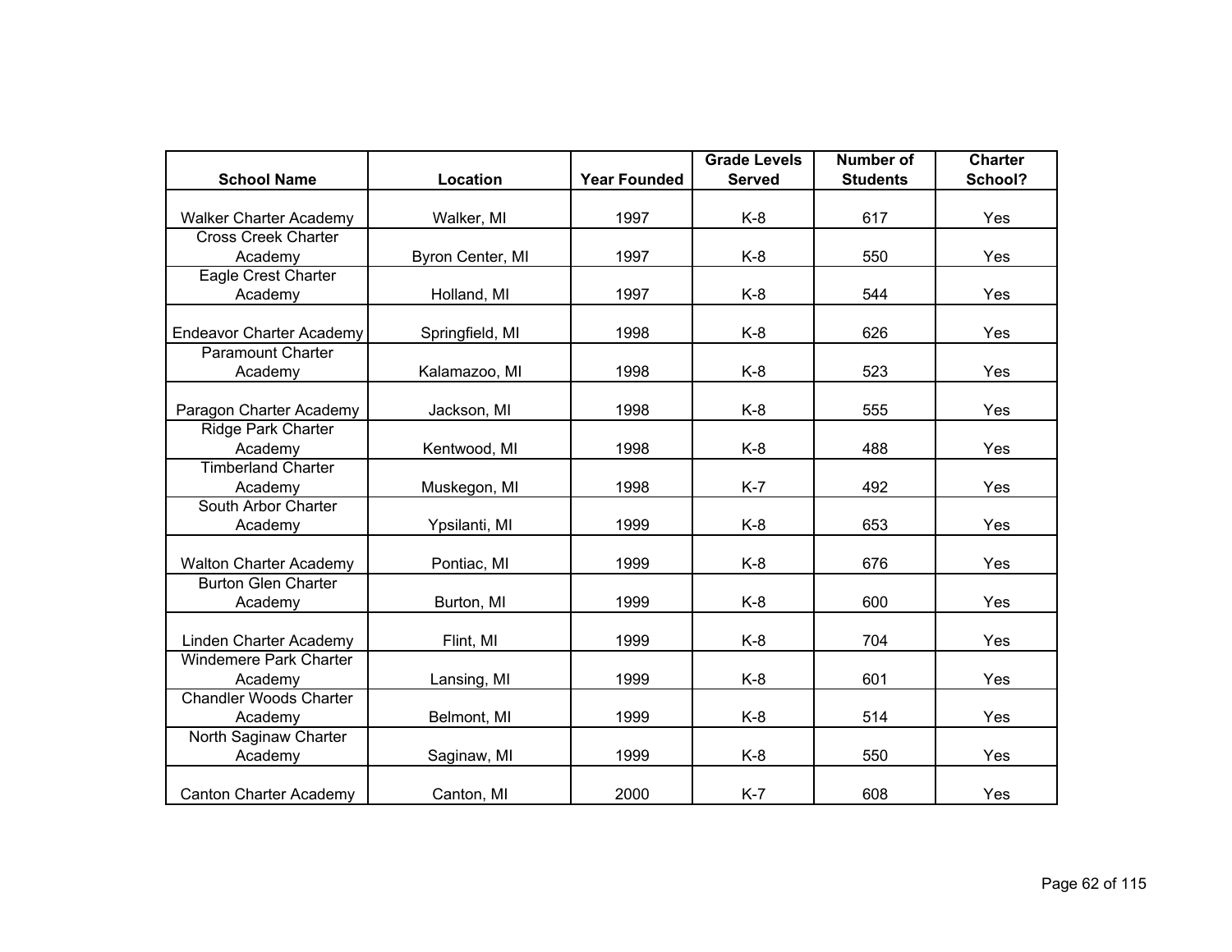| School Name | Location | Year Founded | Grade Levels Served | Number of Students | Charter School? |
|---|---|---|---|---|---|
| Walker Charter Academy | Walker, MI | 1997 | K-8 | 617 | Yes |
| Cross Creek Charter Academy | Byron Center, MI | 1997 | K-8 | 550 | Yes |
| Eagle Crest Charter Academy | Holland, MI | 1997 | K-8 | 544 | Yes |
| Endeavor Charter Academy | Springfield, MI | 1998 | K-8 | 626 | Yes |
| Paramount Charter Academy | Kalamazoo, MI | 1998 | K-8 | 523 | Yes |
| Paragon Charter Academy | Jackson, MI | 1998 | K-8 | 555 | Yes |
| Ridge Park Charter Academy | Kentwood, MI | 1998 | K-8 | 488 | Yes |
| Timberland Charter Academy | Muskegon, MI | 1998 | K-7 | 492 | Yes |
| South Arbor Charter Academy | Ypsilanti, MI | 1999 | K-8 | 653 | Yes |
| Walton Charter Academy | Pontiac, MI | 1999 | K-8 | 676 | Yes |
| Burton Glen Charter Academy | Burton, MI | 1999 | K-8 | 600 | Yes |
| Linden Charter Academy | Flint, MI | 1999 | K-8 | 704 | Yes |
| Windemere Park Charter Academy | Lansing, MI | 1999 | K-8 | 601 | Yes |
| Chandler Woods Charter Academy | Belmont, MI | 1999 | K-8 | 514 | Yes |
| North Saginaw Charter Academy | Saginaw, MI | 1999 | K-8 | 550 | Yes |
| Canton Charter Academy | Canton, MI | 2000 | K-7 | 608 | Yes |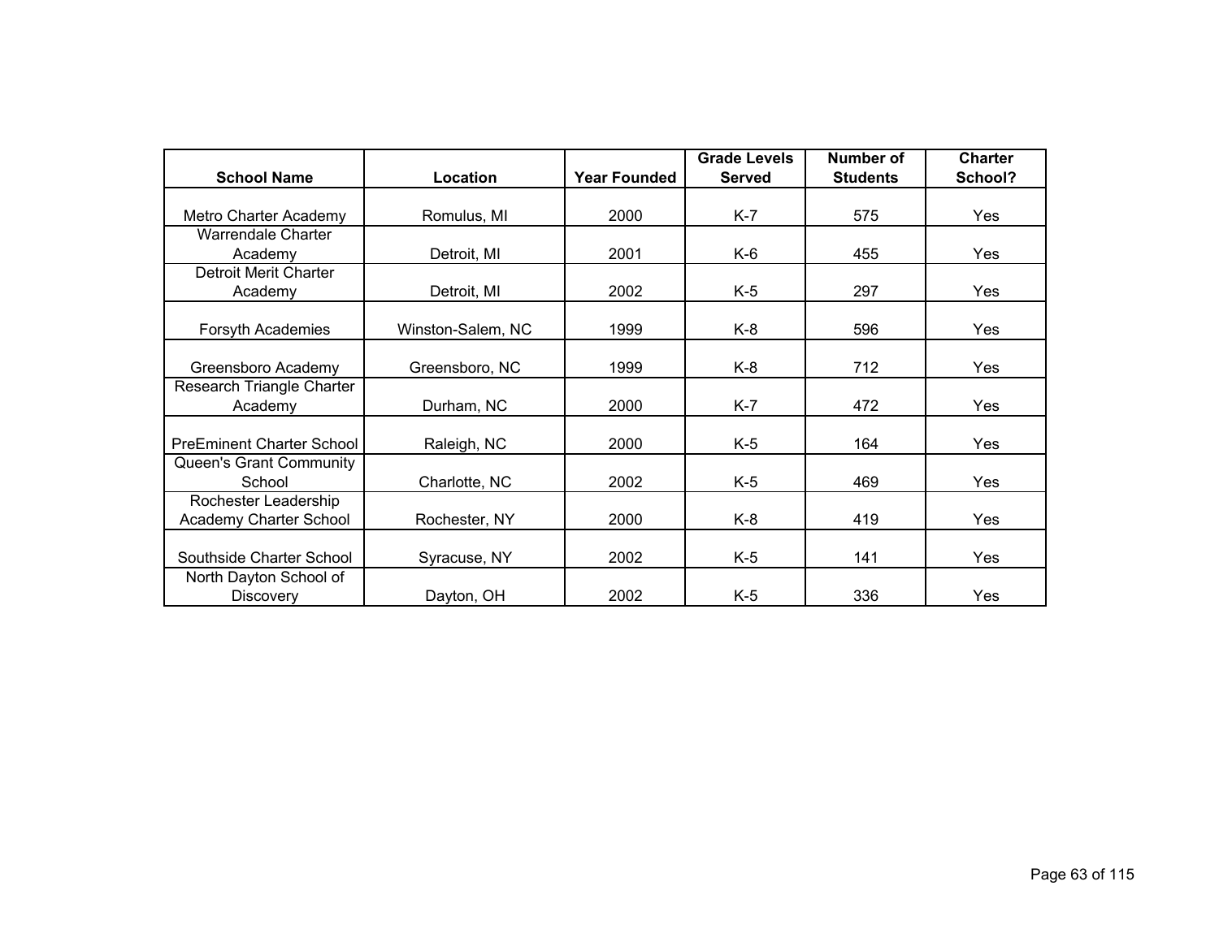| School Name | Location | Year Founded | Grade Levels Served | Number of Students | Charter School? |
|---|---|---|---|---|---|
| Metro Charter Academy | Romulus, MI | 2000 | K-7 | 575 | Yes |
| Warrendale Charter Academy | Detroit, MI | 2001 | K-6 | 455 | Yes |
| Detroit Merit Charter Academy | Detroit, MI | 2002 | K-5 | 297 | Yes |
| Forsyth Academies | Winston-Salem, NC | 1999 | K-8 | 596 | Yes |
| Greensboro Academy | Greensboro, NC | 1999 | K-8 | 712 | Yes |
| Research Triangle Charter Academy | Durham, NC | 2000 | K-7 | 472 | Yes |
| PreEminent Charter School | Raleigh, NC | 2000 | K-5 | 164 | Yes |
| Queen's Grant Community School | Charlotte, NC | 2002 | K-5 | 469 | Yes |
| Rochester Leadership Academy Charter School | Rochester, NY | 2000 | K-8 | 419 | Yes |
| Southside Charter School | Syracuse, NY | 2002 | K-5 | 141 | Yes |
| North Dayton School of Discovery | Dayton, OH | 2002 | K-5 | 336 | Yes |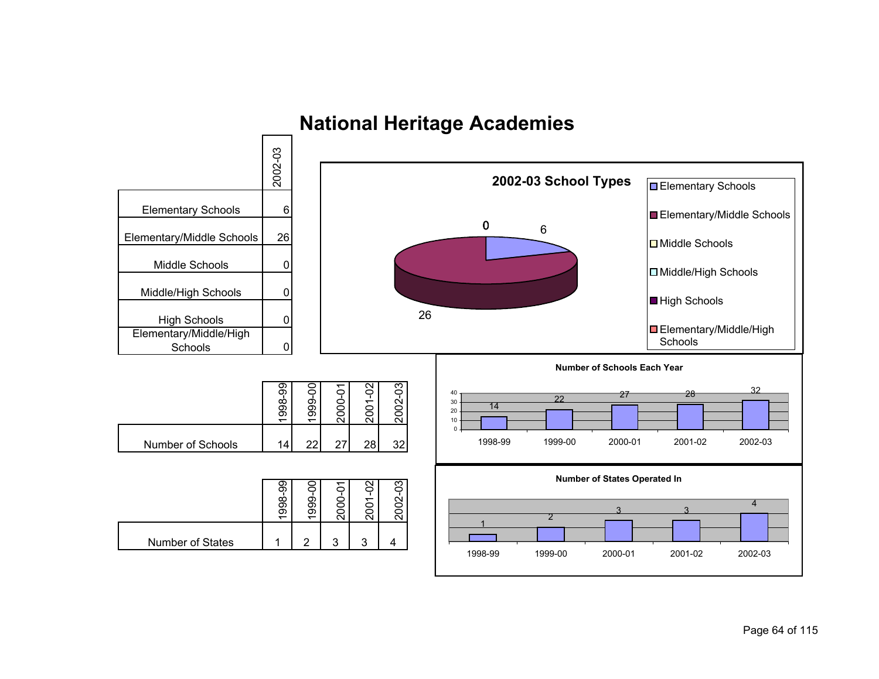# National Heritage Academies

| | 2002-03 |
|---|---|
| Elementary Schools | 6 |
| Elementary/Middle Schools | 26 |
| Middle Schools | 0 |
| Middle/High Schools | 0 |
| High Schools | 0 |
| Elementary/Middle/High Schools | 0 |

**2002-03 School Types**

- Elementary Schools
- Elementary/Middle Schools
- Middle Schools
- Middle/High Schools
- High Schools
- Elementary/Middle/High Schools

6, 26, 0

| | 1998-99 | 1999-00 | 2000-01 | 2001-02 | 2002-03 |
|---|---|---|---|---|---|
| Number of Schools | 14 | 22 | 27 | 28 | 32 |

**Number of Schools Each Year**

| 1998-99 | 1999-00 | 2000-01 | 2001-02 | 2002-03 |
|---|---|---|---|---|
| 14 | 22 | 27 | 28 | 32 |

| | 1998-99 | 1999-00 | 2000-01 | 2001-02 | 2002-03 |
|---|---|---|---|---|---|
| Number of States | 1 | 2 | 3 | 3 | 4 |

**Number of States Operated In**

| 1998-99 | 1999-00 | 2000-01 | 2001-02 | 2002-03 |
|---|---|---|---|---|
| 1 | 2 | 3 | 3 | 4 |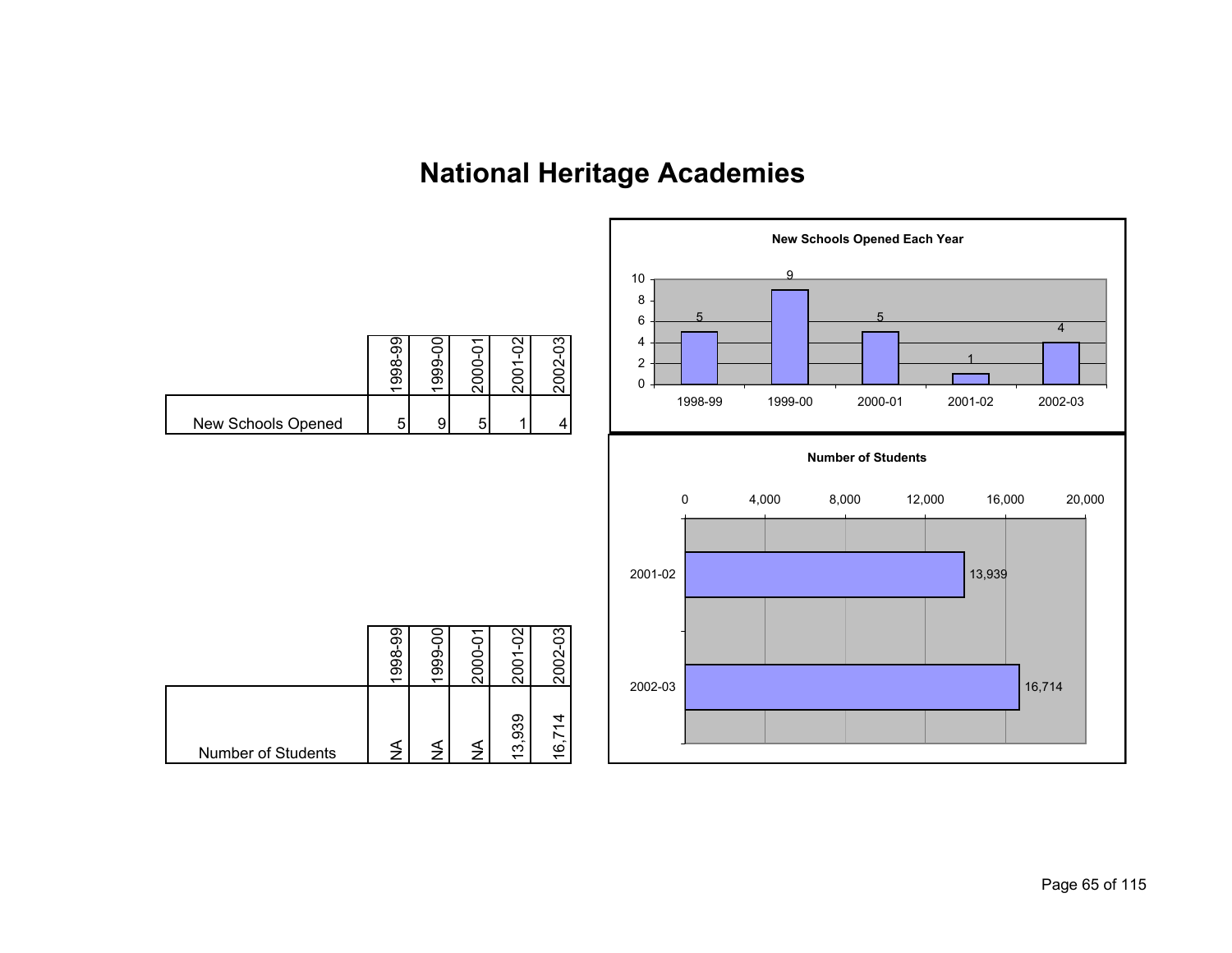# National Heritage Academies

| | 1998-99 | 1999-00 | 2000-01 | 2001-02 | 2002-03 |
|---|---|---|---|---|---|
| New Schools Opened | 5 | 9 | 5 | 1 | 4 |

**New Schools Opened Each Year**

| | 1998-99 | 1999-00 | 2000-01 | 2001-02 | 2002-03 |
|---|---|---|---|---|---|
| Number of Students | NA | NA | NA | 13,939 | 16,714 |

**Number of Students**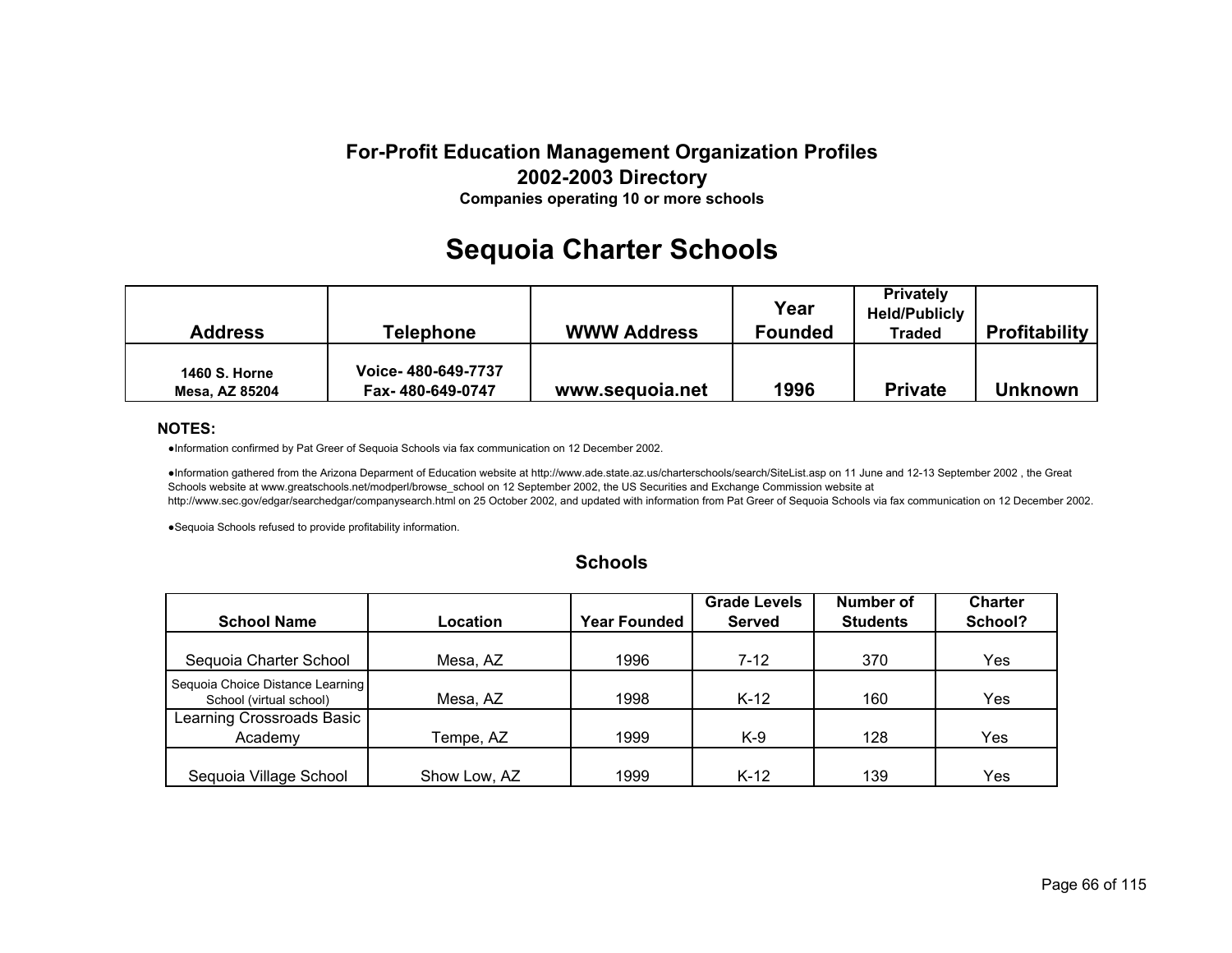**For-Profit Education Management Organization Profiles**
**2002-2003 Directory**
**Companies operating 10 or more schools**

# Sequoia Charter Schools

| Address | Telephone | WWW Address | Year Founded | Privately Held/Publicly Traded | Profitability |
|---|---|---|---|---|---|
| 1460 S. Horne Mesa, AZ 85204 | Voice- 480-649-7737 Fax- 480-649-0747 | www.sequoia.net | 1996 | Private | Unknown |

**NOTES:**

- Information confirmed by Pat Greer of Sequoia Schools via fax communication on 12 December 2002.
- Information gathered from the Arizona Deparment of Education website at http://www.ade.state.az.us/charterschools/search/SiteList.asp on 11 June and 12-13 September 2002 , the Great Schools website at www.greatschools.net/modperl/browse_school on 12 September 2002, the US Securities and Exchange Commission website at http://www.sec.gov/edgar/searchedgar/companysearch.html on 25 October 2002, and updated with information from Pat Greer of Sequoia Schools via fax communication on 12 December 2002.
- Sequoia Schools refused to provide profitability information.

## Schools

| School Name | Location | Year Founded | Grade Levels Served | Number of Students | Charter School? |
|---|---|---|---|---|---|
| Sequoia Charter School | Mesa, AZ | 1996 | 7-12 | 370 | Yes |
| Sequoia Choice Distance Learning School (virtual school) | Mesa, AZ | 1998 | K-12 | 160 | Yes |
| Learning Crossroads Basic Academy | Tempe, AZ | 1999 | K-9 | 128 | Yes |
| Sequoia Village School | Show Low, AZ | 1999 | K-12 | 139 | Yes |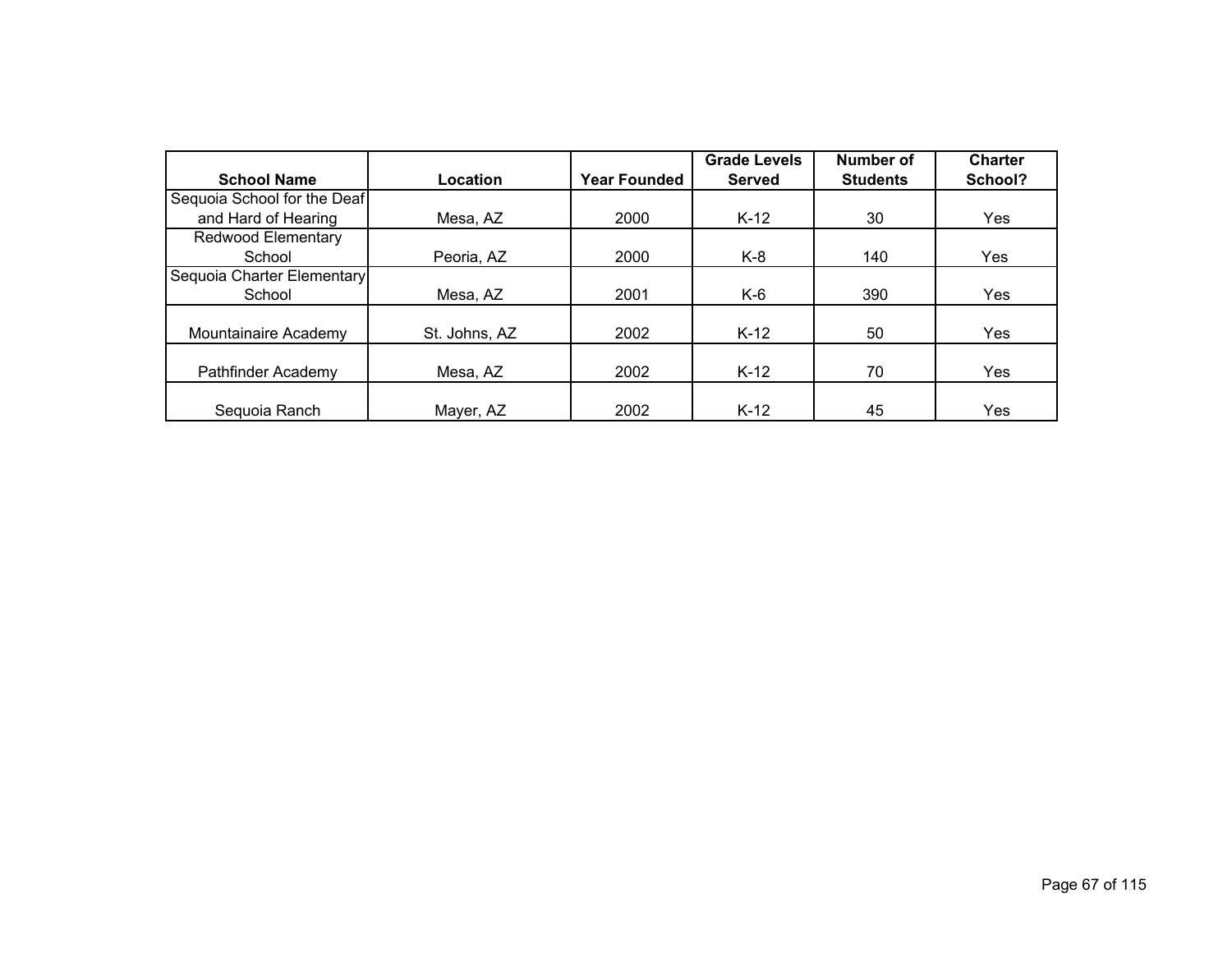| School Name | Location | Year Founded | Grade Levels Served | Number of Students | Charter School? |
|---|---|---|---|---|---|
| Sequoia School for the Deaf and Hard of Hearing | Mesa, AZ | 2000 | K-12 | 30 | Yes |
| Redwood Elementary School | Peoria, AZ | 2000 | K-8 | 140 | Yes |
| Sequoia Charter Elementary School | Mesa, AZ | 2001 | K-6 | 390 | Yes |
| Mountainaire Academy | St. Johns, AZ | 2002 | K-12 | 50 | Yes |
| Pathfinder Academy | Mesa, AZ | 2002 | K-12 | 70 | Yes |
| Sequoia Ranch | Mayer, AZ | 2002 | K-12 | 45 | Yes |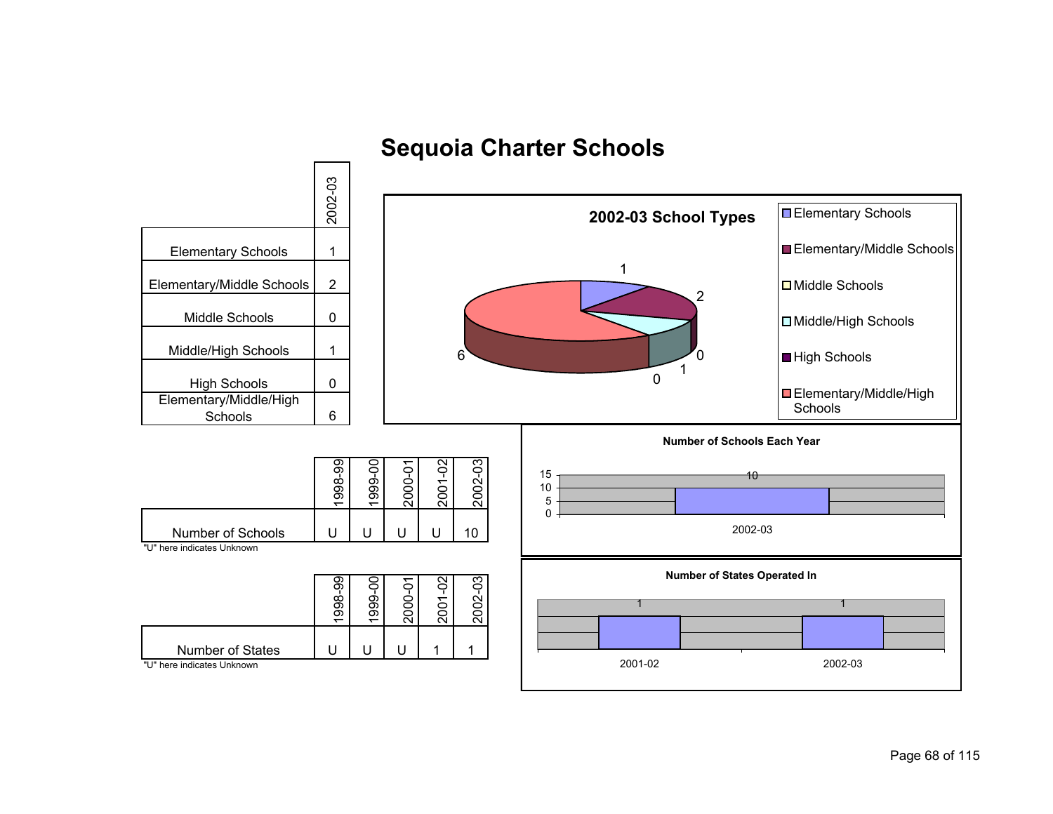# Sequoia Charter Schools

| | 2002-03 |
|---|---|
| Elementary Schools | 1 |
| Elementary/Middle Schools | 2 |
| Middle Schools | 0 |
| Middle/High Schools | 1 |
| High Schools | 0 |
| Elementary/Middle/High Schools | 6 |

**2002-03 School Types**

| School Type | Count |
|---|---|
| Elementary Schools | 1 |
| Elementary/Middle Schools | 2 |
| Middle Schools | 0 |
| Middle/High Schools | 1 |
| High Schools | 0 |
| Elementary/Middle/High Schools | 6 |

| | 1998-99 | 1999-00 | 2000-01 | 2001-02 | 2002-03 |
|---|---|---|---|---|---|
| Number of Schools | U | U | U | U | 10 |

"U" here indicates Unknown

**Number of Schools Each Year**

| Year | Number of Schools |
|---|---|
| 2002-03 | 10 |

| | 1998-99 | 1999-00 | 2000-01 | 2001-02 | 2002-03 |
|---|---|---|---|---|---|
| Number of States | U | U | U | 1 | 1 |

"U" here indicates Unknown

**Number of States Operated In**

| Year | Number of States |
|---|---|
| 2001-02 | 1 |
| 2002-03 | 1 |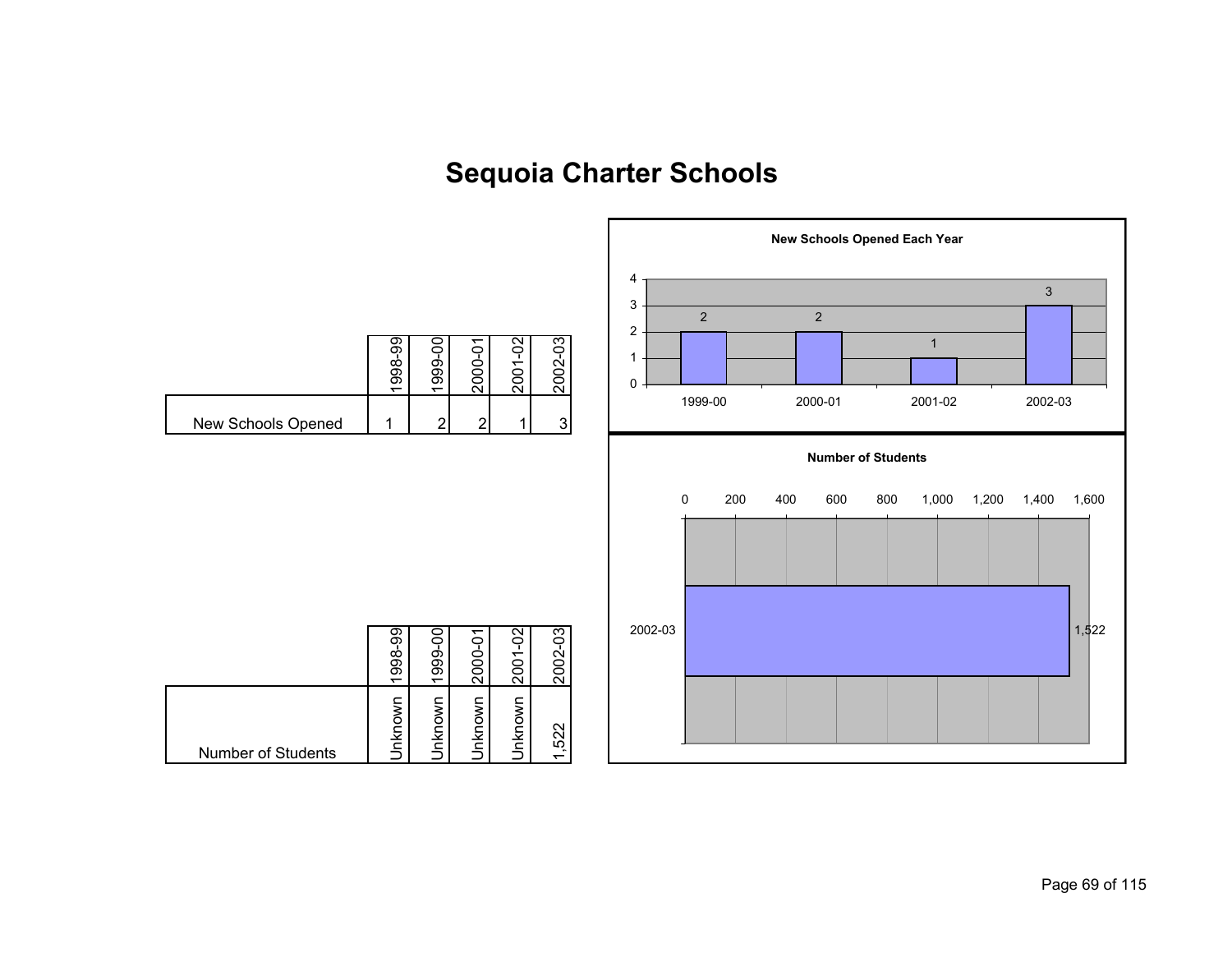# Sequoia Charter Schools

| | 1998-99 | 1999-00 | 2000-01 | 2001-02 | 2002-03 |
|---|---|---|---|---|---|
| New Schools Opened | 1 | 2 | 2 | 1 | 3 |

**New Schools Opened Each Year**

| 1999-00 | 2000-01 | 2001-02 | 2002-03 |
|---|---|---|---|
| 2 | 2 | 1 | 3 |

| | 1998-99 | 1999-00 | 2000-01 | 2001-02 | 2002-03 |
|---|---|---|---|---|---|
| Number of Students | Unknown | Unknown | Unknown | Unknown | 1,522 |

**Number of Students**

| 2002-03 |
|---|
| 1,522 |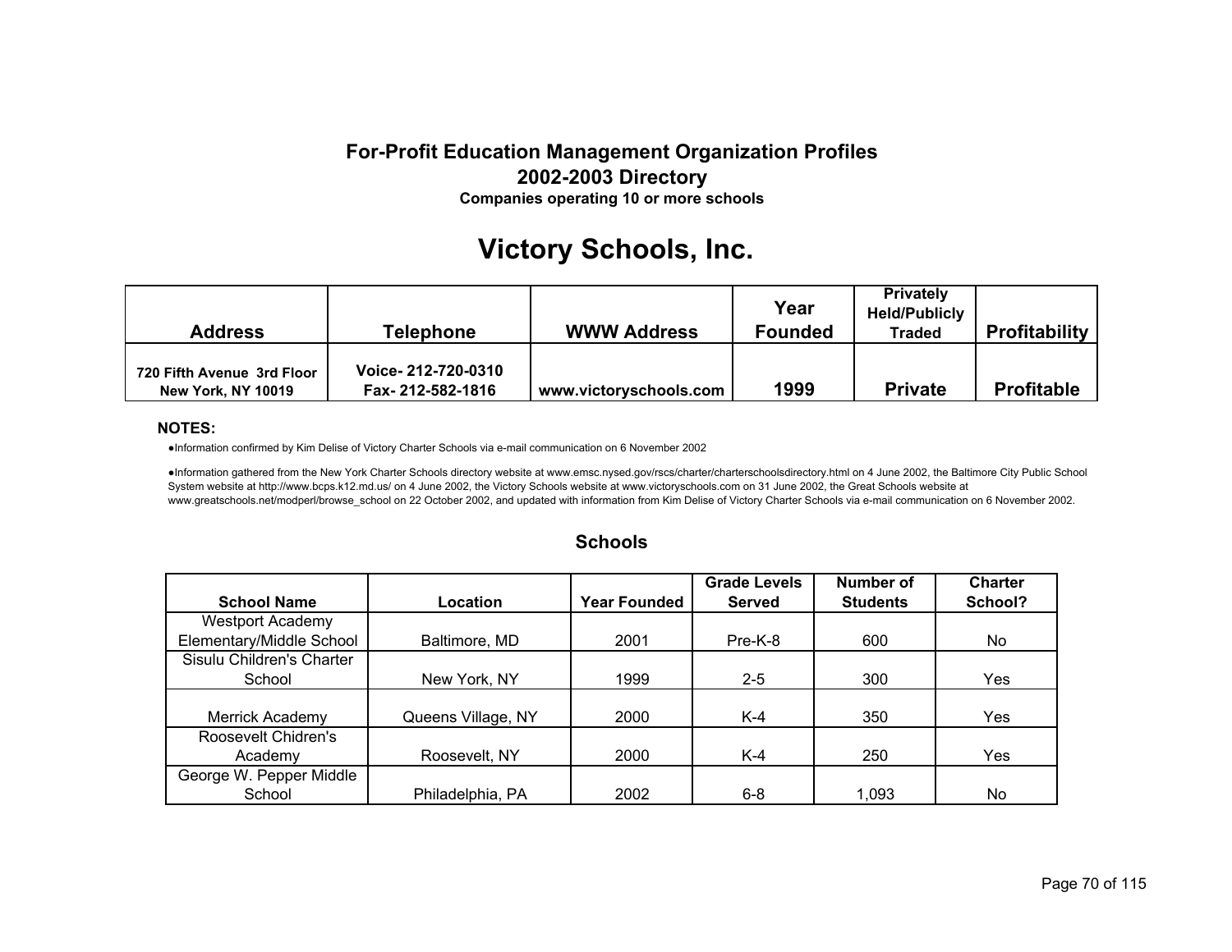**For-Profit Education Management Organization Profiles**
**2002-2003 Directory**
**Companies operating 10 or more schools**

# Victory Schools, Inc.

| Address | Telephone | WWW Address | Year Founded | Privately Held/Publicly Traded | Profitability |
|---|---|---|---|---|---|
| 720 Fifth Avenue 3rd Floor New York, NY 10019 | Voice- 212-720-0310 Fax- 212-582-1816 | www.victoryschools.com | 1999 | Private | Profitable |

**NOTES:**

- Information confirmed by Kim Delise of Victory Charter Schools via e-mail communication on 6 November 2002
- Information gathered from the New York Charter Schools directory website at www.emsc.nysed.gov/rscs/charter/charterschoolsdirectory.html on 4 June 2002, the Baltimore City Public School System website at http://www.bcps.k12.md.us/ on 4 June 2002, the Victory Schools website at www.victoryschools.com on 31 June 2002, the Great Schools website at www.greatschools.net/modperl/browse_school on 22 October 2002, and updated with information from Kim Delise of Victory Charter Schools via e-mail communication on 6 November 2002.

## Schools

| School Name | Location | Year Founded | Grade Levels Served | Number of Students | Charter School? |
|---|---|---|---|---|---|
| Westport Academy Elementary/Middle School | Baltimore, MD | 2001 | Pre-K-8 | 600 | No |
| Sisulu Children's Charter School | New York, NY | 1999 | 2-5 | 300 | Yes |
| Merrick Academy | Queens Village, NY | 2000 | K-4 | 350 | Yes |
| Roosevelt Chidren's Academy | Roosevelt, NY | 2000 | K-4 | 250 | Yes |
| George W. Pepper Middle School | Philadelphia, PA | 2002 | 6-8 | 1,093 | No |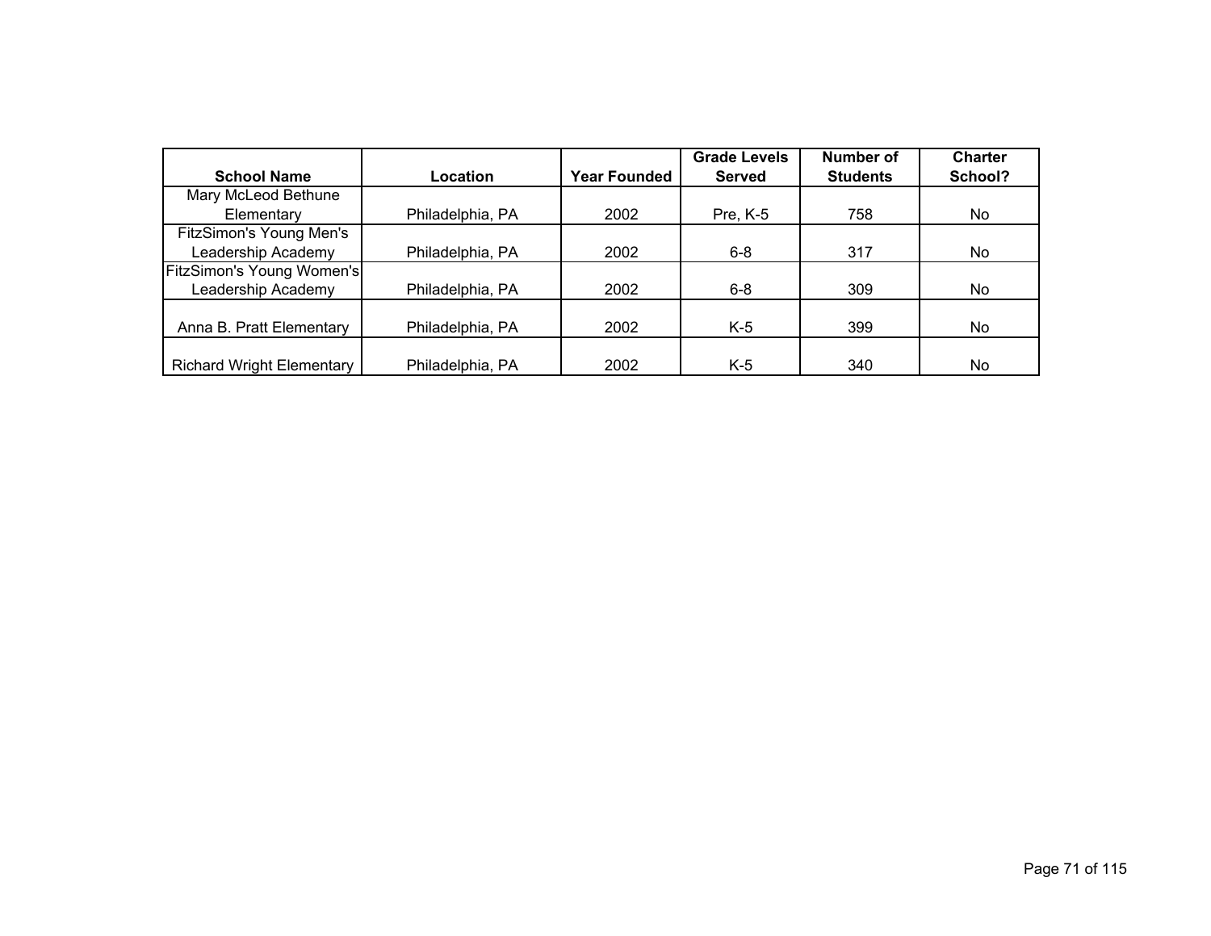| School Name | Location | Year Founded | Grade Levels Served | Number of Students | Charter School? |
|---|---|---|---|---|---|
| Mary McLeod Bethune Elementary | Philadelphia, PA | 2002 | Pre, K-5 | 758 | No |
| FitzSimon's Young Men's Leadership Academy | Philadelphia, PA | 2002 | 6-8 | 317 | No |
| FitzSimon's Young Women's Leadership Academy | Philadelphia, PA | 2002 | 6-8 | 309 | No |
| Anna B. Pratt Elementary | Philadelphia, PA | 2002 | K-5 | 399 | No |
| Richard Wright Elementary | Philadelphia, PA | 2002 | K-5 | 340 | No |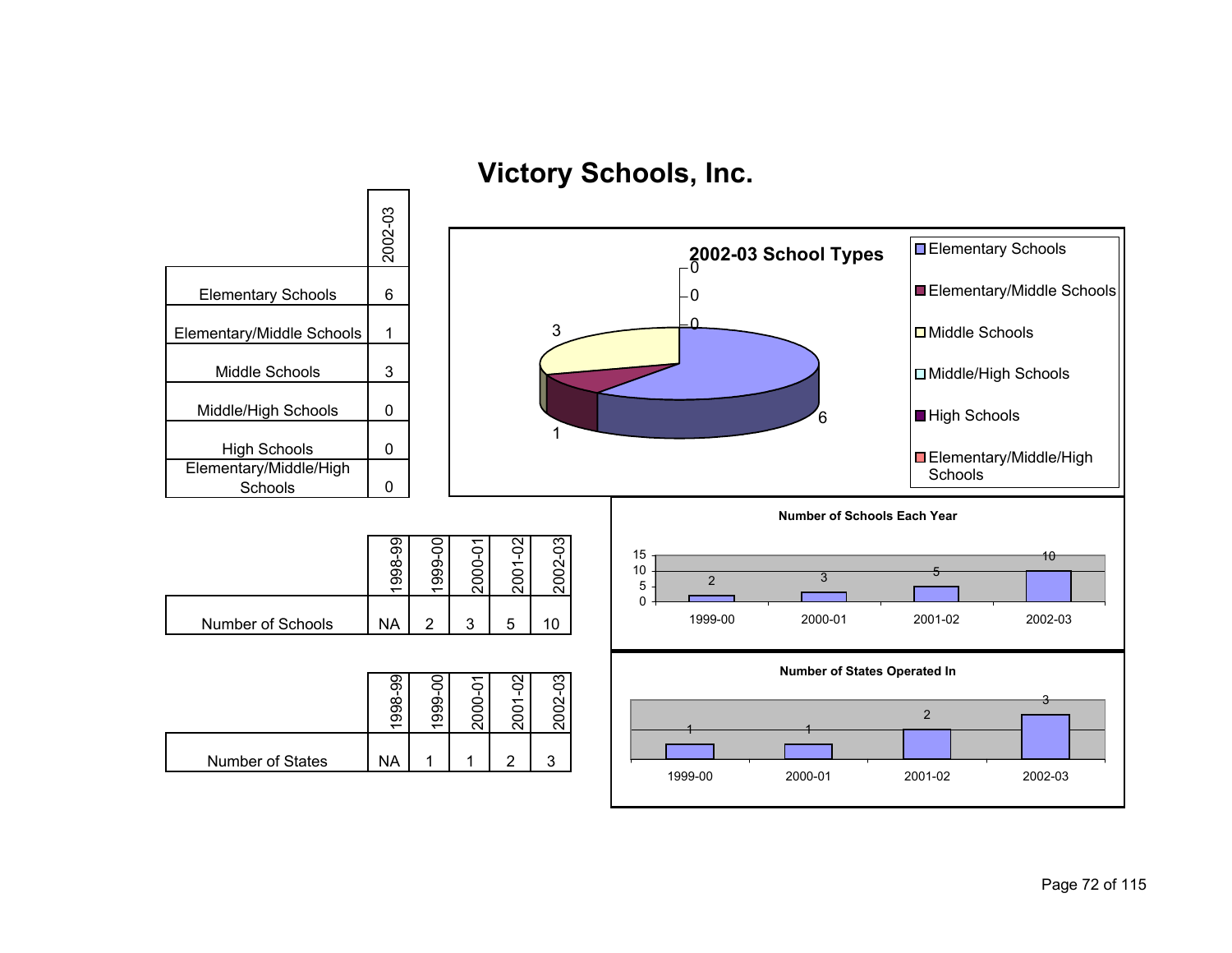# Victory Schools, Inc.

| | 2002-03 |
|---|---|
| Elementary Schools | 6 |
| Elementary/Middle Schools | 1 |
| Middle Schools | 3 |
| Middle/High Schools | 0 |
| High Schools | 0 |
| Elementary/Middle/High Schools | 0 |

**2002-03 School Types**

- Elementary Schools: 6
- Elementary/Middle Schools: 1
- Middle Schools: 3
- Middle/High Schools: 0
- High Schools: 0
- Elementary/Middle/High Schools: 0

| | 1998-99 | 1999-00 | 2000-01 | 2001-02 | 2002-03 |
|---|---|---|---|---|---|
| Number of Schools | NA | 2 | 3 | 5 | 10 |

**Number of Schools Each Year**

| 1999-00 | 2000-01 | 2001-02 | 2002-03 |
|---|---|---|---|
| 2 | 3 | 5 | 10 |

| | 1998-99 | 1999-00 | 2000-01 | 2001-02 | 2002-03 |
|---|---|---|---|---|---|
| Number of States | NA | 1 | 1 | 2 | 3 |

**Number of States Operated In**

| 1999-00 | 2000-01 | 2001-02 | 2002-03 |
|---|---|---|---|
| 1 | 1 | 2 | 3 |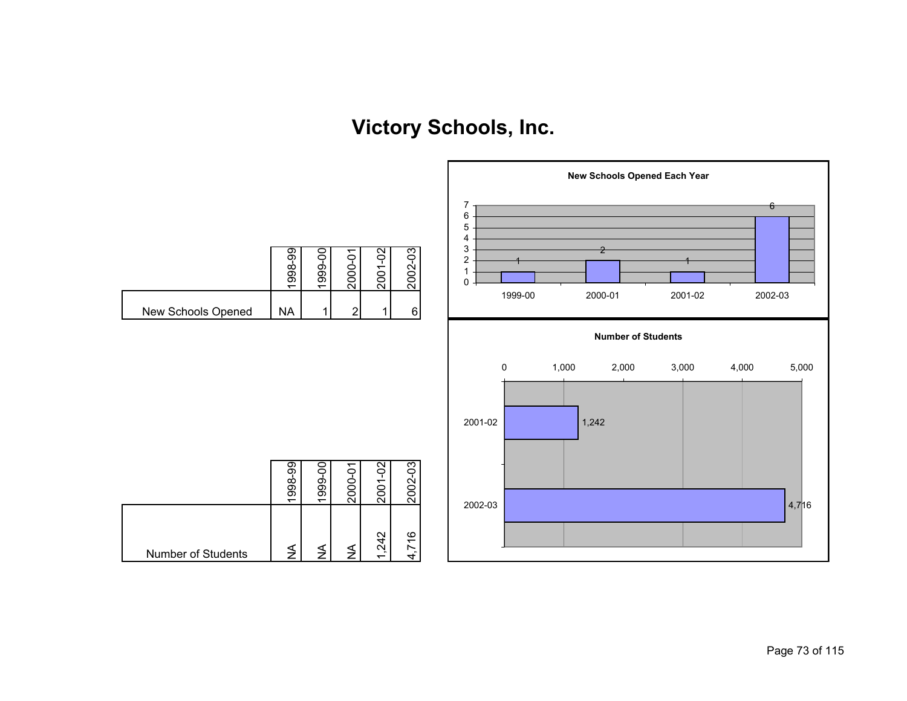# Victory Schools, Inc.

| | 1998-99 | 1999-00 | 2000-01 | 2001-02 | 2002-03 |
|---|---|---|---|---|---|
| New Schools Opened | NA | 1 | 2 | 1 | 6 |

**New Schools Opened Each Year**

| | 1999-00 | 2000-01 | 2001-02 | 2002-03 |
|---|---|---|---|---|
| New Schools Opened | 1 | 2 | 1 | 6 |

| | 1998-99 | 1999-00 | 2000-01 | 2001-02 | 2002-03 |
|---|---|---|---|---|---|
| Number of Students | NA | NA | NA | 1,242 | 4,716 |

**Number of Students**

| | Number of Students |
|---|---|
| 2001-02 | 1,242 |
| 2002-03 | 4,716 |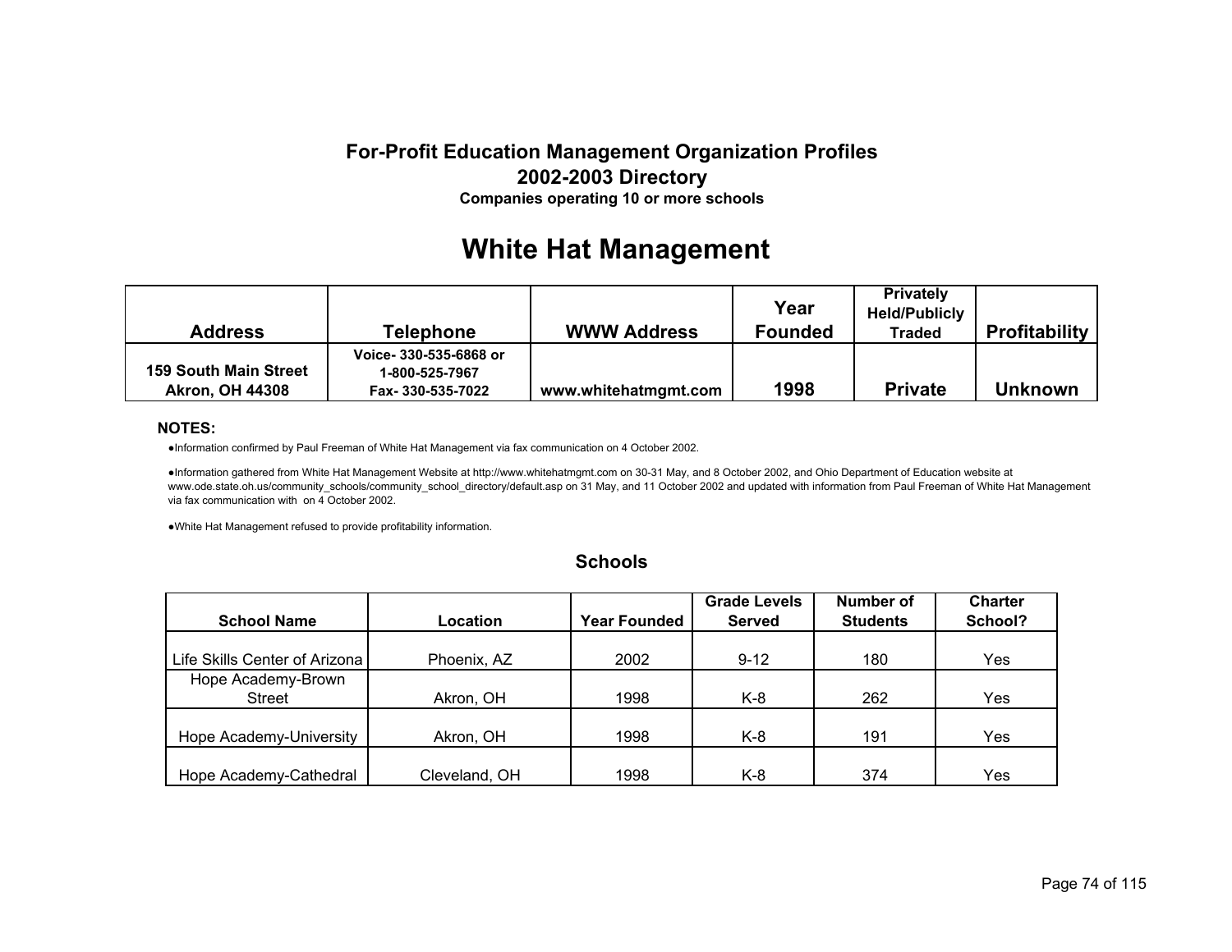**For-Profit Education Management Organization Profiles**
**2002-2003 Directory**
**Companies operating 10 or more schools**

# White Hat Management

| Address | Telephone | WWW Address | Year Founded | Privately Held/Publicly Traded | Profitability |
|---|---|---|---|---|---|
| **159 South Main Street Akron, OH 44308** | **Voice- 330-535-6868 or 1-800-525-7967 Fax- 330-535-7022** | **www.whitehatmgmt.com** | **1998** | **Private** | **Unknown** |

**NOTES:**

- Information confirmed by Paul Freeman of White Hat Management via fax communication on 4 October 2002.
- Information gathered from White Hat Management Website at http://www.whitehatmgmt.com on 30-31 May, and 8 October 2002, and Ohio Department of Education website at www.ode.state.oh.us/community_schools/community_school_directory/default.asp on 31 May, and 11 October 2002 and updated with information from Paul Freeman of White Hat Management via fax communication with on 4 October 2002.
- White Hat Management refused to provide profitability information.

### Schools

| School Name | Location | Year Founded | Grade Levels Served | Number of Students | Charter School? |
|---|---|---|---|---|---|
| Life Skills Center of Arizona | Phoenix, AZ | 2002 | 9-12 | 180 | Yes |
| Hope Academy-Brown Street | Akron, OH | 1998 | K-8 | 262 | Yes |
| Hope Academy-University | Akron, OH | 1998 | K-8 | 191 | Yes |
| Hope Academy-Cathedral | Cleveland, OH | 1998 | K-8 | 374 | Yes |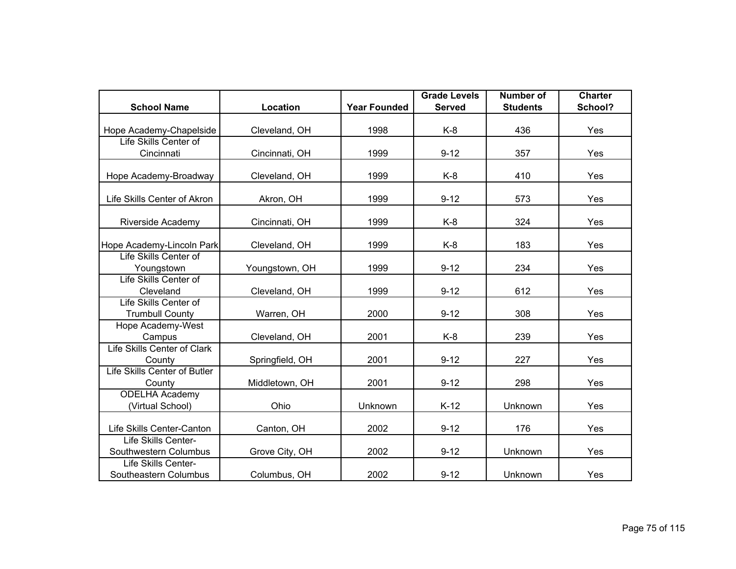| School Name | Location | Year Founded | Grade Levels Served | Number of Students | Charter School? |
|---|---|---|---|---|---|
| Hope Academy-Chapelside | Cleveland, OH | 1998 | K-8 | 436 | Yes |
| Life Skills Center of Cincinnati | Cincinnati, OH | 1999 | 9-12 | 357 | Yes |
| Hope Academy-Broadway | Cleveland, OH | 1999 | K-8 | 410 | Yes |
| Life Skills Center of Akron | Akron, OH | 1999 | 9-12 | 573 | Yes |
| Riverside Academy | Cincinnati, OH | 1999 | K-8 | 324 | Yes |
| Hope Academy-Lincoln Park | Cleveland, OH | 1999 | K-8 | 183 | Yes |
| Life Skills Center of Youngstown | Youngstown, OH | 1999 | 9-12 | 234 | Yes |
| Life Skills Center of Cleveland | Cleveland, OH | 1999 | 9-12 | 612 | Yes |
| Life Skills Center of Trumbull County | Warren, OH | 2000 | 9-12 | 308 | Yes |
| Hope Academy-West Campus | Cleveland, OH | 2001 | K-8 | 239 | Yes |
| Life Skills Center of Clark County | Springfield, OH | 2001 | 9-12 | 227 | Yes |
| Life Skills Center of Butler County | Middletown, OH | 2001 | 9-12 | 298 | Yes |
| ODELHA Academy (Virtual School) | Ohio | Unknown | K-12 | Unknown | Yes |
| Life Skills Center-Canton | Canton, OH | 2002 | 9-12 | 176 | Yes |
| Life Skills Center-Southwestern Columbus | Grove City, OH | 2002 | 9-12 | Unknown | Yes |
| Life Skills Center-Southeastern Columbus | Columbus, OH | 2002 | 9-12 | Unknown | Yes |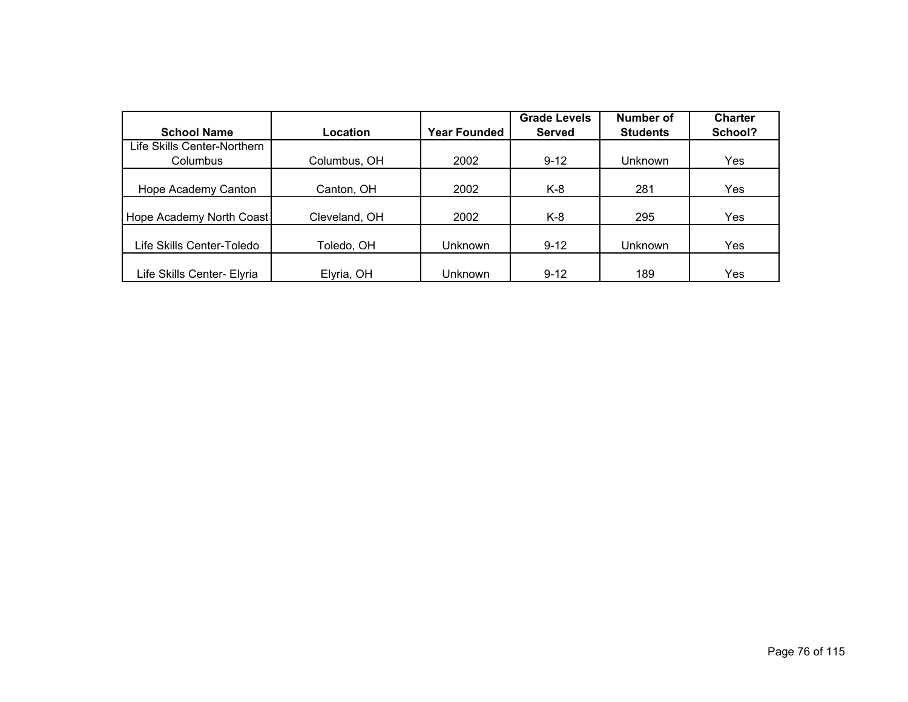| School Name | Location | Year Founded | Grade Levels Served | Number of Students | Charter School? |
|---|---|---|---|---|---|
| Life Skills Center-Northern Columbus | Columbus, OH | 2002 | 9-12 | Unknown | Yes |
| Hope Academy Canton | Canton, OH | 2002 | K-8 | 281 | Yes |
| Hope Academy North Coast | Cleveland, OH | 2002 | K-8 | 295 | Yes |
| Life Skills Center-Toledo | Toledo, OH | Unknown | 9-12 | Unknown | Yes |
| Life Skills Center- Elyria | Elyria, OH | Unknown | 9-12 | 189 | Yes |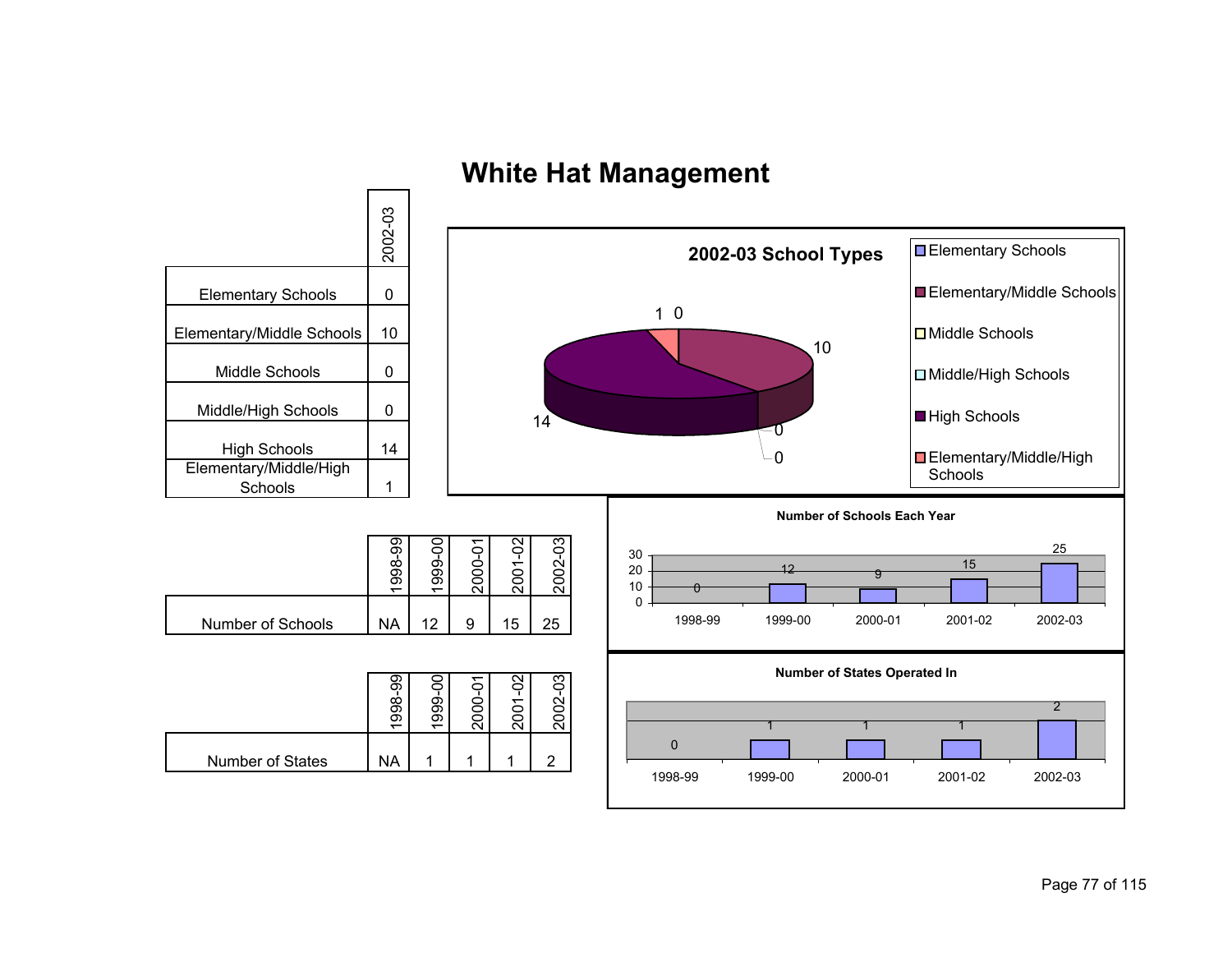# White Hat Management

| | 2002-03 |
|---|---|
| Elementary Schools | 0 |
| Elementary/Middle Schools | 10 |
| Middle Schools | 0 |
| Middle/High Schools | 0 |
| High Schools | 14 |
| Elementary/Middle/High Schools | 1 |

**2002-03 School Types**

- Elementary Schools: 0
- Elementary/Middle Schools: 10
- Middle Schools: 0
- Middle/High Schools: 0
- High Schools: 14
- Elementary/Middle/High Schools: 1

| | 1998-99 | 1999-00 | 2000-01 | 2001-02 | 2002-03 |
|---|---|---|---|---|---|
| Number of Schools | NA | 12 | 9 | 15 | 25 |

**Number of Schools Each Year**

| 1998-99 | 1999-00 | 2000-01 | 2001-02 | 2002-03 |
|---|---|---|---|---|
| 0 | 12 | 9 | 15 | 25 |

| | 1998-99 | 1999-00 | 2000-01 | 2001-02 | 2002-03 |
|---|---|---|---|---|---|
| Number of States | NA | 1 | 1 | 1 | 2 |

**Number of States Operated In**

| 1998-99 | 1999-00 | 2000-01 | 2001-02 | 2002-03 |
|---|---|---|---|---|
| 0 | 1 | 1 | 1 | 2 |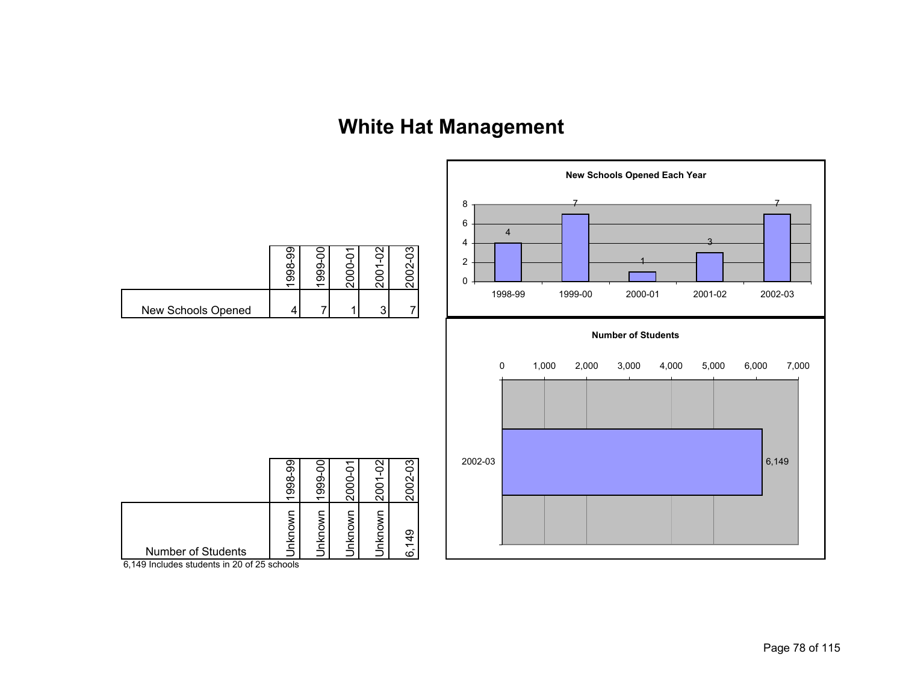# White Hat Management

| | 1998-99 | 1999-00 | 2000-01 | 2001-02 | 2002-03 |
|---|---|---|---|---|---|
| New Schools Opened | 4 | 7 | 1 | 3 | 7 |

**New Schools Opened Each Year**

| | 1998-99 | 1999-00 | 2000-01 | 2001-02 | 2002-03 |
|---|---|---|---|---|---|
| Number of Students | Unknown | Unknown | Unknown | Unknown | 6,149 |

6,149 Includes students in 20 of 25 schools

**Number of Students**

2002-03: 6,149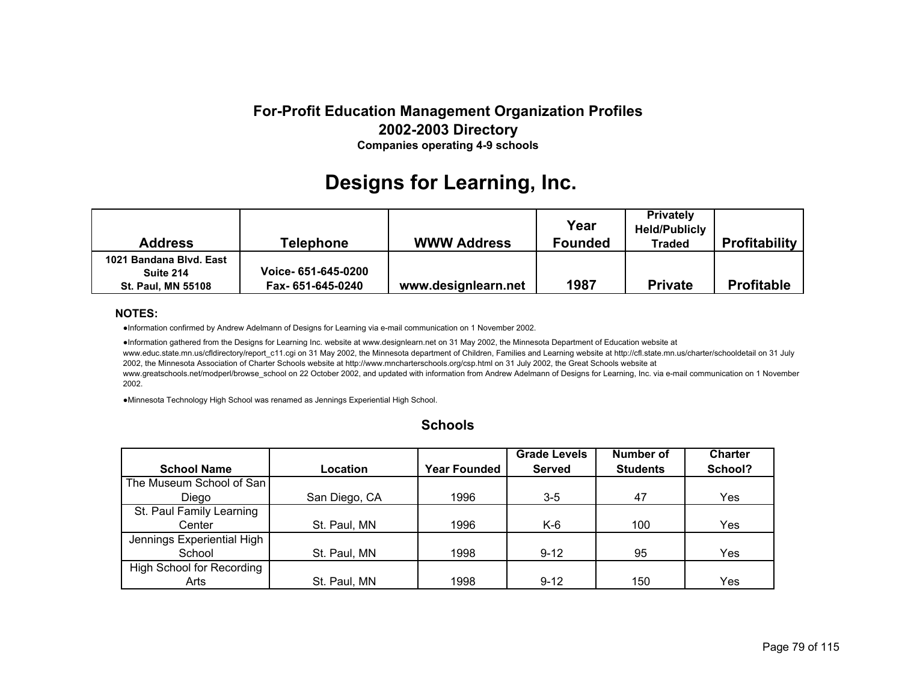**For-Profit Education Management Organization Profiles**
**2002-2003 Directory**
**Companies operating 4-9 schools**

# Designs for Learning, Inc.

| Address | Telephone | WWW Address | Year Founded | Privately Held/Publicly Traded | Profitability |
|---|---|---|---|---|---|
| 1021 Bandana Blvd. East Suite 214 St. Paul, MN 55108 | Voice- 651-645-0200 Fax- 651-645-0240 | www.designlearn.net | 1987 | Private | Profitable |

**NOTES:**

- Information confirmed by Andrew Adelmann of Designs for Learning via e-mail communication on 1 November 2002.
- Information gathered from the Designs for Learning Inc. website at www.designlearn.net on 31 May 2002, the Minnesota Department of Education website at www.educ.state.mn.us/cfldirectory/report_c11.cgi on 31 May 2002, the Minnesota department of Children, Families and Learning website at http://cfl.state.mn.us/charter/schooldetail on 31 July 2002, the Minnesota Association of Charter Schools website at http://www.mncharterschools.org/csp.html on 31 July 2002, the Great Schools website at www.greatschools.net/modperl/browse_school on 22 October 2002, and updated with information from Andrew Adelmann of Designs for Learning, Inc. via e-mail communication on 1 November 2002.
- Minnesota Technology High School was renamed as Jennings Experiential High School.

## Schools

| School Name | Location | Year Founded | Grade Levels Served | Number of Students | Charter School? |
|---|---|---|---|---|---|
| The Museum School of San Diego | San Diego, CA | 1996 | 3-5 | 47 | Yes |
| St. Paul Family Learning Center | St. Paul, MN | 1996 | K-6 | 100 | Yes |
| Jennings Experiential High School | St. Paul, MN | 1998 | 9-12 | 95 | Yes |
| High School for Recording Arts | St. Paul, MN | 1998 | 9-12 | 150 | Yes |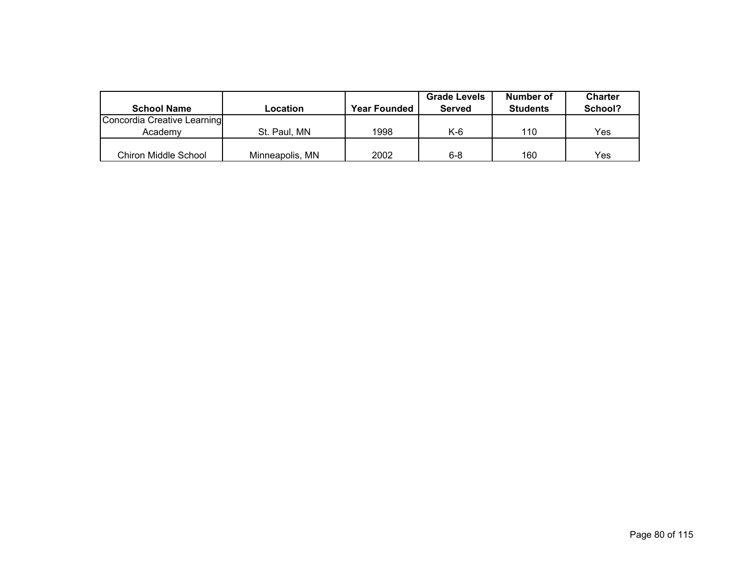| School Name | Location | Year Founded | Grade Levels Served | Number of Students | Charter School? |
|---|---|---|---|---|---|
| Concordia Creative Learning Academy | St. Paul, MN | 1998 | K-6 | 110 | Yes |
| Chiron Middle School | Minneapolis, MN | 2002 | 6-8 | 160 | Yes |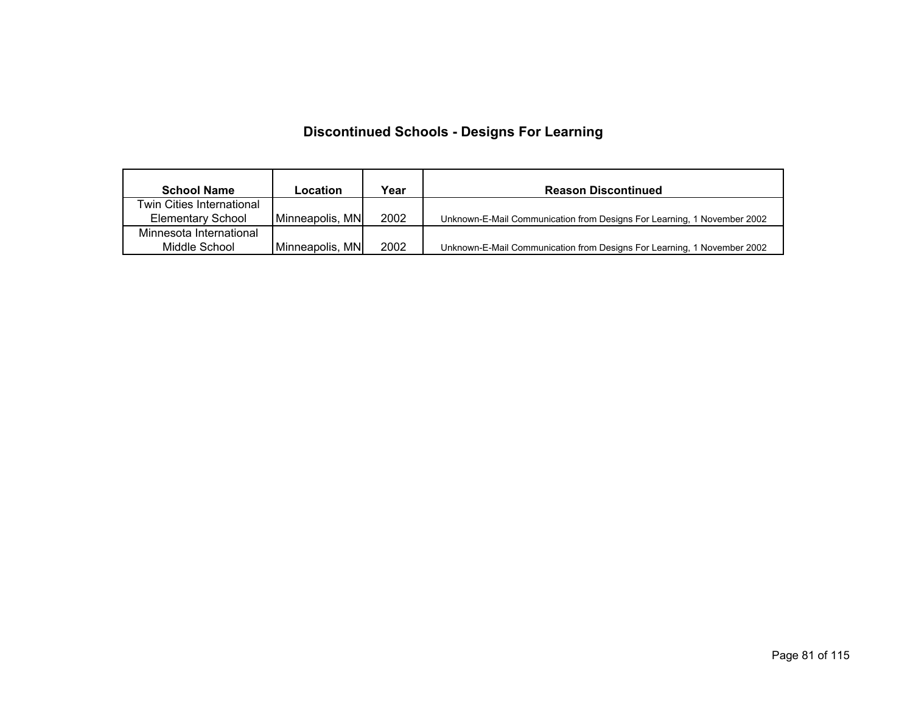## Discontinued Schools - Designs For Learning

| School Name | Location | Year | Reason Discontinued |
|---|---|---|---|
| Twin Cities International Elementary School | Minneapolis, MN | 2002 | Unknown-E-Mail Communication from Designs For Learning, 1 November 2002 |
| Minnesota International Middle School | Minneapolis, MN | 2002 | Unknown-E-Mail Communication from Designs For Learning, 1 November 2002 |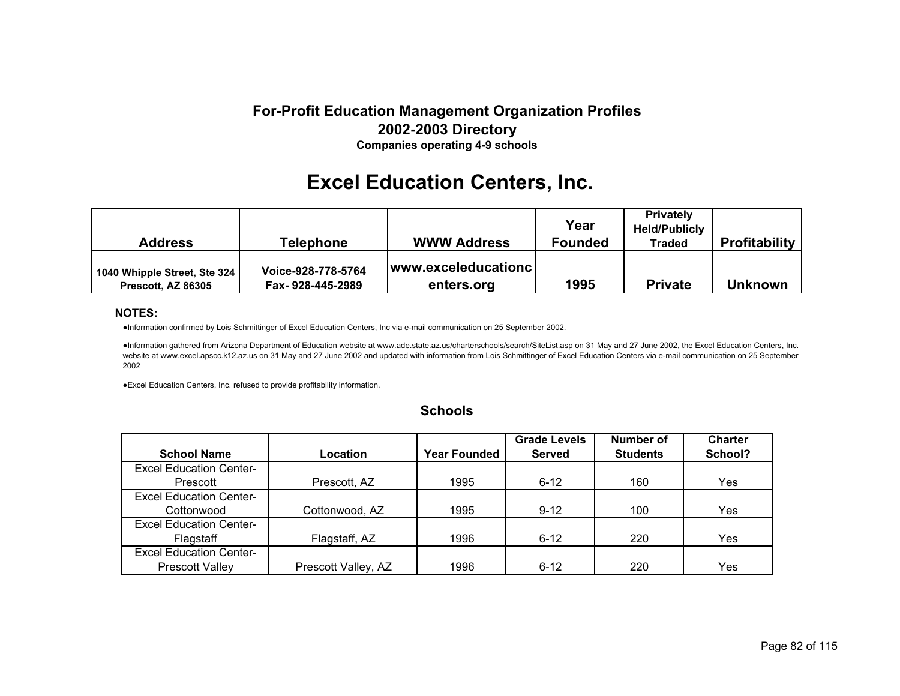**For-Profit Education Management Organization Profiles**
**2002-2003 Directory**
**Companies operating 4-9 schools**

# Excel Education Centers, Inc.

| Address | Telephone | WWW Address | Year Founded | Privately Held/Publicly Traded | Profitability |
|---|---|---|---|---|---|
| 1040 Whipple Street, Ste 324 Prescott, AZ 86305 | Voice-928-778-5764 Fax- 928-445-2989 | www.exceleducationcenters.org | 1995 | Private | Unknown |

**NOTES:**

- Information confirmed by Lois Schmittinger of Excel Education Centers, Inc via e-mail communication on 25 September 2002.
- Information gathered from Arizona Department of Education website at www.ade.state.az.us/charterschools/search/SiteList.asp on 31 May and 27 June 2002, the Excel Education Centers, Inc. website at www.excel.apscc.k12.az.us on 31 May and 27 June 2002 and updated with information from Lois Schmittinger of Excel Education Centers via e-mail communication on 25 September 2002
- Excel Education Centers, Inc. refused to provide profitability information.

## Schools

| School Name | Location | Year Founded | Grade Levels Served | Number of Students | Charter School? |
|---|---|---|---|---|---|
| Excel Education Center-Prescott | Prescott, AZ | 1995 | 6-12 | 160 | Yes |
| Excel Education Center-Cottonwood | Cottonwood, AZ | 1995 | 9-12 | 100 | Yes |
| Excel Education Center-Flagstaff | Flagstaff, AZ | 1996 | 6-12 | 220 | Yes |
| Excel Education Center-Prescott Valley | Prescott Valley, AZ | 1996 | 6-12 | 220 | Yes |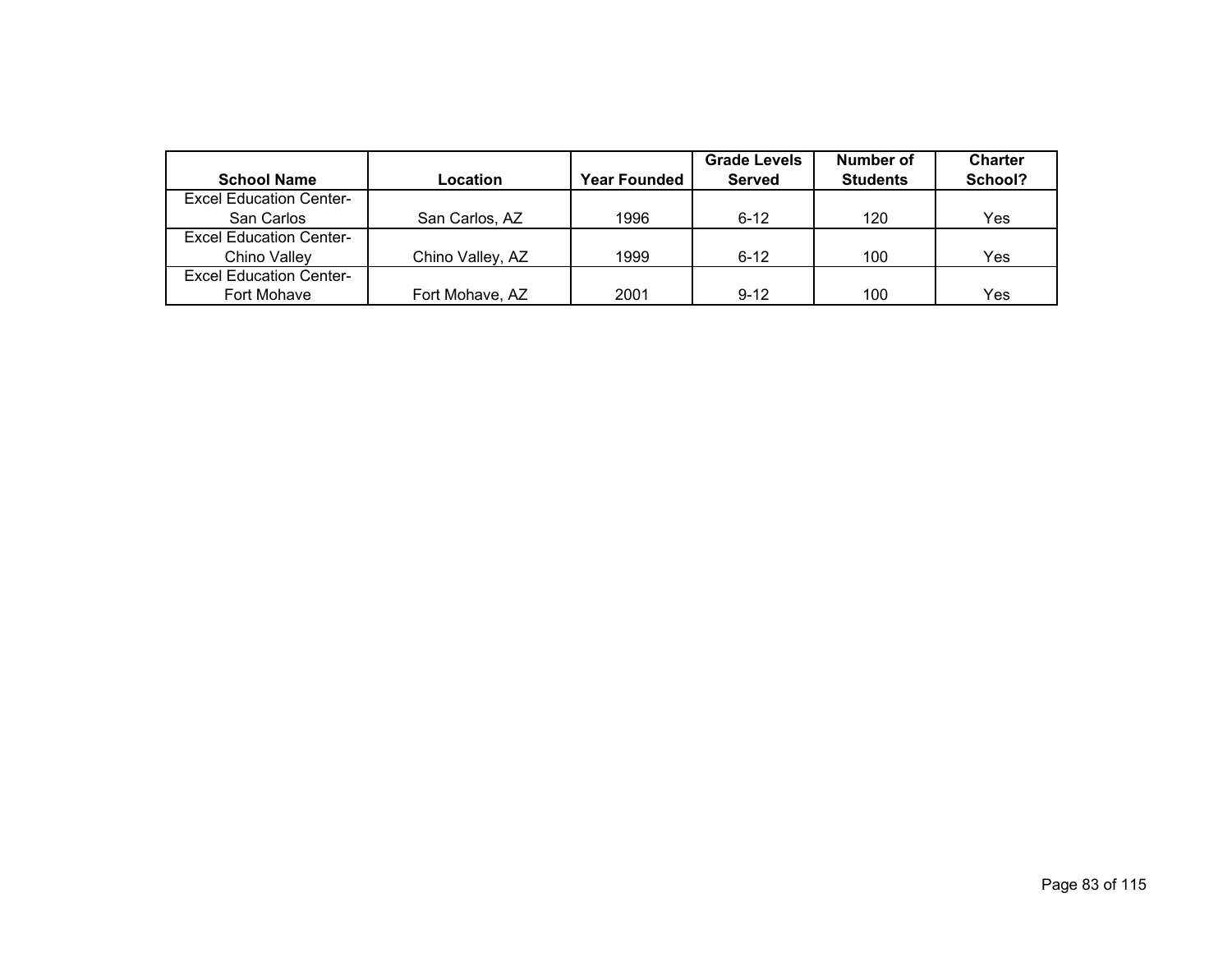| School Name | Location | Year Founded | Grade Levels Served | Number of Students | Charter School? |
|---|---|---|---|---|---|
| Excel Education Center- San Carlos | San Carlos, AZ | 1996 | 6-12 | 120 | Yes |
| Excel Education Center- Chino Valley | Chino Valley, AZ | 1999 | 6-12 | 100 | Yes |
| Excel Education Center- Fort Mohave | Fort Mohave, AZ | 2001 | 9-12 | 100 | Yes |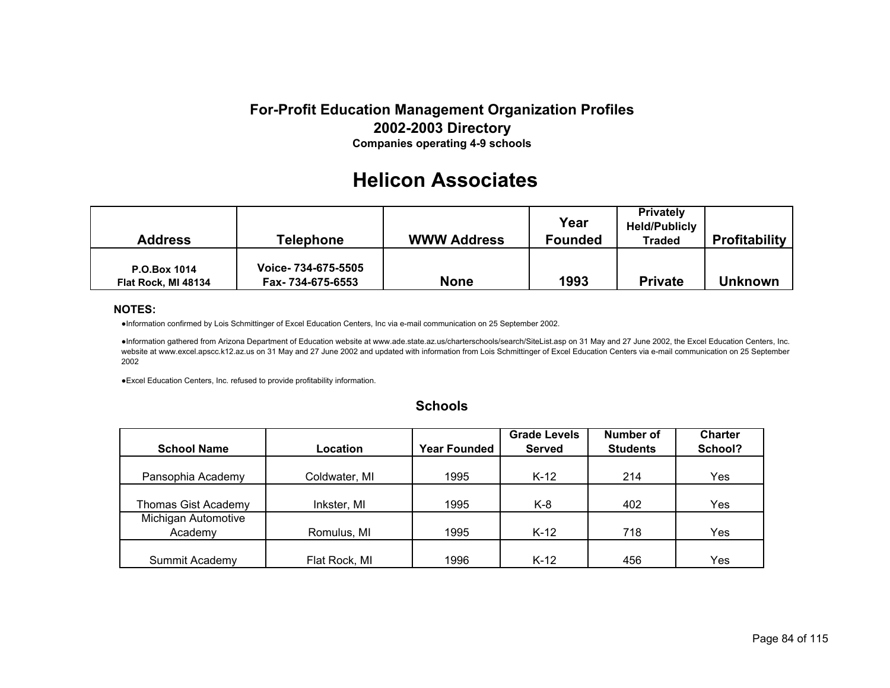**For-Profit Education Management Organization Profiles**
**2002-2003 Directory**
**Companies operating 4-9 schools**

# Helicon Associates

| Address | Telephone | WWW Address | Year Founded | Privately Held/Publicly Traded | Profitability |
|---|---|---|---|---|---|
| P.O.Box 1014<br>Flat Rock, MI 48134 | Voice- 734-675-5505<br>Fax- 734-675-6553 | None | 1993 | Private | Unknown |

**NOTES:**

- Information confirmed by Lois Schmittinger of Excel Education Centers, Inc via e-mail communication on 25 September 2002.
- Information gathered from Arizona Department of Education website at www.ade.state.az.us/charterschools/search/SiteList.asp on 31 May and 27 June 2002, the Excel Education Centers, Inc. website at www.excel.apscc.k12.az.us on 31 May and 27 June 2002 and updated with information from Lois Schmittinger of Excel Education Centers via e-mail communication on 25 September 2002
- Excel Education Centers, Inc. refused to provide profitability information.

## Schools

| School Name | Location | Year Founded | Grade Levels Served | Number of Students | Charter School? |
|---|---|---|---|---|---|
| Pansophia Academy | Coldwater, MI | 1995 | K-12 | 214 | Yes |
| Thomas Gist Academy | Inkster, MI | 1995 | K-8 | 402 | Yes |
| Michigan Automotive Academy | Romulus, MI | 1995 | K-12 | 718 | Yes |
| Summit Academy | Flat Rock, MI | 1996 | K-12 | 456 | Yes |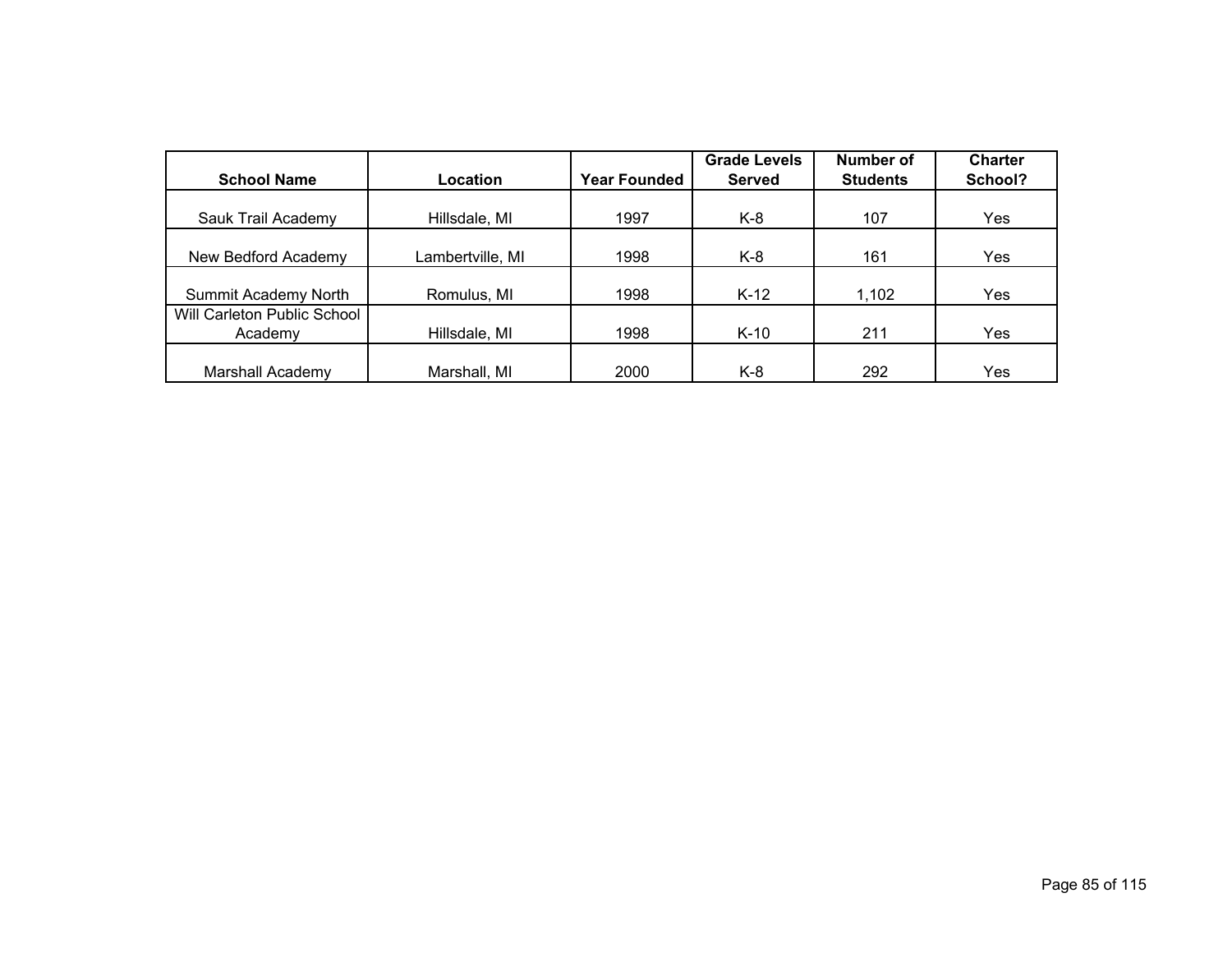| School Name | Location | Year Founded | Grade Levels Served | Number of Students | Charter School? |
|---|---|---|---|---|---|
| Sauk Trail Academy | Hillsdale, MI | 1997 | K-8 | 107 | Yes |
| New Bedford Academy | Lambertville, MI | 1998 | K-8 | 161 | Yes |
| Summit Academy North | Romulus, MI | 1998 | K-12 | 1,102 | Yes |
| Will Carleton Public School Academy | Hillsdale, MI | 1998 | K-10 | 211 | Yes |
| Marshall Academy | Marshall, MI | 2000 | K-8 | 292 | Yes |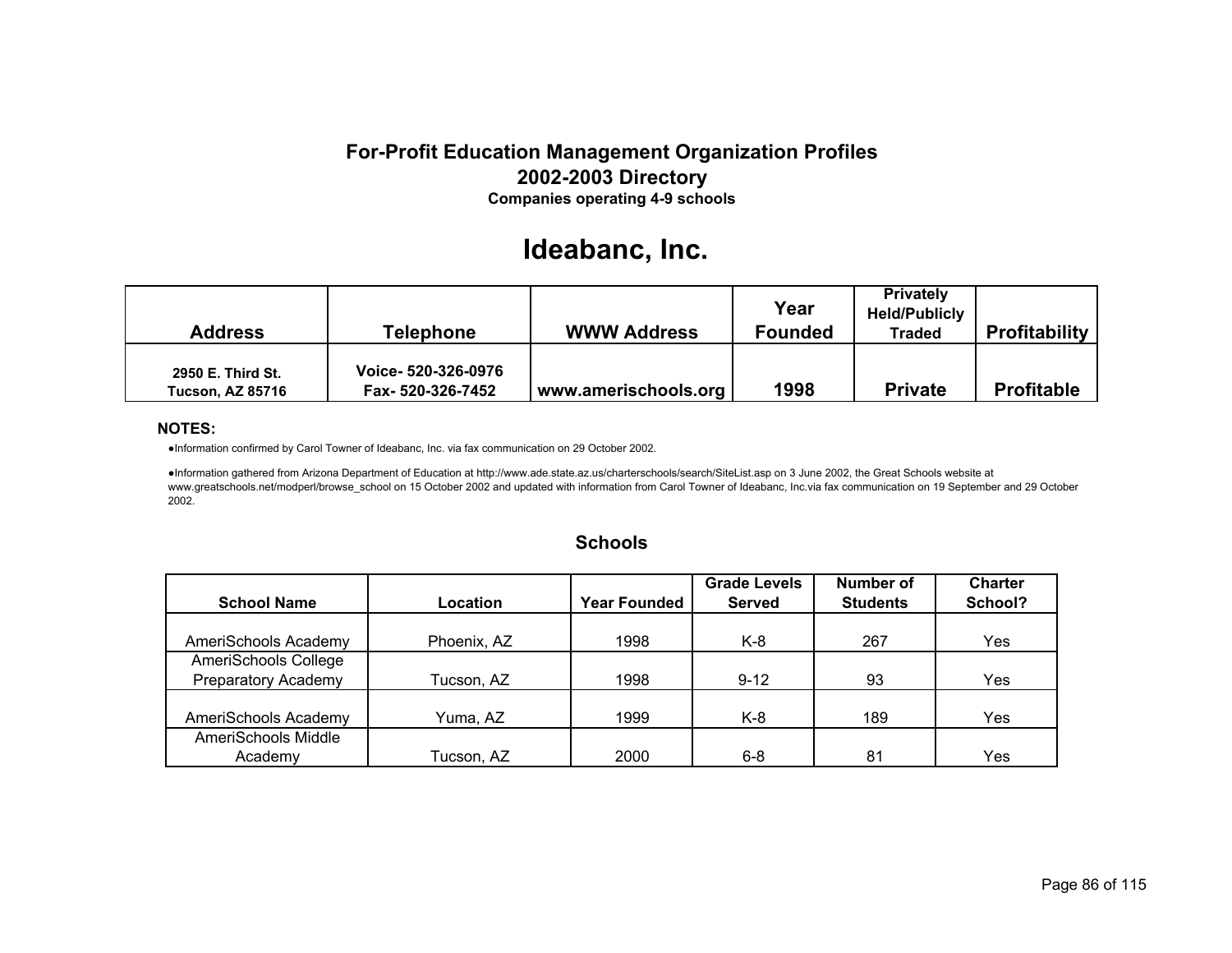# For-Profit Education Management Organization Profiles
## 2002-2003 Directory
### Companies operating 4-9 schools

# Ideabanc, Inc.

| Address | Telephone | WWW Address | Year Founded | Privately Held/Publicly Traded | Profitability |
|---|---|---|---|---|---|
| 2950 E. Third St. Tucson, AZ 85716 | Voice- 520-326-0976 Fax- 520-326-7452 | www.amerischools.org | 1998 | Private | Profitable |

**NOTES:**

- Information confirmed by Carol Towner of Ideabanc, Inc. via fax communication on 29 October 2002.
- Information gathered from Arizona Department of Education at http://www.ade.state.az.us/charterschools/search/SiteList.asp on 3 June 2002, the Great Schools website at www.greatschools.net/modperl/browse_school on 15 October 2002 and updated with information from Carol Towner of Ideabanc, Inc.via fax communication on 19 September and 29 October 2002.

### Schools

| School Name | Location | Year Founded | Grade Levels Served | Number of Students | Charter School? |
|---|---|---|---|---|---|
| AmeriSchools Academy | Phoenix, AZ | 1998 | K-8 | 267 | Yes |
| AmeriSchools College Preparatory Academy | Tucson, AZ | 1998 | 9-12 | 93 | Yes |
| AmeriSchools Academy | Yuma, AZ | 1999 | K-8 | 189 | Yes |
| AmeriSchools Middle Academy | Tucson, AZ | 2000 | 6-8 | 81 | Yes |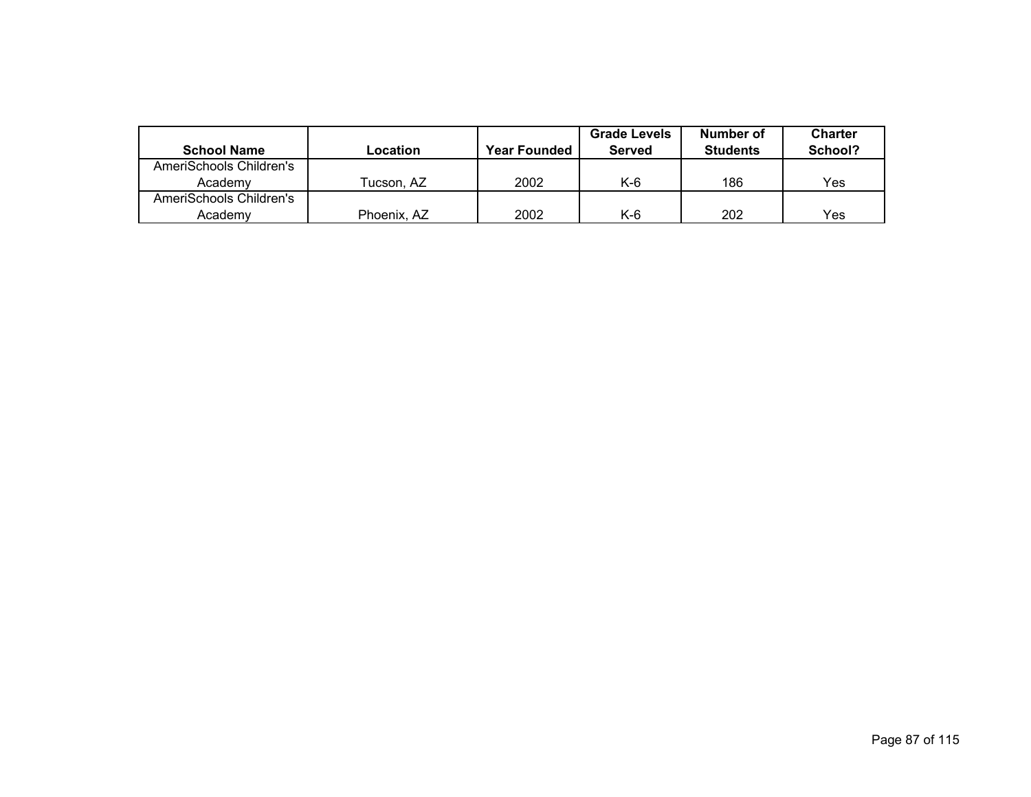| School Name | Location | Year Founded | Grade Levels Served | Number of Students | Charter School? |
|---|---|---|---|---|---|
| AmeriSchools Children's Academy | Tucson, AZ | 2002 | K-6 | 186 | Yes |
| AmeriSchools Children's Academy | Phoenix, AZ | 2002 | K-6 | 202 | Yes |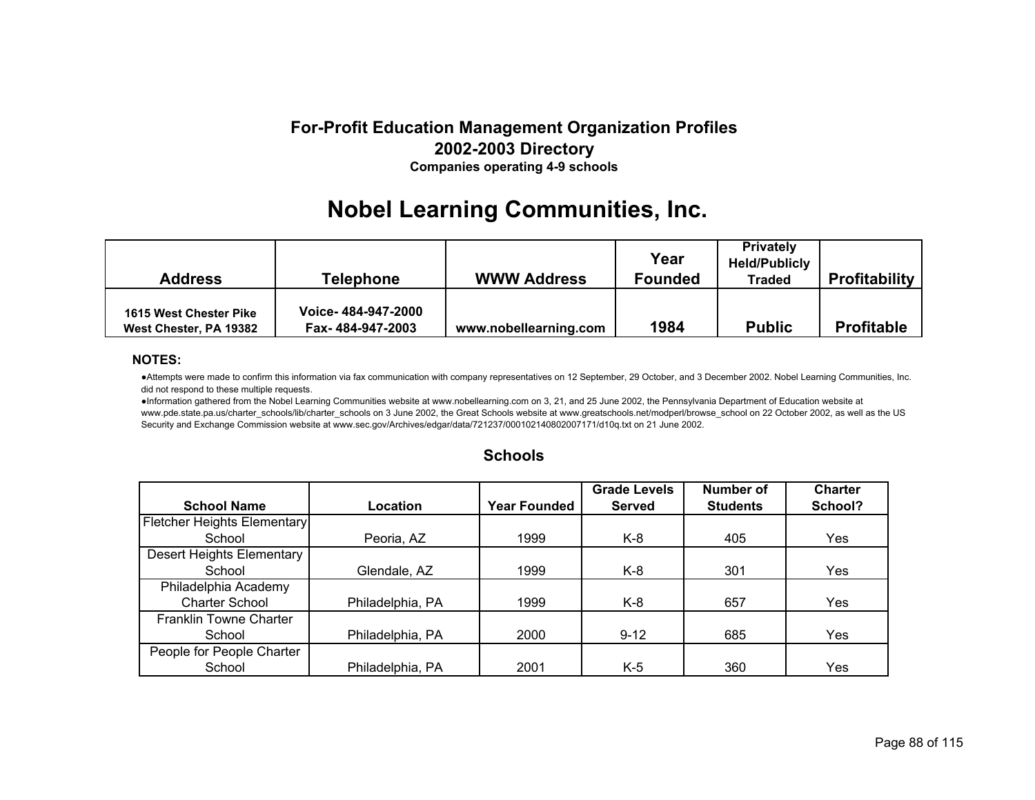### For-Profit Education Management Organization Profiles
### 2002-2003 Directory
**Companies operating 4-9 schools**

# Nobel Learning Communities, Inc.

| Address | Telephone | WWW Address | Year Founded | Privately Held/Publicly Traded | Profitability |
|---|---|---|---|---|---|
| 1615 West Chester Pike<br>West Chester, PA 19382 | Voice- 484-947-2000<br>Fax- 484-947-2003 | www.nobellearning.com | 1984 | Public | Profitable |

**NOTES:**

- Attempts were made to confirm this information via fax communication with company representatives on 12 September, 29 October, and 3 December 2002. Nobel Learning Communities, Inc. did not respond to these multiple requests.
- Information gathered from the Nobel Learning Communities website at www.nobellearning.com on 3, 21, and 25 June 2002, the Pennsylvania Department of Education website at www.pde.state.pa.us/charter_schools/lib/charter_schools on 3 June 2002, the Great Schools website at www.greatschools.net/modperl/browse_school on 22 October 2002, as well as the US Security and Exchange Commission website at www.sec.gov/Archives/edgar/data/721237/000102140802007171/d10q.txt on 21 June 2002.

### Schools

| School Name | Location | Year Founded | Grade Levels Served | Number of Students | Charter School? |
|---|---|---|---|---|---|
| Fletcher Heights Elementary School | Peoria, AZ | 1999 | K-8 | 405 | Yes |
| Desert Heights Elementary School | Glendale, AZ | 1999 | K-8 | 301 | Yes |
| Philadelphia Academy Charter School | Philadelphia, PA | 1999 | K-8 | 657 | Yes |
| Franklin Towne Charter School | Philadelphia, PA | 2000 | 9-12 | 685 | Yes |
| People for People Charter School | Philadelphia, PA | 2001 | K-5 | 360 | Yes |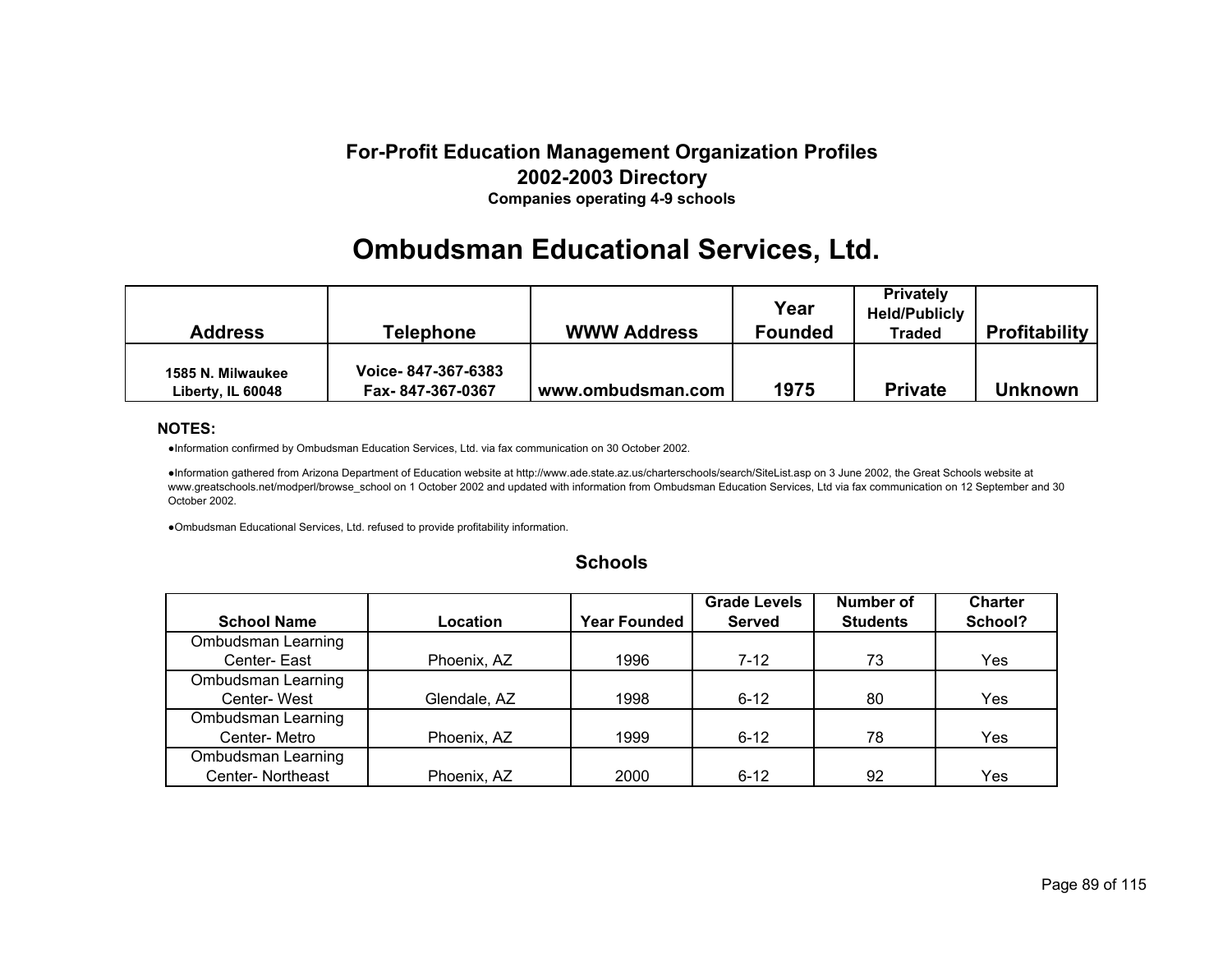**For-Profit Education Management Organization Profiles**
**2002-2003 Directory**
**Companies operating 4-9 schools**

# Ombudsman Educational Services, Ltd.

| Address | Telephone | WWW Address | Year Founded | Privately Held/Publicly Traded | Profitability |
|---|---|---|---|---|---|
| 1585 N. Milwaukee Liberty, IL 60048 | Voice- 847-367-6383 Fax- 847-367-0367 | www.ombudsman.com | 1975 | Private | Unknown |

**NOTES:**

- Information confirmed by Ombudsman Education Services, Ltd. via fax communication on 30 October 2002.
- Information gathered from Arizona Department of Education website at http://www.ade.state.az.us/charterschools/search/SiteList.asp on 3 June 2002, the Great Schools website at www.greatschools.net/modperl/browse_school on 1 October 2002 and updated with information from Ombudsman Education Services, Ltd via fax communication on 12 September and 30 October 2002.
- Ombudsman Educational Services, Ltd. refused to provide profitability information.

## Schools

| School Name | Location | Year Founded | Grade Levels Served | Number of Students | Charter School? |
|---|---|---|---|---|---|
| Ombudsman Learning Center- East | Phoenix, AZ | 1996 | 7-12 | 73 | Yes |
| Ombudsman Learning Center- West | Glendale, AZ | 1998 | 6-12 | 80 | Yes |
| Ombudsman Learning Center- Metro | Phoenix, AZ | 1999 | 6-12 | 78 | Yes |
| Ombudsman Learning Center- Northeast | Phoenix, AZ | 2000 | 6-12 | 92 | Yes |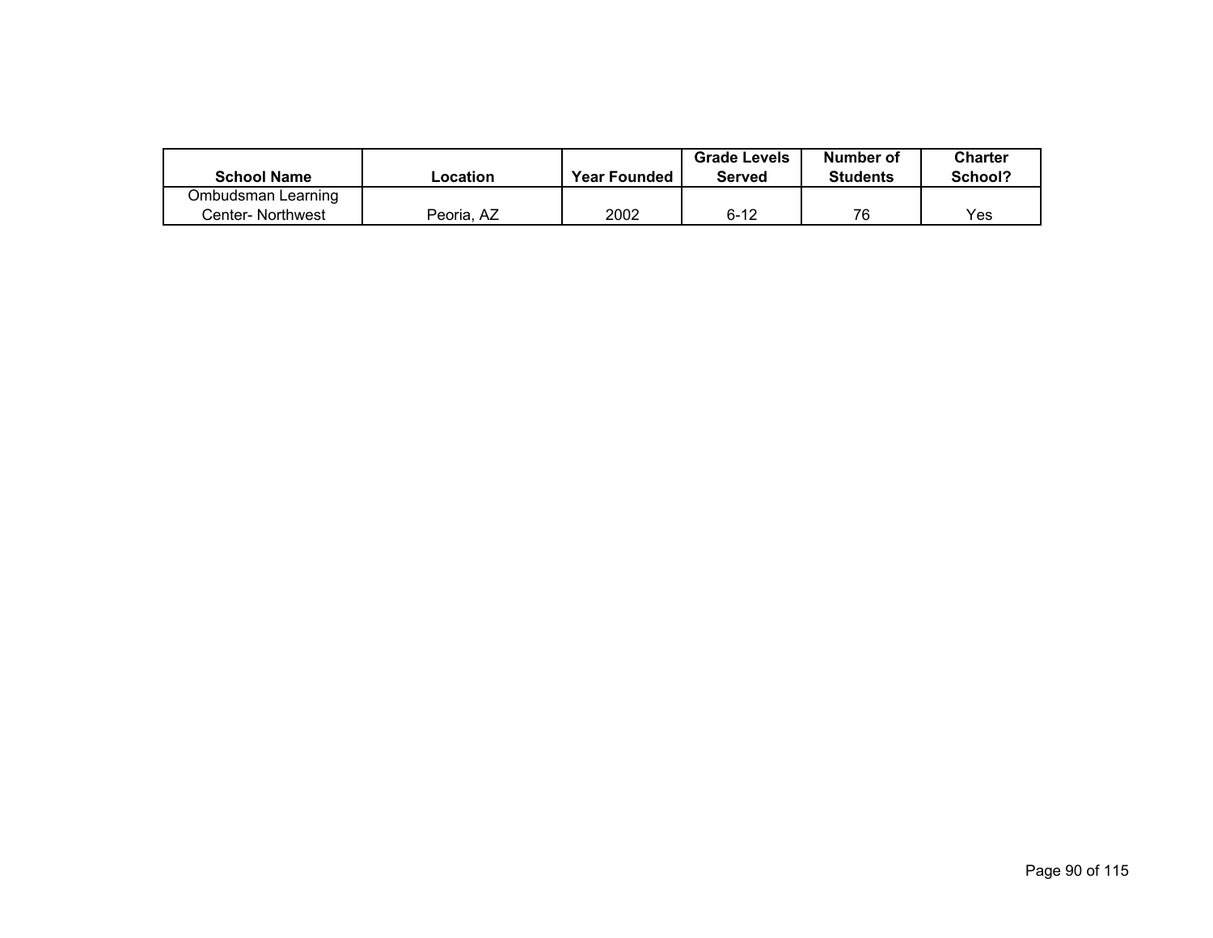| School Name | Location | Year Founded | Grade Levels Served | Number of Students | Charter School? |
| --- | --- | --- | --- | --- | --- |
| Ombudsman Learning Center- Northwest | Peoria, AZ | 2002 | 6-12 | 76 | Yes |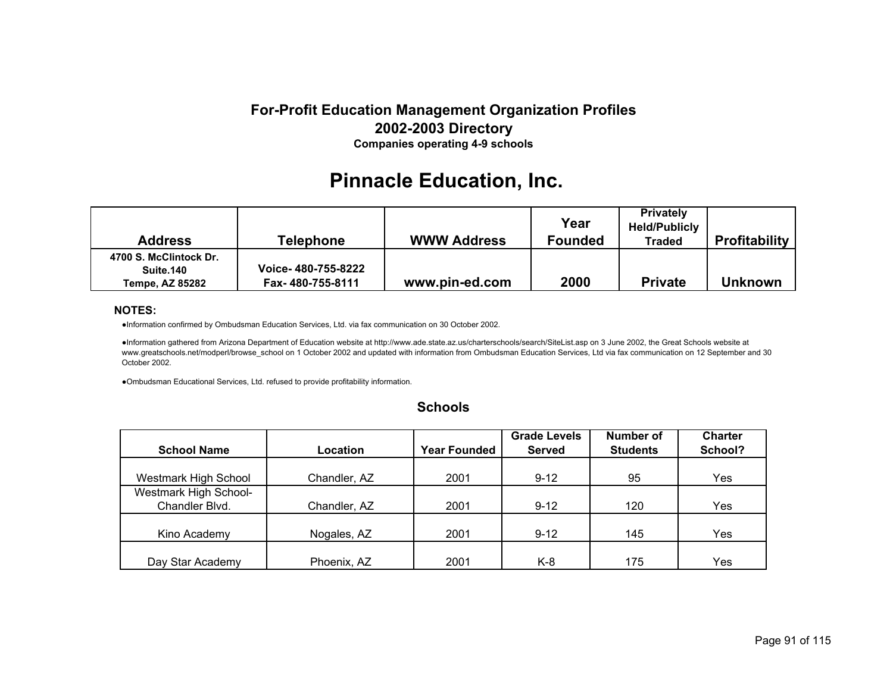**For-Profit Education Management Organization Profiles**
**2002-2003 Directory**
**Companies operating 4-9 schools**

# Pinnacle Education, Inc.

| Address | Telephone | WWW Address | Year Founded | Privately Held/Publicly Traded | Profitability |
|---|---|---|---|---|---|
| 4700 S. McClintock Dr. Suite.140 Tempe, AZ 85282 | Voice- 480-755-8222 Fax- 480-755-8111 | www.pin-ed.com | 2000 | Private | Unknown |

**NOTES:**

- Information confirmed by Ombudsman Education Services, Ltd. via fax communication on 30 October 2002.
- Information gathered from Arizona Department of Education website at http://www.ade.state.az.us/charterschools/search/SiteList.asp on 3 June 2002, the Great Schools website at www.greatschools.net/modperl/browse_school on 1 October 2002 and updated with information from Ombudsman Education Services, Ltd via fax communication on 12 September and 30 October 2002.
- Ombudsman Educational Services, Ltd. refused to provide profitability information.

## Schools

| School Name | Location | Year Founded | Grade Levels Served | Number of Students | Charter School? |
|---|---|---|---|---|---|
| Westmark High School | Chandler, AZ | 2001 | 9-12 | 95 | Yes |
| Westmark High School-Chandler Blvd. | Chandler, AZ | 2001 | 9-12 | 120 | Yes |
| Kino Academy | Nogales, AZ | 2001 | 9-12 | 145 | Yes |
| Day Star Academy | Phoenix, AZ | 2001 | K-8 | 175 | Yes |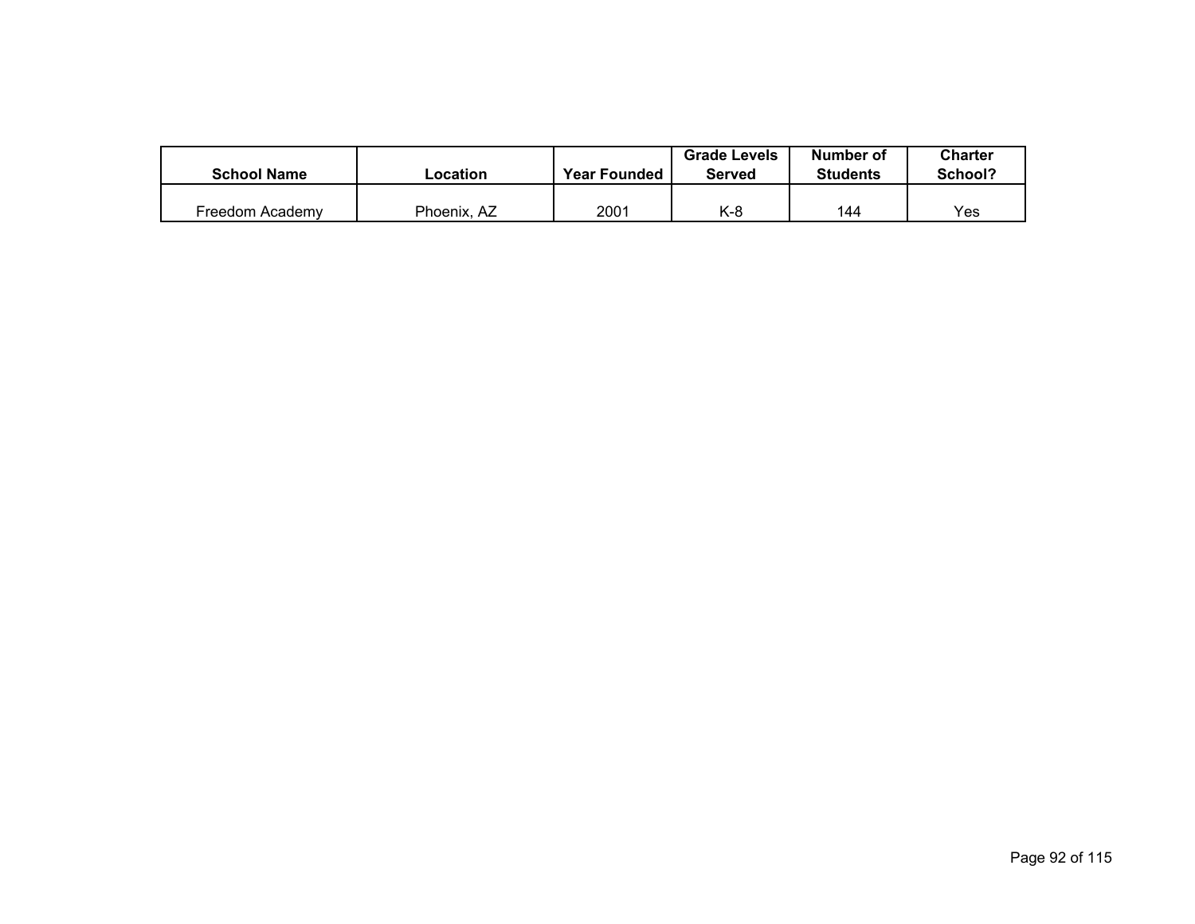| School Name | Location | Year Founded | Grade Levels Served | Number of Students | Charter School? |
|---|---|---|---|---|---|
| Freedom Academy | Phoenix, AZ | 2001 | K-8 | 144 | Yes |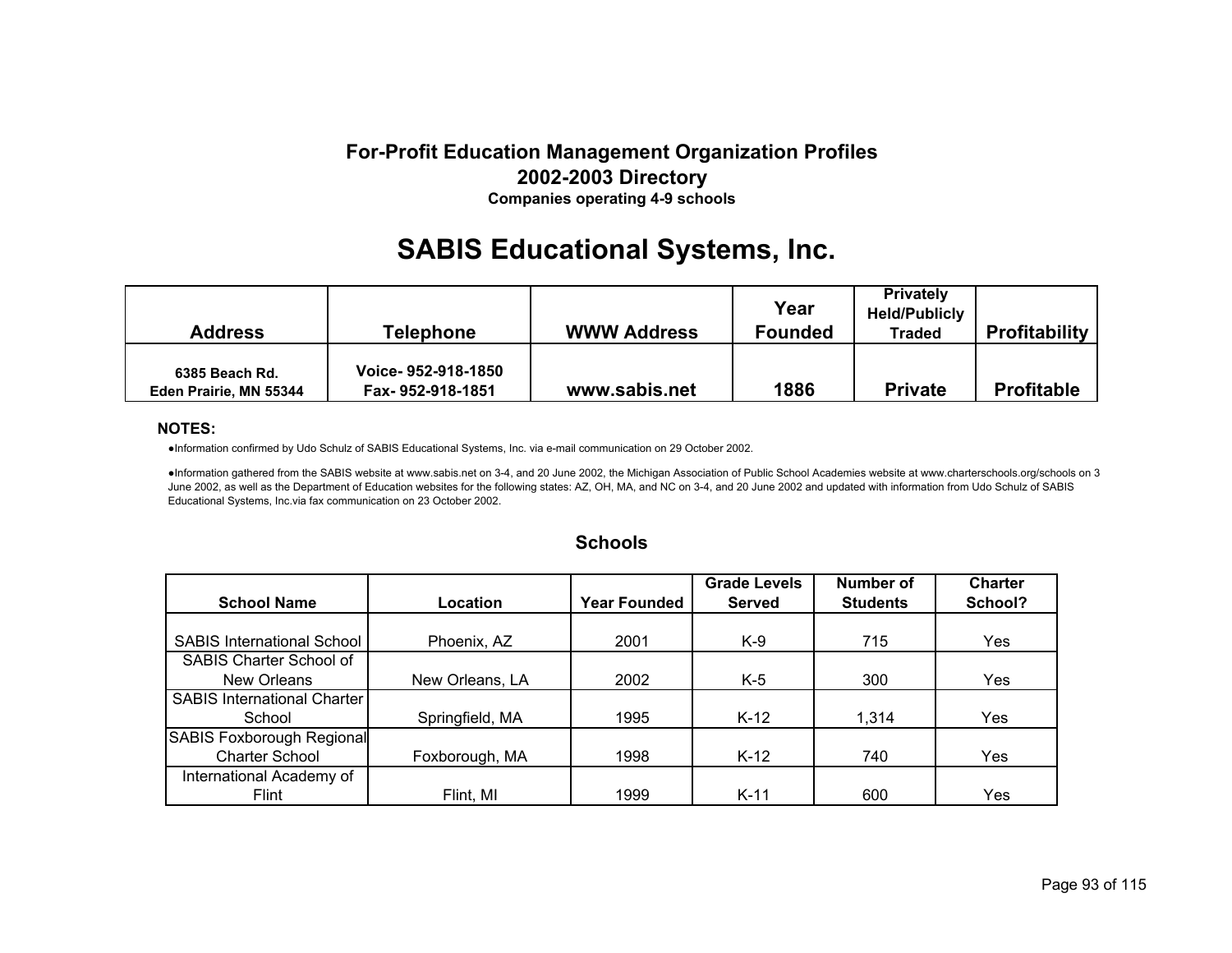## For-Profit Education Management Organization Profiles
## 2002-2003 Directory
**Companies operating 4-9 schools**

# SABIS Educational Systems, Inc.

| Address | Telephone | WWW Address | Year Founded | Privately Held/Publicly Traded | Profitability |
|---|---|---|---|---|---|
| 6385 Beach Rd.<br>Eden Prairie, MN 55344 | Voice- 952-918-1850<br>Fax- 952-918-1851 | www.sabis.net | 1886 | Private | Profitable |

**NOTES:**

- Information confirmed by Udo Schulz of SABIS Educational Systems, Inc. via e-mail communication on 29 October 2002.
- Information gathered from the SABIS website at www.sabis.net on 3-4, and 20 June 2002, the Michigan Association of Public School Academies website at www.charterschools.org/schools on 3 June 2002, as well as the Department of Education websites for the following states: AZ, OH, MA, and NC on 3-4, and 20 June 2002 and updated with information from Udo Schulz of SABIS Educational Systems, Inc.via fax communication on 23 October 2002.

### Schools

| School Name | Location | Year Founded | Grade Levels Served | Number of Students | Charter School? |
|---|---|---|---|---|---|
| SABIS International School | Phoenix, AZ | 2001 | K-9 | 715 | Yes |
| SABIS Charter School of New Orleans | New Orleans, LA | 2002 | K-5 | 300 | Yes |
| SABIS International Charter School | Springfield, MA | 1995 | K-12 | 1,314 | Yes |
| SABIS Foxborough Regional Charter School | Foxborough, MA | 1998 | K-12 | 740 | Yes |
| International Academy of Flint | Flint, MI | 1999 | K-11 | 600 | Yes |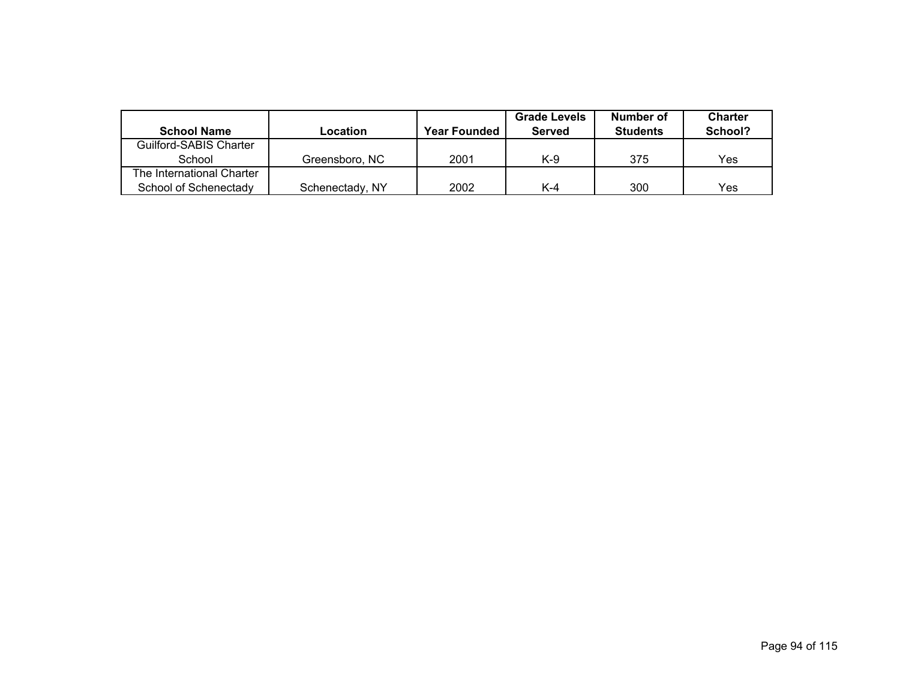| School Name | Location | Year Founded | Grade Levels Served | Number of Students | Charter School? |
|---|---|---|---|---|---|
| Guilford-SABIS Charter School | Greensboro, NC | 2001 | K-9 | 375 | Yes |
| The International Charter School of Schenectady | Schenectady, NY | 2002 | K-4 | 300 | Yes |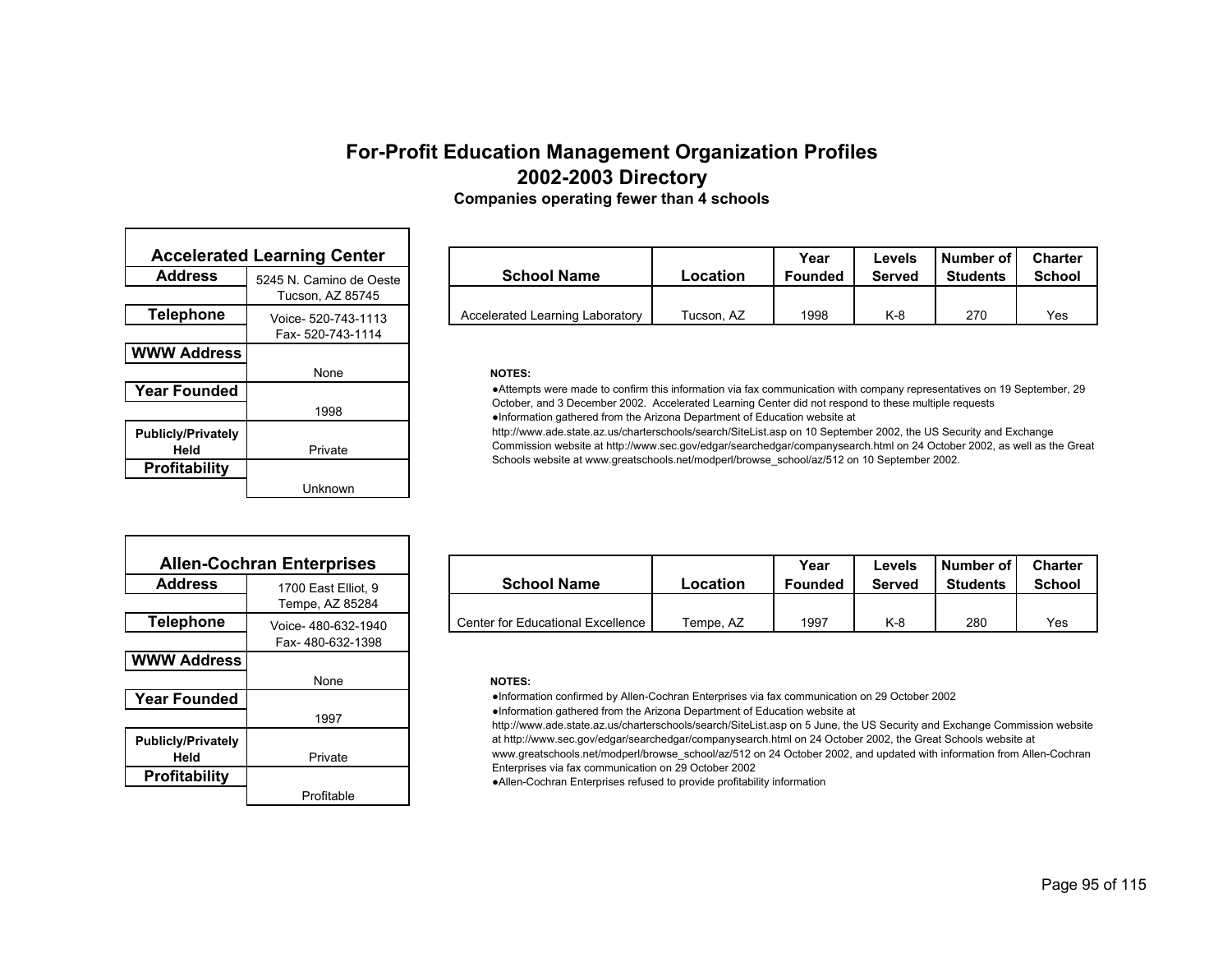# For-Profit Education Management Organization Profiles

## 2002-2003 Directory

### Companies operating fewer than 4 schools

## Accelerated Learning Center

| | |
|---|---|
| **Address** | 5245 N. Camino de Oeste<br>Tucson, AZ 85745 |
| **Telephone** | Voice- 520-743-1113<br>Fax- 520-743-1114 |
| **WWW Address** | None |
| **Year Founded** | 1998 |
| **Publicly/Privately Held** | Private |
| **Profitability** | Unknown |

| School Name | Location | Year Founded | Levels Served | Number of Students | Charter School |
|---|---|---|---|---|---|
| Accelerated Learning Laboratory | Tucson, AZ | 1998 | K-8 | 270 | Yes |

**NOTES:**

- Attempts were made to confirm this information via fax communication with company representatives on 19 September, 29 October, and 3 December 2002. Accelerated Learning Center did not respond to these multiple requests
- Information gathered from the Arizona Department of Education website at http://www.ade.state.az.us/charterschools/search/SiteList.asp on 10 September 2002, the US Security and Exchange Commission website at http://www.sec.gov/edgar/searchedgar/companysearch.html on 24 October 2002, as well as the Great Schools website at www.greatschools.net/modperl/browse_school/az/512 on 10 September 2002.

## Allen-Cochran Enterprises

| | |
|---|---|
| **Address** | 1700 East Elliot, 9<br>Tempe, AZ 85284 |
| **Telephone** | Voice- 480-632-1940<br>Fax- 480-632-1398 |
| **WWW Address** | None |
| **Year Founded** | 1997 |
| **Publicly/Privately Held** | Private |
| **Profitability** | Profitable |

| School Name | Location | Year Founded | Levels Served | Number of Students | Charter School |
|---|---|---|---|---|---|
| Center for Educational Excellence | Tempe, AZ | 1997 | K-8 | 280 | Yes |

**NOTES:**

- Information confirmed by Allen-Cochran Enterprises via fax communication on 29 October 2002
- Information gathered from the Arizona Department of Education website at http://www.ade.state.az.us/charterschools/search/SiteList.asp on 5 June, the US Security and Exchange Commission website at http://www.sec.gov/edgar/searchedgar/companysearch.html on 24 October 2002, the Great Schools website at www.greatschools.net/modperl/browse_school/az/512 on 24 October 2002, and updated with information from Allen-Cochran Enterprises via fax communication on 29 October 2002
- Allen-Cochran Enterprises refused to provide profitability information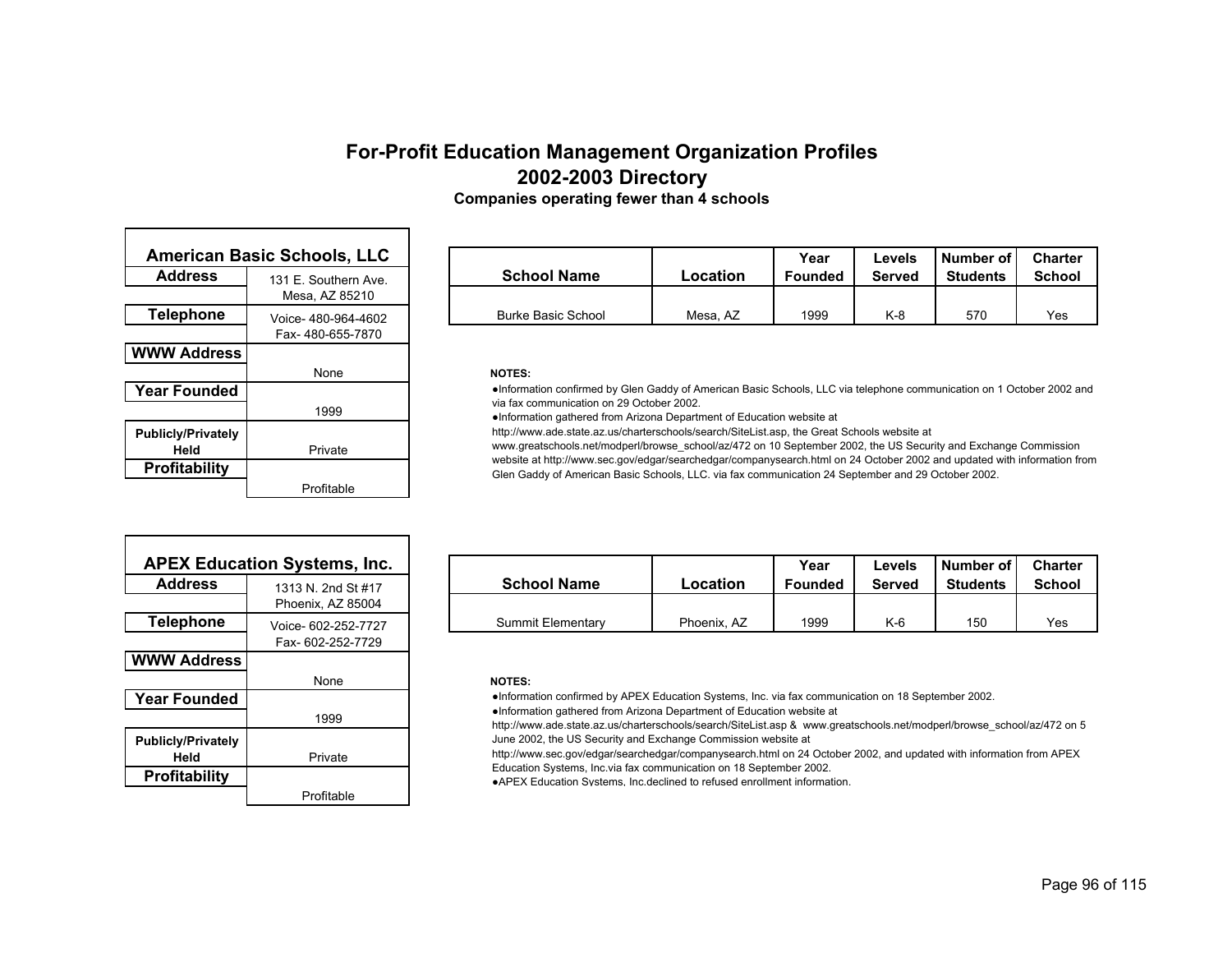# For-Profit Education Management Organization Profiles
## 2002-2003 Directory
**Companies operating fewer than 4 schools**

### American Basic Schools, LLC

| | |
|---|---|
| **Address** | 131 E. Southern Ave. Mesa, AZ 85210 |
| **Telephone** | Voice- 480-964-4602 Fax- 480-655-7870 |
| **WWW Address** | None |
| **Year Founded** | 1999 |
| **Publicly/Privately Held** | Private |
| **Profitability** | Profitable |

| School Name | Location | Year Founded | Levels Served | Number of Students | Charter School |
|---|---|---|---|---|---|
| Burke Basic School | Mesa, AZ | 1999 | K-8 | 570 | Yes |

**NOTES:**

- Information confirmed by Glen Gaddy of American Basic Schools, LLC via telephone communication on 1 October 2002 and via fax communication on 29 October 2002.
- Information gathered from Arizona Department of Education website at http://www.ade.state.az.us/charterschools/search/SiteList.asp, the Great Schools website at www.greatschools.net/modperl/browse_school/az/472 on 10 September 2002, the US Security and Exchange Commission website at http://www.sec.gov/edgar/searchedgar/companysearch.html on 24 October 2002 and updated with information from Glen Gaddy of American Basic Schools, LLC. via fax communication 24 September and 29 October 2002.

### APEX Education Systems, Inc.

| | |
|---|---|
| **Address** | 1313 N. 2nd St #17 Phoenix, AZ 85004 |
| **Telephone** | Voice- 602-252-7727 Fax- 602-252-7729 |
| **WWW Address** | None |
| **Year Founded** | 1999 |
| **Publicly/Privately Held** | Private |
| **Profitability** | Profitable |

| School Name | Location | Year Founded | Levels Served | Number of Students | Charter School |
|---|---|---|---|---|---|
| Summit Elementary | Phoenix, AZ | 1999 | K-6 | 150 | Yes |

**NOTES:**

- Information confirmed by APEX Education Systems, Inc. via fax communication on 18 September 2002.
- Information gathered from Arizona Department of Education website at http://www.ade.state.az.us/charterschools/search/SiteList.asp & www.greatschools.net/modperl/browse_school/az/472 on 5 June 2002, the US Security and Exchange Commission website at http://www.sec.gov/edgar/searchedgar/companysearch.html on 24 October 2002, and updated with information from APEX Education Systems, Inc.via fax communication on 18 September 2002.
- APEX Education Systems, Inc.declined to refused enrollment information.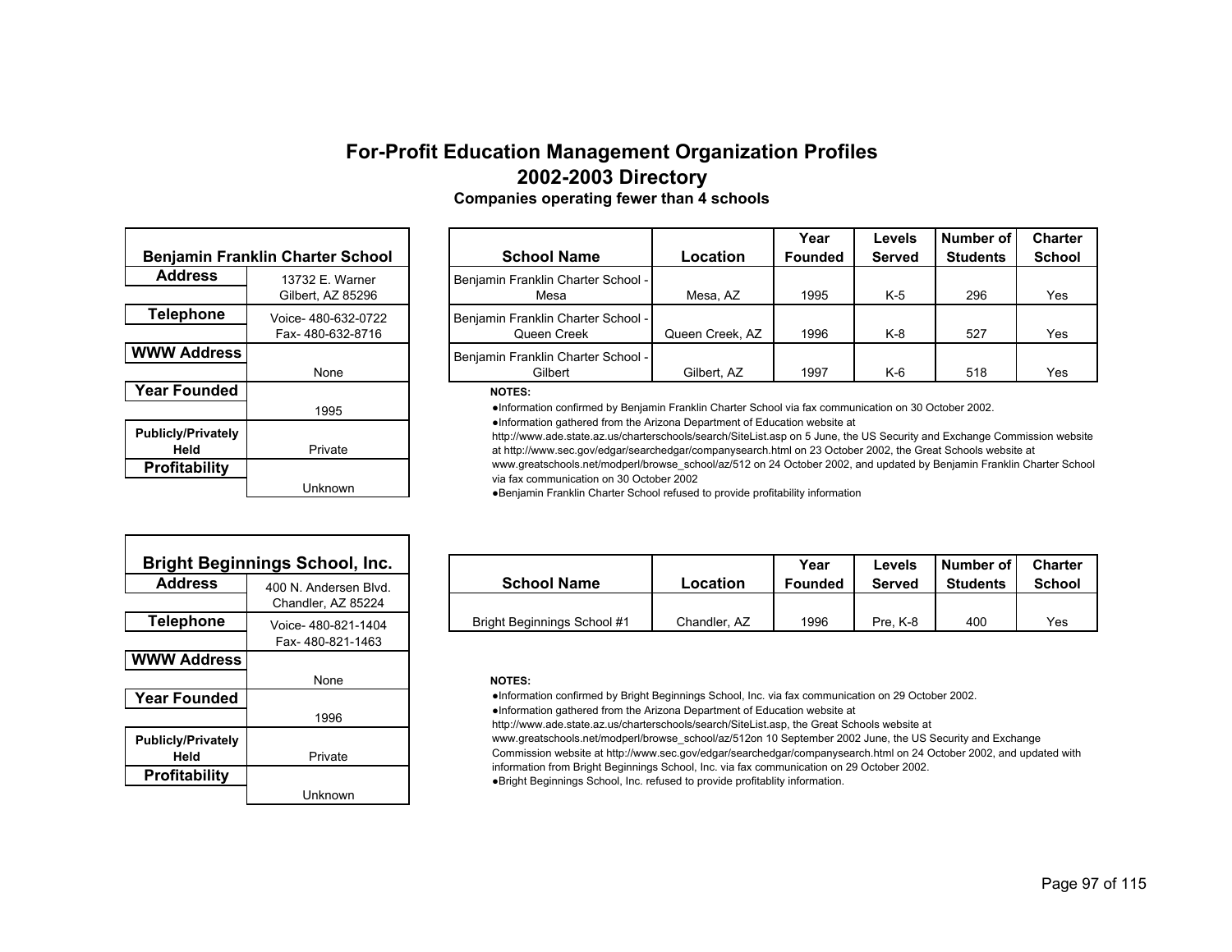# For-Profit Education Management Organization Profiles

## 2002-2003 Directory

### Companies operating fewer than 4 schools

| Benjamin Franklin Charter School | |
|---|---|
| Address | 13732 E. Warner Gilbert, AZ 85296 |
| Telephone | Voice- 480-632-0722 Fax- 480-632-8716 |
| WWW Address | None |
| Year Founded | 1995 |
| Publicly/Privately Held | Private |
| Profitability | Unknown |

| School Name | Location | Year Founded | Levels Served | Number of Students | Charter School |
|---|---|---|---|---|---|
| Benjamin Franklin Charter School - Mesa | Mesa, AZ | 1995 | K-5 | 296 | Yes |
| Benjamin Franklin Charter School - Queen Creek | Queen Creek, AZ | 1996 | K-8 | 527 | Yes |
| Benjamin Franklin Charter School - Gilbert | Gilbert, AZ | 1997 | K-6 | 518 | Yes |

**NOTES:**

- Information confirmed by Benjamin Franklin Charter School via fax communication on 30 October 2002.
- Information gathered from the Arizona Department of Education website at http://www.ade.state.az.us/charterschools/search/SiteList.asp on 5 June, the US Security and Exchange Commission website at http://www.sec.gov/edgar/searchedgar/companysearch.html on 23 October 2002, the Great Schools website at www.greatschools.net/modperl/browse_school/az/512 on 24 October 2002, and updated by Benjamin Franklin Charter School via fax communication on 30 October 2002
- Benjamin Franklin Charter School refused to provide profitability information

| Bright Beginnings School, Inc. | |
|---|---|
| Address | 400 N. Andersen Blvd. Chandler, AZ 85224 |
| Telephone | Voice- 480-821-1404 Fax- 480-821-1463 |
| WWW Address | None |
| Year Founded | 1996 |
| Publicly/Privately Held | Private |
| Profitability | Unknown |

| School Name | Location | Year Founded | Levels Served | Number of Students | Charter School |
|---|---|---|---|---|---|
| Bright Beginnings School #1 | Chandler, AZ | 1996 | Pre, K-8 | 400 | Yes |

**NOTES:**

- Information confirmed by Bright Beginnings School, Inc. via fax communication on 29 October 2002.
- Information gathered from the Arizona Department of Education website at http://www.ade.state.az.us/charterschools/search/SiteList.asp, the Great Schools website at www.greatschools.net/modperl/browse_school/az/512on 10 September 2002 June, the US Security and Exchange Commission website at http://www.sec.gov/edgar/searchedgar/companysearch.html on 24 October 2002, and updated with information from Bright Beginnings School, Inc. via fax communication on 29 October 2002.
- Bright Beginnings School, Inc. refused to provide profitablity information.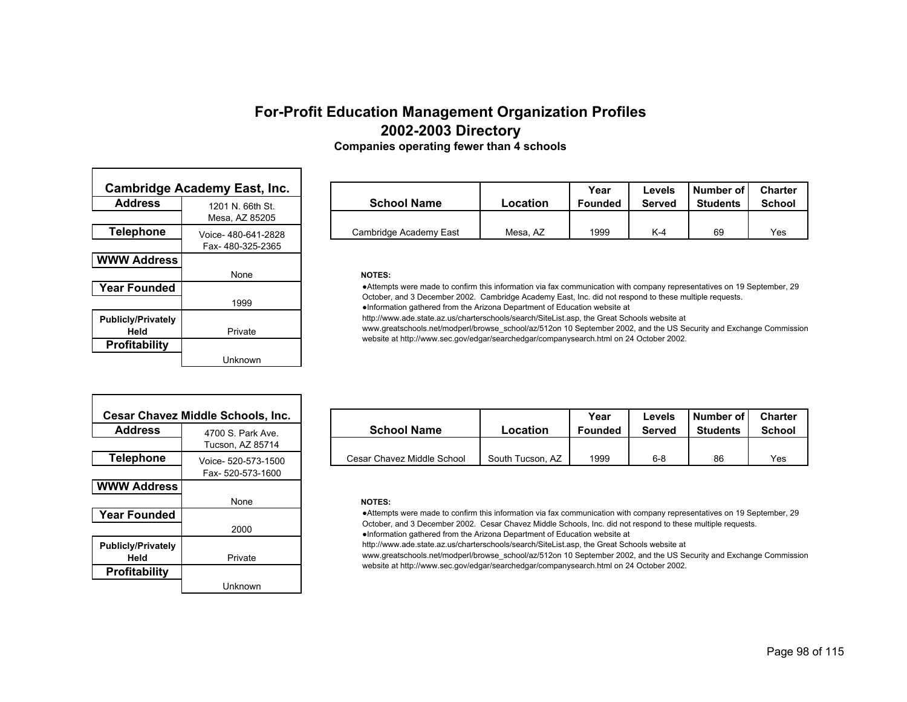# For-Profit Education Management Organization Profiles
## 2002-2003 Directory
### Companies operating fewer than 4 schools

### Cambridge Academy East, Inc.

| | |
|---|---|
| **Address** | 1201 N. 66th St.<br>Mesa, AZ 85205 |
| **Telephone** | Voice- 480-641-2828<br>Fax- 480-325-2365 |
| **WWW Address** | None |
| **Year Founded** | 1999 |
| **Publicly/Privately Held** | Private |
| **Profitability** | Unknown |

| School Name | Location | Year Founded | Levels Served | Number of Students | Charter School |
|---|---|---|---|---|---|
| Cambridge Academy East | Mesa, AZ | 1999 | K-4 | 69 | Yes |

**NOTES:**

- Attempts were made to confirm this information via fax communication with company representatives on 19 September, 29 October, and 3 December 2002. Cambridge Academy East, Inc. did not respond to these multiple requests.
- Information gathered from the Arizona Department of Education website at http://www.ade.state.az.us/charterschools/search/SiteList.asp, the Great Schools website at www.greatschools.net/modperl/browse_school/az/512on 10 September 2002, and the US Security and Exchange Commission website at http://www.sec.gov/edgar/searchedgar/companysearch.html on 24 October 2002.

### Cesar Chavez Middle Schools, Inc.

| | |
|---|---|
| **Address** | 4700 S. Park Ave.<br>Tucson, AZ 85714 |
| **Telephone** | Voice- 520-573-1500<br>Fax- 520-573-1600 |
| **WWW Address** | None |
| **Year Founded** | 2000 |
| **Publicly/Privately Held** | Private |
| **Profitability** | Unknown |

| School Name | Location | Year Founded | Levels Served | Number of Students | Charter School |
|---|---|---|---|---|---|
| Cesar Chavez Middle School | South Tucson, AZ | 1999 | 6-8 | 86 | Yes |

**NOTES:**

- Attempts were made to confirm this information via fax communication with company representatives on 19 September, 29 October, and 3 December 2002. Cesar Chavez Middle Schools, Inc. did not respond to these multiple requests.
- Information gathered from the Arizona Department of Education website at http://www.ade.state.az.us/charterschools/search/SiteList.asp, the Great Schools website at www.greatschools.net/modperl/browse_school/az/512on 10 September 2002, and the US Security and Exchange Commission website at http://www.sec.gov/edgar/searchedgar/companysearch.html on 24 October 2002.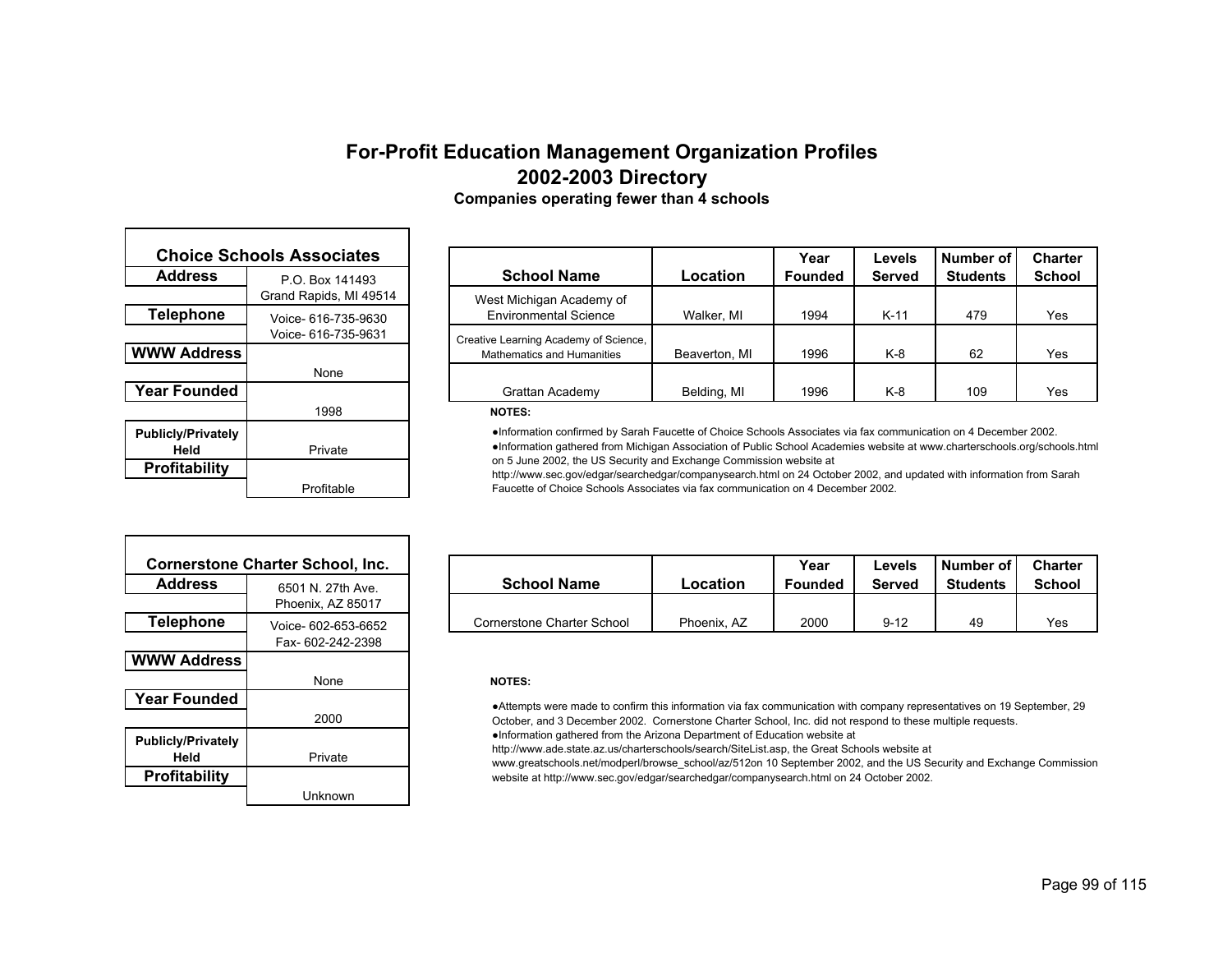# For-Profit Education Management Organization Profiles

## 2002-2003 Directory

### Companies operating fewer than 4 schools

| Choice Schools Associates | |
|---|---|
| **Address** | P.O. Box 141493<br>Grand Rapids, MI 49514 |
| **Telephone** | Voice- 616-735-9630<br>Voice- 616-735-9631 |
| **WWW Address** | None |
| **Year Founded** | 1998 |
| **Publicly/Privately Held** | Private |
| **Profitability** | Profitable |

| School Name | Location | Year Founded | Levels Served | Number of Students | Charter School |
|---|---|---|---|---|---|
| West Michigan Academy of Environmental Science | Walker, MI | 1994 | K-11 | 479 | Yes |
| Creative Learning Academy of Science, Mathematics and Humanities | Beaverton, MI | 1996 | K-8 | 62 | Yes |
| Grattan Academy | Belding, MI | 1996 | K-8 | 109 | Yes |

**NOTES:**

- Information confirmed by Sarah Faucette of Choice Schools Associates via fax communication on 4 December 2002.
- Information gathered from Michigan Association of Public School Academies website at www.charterschools.org/schools.html on 5 June 2002, the US Security and Exchange Commission website at http://www.sec.gov/edgar/searchedgar/companysearch.html on 24 October 2002, and updated with information from Sarah Faucette of Choice Schools Associates via fax communication on 4 December 2002.

| Cornerstone Charter School, Inc. | |
|---|---|
| **Address** | 6501 N. 27th Ave.<br>Phoenix, AZ 85017 |
| **Telephone** | Voice- 602-653-6652<br>Fax- 602-242-2398 |
| **WWW Address** | None |
| **Year Founded** | 2000 |
| **Publicly/Privately Held** | Private |
| **Profitability** | Unknown |

| School Name | Location | Year Founded | Levels Served | Number of Students | Charter School |
|---|---|---|---|---|---|
| Cornerstone Charter School | Phoenix, AZ | 2000 | 9-12 | 49 | Yes |

**NOTES:**

- Attempts were made to confirm this information via fax communication with company representatives on 19 September, 29 October, and 3 December 2002. Cornerstone Charter School, Inc. did not respond to these multiple requests.
- Information gathered from the Arizona Department of Education website at http://www.ade.state.az.us/charterschools/search/SiteList.asp, the Great Schools website at www.greatschools.net/modperl/browse_school/az/512on 10 September 2002, and the US Security and Exchange Commission website at http://www.sec.gov/edgar/searchedgar/companysearch.html on 24 October 2002.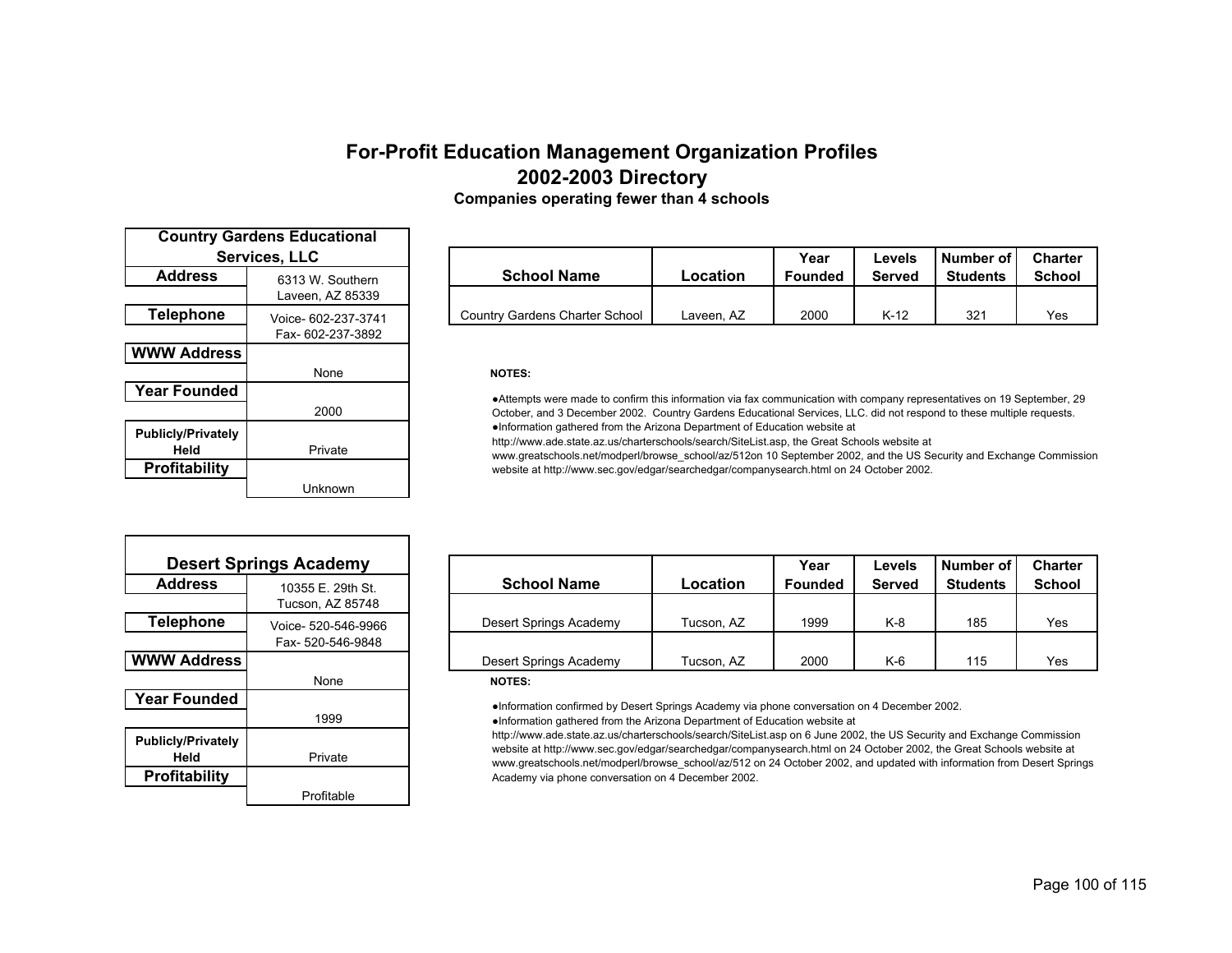# For-Profit Education Management Organization Profiles
## 2002-2003 Directory
### Companies operating fewer than 4 schools

| Country Gardens Educational Services, LLC | |
|---|---|
| **Address** | 6313 W. Southern<br>Laveen, AZ 85339 |
| **Telephone** | Voice- 602-237-3741<br>Fax- 602-237-3892 |
| **WWW Address** | None |
| **Year Founded** | 2000 |
| **Publicly/Privately Held** | Private |
| **Profitability** | Unknown |

| School Name | Location | Year Founded | Levels Served | Number of Students | Charter School |
|---|---|---|---|---|---|
| Country Gardens Charter School | Laveen, AZ | 2000 | K-12 | 321 | Yes |

**NOTES:**

- Attempts were made to confirm this information via fax communication with company representatives on 19 September, 29 October, and 3 December 2002. Country Gardens Educational Services, LLC. did not respond to these multiple requests.
- Information gathered from the Arizona Department of Education website at http://www.ade.state.az.us/charterschools/search/SiteList.asp, the Great Schools website at www.greatschools.net/modperl/browse_school/az/512on 10 September 2002, and the US Security and Exchange Commission website at http://www.sec.gov/edgar/searchedgar/companysearch.html on 24 October 2002.

| Desert Springs Academy | |
|---|---|
| **Address** | 10355 E. 29th St.<br>Tucson, AZ 85748 |
| **Telephone** | Voice- 520-546-9966<br>Fax- 520-546-9848 |
| **WWW Address** | None |
| **Year Founded** | 1999 |
| **Publicly/Privately Held** | Private |
| **Profitability** | Profitable |

| School Name | Location | Year Founded | Levels Served | Number of Students | Charter School |
|---|---|---|---|---|---|
| Desert Springs Academy | Tucson, AZ | 1999 | K-8 | 185 | Yes |
| Desert Springs Academy | Tucson, AZ | 2000 | K-6 | 115 | Yes |

**NOTES:**

- Information confirmed by Desert Springs Academy via phone conversation on 4 December 2002.
- Information gathered from the Arizona Department of Education website at http://www.ade.state.az.us/charterschools/search/SiteList.asp on 6 June 2002, the US Security and Exchange Commission website at http://www.sec.gov/edgar/searchedgar/companysearch.html on 24 October 2002, the Great Schools website at www.greatschools.net/modperl/browse_school/az/512 on 24 October 2002, and updated with information from Desert Springs Academy via phone conversation on 4 December 2002.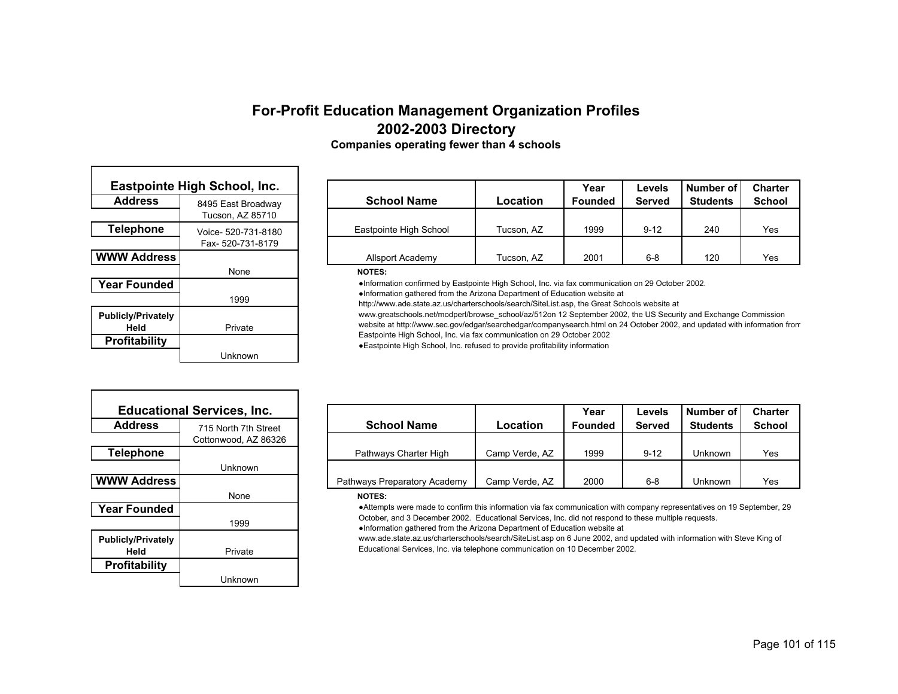# For-Profit Education Management Organization Profiles
## 2002-2003 Directory
### Companies operating fewer than 4 schools

| Eastpointe High School, Inc. | |
|---|---|
| **Address** | 8495 East Broadway Tucson, AZ 85710 |
| **Telephone** | Voice- 520-731-8180 Fax- 520-731-8179 |
| **WWW Address** | None |
| **Year Founded** | 1999 |
| **Publicly/Privately Held** | Private |
| **Profitability** | Unknown |

| School Name | Location | Year Founded | Levels Served | Number of Students | Charter School |
|---|---|---|---|---|---|
| Eastpointe High School | Tucson, AZ | 1999 | 9-12 | 240 | Yes |
| Allsport Academy | Tucson, AZ | 2001 | 6-8 | 120 | Yes |

**NOTES:**

- Information confirmed by Eastpointe High School, Inc. via fax communication on 29 October 2002.
- Information gathered from the Arizona Department of Education website at http://www.ade.state.az.us/charterschools/search/SiteList.asp, the Great Schools website at www.greatschools.net/modperl/browse_school/az/512on 12 September 2002, the US Security and Exchange Commission website at http://www.sec.gov/edgar/searchedgar/companysearch.html on 24 October 2002, and updated with information from Eastpointe High School, Inc. via fax communication on 29 October 2002
- Eastpointe High School, Inc. refused to provide profitability information

| Educational Services, Inc. | |
|---|---|
| **Address** | 715 North 7th Street Cottonwood, AZ 86326 |
| **Telephone** | Unknown |
| **WWW Address** | None |
| **Year Founded** | 1999 |
| **Publicly/Privately Held** | Private |
| **Profitability** | Unknown |

| School Name | Location | Year Founded | Levels Served | Number of Students | Charter School |
|---|---|---|---|---|---|
| Pathways Charter High | Camp Verde, AZ | 1999 | 9-12 | Unknown | Yes |
| Pathways Preparatory Academy | Camp Verde, AZ | 2000 | 6-8 | Unknown | Yes |

**NOTES:**

- Attempts were made to confirm this information via fax communication with company representatives on 19 September, 29 October, and 3 December 2002. Educational Services, Inc. did not respond to these multiple requests.
- Information gathered from the Arizona Department of Education website at www.ade.state.az.us/charterschools/search/SiteList.asp on 6 June 2002, and updated with information with Steve King of Educational Services, Inc. via telephone communication on 10 December 2002.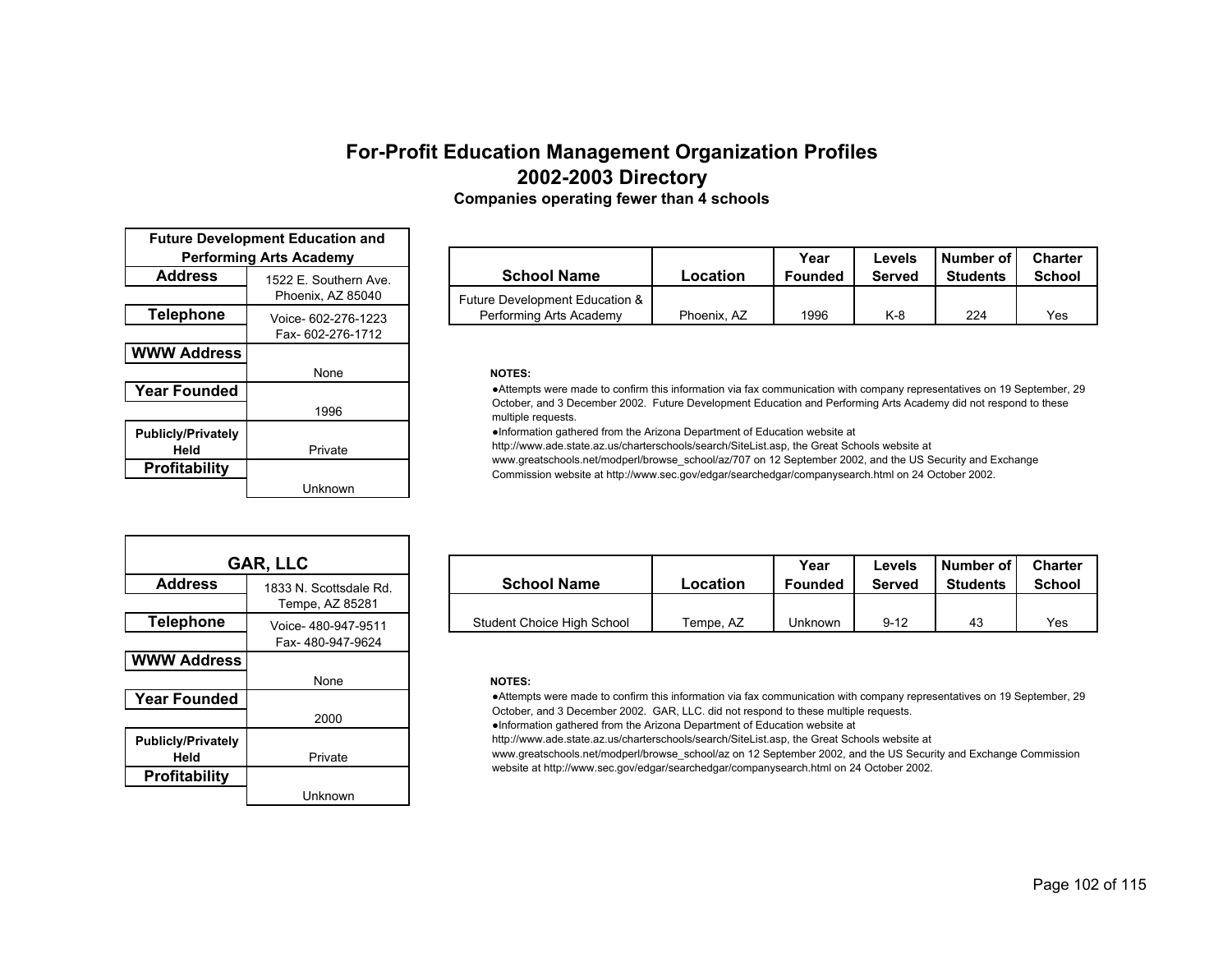# For-Profit Education Management Organization Profiles

## 2002-2003 Directory

### Companies operating fewer than 4 schools

| Future Development Education and Performing Arts Academy | |
|---|---|
| Address | 1522 E. Southern Ave. Phoenix, AZ 85040 |
| Telephone | Voice- 602-276-1223 Fax- 602-276-1712 |
| WWW Address | None |
| Year Founded | 1996 |
| Publicly/Privately Held | Private |
| Profitability | Unknown |

| School Name | Location | Year Founded | Levels Served | Number of Students | Charter School |
|---|---|---|---|---|---|
| Future Development Education & Performing Arts Academy | Phoenix, AZ | 1996 | K-8 | 224 | Yes |

**NOTES:**

- Attempts were made to confirm this information via fax communication with company representatives on 19 September, 29 October, and 3 December 2002. Future Development Education and Performing Arts Academy did not respond to these multiple requests.
- Information gathered from the Arizona Department of Education website at http://www.ade.state.az.us/charterschools/search/SiteList.asp, the Great Schools website at www.greatschools.net/modperl/browse_school/az/707 on 12 September 2002, and the US Security and Exchange Commission website at http://www.sec.gov/edgar/searchedgar/companysearch.html on 24 October 2002.

| GAR, LLC | |
|---|---|
| Address | 1833 N. Scottsdale Rd. Tempe, AZ 85281 |
| Telephone | Voice- 480-947-9511 Fax- 480-947-9624 |
| WWW Address | None |
| Year Founded | 2000 |
| Publicly/Privately Held | Private |
| Profitability | Unknown |

| School Name | Location | Year Founded | Levels Served | Number of Students | Charter School |
|---|---|---|---|---|---|
| Student Choice High School | Tempe, AZ | Unknown | 9-12 | 43 | Yes |

**NOTES:**

- Attempts were made to confirm this information via fax communication with company representatives on 19 September, 29 October, and 3 December 2002. GAR, LLC. did not respond to these multiple requests.
- Information gathered from the Arizona Department of Education website at http://www.ade.state.az.us/charterschools/search/SiteList.asp, the Great Schools website at www.greatschools.net/modperl/browse_school/az on 12 September 2002, and the US Security and Exchange Commission website at http://www.sec.gov/edgar/searchedgar/companysearch.html on 24 October 2002.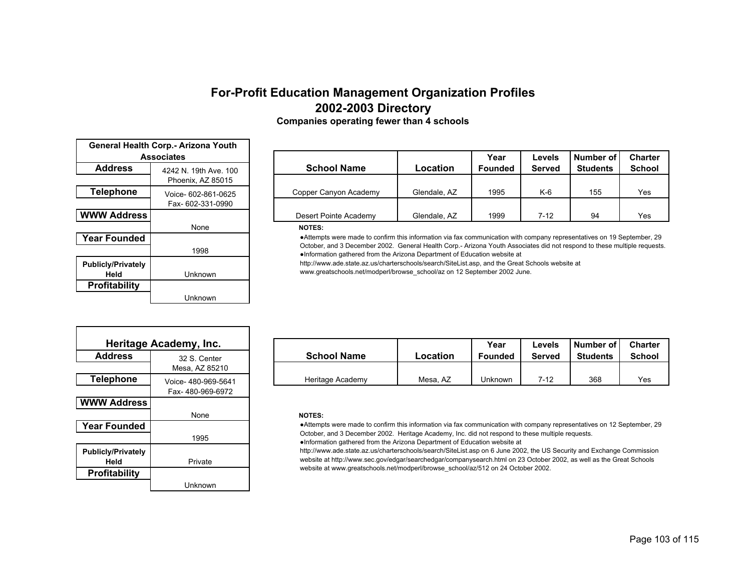# For-Profit Education Management Organization Profiles

## 2002-2003 Directory

### Companies operating fewer than 4 schools

| General Health Corp.- Arizona Youth Associates | |
|---|---|
| **Address** | 4242 N. 19th Ave. 100<br>Phoenix, AZ 85015 |
| **Telephone** | Voice- 602-861-0625<br>Fax- 602-331-0990 |
| **WWW Address** | None |
| **Year Founded** | 1998 |
| **Publicly/Privately Held** | Unknown |
| **Profitability** | Unknown |

| School Name | Location | Year Founded | Levels Served | Number of Students | Charter School |
|---|---|---|---|---|---|
| Copper Canyon Academy | Glendale, AZ | 1995 | K-6 | 155 | Yes |
| Desert Pointe Academy | Glendale, AZ | 1999 | 7-12 | 94 | Yes |

**NOTES:**

- Attempts were made to confirm this information via fax communication with company representatives on 19 September, 29 October, and 3 December 2002. General Health Corp.- Arizona Youth Associates did not respond to these multiple requests.
- Information gathered from the Arizona Department of Education website at http://www.ade.state.az.us/charterschools/search/SiteList.asp, and the Great Schools website at www.greatschools.net/modperl/browse_school/az on 12 September 2002 June.

| Heritage Academy, Inc. | |
|---|---|
| **Address** | 32 S. Center<br>Mesa, AZ 85210 |
| **Telephone** | Voice- 480-969-5641<br>Fax- 480-969-6972 |
| **WWW Address** | None |
| **Year Founded** | 1995 |
| **Publicly/Privately Held** | Private |
| **Profitability** | Unknown |

| School Name | Location | Year Founded | Levels Served | Number of Students | Charter School |
|---|---|---|---|---|---|
| Heritage Academy | Mesa, AZ | Unknown | 7-12 | 368 | Yes |

**NOTES:**

- Attempts were made to confirm this information via fax communication with company representatives on 12 September, 29 October, and 3 December 2002. Heritage Academy, Inc. did not respond to these multiple requests.
- Information gathered from the Arizona Department of Education website at http://www.ade.state.az.us/charterschools/search/SiteList.asp on 6 June 2002, the US Security and Exchange Commission website at http://www.sec.gov/edgar/searchedgar/companysearch.html on 23 October 2002, as well as the Great Schools website at www.greatschools.net/modperl/browse_school/az/512 on 24 October 2002.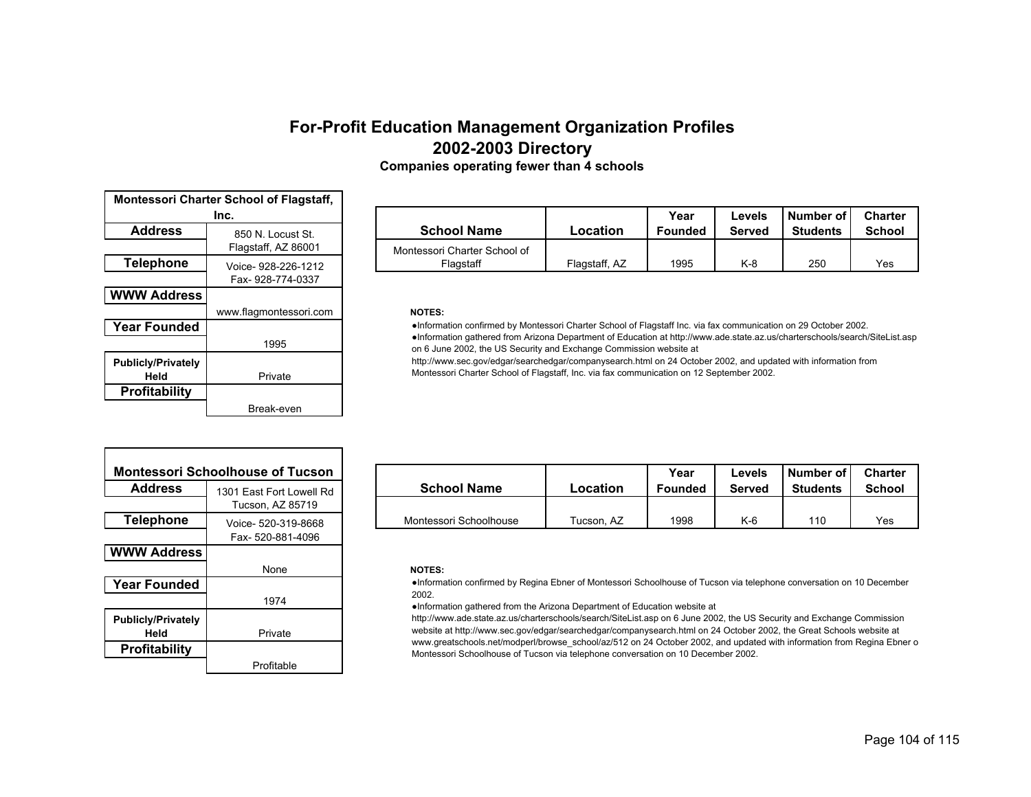# For-Profit Education Management Organization Profiles
## 2002-2003 Directory
### Companies operating fewer than 4 schools

| Montessori Charter School of Flagstaff, Inc. | |
|---|---|
| **Address** | 850 N. Locust St. Flagstaff, AZ 86001 |
| **Telephone** | Voice- 928-226-1212 Fax- 928-774-0337 |
| **WWW Address** | www.flagmontessori.com |
| **Year Founded** | 1995 |
| **Publicly/Privately Held** | Private |
| **Profitability** | Break-even |

| School Name | Location | Year Founded | Levels Served | Number of Students | Charter School |
|---|---|---|---|---|---|
| Montessori Charter School of Flagstaff | Flagstaff, AZ | 1995 | K-8 | 250 | Yes |

**NOTES:**

- Information confirmed by Montessori Charter School of Flagstaff Inc. via fax communication on 29 October 2002.
- Information gathered from Arizona Department of Education at http://www.ade.state.az.us/charterschools/search/SiteList.asp on 6 June 2002, the US Security and Exchange Commission website at http://www.sec.gov/edgar/searchedgar/companysearch.html on 24 October 2002, and updated with information from Montessori Charter School of Flagstaff, Inc. via fax communication on 12 September 2002.

| Montessori Schoolhouse of Tucson | |
|---|---|
| **Address** | 1301 East Fort Lowell Rd Tucson, AZ 85719 |
| **Telephone** | Voice- 520-319-8668 Fax- 520-881-4096 |
| **WWW Address** | None |
| **Year Founded** | 1974 |
| **Publicly/Privately Held** | Private |
| **Profitability** | Profitable |

| School Name | Location | Year Founded | Levels Served | Number of Students | Charter School |
|---|---|---|---|---|---|
| Montessori Schoolhouse | Tucson, AZ | 1998 | K-6 | 110 | Yes |

**NOTES:**

- Information confirmed by Regina Ebner of Montessori Schoolhouse of Tucson via telephone conversation on 10 December 2002.
- Information gathered from the Arizona Department of Education website at http://www.ade.state.az.us/charterschools/search/SiteList.asp on 6 June 2002, the US Security and Exchange Commission website at http://www.sec.gov/edgar/searchedgar/companysearch.html on 24 October 2002, the Great Schools website at www.greatschools.net/modperl/browse_school/az/512 on 24 October 2002, and updated with information from Regina Ebner o Montessori Schoolhouse of Tucson via telephone conversation on 10 December 2002.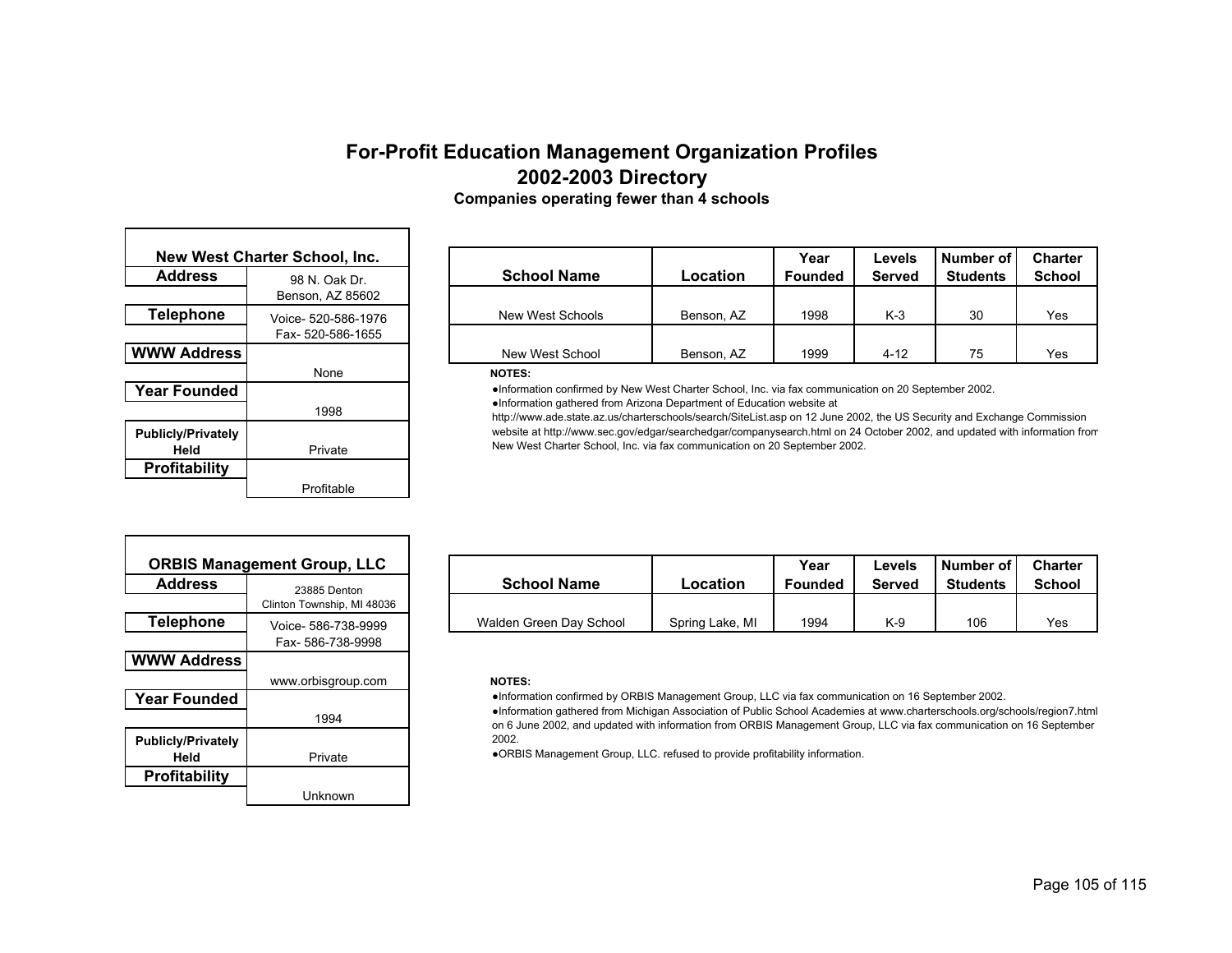# For-Profit Education Management Organization Profiles

## 2002-2003 Directory

### Companies operating fewer than 4 schools

| New West Charter School, Inc. | |
|---|---|
| Address | 98 N. Oak Dr.<br>Benson, AZ 85602 |
| Telephone | Voice- 520-586-1976<br>Fax- 520-586-1655 |
| WWW Address | None |
| Year Founded | 1998 |
| Publicly/Privately Held | Private |
| Profitability | Profitable |

| School Name | Location | Year Founded | Levels Served | Number of Students | Charter School |
|---|---|---|---|---|---|
| New West Schools | Benson, AZ | 1998 | K-3 | 30 | Yes |
| New West School | Benson, AZ | 1999 | 4-12 | 75 | Yes |

**NOTES:**

- Information confirmed by New West Charter School, Inc. via fax communication on 20 September 2002.
- Information gathered from Arizona Department of Education website at http://www.ade.state.az.us/charterschools/search/SiteList.asp on 12 June 2002, the US Security and Exchange Commission website at http://www.sec.gov/edgar/searchedgar/companysearch.html on 24 October 2002, and updated with information from New West Charter School, Inc. via fax communication on 20 September 2002.

| ORBIS Management Group, LLC | |
|---|---|
| Address | 23885 Denton<br>Clinton Township, MI 48036 |
| Telephone | Voice- 586-738-9999<br>Fax- 586-738-9998 |
| WWW Address | www.orbisgroup.com |
| Year Founded | 1994 |
| Publicly/Privately Held | Private |
| Profitability | Unknown |

| School Name | Location | Year Founded | Levels Served | Number of Students | Charter School |
|---|---|---|---|---|---|
| Walden Green Day School | Spring Lake, MI | 1994 | K-9 | 106 | Yes |

**NOTES:**

- Information confirmed by ORBIS Management Group, LLC via fax communication on 16 September 2002.
- Information gathered from Michigan Association of Public School Academies at www.charterschools.org/schools/region7.html on 6 June 2002, and updated with information from ORBIS Management Group, LLC via fax communication on 16 September 2002.
- ORBIS Management Group, LLC. refused to provide profitability information.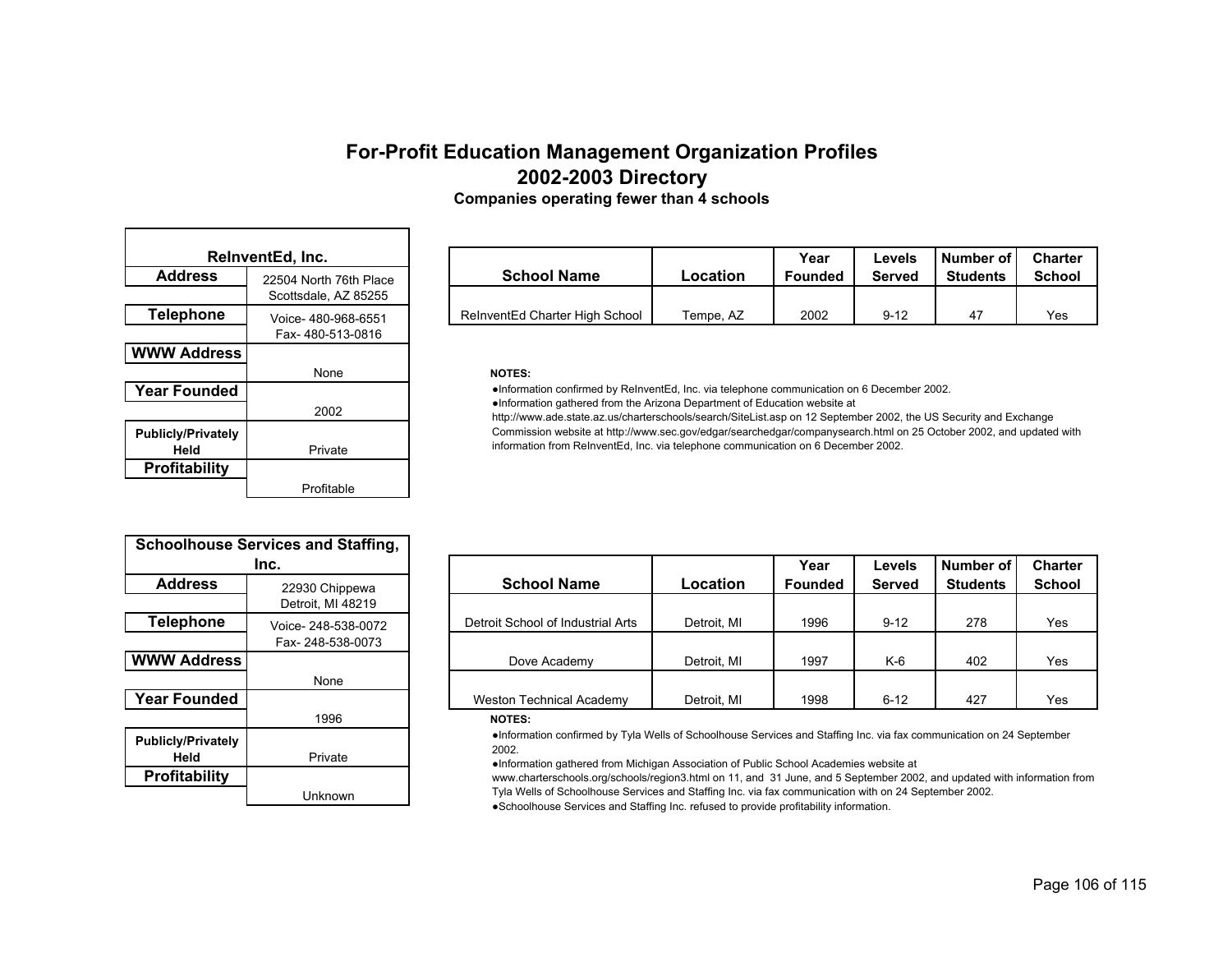# For-Profit Education Management Organization Profiles

## 2002-2003 Directory

### Companies operating fewer than 4 schools

| ReInventEd, Inc. | |
|---|---|
| **Address** | 22504 North 76th Place<br>Scottsdale, AZ 85255 |
| **Telephone** | Voice- 480-968-6551<br>Fax- 480-513-0816 |
| **WWW Address** | None |
| **Year Founded** | 2002 |
| **Publicly/Privately Held** | Private |
| **Profitability** | Profitable |

| School Name | Location | Year Founded | Levels Served | Number of Students | Charter School |
|---|---|---|---|---|---|
| ReInventEd Charter High School | Tempe, AZ | 2002 | 9-12 | 47 | Yes |

**NOTES:**

- Information confirmed by ReInventEd, Inc. via telephone communication on 6 December 2002.
- Information gathered from the Arizona Department of Education website at http://www.ade.state.az.us/charterschools/search/SiteList.asp on 12 September 2002, the US Security and Exchange Commission website at http://www.sec.gov/edgar/searchedgar/companysearch.html on 25 October 2002, and updated with information from ReInventEd, Inc. via telephone communication on 6 December 2002.

| Schoolhouse Services and Staffing, Inc. | |
|---|---|
| **Address** | 22930 Chippewa<br>Detroit, MI 48219 |
| **Telephone** | Voice- 248-538-0072<br>Fax- 248-538-0073 |
| **WWW Address** | None |
| **Year Founded** | 1996 |
| **Publicly/Privately Held** | Private |
| **Profitability** | Unknown |

| School Name | Location | Year Founded | Levels Served | Number of Students | Charter School |
|---|---|---|---|---|---|
| Detroit School of Industrial Arts | Detroit, MI | 1996 | 9-12 | 278 | Yes |
| Dove Academy | Detroit, MI | 1997 | K-6 | 402 | Yes |
| Weston Technical Academy | Detroit, MI | 1998 | 6-12 | 427 | Yes |

**NOTES:**

- Information confirmed by Tyla Wells of Schoolhouse Services and Staffing Inc. via fax communication on 24 September 2002.
- Information gathered from Michigan Association of Public School Academies website at www.charterschools.org/schools/region3.html on 11, and 31 June, and 5 September 2002, and updated with information from Tyla Wells of Schoolhouse Services and Staffing Inc. via fax communication with on 24 September 2002.
- Schoolhouse Services and Staffing Inc. refused to provide profitability information.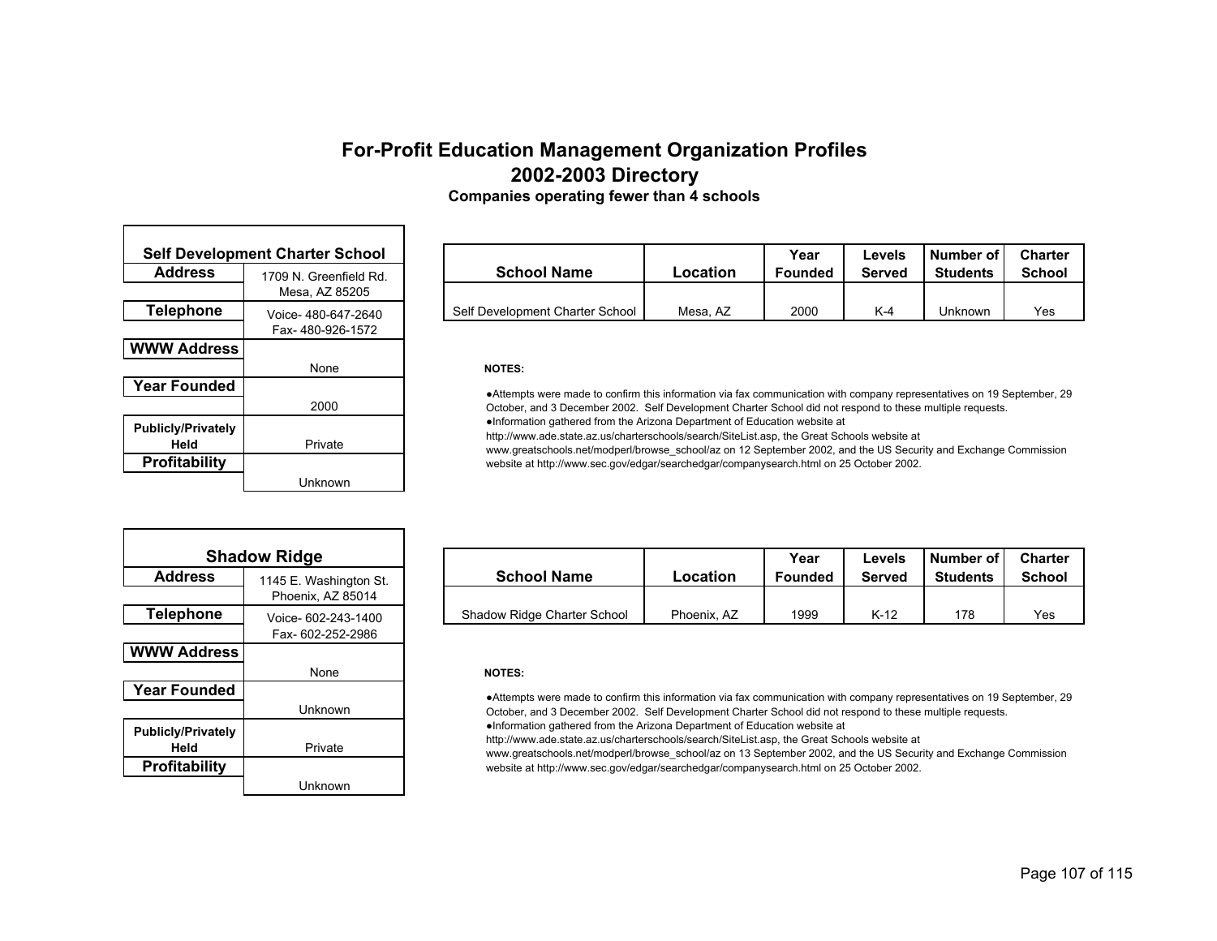# For-Profit Education Management Organization Profiles
## 2002-2003 Directory
### Companies operating fewer than 4 schools

| Self Development Charter School | |
|---|---|
| **Address** | 1709 N. Greenfield Rd. Mesa, AZ 85205 |
| **Telephone** | Voice- 480-647-2640 Fax- 480-926-1572 |
| **WWW Address** | None |
| **Year Founded** | 2000 |
| **Publicly/Privately Held** | Private |
| **Profitability** | Unknown |

| School Name | Location | Year Founded | Levels Served | Number of Students | Charter School |
|---|---|---|---|---|---|
| Self Development Charter School | Mesa, AZ | 2000 | K-4 | Unknown | Yes |

**NOTES:**

- Attempts were made to confirm this information via fax communication with company representatives on 19 September, 29 October, and 3 December 2002. Self Development Charter School did not respond to these multiple requests.
- Information gathered from the Arizona Department of Education website at http://www.ade.state.az.us/charterschools/search/SiteList.asp, the Great Schools website at www.greatschools.net/modperl/browse_school/az on 12 September 2002, and the US Security and Exchange Commission website at http://www.sec.gov/edgar/searchedgar/companysearch.html on 25 October 2002.

| Shadow Ridge | |
|---|---|
| **Address** | 1145 E. Washington St. Phoenix, AZ 85014 |
| **Telephone** | Voice- 602-243-1400 Fax- 602-252-2986 |
| **WWW Address** | None |
| **Year Founded** | Unknown |
| **Publicly/Privately Held** | Private |
| **Profitability** | Unknown |

| School Name | Location | Year Founded | Levels Served | Number of Students | Charter School |
|---|---|---|---|---|---|
| Shadow Ridge Charter School | Phoenix, AZ | 1999 | K-12 | 178 | Yes |

**NOTES:**

- Attempts were made to confirm this information via fax communication with company representatives on 19 September, 29 October, and 3 December 2002. Self Development Charter School did not respond to these multiple requests.
- Information gathered from the Arizona Department of Education website at http://www.ade.state.az.us/charterschools/search/SiteList.asp, the Great Schools website at www.greatschools.net/modperl/browse_school/az on 13 September 2002, and the US Security and Exchange Commission website at http://www.sec.gov/edgar/searchedgar/companysearch.html on 25 October 2002.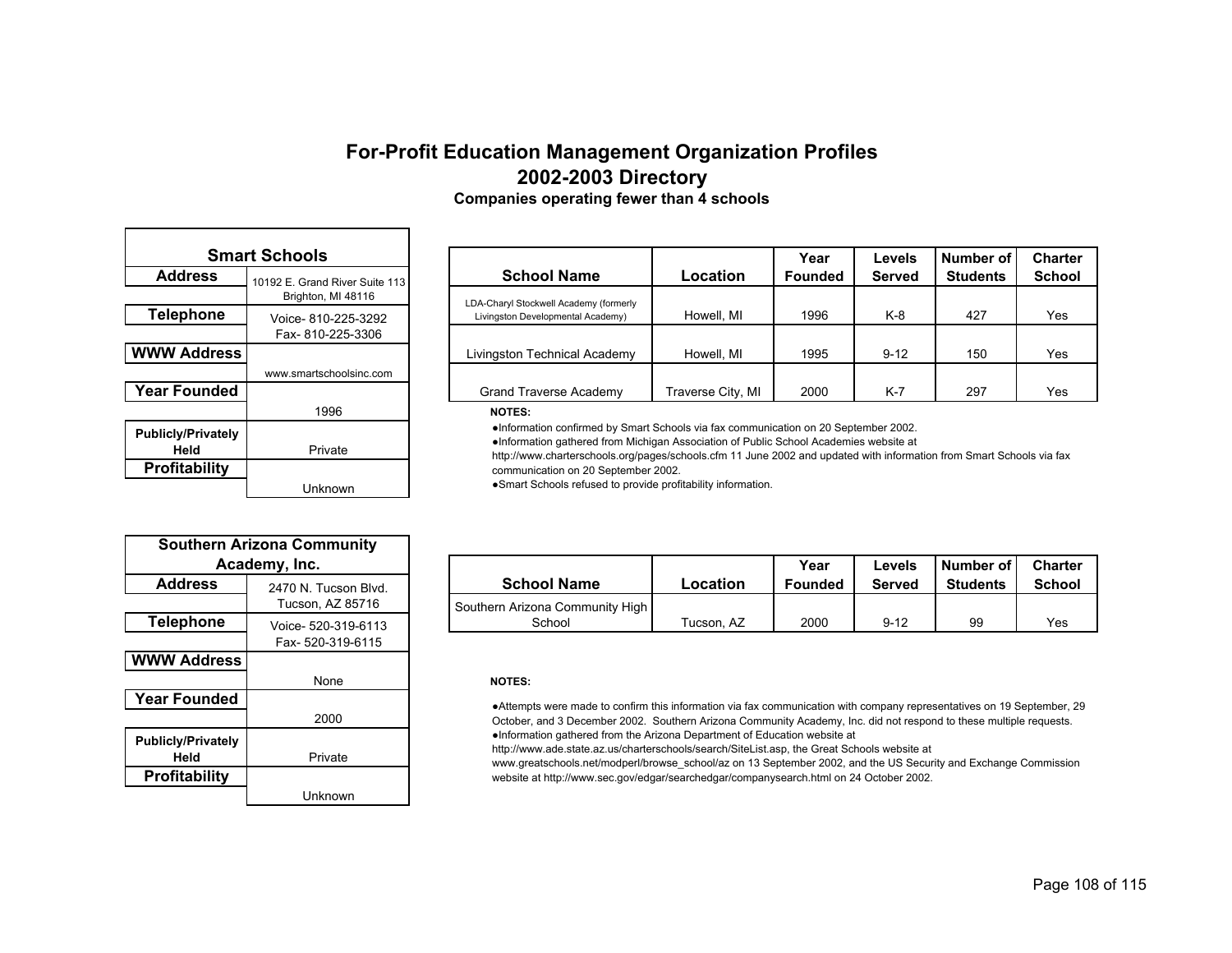# For-Profit Education Management Organization Profiles
## 2002-2003 Directory
### Companies operating fewer than 4 schools

| Smart Schools | |
|---|---|
| **Address** | 10192 E. Grand River Suite 113 Brighton, MI 48116 |
| **Telephone** | Voice- 810-225-3292 Fax- 810-225-3306 |
| **WWW Address** | www.smartschoolsinc.com |
| **Year Founded** | 1996 |
| **Publicly/Privately Held** | Private |
| **Profitability** | Unknown |

| School Name | Location | Year Founded | Levels Served | Number of Students | Charter School |
|---|---|---|---|---|---|
| LDA-Charyl Stockwell Academy (formerly Livingston Developmental Academy) | Howell, MI | 1996 | K-8 | 427 | Yes |
| Livingston Technical Academy | Howell, MI | 1995 | 9-12 | 150 | Yes |
| Grand Traverse Academy | Traverse City, MI | 2000 | K-7 | 297 | Yes |

**NOTES:**

- Information confirmed by Smart Schools via fax communication on 20 September 2002.
- Information gathered from Michigan Association of Public School Academies website at http://www.charterschools.org/pages/schools.cfm 11 June 2002 and updated with information from Smart Schools via fax communication on 20 September 2002.
- Smart Schools refused to provide profitability information.

| Southern Arizona Community Academy, Inc. | |
|---|---|
| **Address** | 2470 N. Tucson Blvd. Tucson, AZ 85716 |
| **Telephone** | Voice- 520-319-6113 Fax- 520-319-6115 |
| **WWW Address** | None |
| **Year Founded** | 2000 |
| **Publicly/Privately Held** | Private |
| **Profitability** | Unknown |

| School Name | Location | Year Founded | Levels Served | Number of Students | Charter School |
|---|---|---|---|---|---|
| Southern Arizona Community High School | Tucson, AZ | 2000 | 9-12 | 99 | Yes |

**NOTES:**

- Attempts were made to confirm this information via fax communication with company representatives on 19 September, 29 October, and 3 December 2002. Southern Arizona Community Academy, Inc. did not respond to these multiple requests.
- Information gathered from the Arizona Department of Education website at http://www.ade.state.az.us/charterschools/search/SiteList.asp, the Great Schools website at www.greatschools.net/modperl/browse_school/az on 13 September 2002, and the US Security and Exchange Commission website at http://www.sec.gov/edgar/searchedgar/companysearch.html on 24 October 2002.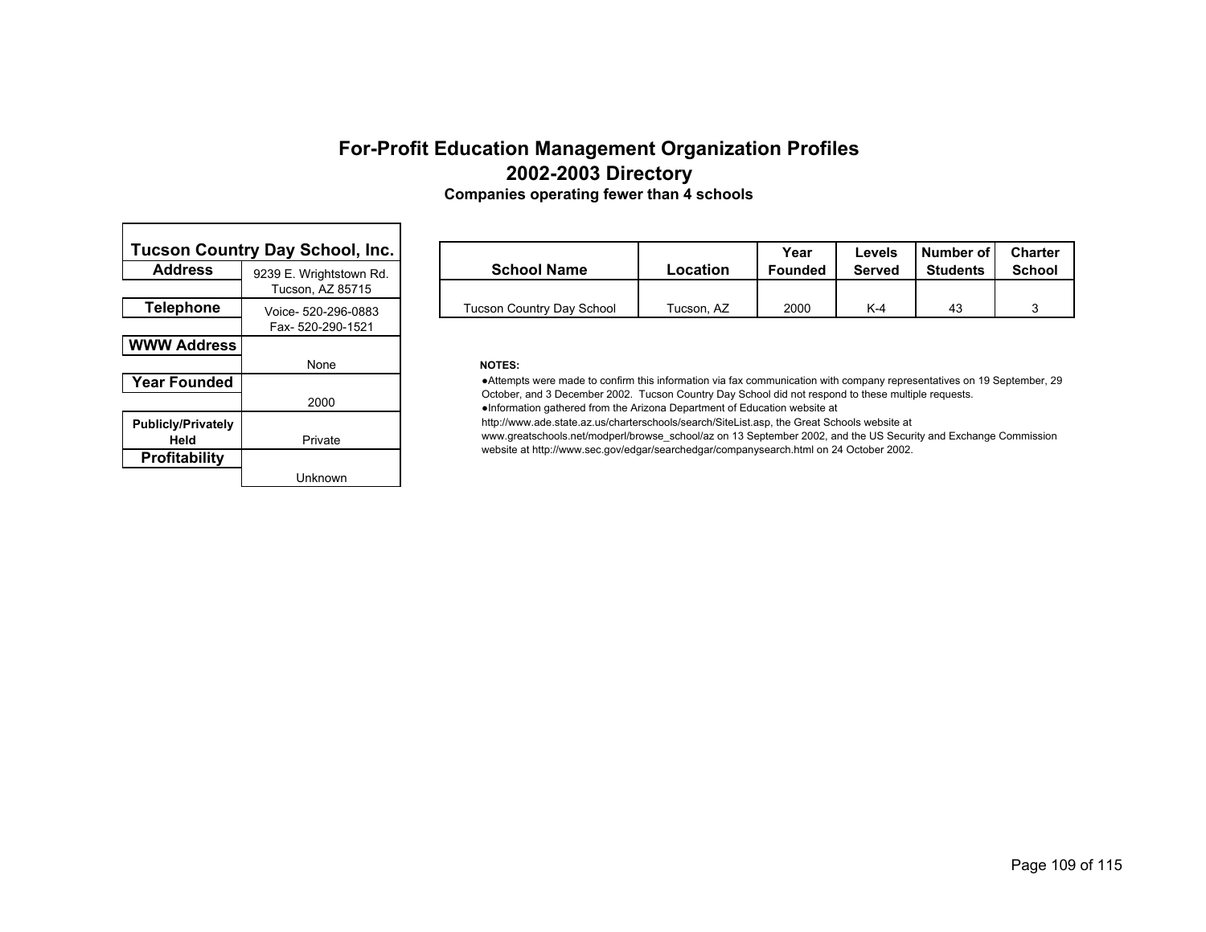# For-Profit Education Management Organization Profiles
## 2002-2003 Directory
### Companies operating fewer than 4 schools

| Tucson Country Day School, Inc. | |
|---|---|
| Address | 9239 E. Wrightstown Rd. Tucson, AZ 85715 |
| Telephone | Voice- 520-296-0883 Fax- 520-290-1521 |
| WWW Address | None |
| Year Founded | 2000 |
| Publicly/Privately Held | Private |
| Profitability | Unknown |

| School Name | Location | Year Founded | Levels Served | Number of Students | Charter School |
|---|---|---|---|---|---|
| Tucson Country Day School | Tucson, AZ | 2000 | K-4 | 43 | 3 |

**NOTES:**

- Attempts were made to confirm this information via fax communication with company representatives on 19 September, 29 October, and 3 December 2002. Tucson Country Day School did not respond to these multiple requests.
- Information gathered from the Arizona Department of Education website at http://www.ade.state.az.us/charterschools/search/SiteList.asp, the Great Schools website at www.greatschools.net/modperl/browse_school/az on 13 September 2002, and the US Security and Exchange Commission website at http://www.sec.gov/edgar/searchedgar/companysearch.html on 24 October 2002.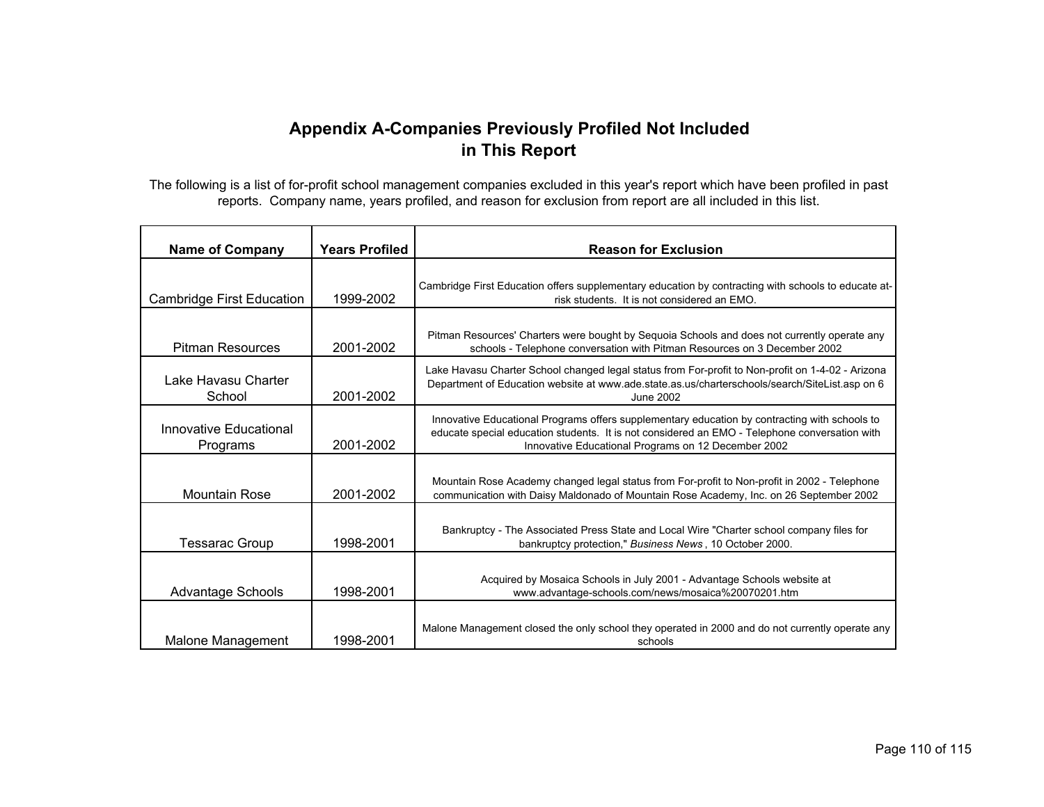# Appendix A-Companies Previously Profiled Not Included in This Report

The following is a list of for-profit school management companies excluded in this year's report which have been profiled in past reports. Company name, years profiled, and reason for exclusion from report are all included in this list.

| Name of Company | Years Profiled | Reason for Exclusion |
|---|---|---|
| Cambridge First Education | 1999-2002 | Cambridge First Education offers supplementary education by contracting with schools to educate at-risk students. It is not considered an EMO. |
| Pitman Resources | 2001-2002 | Pitman Resources' Charters were bought by Sequoia Schools and does not currently operate any schools - Telephone conversation with Pitman Resources on 3 December 2002 |
| Lake Havasu Charter School | 2001-2002 | Lake Havasu Charter School changed legal status from For-profit to Non-profit on 1-4-02 - Arizona Department of Education website at www.ade.state.as.us/charterschools/search/SiteList.asp on 6 June 2002 |
| Innovative Educational Programs | 2001-2002 | Innovative Educational Programs offers supplementary education by contracting with schools to educate special education students. It is not considered an EMO - Telephone conversation with Innovative Educational Programs on 12 December 2002 |
| Mountain Rose | 2001-2002 | Mountain Rose Academy changed legal status from For-profit to Non-profit in 2002 - Telephone communication with Daisy Maldonado of Mountain Rose Academy, Inc. on 26 September 2002 |
| Tessarac Group | 1998-2001 | Bankruptcy - The Associated Press State and Local Wire "Charter school company files for bankruptcy protection," *Business News*, 10 October 2000. |
| Advantage Schools | 1998-2001 | Acquired by Mosaica Schools in July 2001 - Advantage Schools website at www.advantage-schools.com/news/mosaica%20070201.htm |
| Malone Management | 1998-2001 | Malone Management closed the only school they operated in 2000 and do not currently operate any schools |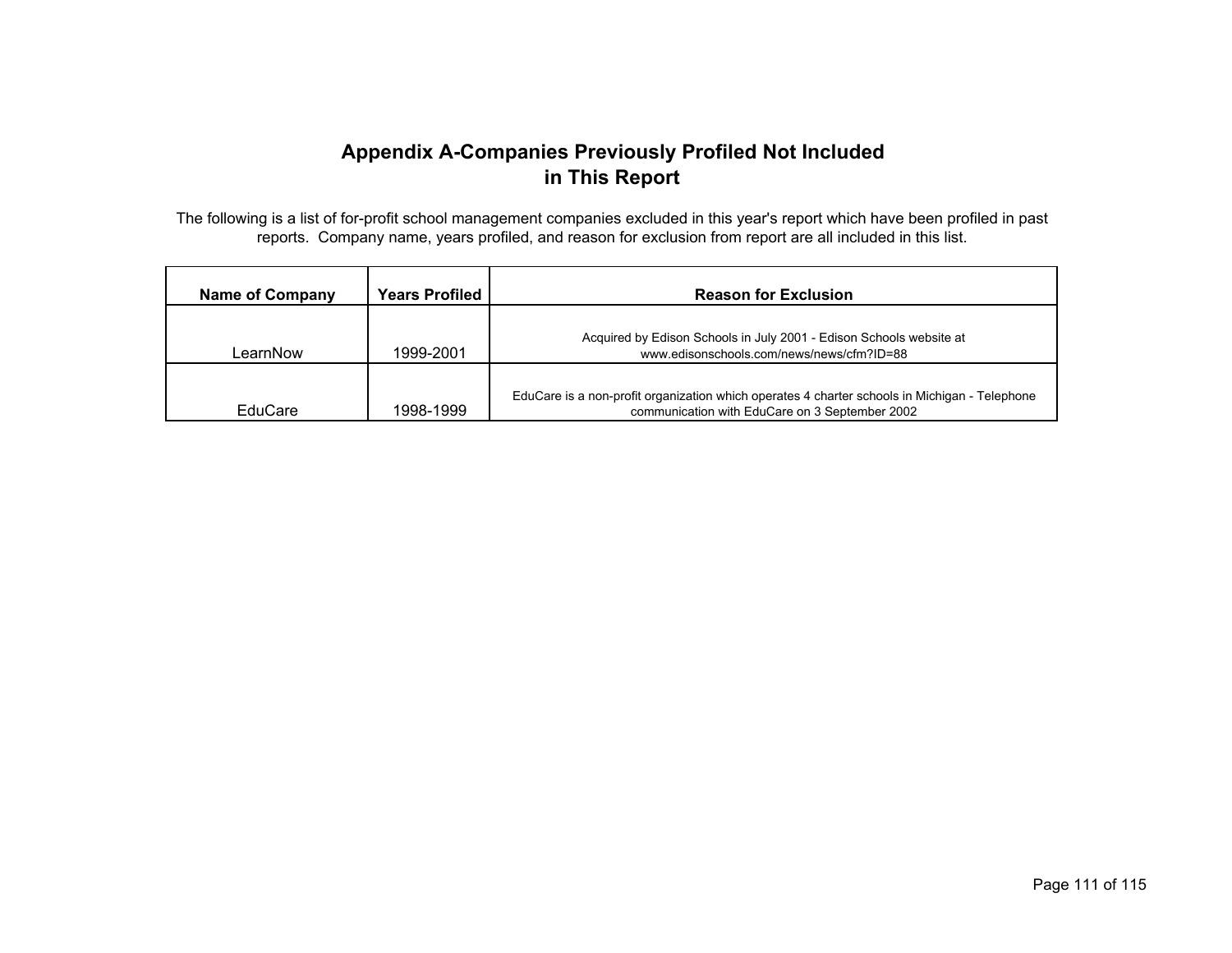# Appendix A-Companies Previously Profiled Not Included in This Report

The following is a list of for-profit school management companies excluded in this year's report which have been profiled in past reports. Company name, years profiled, and reason for exclusion from report are all included in this list.

| Name of Company | Years Profiled | Reason for Exclusion |
|---|---|---|
| LearnNow | 1999-2001 | Acquired by Edison Schools in July 2001 - Edison Schools website at www.edisonschools.com/news/news/cfm?ID=88 |
| EduCare | 1998-1999 | EduCare is a non-profit organization which operates 4 charter schools in Michigan - Telephone communication with EduCare on 3 September 2002 |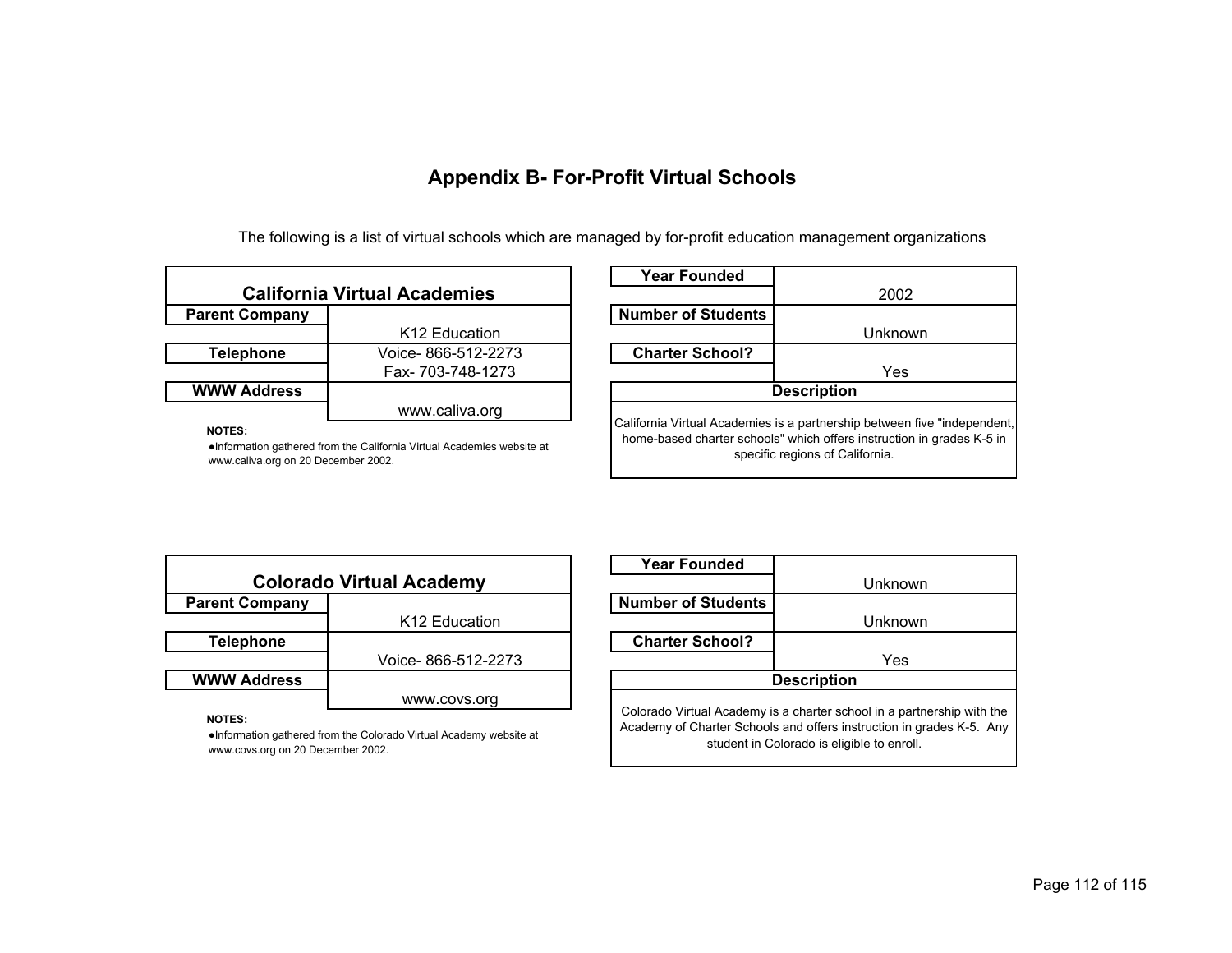# Appendix B- For-Profit Virtual Schools

The following is a list of virtual schools which are managed by for-profit education management organizations

## California Virtual Academies

| Field | Value |
|---|---|
| Parent Company | K12 Education |
| Telephone | Voice- 866-512-2273<br>Fax- 703-748-1273 |
| WWW Address | www.caliva.org |

**NOTES:**

- Information gathered from the California Virtual Academies website at www.caliva.org on 20 December 2002.

| Field | Value |
|---|---|
| Year Founded | 2002 |
| Number of Students | Unknown |
| Charter School? | Yes |

**Description**

California Virtual Academies is a partnership between five "independent, home-based charter schools" which offers instruction in grades K-5 in specific regions of California.

## Colorado Virtual Academy

| Field | Value |
|---|---|
| Parent Company | K12 Education |
| Telephone | Voice- 866-512-2273 |
| WWW Address | www.covs.org |

**NOTES:**

- Information gathered from the Colorado Virtual Academy website at www.covs.org on 20 December 2002.

| Field | Value |
|---|---|
| Year Founded | Unknown |
| Number of Students | Unknown |
| Charter School? | Yes |

**Description**

Colorado Virtual Academy is a charter school in a partnership with the Academy of Charter Schools and offers instruction in grades K-5. Any student in Colorado is eligible to enroll.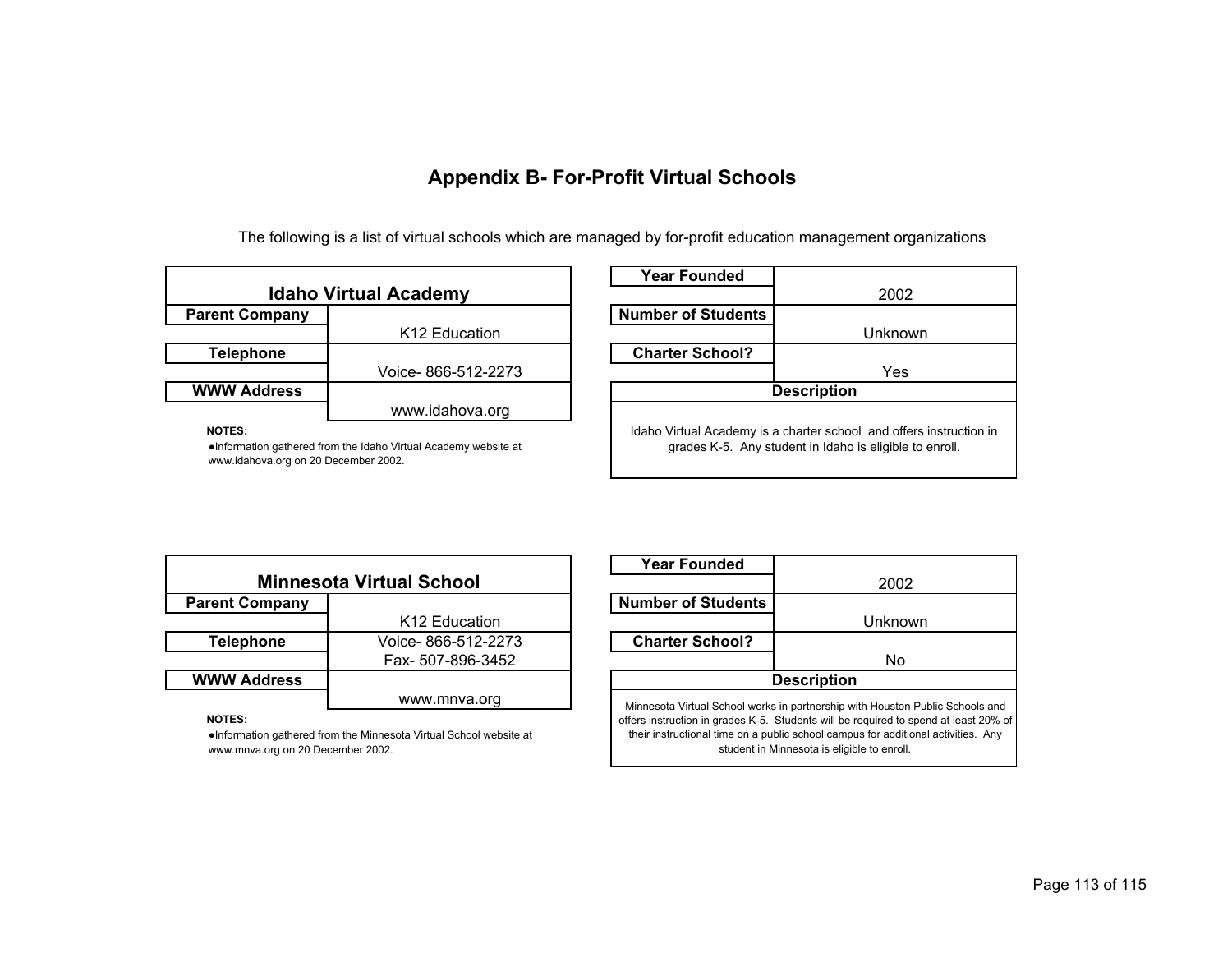## Appendix B- For-Profit Virtual Schools

The following is a list of virtual schools which are managed by for-profit education management organizations

| Idaho Virtual Academy | |
|---|---|
| **Parent Company** | K12 Education |
| **Telephone** | Voice- 866-512-2273 |
| **WWW Address** | www.idahova.org |

**NOTES:**

- Information gathered from the Idaho Virtual Academy website at www.idahova.org on 20 December 2002.

| | |
|---|---|
| **Year Founded** | 2002 |
| **Number of Students** | Unknown |
| **Charter School?** | Yes |

| Description |
|---|
| Idaho Virtual Academy is a charter school and offers instruction in grades K-5. Any student in Idaho is eligible to enroll. |

| Minnesota Virtual School | |
|---|---|
| **Parent Company** | K12 Education |
| **Telephone** | Voice- 866-512-2273<br>Fax- 507-896-3452 |
| **WWW Address** | www.mnva.org |

**NOTES:**

- Information gathered from the Minnesota Virtual School website at www.mnva.org on 20 December 2002.

| | |
|---|---|
| **Year Founded** | 2002 |
| **Number of Students** | Unknown |
| **Charter School?** | No |

| Description |
|---|
| Minnesota Virtual School works in partnership with Houston Public Schools and offers instruction in grades K-5. Students will be required to spend at least 20% of their instructional time on a public school campus for additional activities. Any student in Minnesota is eligible to enroll. |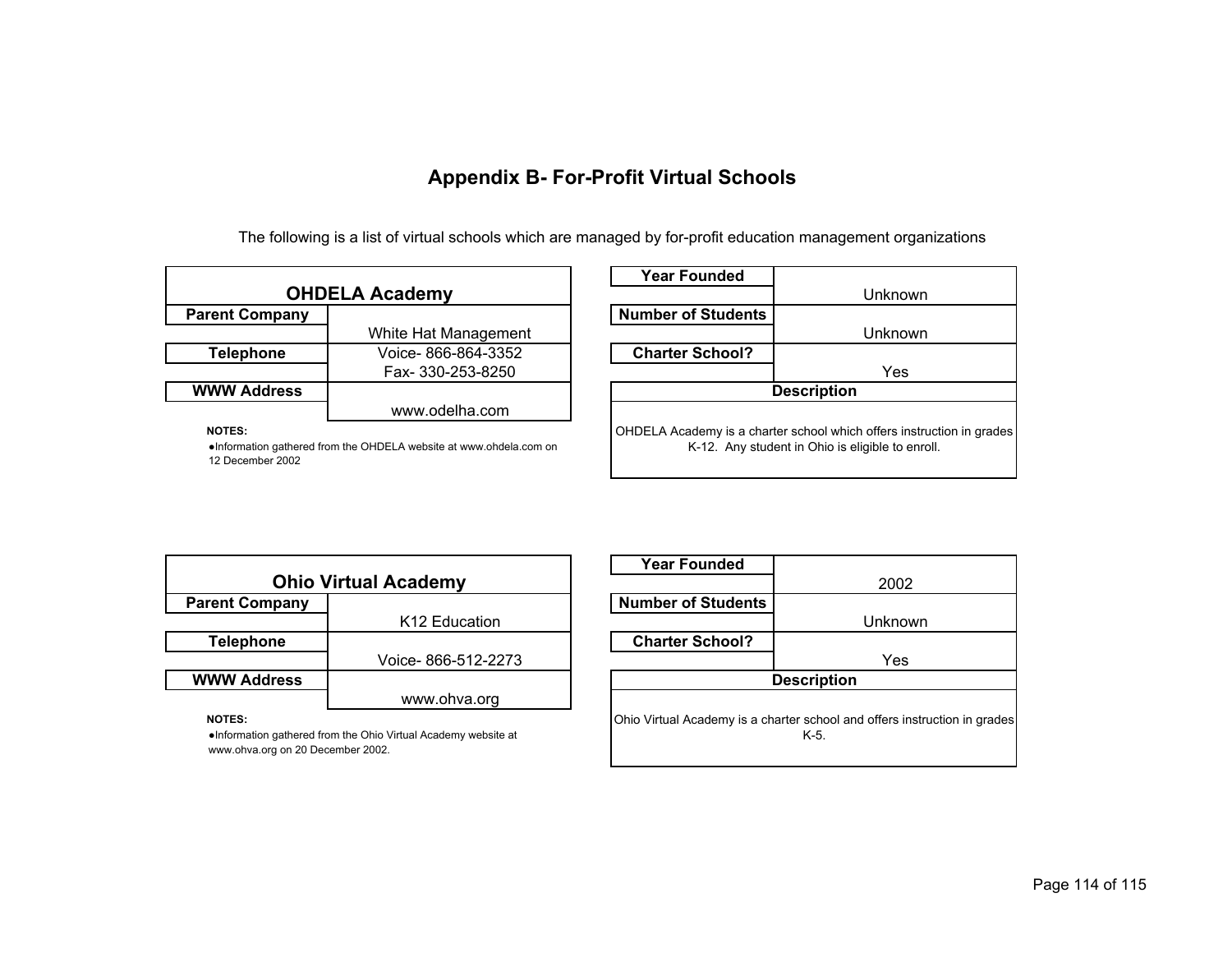## Appendix B- For-Profit Virtual Schools

The following is a list of virtual schools which are managed by for-profit education management organizations

### OHDELA Academy

| | |
|---|---|
| **Parent Company** | White Hat Management |
| **Telephone** | Voice- 866-864-3352<br>Fax- 330-253-8250 |
| **WWW Address** | www.odelha.com |

**NOTES:**

- Information gathered from the OHDELA website at www.ohdela.com on 12 December 2002

| | |
|---|---|
| **Year Founded** | Unknown |
| **Number of Students** | Unknown |
| **Charter School?** | Yes |

**Description**

OHDELA Academy is a charter school which offers instruction in grades K-12. Any student in Ohio is eligible to enroll.

### Ohio Virtual Academy

| | |
|---|---|
| **Parent Company** | K12 Education |
| **Telephone** | Voice- 866-512-2273 |
| **WWW Address** | www.ohva.org |

**NOTES:**

- Information gathered from the Ohio Virtual Academy website at www.ohva.org on 20 December 2002.

| | |
|---|---|
| **Year Founded** | 2002 |
| **Number of Students** | Unknown |
| **Charter School?** | Yes |

**Description**

Ohio Virtual Academy is a charter school and offers instruction in grades K-5.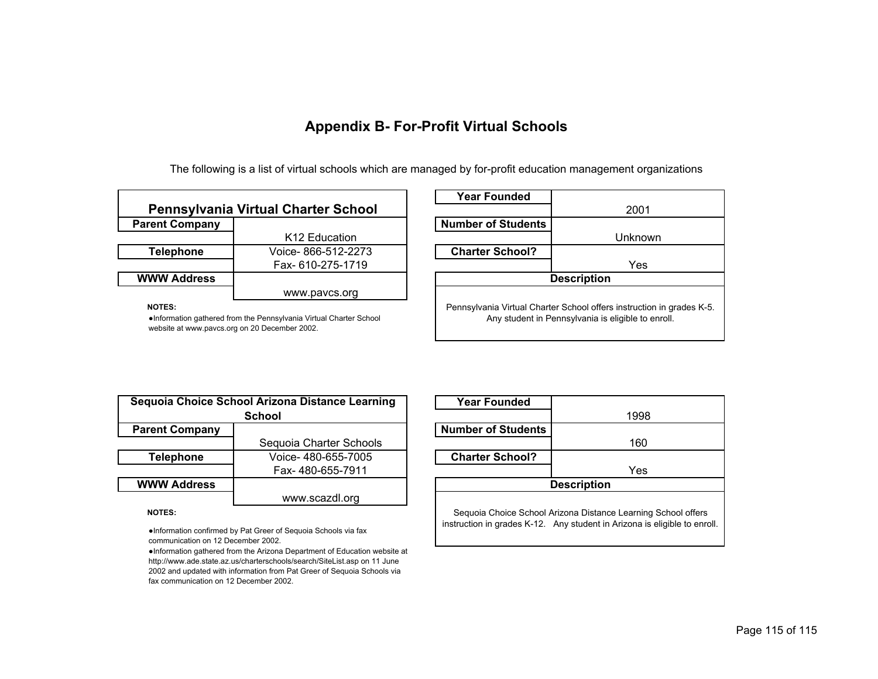# Appendix B- For-Profit Virtual Schools

The following is a list of virtual schools which are managed by for-profit education management organizations

| Pennsylvania Virtual Charter School | |
|---|---|
| **Parent Company** | K12 Education |
| **Telephone** | Voice- 866-512-2273<br>Fax- 610-275-1719 |
| **WWW Address** | www.pavcs.org |

**NOTES:**

- Information gathered from the Pennsylvania Virtual Charter School website at www.pavcs.org on 20 December 2002.

| | |
|---|---|
| **Year Founded** | 2001 |
| **Number of Students** | Unknown |
| **Charter School?** | Yes |
| **Description** | Pennsylvania Virtual Charter School offers instruction in grades K-5. Any student in Pennsylvania is eligible to enroll. |

| Sequoia Choice School Arizona Distance Learning School | |
|---|---|
| **Parent Company** | Sequoia Charter Schools |
| **Telephone** | Voice- 480-655-7005<br>Fax- 480-655-7911 |
| **WWW Address** | www.scazdl.org |

**NOTES:**

- Information confirmed by Pat Greer of Sequoia Schools via fax communication on 12 December 2002.
- Information gathered from the Arizona Department of Education website at http://www.ade.state.az.us/charterschools/search/SiteList.asp on 11 June 2002 and updated with information from Pat Greer of Sequoia Schools via fax communication on 12 December 2002.

| | |
|---|---|
| **Year Founded** | 1998 |
| **Number of Students** | 160 |
| **Charter School?** | Yes |
| **Description** | Sequoia Choice School Arizona Distance Learning School offers instruction in grades K-12. Any student in Arizona is eligible to enroll. |